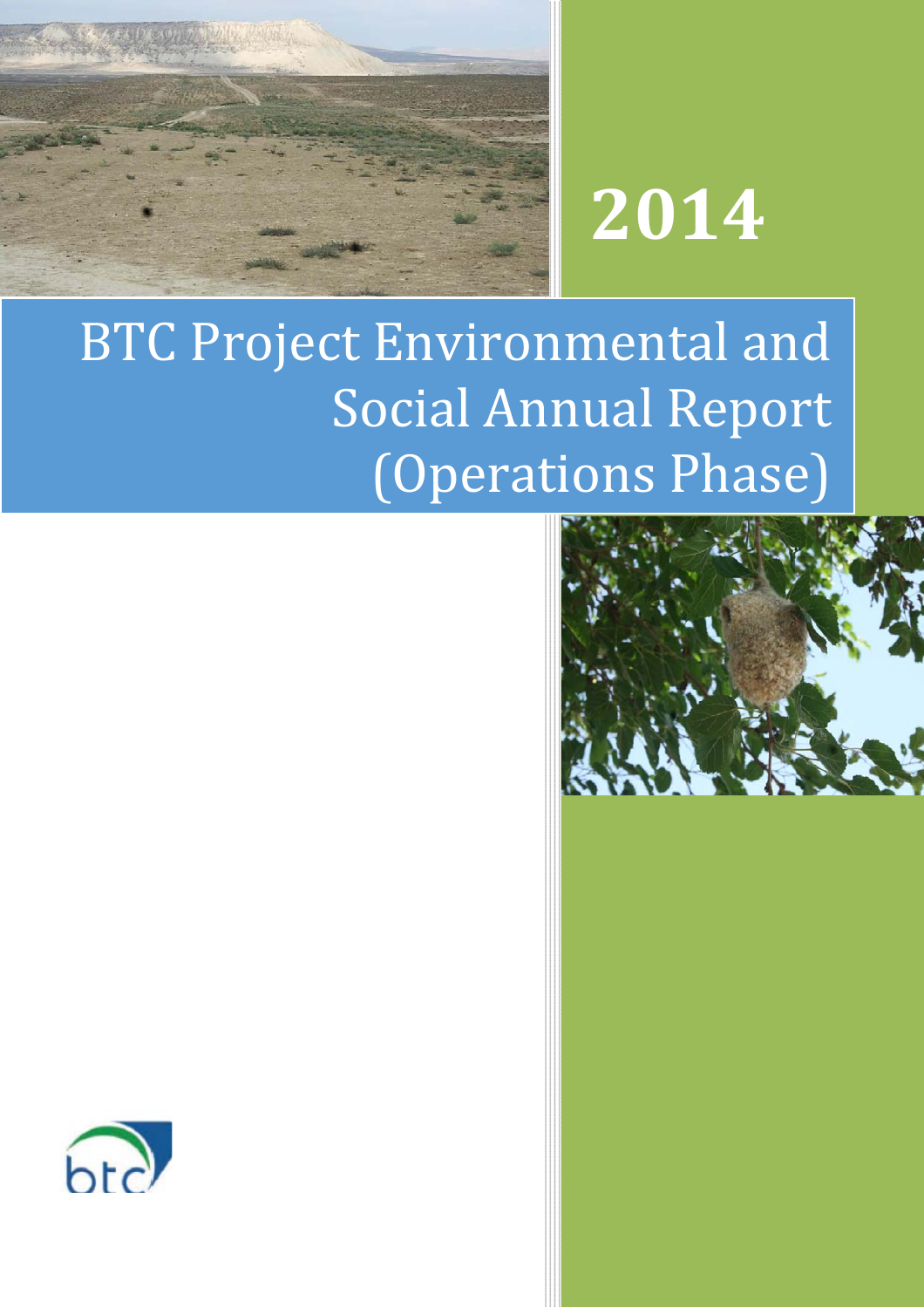# 2014

# BTC Project Environmental and Social Annual Report (Operations Phase)

btc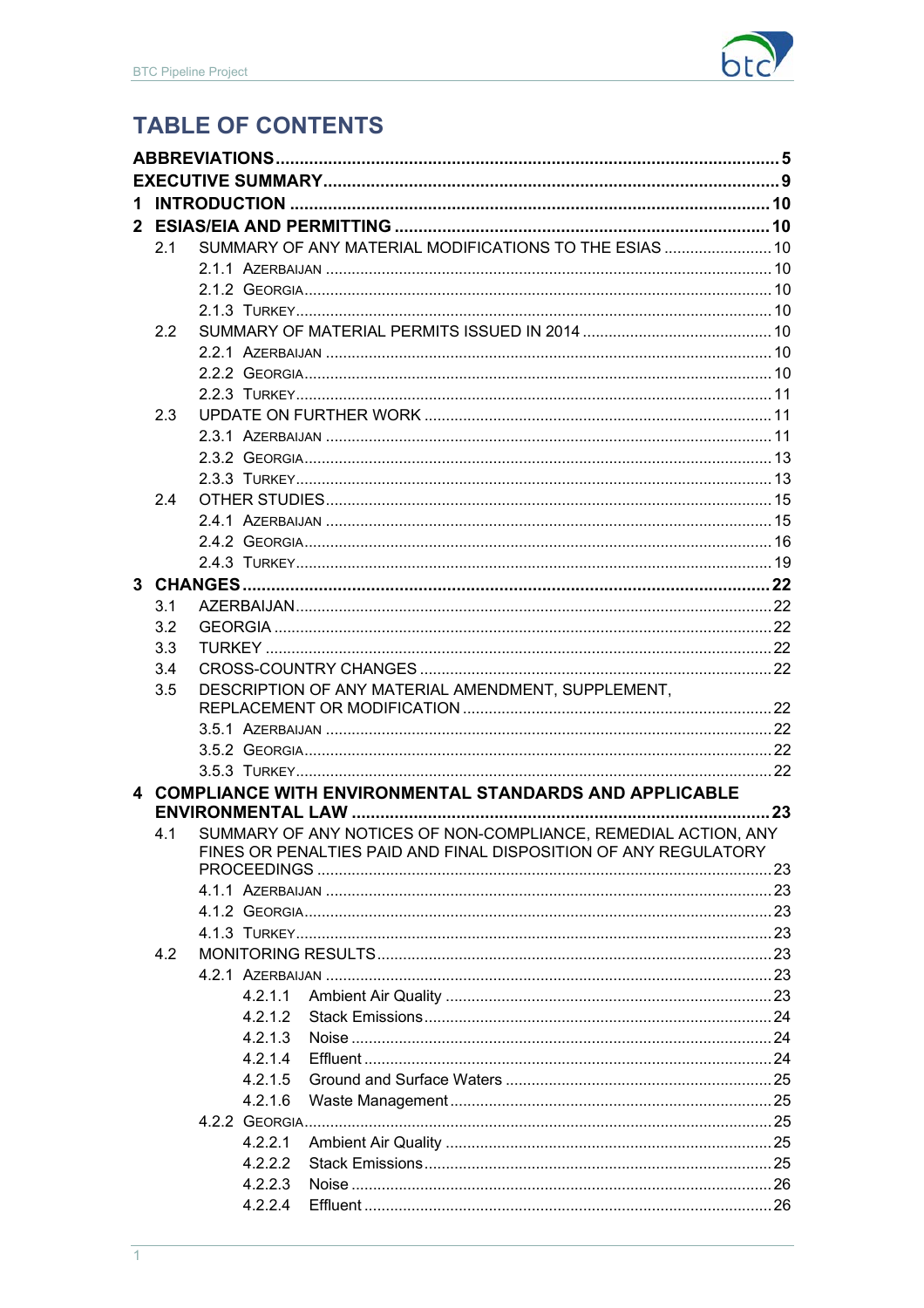# TABLE OF CONTENTS

**ABBREVIATIONS** .......... **5**

**EXECUTIVE SUMMARY** .......... **9**

**1 INTRODUCTION** .......... **10**

**2 ESIAS/EIA AND PERMITTING** .......... **10**

- 2.1 SUMMARY OF ANY MATERIAL MODIFICATIONS TO THE ESIAS .......... 10
  - 2.1.1 AZERBAIJAN .......... 10
  - 2.1.2 GEORGIA .......... 10
  - 2.1.3 TURKEY .......... 10
- 2.2 SUMMARY OF MATERIAL PERMITS ISSUED IN 2014 .......... 10
  - 2.2.1 AZERBAIJAN .......... 10
  - 2.2.2 GEORGIA .......... 10
  - 2.2.3 TURKEY .......... 11
- 2.3 UPDATE ON FURTHER WORK .......... 11
  - 2.3.1 AZERBAIJAN .......... 11
  - 2.3.2 GEORGIA .......... 13
  - 2.3.3 TURKEY .......... 13
- 2.4 OTHER STUDIES .......... 15
  - 2.4.1 AZERBAIJAN .......... 15
  - 2.4.2 GEORGIA .......... 16
  - 2.4.3 TURKEY .......... 19

**3 CHANGES** .......... **22**

- 3.1 AZERBAIJAN .......... 22
- 3.2 GEORGIA .......... 22
- 3.3 TURKEY .......... 22
- 3.4 CROSS-COUNTRY CHANGES .......... 22
- 3.5 DESCRIPTION OF ANY MATERIAL AMENDMENT, SUPPLEMENT, REPLACEMENT OR MODIFICATION .......... 22
  - 3.5.1 AZERBAIJAN .......... 22
  - 3.5.2 GEORGIA .......... 22
  - 3.5.3 TURKEY .......... 22

**4 COMPLIANCE WITH ENVIRONMENTAL STANDARDS AND APPLICABLE ENVIRONMENTAL LAW** .......... **23**

- 4.1 SUMMARY OF ANY NOTICES OF NON-COMPLIANCE, REMEDIAL ACTION, ANY FINES OR PENALTIES PAID AND FINAL DISPOSITION OF ANY REGULATORY PROCEEDINGS .......... 23
  - 4.1.1 AZERBAIJAN .......... 23
  - 4.1.2 GEORGIA .......... 23
  - 4.1.3 TURKEY .......... 23
- 4.2 MONITORING RESULTS .......... 23
  - 4.2.1 AZERBAIJAN .......... 23
    - 4.2.1.1 Ambient Air Quality .......... 23
    - 4.2.1.2 Stack Emissions .......... 24
    - 4.2.1.3 Noise .......... 24
    - 4.2.1.4 Effluent .......... 24
    - 4.2.1.5 Ground and Surface Waters .......... 25
    - 4.2.1.6 Waste Management .......... 25
  - 4.2.2 GEORGIA .......... 25
    - 4.2.2.1 Ambient Air Quality .......... 25
    - 4.2.2.2 Stack Emissions .......... 25
    - 4.2.2.3 Noise .......... 26
    - 4.2.2.4 Effluent .......... 26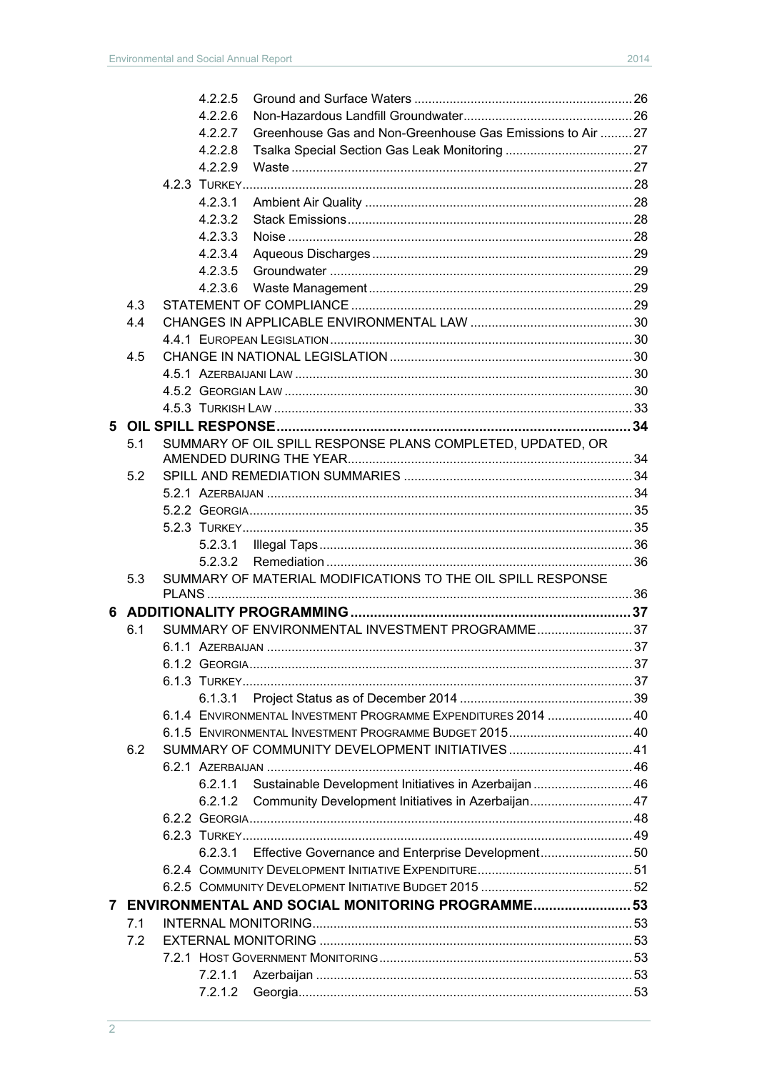4.2.2.5 Ground and Surface Waters ..... 26
4.2.2.6 Non-Hazardous Landfill Groundwater ..... 26
4.2.2.7 Greenhouse Gas and Non-Greenhouse Gas Emissions to Air ..... 27
4.2.2.8 Tsalka Special Section Gas Leak Monitoring ..... 27
4.2.2.9 Waste ..... 27
4.2.3 Turkey ..... 28
4.2.3.1 Ambient Air Quality ..... 28
4.2.3.2 Stack Emissions ..... 28
4.2.3.3 Noise ..... 28
4.2.3.4 Aqueous Discharges ..... 29
4.2.3.5 Groundwater ..... 29
4.2.3.6 Waste Management ..... 29
4.3 STATEMENT OF COMPLIANCE ..... 29
4.4 CHANGES IN APPLICABLE ENVIRONMENTAL LAW ..... 30
4.4.1 European Legislation ..... 30
4.5 CHANGE IN NATIONAL LEGISLATION ..... 30
4.5.1 Azerbaijani Law ..... 30
4.5.2 Georgian Law ..... 30
4.5.3 Turkish Law ..... 33

**5 OIL SPILL RESPONSE ..... 34**

5.1 SUMMARY OF OIL SPILL RESPONSE PLANS COMPLETED, UPDATED, OR AMENDED DURING THE YEAR ..... 34
5.2 SPILL AND REMEDIATION SUMMARIES ..... 34
5.2.1 Azerbaijan ..... 34
5.2.2 Georgia ..... 35
5.2.3 Turkey ..... 35
5.2.3.1 Illegal Taps ..... 36
5.2.3.2 Remediation ..... 36
5.3 SUMMARY OF MATERIAL MODIFICATIONS TO THE OIL SPILL RESPONSE PLANS ..... 36

**6 ADDITIONALITY PROGRAMMING ..... 37**

6.1 SUMMARY OF ENVIRONMENTAL INVESTMENT PROGRAMME ..... 37
6.1.1 Azerbaijan ..... 37
6.1.2 Georgia ..... 37
6.1.3 Turkey ..... 37
6.1.3.1 Project Status as of December 2014 ..... 39
6.1.4 Environmental Investment Programme Expenditures 2014 ..... 40
6.1.5 Environmental Investment Programme Budget 2015 ..... 40
6.2 SUMMARY OF COMMUNITY DEVELOPMENT INITIATIVES ..... 41
6.2.1 Azerbaijan ..... 46
6.2.1.1 Sustainable Development Initiatives in Azerbaijan ..... 46
6.2.1.2 Community Development Initiatives in Azerbaijan ..... 47
6.2.2 Georgia ..... 48
6.2.3 Turkey ..... 49
6.2.3.1 Effective Governance and Enterprise Development ..... 50
6.2.4 Community Development Initiative Expenditure ..... 51
6.2.5 Community Development Initiative Budget 2015 ..... 52

**7 ENVIRONMENTAL AND SOCIAL MONITORING PROGRAMME ..... 53**

7.1 INTERNAL MONITORING ..... 53
7.2 EXTERNAL MONITORING ..... 53
7.2.1 Host Government Monitoring ..... 53
7.2.1.1 Azerbaijan ..... 53
7.2.1.2 Georgia ..... 53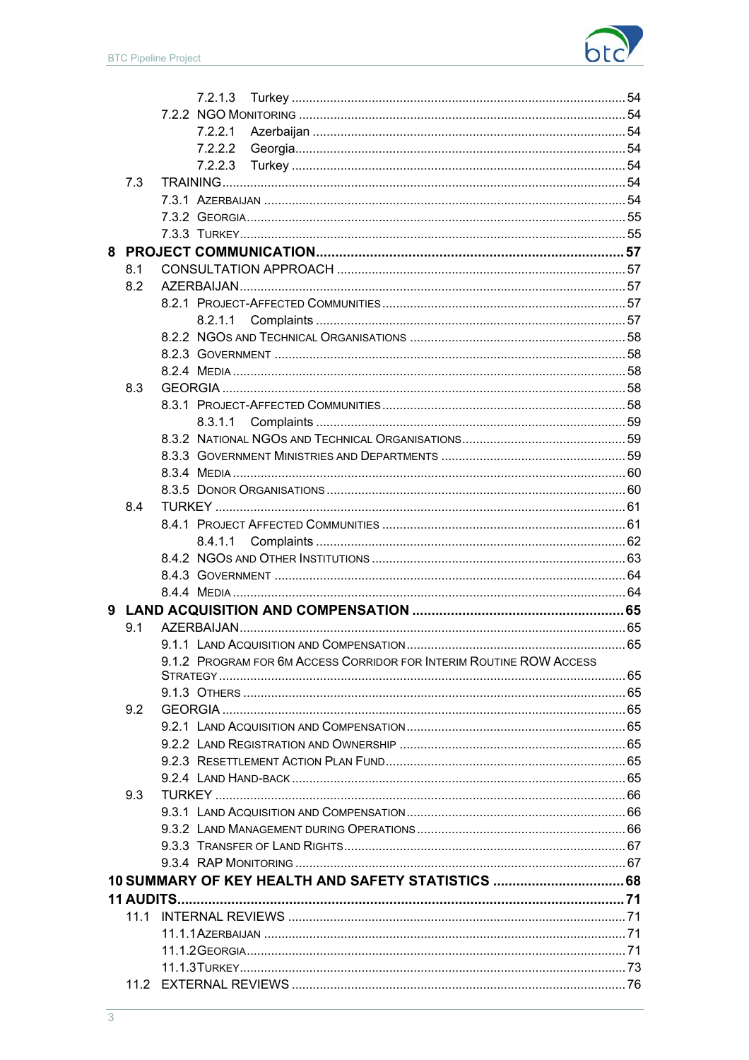7.2.1.3 Turkey ..... 54
7.2.2 NGO Monitoring ..... 54
7.2.2.1 Azerbaijan ..... 54
7.2.2.2 Georgia ..... 54
7.2.2.3 Turkey ..... 54
7.3 TRAINING ..... 54
7.3.1 Azerbaijan ..... 54
7.3.2 Georgia ..... 55
7.3.3 Turkey ..... 55

**8 PROJECT COMMUNICATION ..... 57**

8.1 CONSULTATION APPROACH ..... 57
8.2 AZERBAIJAN ..... 57
8.2.1 Project-Affected Communities ..... 57
8.2.1.1 Complaints ..... 57
8.2.2 NGOs and Technical Organisations ..... 58
8.2.3 Government ..... 58
8.2.4 Media ..... 58
8.3 GEORGIA ..... 58
8.3.1 Project-Affected Communities ..... 58
8.3.1.1 Complaints ..... 59
8.3.2 National NGOs and Technical Organisations ..... 59
8.3.3 Government Ministries and Departments ..... 59
8.3.4 Media ..... 60
8.3.5 Donor Organisations ..... 60
8.4 TURKEY ..... 61
8.4.1 Project Affected Communities ..... 61
8.4.1.1 Complaints ..... 62
8.4.2 NGOs and Other Institutions ..... 63
8.4.3 Government ..... 64
8.4.4 Media ..... 64

**9 LAND ACQUISITION AND COMPENSATION ..... 65**

9.1 AZERBAIJAN ..... 65
9.1.1 Land Acquisition and Compensation ..... 65
9.1.2 Program for 6m Access Corridor for Interim Routine ROW Access Strategy ..... 65
9.1.3 Others ..... 65
9.2 GEORGIA ..... 65
9.2.1 Land Acquisition and Compensation ..... 65
9.2.2 Land Registration and Ownership ..... 65
9.2.3 Resettlement Action Plan Fund ..... 65
9.2.4 Land Hand-Back ..... 65
9.3 TURKEY ..... 66
9.3.1 Land Acquisition and Compensation ..... 66
9.3.2 Land Management during Operations ..... 66
9.3.3 Transfer of Land Rights ..... 67
9.3.4 RAP Monitoring ..... 67

**10 SUMMARY OF KEY HEALTH AND SAFETY STATISTICS ..... 68**

**11 AUDITS ..... 71**

11.1 INTERNAL REVIEWS ..... 71
11.1.1 Azerbaijan ..... 71
11.1.2 Georgia ..... 71
11.1.3 Turkey ..... 73
11.2 EXTERNAL REVIEWS ..... 76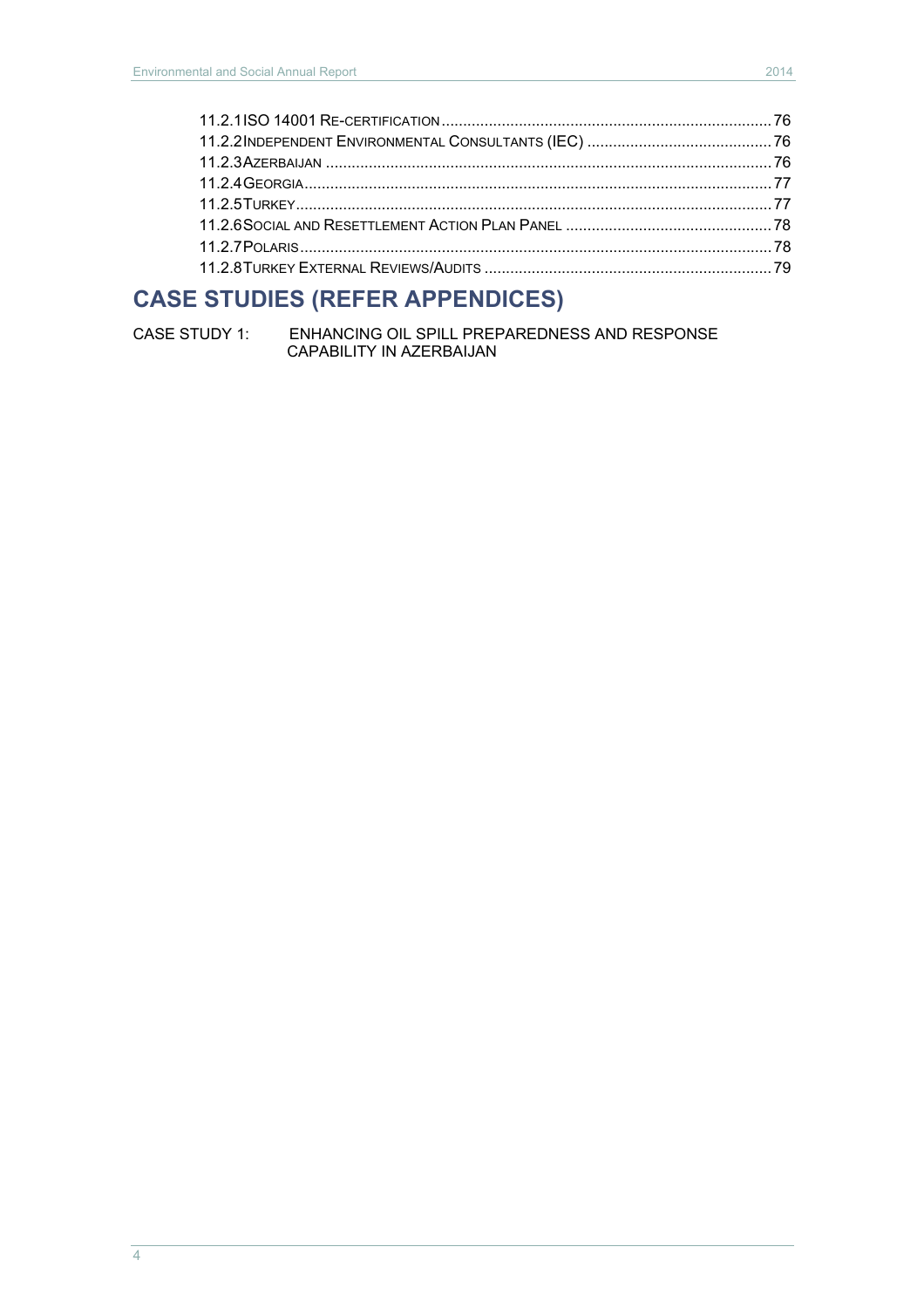11.2.1 ISO 14001 Re-certification ........................................................................ 76
11.2.2 Independent Environmental Consultants (IEC) ........................................... 76
11.2.3 Azerbaijan ...................................................................................................... 76
11.2.4 Georgia ........................................................................................................... 77
11.2.5 Turkey ............................................................................................................. 77
11.2.6 Social and Resettlement Action Plan Panel ................................................. 78
11.2.7 Polaris ............................................................................................................. 78
11.2.8 Turkey External Reviews/Audits .................................................................. 79

## CASE STUDIES (REFER APPENDICES)

CASE STUDY 1: ENHANCING OIL SPILL PREPAREDNESS AND RESPONSE CAPABILITY IN AZERBAIJAN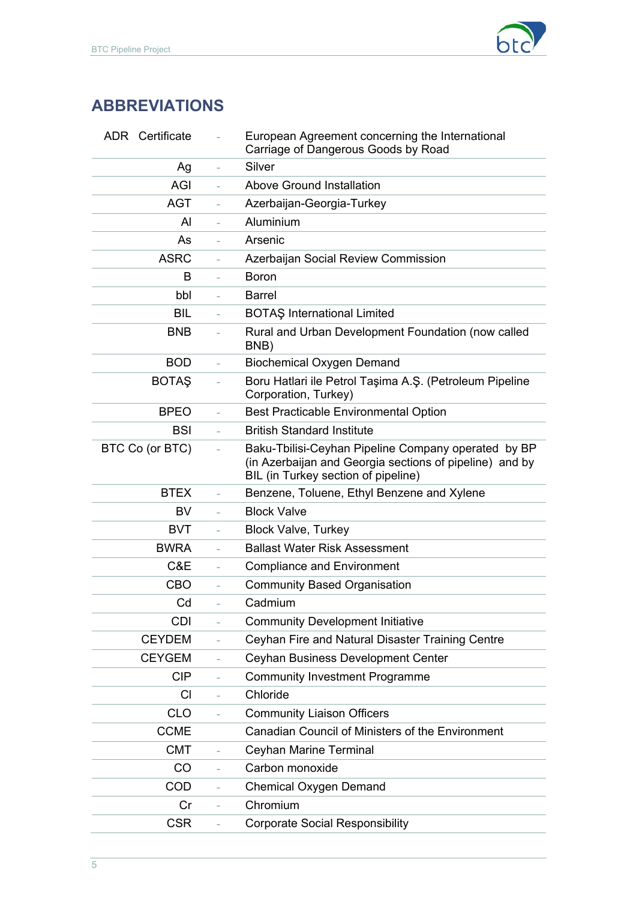## ABBREVIATIONS

| Abbreviation | | Definition |
|---|---|---|
| ADR Certificate | - | European Agreement concerning the International Carriage of Dangerous Goods by Road |
| Ag | - | Silver |
| AGI | - | Above Ground Installation |
| AGT | - | Azerbaijan-Georgia-Turkey |
| Al | - | Aluminium |
| As | - | Arsenic |
| ASRC | - | Azerbaijan Social Review Commission |
| B | - | Boron |
| bbl | - | Barrel |
| BIL | - | BOTAŞ International Limited |
| BNB | - | Rural and Urban Development Foundation (now called BNB) |
| BOD | - | Biochemical Oxygen Demand |
| BOTAŞ | - | Boru Hatlari ile Petrol Taşima A.Ş. (Petroleum Pipeline Corporation, Turkey) |
| BPEO | - | Best Practicable Environmental Option |
| BSI | - | British Standard Institute |
| BTC Co (or BTC) | - | Baku-Tbilisi-Ceyhan Pipeline Company operated by BP (in Azerbaijan and Georgia sections of pipeline) and by BIL (in Turkey section of pipeline) |
| BTEX | - | Benzene, Toluene, Ethyl Benzene and Xylene |
| BV | - | Block Valve |
| BVT | - | Block Valve, Turkey |
| BWRA | - | Ballast Water Risk Assessment |
| C&E | - | Compliance and Environment |
| CBO | - | Community Based Organisation |
| Cd | - | Cadmium |
| CDI | - | Community Development Initiative |
| CEYDEM | - | Ceyhan Fire and Natural Disaster Training Centre |
| CEYGEM | - | Ceyhan Business Development Center |
| CIP | - | Community Investment Programme |
| Cl | - | Chloride |
| CLO | - | Community Liaison Officers |
| CCME | | Canadian Council of Ministers of the Environment |
| CMT | - | Ceyhan Marine Terminal |
| CO | - | Carbon monoxide |
| COD | - | Chemical Oxygen Demand |
| Cr | - | Chromium |
| CSR | - | Corporate Social Responsibility |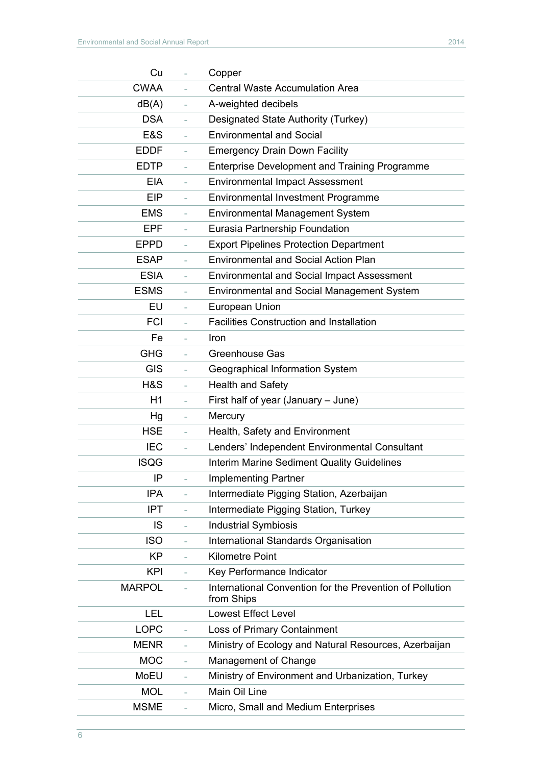| | | |
|---|---|---|
| Cu | - | Copper |
| CWAA | - | Central Waste Accumulation Area |
| dB(A) | - | A-weighted decibels |
| DSA | - | Designated State Authority (Turkey) |
| E&S | - | Environmental and Social |
| EDDF | - | Emergency Drain Down Facility |
| EDTP | - | Enterprise Development and Training Programme |
| EIA | - | Environmental Impact Assessment |
| EIP | - | Environmental Investment Programme |
| EMS | - | Environmental Management System |
| EPF | - | Eurasia Partnership Foundation |
| EPPD | - | Export Pipelines Protection Department |
| ESAP | - | Environmental and Social Action Plan |
| ESIA | - | Environmental and Social Impact Assessment |
| ESMS | - | Environmental and Social Management System |
| EU | - | European Union |
| FCI | - | Facilities Construction and Installation |
| Fe | - | Iron |
| GHG | - | Greenhouse Gas |
| GIS | - | Geographical Information System |
| H&S | - | Health and Safety |
| H1 | - | First half of year (January – June) |
| Hg | - | Mercury |
| HSE | - | Health, Safety and Environment |
| IEC | - | Lenders' Independent Environmental Consultant |
| ISQG | | Interim Marine Sediment Quality Guidelines |
| IP | - | Implementing Partner |
| IPA | - | Intermediate Pigging Station, Azerbaijan |
| IPT | - | Intermediate Pigging Station, Turkey |
| IS | - | Industrial Symbiosis |
| ISO | - | International Standards Organisation |
| KP | - | Kilometre Point |
| KPI | - | Key Performance Indicator |
| MARPOL | - | International Convention for the Prevention of Pollution from Ships |
| LEL | | Lowest Effect Level |
| LOPC | - | Loss of Primary Containment |
| MENR | - | Ministry of Ecology and Natural Resources, Azerbaijan |
| MOC | - | Management of Change |
| MoEU | - | Ministry of Environment and Urbanization, Turkey |
| MOL | - | Main Oil Line |
| MSME | - | Micro, Small and Medium Enterprises |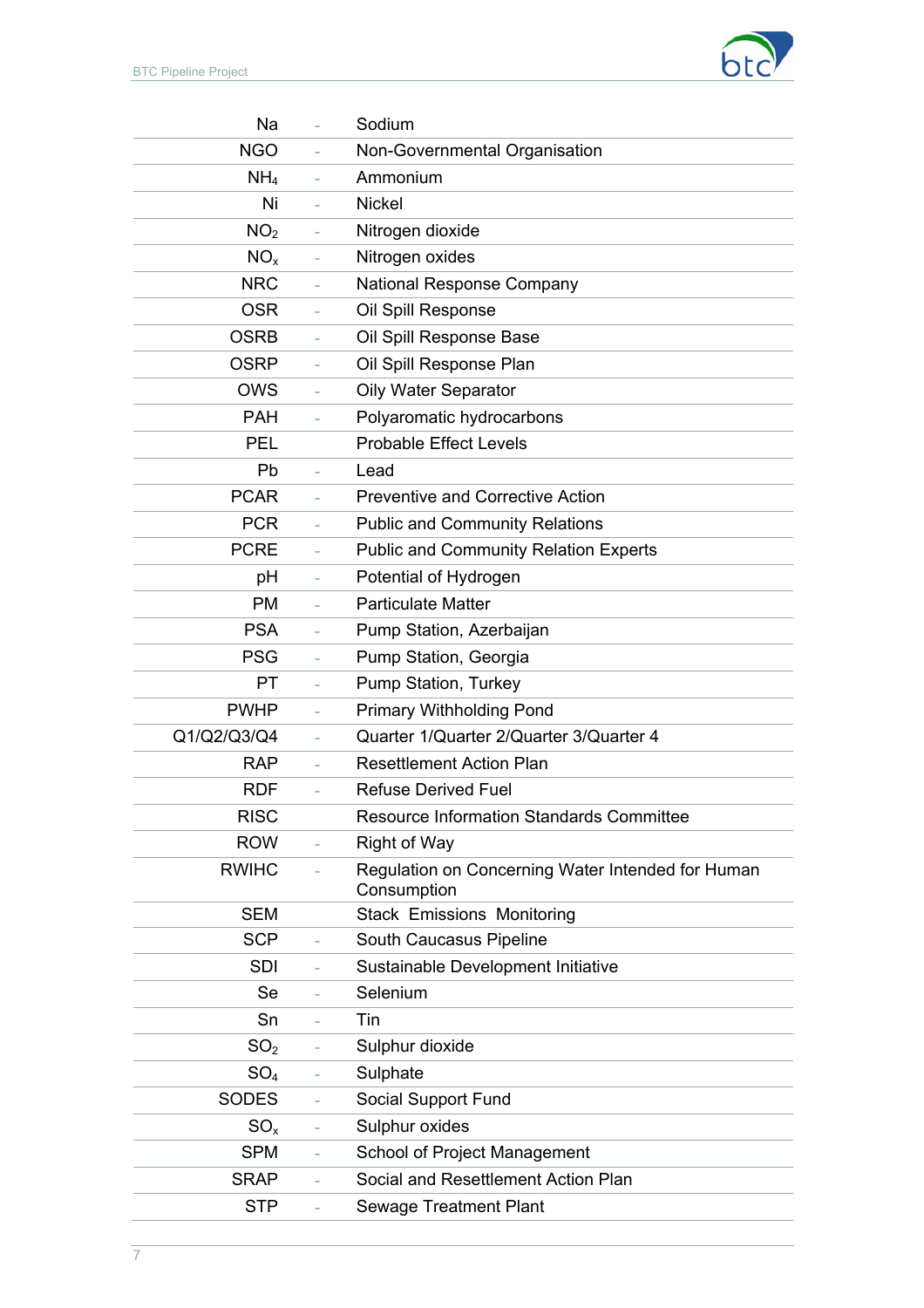| | | |
|---|---|---|
| Na | - | Sodium |
| NGO | - | Non-Governmental Organisation |
| $NH_4$ | - | Ammonium |
| Ni | - | Nickel |
| $NO_2$ | - | Nitrogen dioxide |
| $NO_x$ | - | Nitrogen oxides |
| NRC | - | National Response Company |
| OSR | - | Oil Spill Response |
| OSRB | - | Oil Spill Response Base |
| OSRP | - | Oil Spill Response Plan |
| OWS | - | Oily Water Separator |
| PAH | - | Polyaromatic hydrocarbons |
| PEL | | Probable Effect Levels |
| Pb | - | Lead |
| PCAR | - | Preventive and Corrective Action |
| PCR | - | Public and Community Relations |
| PCRE | - | Public and Community Relation Experts |
| pH | - | Potential of Hydrogen |
| PM | - | Particulate Matter |
| PSA | - | Pump Station, Azerbaijan |
| PSG | - | Pump Station, Georgia |
| PT | - | Pump Station, Turkey |
| PWHP | - | Primary Withholding Pond |
| Q1/Q2/Q3/Q4 | - | Quarter 1/Quarter 2/Quarter 3/Quarter 4 |
| RAP | - | Resettlement Action Plan |
| RDF | - | Refuse Derived Fuel |
| RISC | | Resource Information Standards Committee |
| ROW | - | Right of Way |
| RWIHC | - | Regulation on Concerning Water Intended for Human Consumption |
| SEM | | Stack Emissions Monitoring |
| SCP | - | South Caucasus Pipeline |
| SDI | - | Sustainable Development Initiative |
| Se | - | Selenium |
| Sn | - | Tin |
| $SO_2$ | - | Sulphur dioxide |
| $SO_4$ | - | Sulphate |
| SODES | - | Social Support Fund |
| $SO_x$ | - | Sulphur oxides |
| SPM | - | School of Project Management |
| SRAP | - | Social and Resettlement Action Plan |
| STP | - | Sewage Treatment Plant |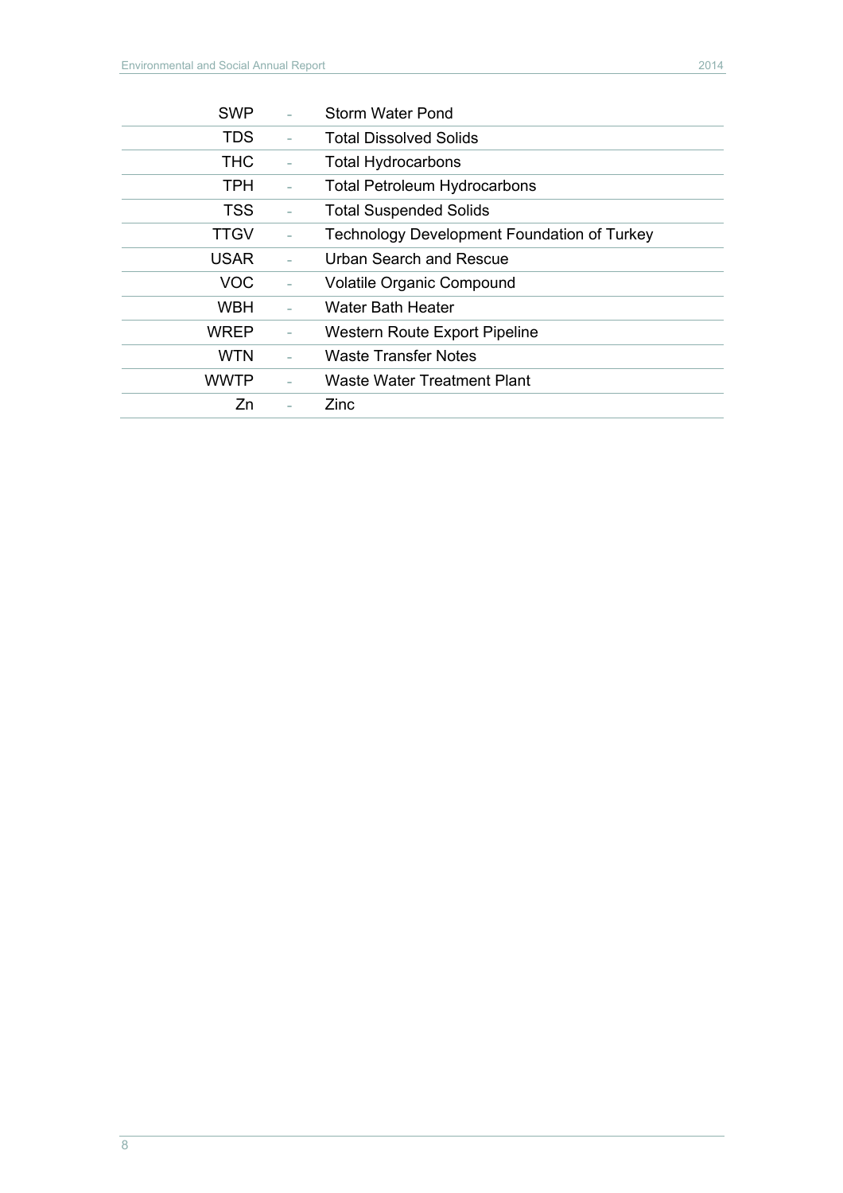| | | |
|---|---|---|
| SWP | - | Storm Water Pond |
| TDS | - | Total Dissolved Solids |
| THC | - | Total Hydrocarbons |
| TPH | - | Total Petroleum Hydrocarbons |
| TSS | - | Total Suspended Solids |
| TTGV | - | Technology Development Foundation of Turkey |
| USAR | - | Urban Search and Rescue |
| VOC | - | Volatile Organic Compound |
| WBH | - | Water Bath Heater |
| WREP | - | Western Route Export Pipeline |
| WTN | - | Waste Transfer Notes |
| WWTP | - | Waste Water Treatment Plant |
| Zn | - | Zinc |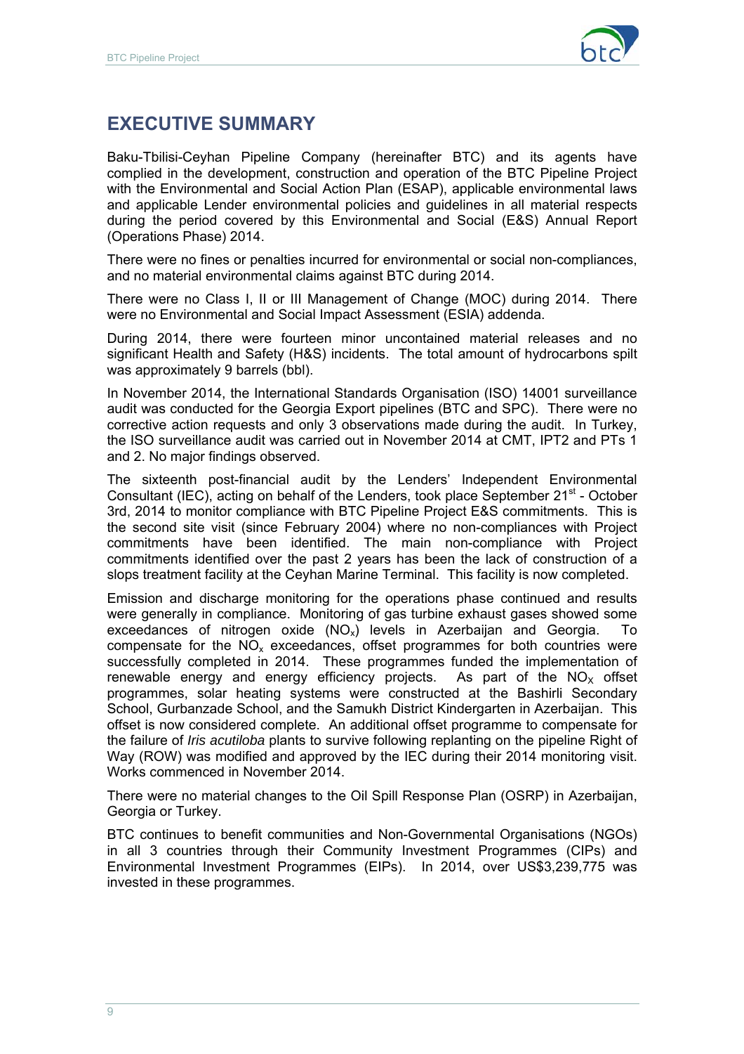# EXECUTIVE SUMMARY

Baku-Tbilisi-Ceyhan Pipeline Company (hereinafter BTC) and its agents have complied in the development, construction and operation of the BTC Pipeline Project with the Environmental and Social Action Plan (ESAP), applicable environmental laws and applicable Lender environmental policies and guidelines in all material respects during the period covered by this Environmental and Social (E&S) Annual Report (Operations Phase) 2014.

There were no fines or penalties incurred for environmental or social non-compliances, and no material environmental claims against BTC during 2014.

There were no Class I, II or III Management of Change (MOC) during 2014. There were no Environmental and Social Impact Assessment (ESIA) addenda.

During 2014, there were fourteen minor uncontained material releases and no significant Health and Safety (H&S) incidents. The total amount of hydrocarbons spilt was approximately 9 barrels (bbl).

In November 2014, the International Standards Organisation (ISO) 14001 surveillance audit was conducted for the Georgia Export pipelines (BTC and SPC). There were no corrective action requests and only 3 observations made during the audit. In Turkey, the ISO surveillance audit was carried out in November 2014 at CMT, IPT2 and PTs 1 and 2. No major findings observed.

The sixteenth post-financial audit by the Lenders' Independent Environmental Consultant (IEC), acting on behalf of the Lenders, took place September 21st - October 3rd, 2014 to monitor compliance with BTC Pipeline Project E&S commitments. This is the second site visit (since February 2004) where no non-compliances with Project commitments have been identified. The main non-compliance with Project commitments identified over the past 2 years has been the lack of construction of a slops treatment facility at the Ceyhan Marine Terminal. This facility is now completed.

Emission and discharge monitoring for the operations phase continued and results were generally in compliance. Monitoring of gas turbine exhaust gases showed some exceedances of nitrogen oxide ($NO_x$) levels in Azerbaijan and Georgia. To compensate for the $NO_x$ exceedances, offset programmes for both countries were successfully completed in 2014. These programmes funded the implementation of renewable energy and energy efficiency projects. As part of the $NO_X$ offset programmes, solar heating systems were constructed at the Bashirli Secondary School, Gurbanzade School, and the Samukh District Kindergarten in Azerbaijan. This offset is now considered complete. An additional offset programme to compensate for the failure of *Iris acutiloba* plants to survive following replanting on the pipeline Right of Way (ROW) was modified and approved by the IEC during their 2014 monitoring visit. Works commenced in November 2014.

There were no material changes to the Oil Spill Response Plan (OSRP) in Azerbaijan, Georgia or Turkey.

BTC continues to benefit communities and Non-Governmental Organisations (NGOs) in all 3 countries through their Community Investment Programmes (CIPs) and Environmental Investment Programmes (EIPs). In 2014, over US$3,239,775 was invested in these programmes.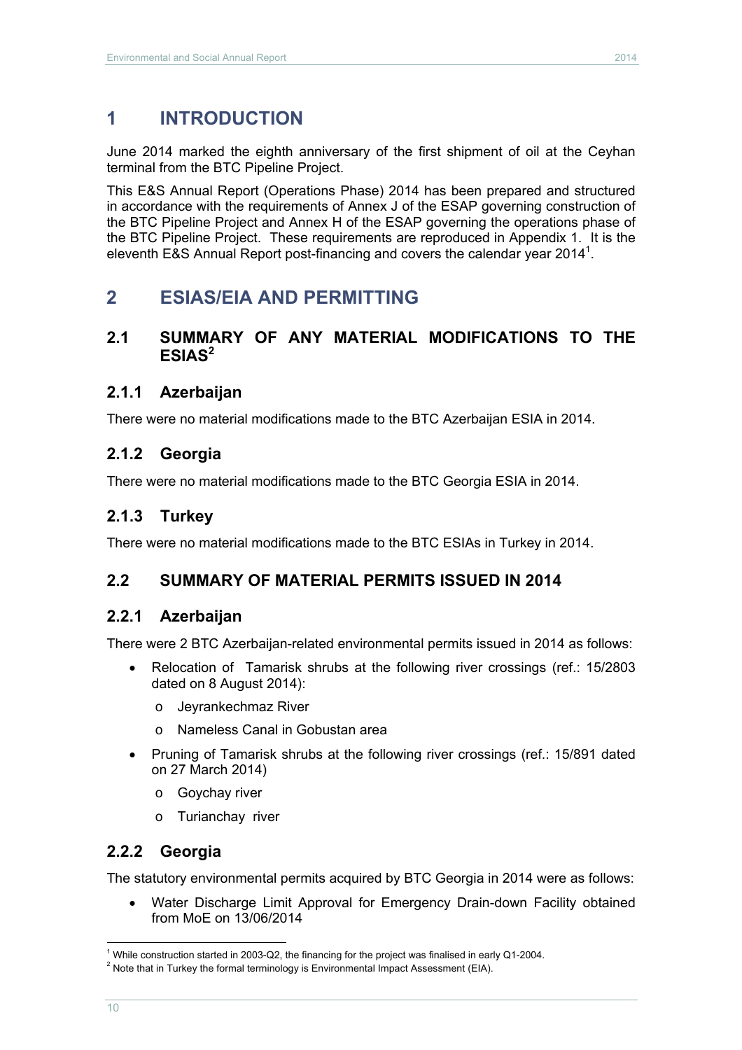# 1 INTRODUCTION

June 2014 marked the eighth anniversary of the first shipment of oil at the Ceyhan terminal from the BTC Pipeline Project.

This E&S Annual Report (Operations Phase) 2014 has been prepared and structured in accordance with the requirements of Annex J of the ESAP governing construction of the BTC Pipeline Project and Annex H of the ESAP governing the operations phase of the BTC Pipeline Project. These requirements are reproduced in Appendix 1. It is the eleventh E&S Annual Report post-financing and covers the calendar year 2014[1].

# 2 ESIAS/EIA AND PERMITTING

## 2.1 SUMMARY OF ANY MATERIAL MODIFICATIONS TO THE ESIAS[2]

### 2.1.1 Azerbaijan

There were no material modifications made to the BTC Azerbaijan ESIA in 2014.

### 2.1.2 Georgia

There were no material modifications made to the BTC Georgia ESIA in 2014.

### 2.1.3 Turkey

There were no material modifications made to the BTC ESIAs in Turkey in 2014.

## 2.2 SUMMARY OF MATERIAL PERMITS ISSUED IN 2014

### 2.2.1 Azerbaijan

There were 2 BTC Azerbaijan-related environmental permits issued in 2014 as follows:

- Relocation of Tamarisk shrubs at the following river crossings (ref.: 15/2803 dated on 8 August 2014):
  - Jeyrankechmaz River
  - Nameless Canal in Gobustan area
- Pruning of Tamarisk shrubs at the following river crossings (ref.: 15/891 dated on 27 March 2014)
  - Goychay river
  - Turianchay river

### 2.2.2 Georgia

The statutory environmental permits acquired by BTC Georgia in 2014 were as follows:

- Water Discharge Limit Approval for Emergency Drain-down Facility obtained from MoE on 13/06/2014

[1] While construction started in 2003-Q2, the financing for the project was finalised in early Q1-2004.

[2] Note that in Turkey the formal terminology is Environmental Impact Assessment (EIA).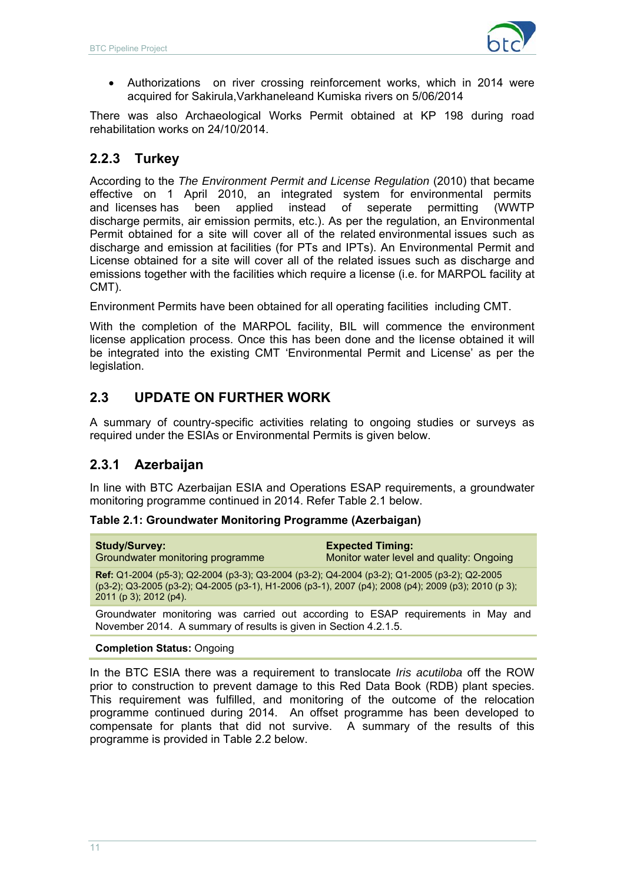- Authorizations on river crossing reinforcement works, which in 2014 were acquired for Sakirula,Varkhaneleand Kumiska rivers on 5/06/2014

There was also Archaeological Works Permit obtained at KP 198 during road rehabilitation works on 24/10/2014.

### 2.2.3 Turkey

According to the *The Environment Permit and License Regulation* (2010) that became effective on 1 April 2010, an integrated system for environmental permits and licenses has been applied instead of seperate permitting (WWTP discharge permits, air emission permits, etc.). As per the regulation, an Environmental Permit obtained for a site will cover all of the related environmental issues such as discharge and emission at facilities (for PTs and IPTs). An Environmental Permit and License obtained for a site will cover all of the related issues such as discharge and emissions together with the facilities which require a license (i.e. for MARPOL facility at CMT).

Environment Permits have been obtained for all operating facilities including CMT.

With the completion of the MARPOL facility, BIL will commence the environment license application process. Once this has been done and the license obtained it will be integrated into the existing CMT 'Environmental Permit and License' as per the legislation.

## 2.3 UPDATE ON FURTHER WORK

A summary of country-specific activities relating to ongoing studies or surveys as required under the ESIAs or Environmental Permits is given below.

### 2.3.1 Azerbaijan

In line with BTC Azerbaijan ESIA and Operations ESAP requirements, a groundwater monitoring programme continued in 2014. Refer Table 2.1 below.

**Table 2.1: Groundwater Monitoring Programme (Azerbaigan)**

| **Study/Survey:** Groundwater monitoring programme | **Expected Timing:** Monitor water level and quality: Ongoing |
|---|---|
| **Ref:** Q1-2004 (p5-3); Q2-2004 (p3-3); Q3-2004 (p3-2); Q4-2004 (p3-2); Q1-2005 (p3-2); Q2-2005 (p3-2); Q3-2005 (p3-2); Q4-2005 (p3-1), H1-2006 (p3-1), 2007 (p4); 2008 (p4); 2009 (p3); 2010 (p 3); 2011 (p 3); 2012 (p4). | |
| Groundwater monitoring was carried out according to ESAP requirements in May and November 2014. A summary of results is given in Section 4.2.1.5. | |
| **Completion Status:** Ongoing | |

In the BTC ESIA there was a requirement to translocate *Iris acutiloba* off the ROW prior to construction to prevent damage to this Red Data Book (RDB) plant species. This requirement was fulfilled, and monitoring of the outcome of the relocation programme continued during 2014. An offset programme has been developed to compensate for plants that did not survive. A summary of the results of this programme is provided in Table 2.2 below.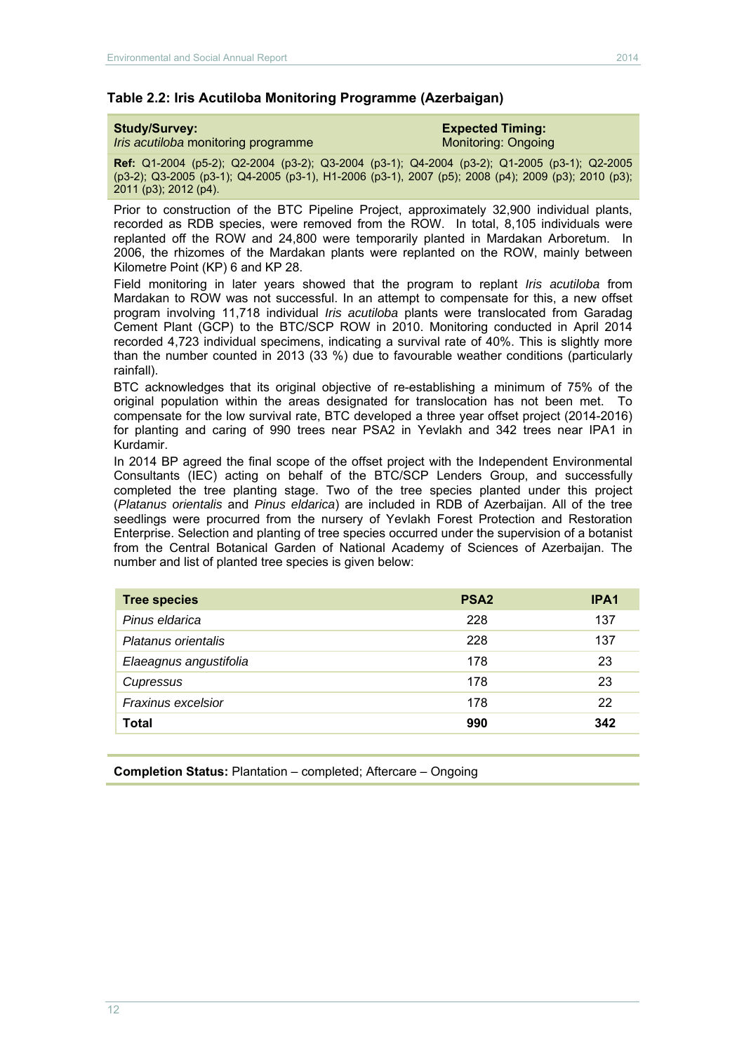### Table 2.2: Iris Acutiloba Monitoring Programme (Azerbaigan)

| **Study/Survey:** | **Expected Timing:** |
|---|---|
| *Iris acutiloba* monitoring programme | Monitoring: Ongoing |

**Ref:** Q1-2004 (p5-2); Q2-2004 (p3-2); Q3-2004 (p3-1); Q4-2004 (p3-2); Q1-2005 (p3-1); Q2-2005 (p3-2); Q3-2005 (p3-1); Q4-2005 (p3-1), H1-2006 (p3-1), 2007 (p5); 2008 (p4); 2009 (p3); 2010 (p3); 2011 (p3); 2012 (p4).

Prior to construction of the BTC Pipeline Project, approximately 32,900 individual plants, recorded as RDB species, were removed from the ROW. In total, 8,105 individuals were replanted off the ROW and 24,800 were temporarily planted in Mardakan Arboretum. In 2006, the rhizomes of the Mardakan plants were replanted on the ROW, mainly between Kilometre Point (KP) 6 and KP 28.

Field monitoring in later years showed that the program to replant *Iris acutiloba* from Mardakan to ROW was not successful. In an attempt to compensate for this, a new offset program involving 11,718 individual *Iris acutiloba* plants were translocated from Garadag Cement Plant (GCP) to the BTC/SCP ROW in 2010. Monitoring conducted in April 2014 recorded 4,723 individual specimens, indicating a survival rate of 40%. This is slightly more than the number counted in 2013 (33 %) due to favourable weather conditions (particularly rainfall).

BTC acknowledges that its original objective of re-establishing a minimum of 75% of the original population within the areas designated for translocation has not been met. To compensate for the low survival rate, BTC developed a three year offset project (2014-2016) for planting and caring of 990 trees near PSA2 in Yevlakh and 342 trees near IPA1 in Kurdamir.

In 2014 BP agreed the final scope of the offset project with the Independent Environmental Consultants (IEC) acting on behalf of the BTC/SCP Lenders Group, and successfully completed the tree planting stage. Two of the tree species planted under this project (*Platanus orientalis* and *Pinus eldarica*) are included in RDB of Azerbaijan. All of the tree seedlings were procurred from the nursery of Yevlakh Forest Protection and Restoration Enterprise. Selection and planting of tree species occurred under the supervision of a botanist from the Central Botanical Garden of National Academy of Sciences of Azerbaijan. The number and list of planted tree species is given below:

| Tree species | PSA2 | IPA1 |
|---|---|---|
| *Pinus eldarica* | 228 | 137 |
| *Platanus orientalis* | 228 | 137 |
| *Elaeagnus angustifolia* | 178 | 23 |
| *Cupressus* | 178 | 23 |
| *Fraxinus excelsior* | 178 | 22 |
| **Total** | **990** | **342** |

**Completion Status:** Plantation – completed; Aftercare – Ongoing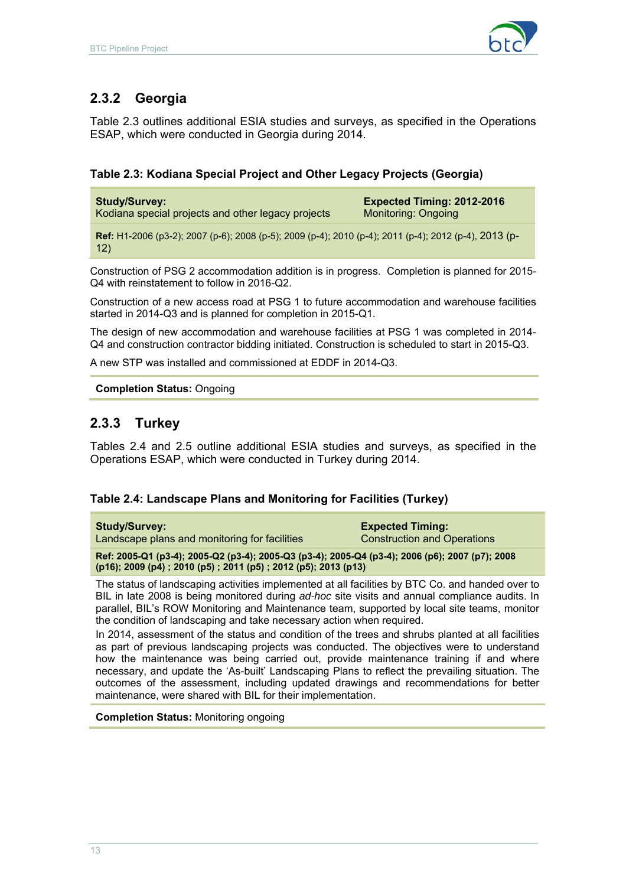### 2.3.2 Georgia

Table 2.3 outlines additional ESIA studies and surveys, as specified in the Operations ESAP, which were conducted in Georgia during 2014.

**Table 2.3: Kodiana Special Project and Other Legacy Projects (Georgia)**

| **Study/Survey:** Kodiana special projects and other legacy projects | **Expected Timing: 2012-2016** Monitoring: Ongoing |
|---|---|
| **Ref:** H1-2006 (p3-2); 2007 (p-6); 2008 (p-5); 2009 (p-4); 2010 (p-4); 2011 (p-4); 2012 (p-4), 2013 (p-12) | |

Construction of PSG 2 accommodation addition is in progress. Completion is planned for 2015-Q4 with reinstatement to follow in 2016-Q2.

Construction of a new access road at PSG 1 to future accommodation and warehouse facilities started in 2014-Q3 and is planned for completion in 2015-Q1.

The design of new accommodation and warehouse facilities at PSG 1 was completed in 2014-Q4 and construction contractor bidding initiated. Construction is scheduled to start in 2015-Q3.

A new STP was installed and commissioned at EDDF in 2014-Q3.

**Completion Status:** Ongoing

### 2.3.3 Turkey

Tables 2.4 and 2.5 outline additional ESIA studies and surveys, as specified in the Operations ESAP, which were conducted in Turkey during 2014.

**Table 2.4: Landscape Plans and Monitoring for Facilities (Turkey)**

| **Study/Survey:** Landscape plans and monitoring for facilities | **Expected Timing:** Construction and Operations |
|---|---|
| **Ref: 2005-Q1 (p3-4); 2005-Q2 (p3-4); 2005-Q3 (p3-4); 2005-Q4 (p3-4); 2006 (p6); 2007 (p7); 2008 (p16); 2009 (p4) ; 2010 (p5) ; 2011 (p5) ; 2012 (p5); 2013 (p13)** | |

The status of landscaping activities implemented at all facilities by BTC Co. and handed over to BIL in late 2008 is being monitored during *ad-hoc* site visits and annual compliance audits. In parallel, BIL's ROW Monitoring and Maintenance team, supported by local site teams, monitor the condition of landscaping and take necessary action when required.

In 2014, assessment of the status and condition of the trees and shrubs planted at all facilities as part of previous landscaping projects was conducted. The objectives were to understand how the maintenance was being carried out, provide maintenance training if and where necessary, and update the 'As-built' Landscaping Plans to reflect the prevailing situation. The outcomes of the assessment, including updated drawings and recommendations for better maintenance, were shared with BIL for their implementation.

**Completion Status:** Monitoring ongoing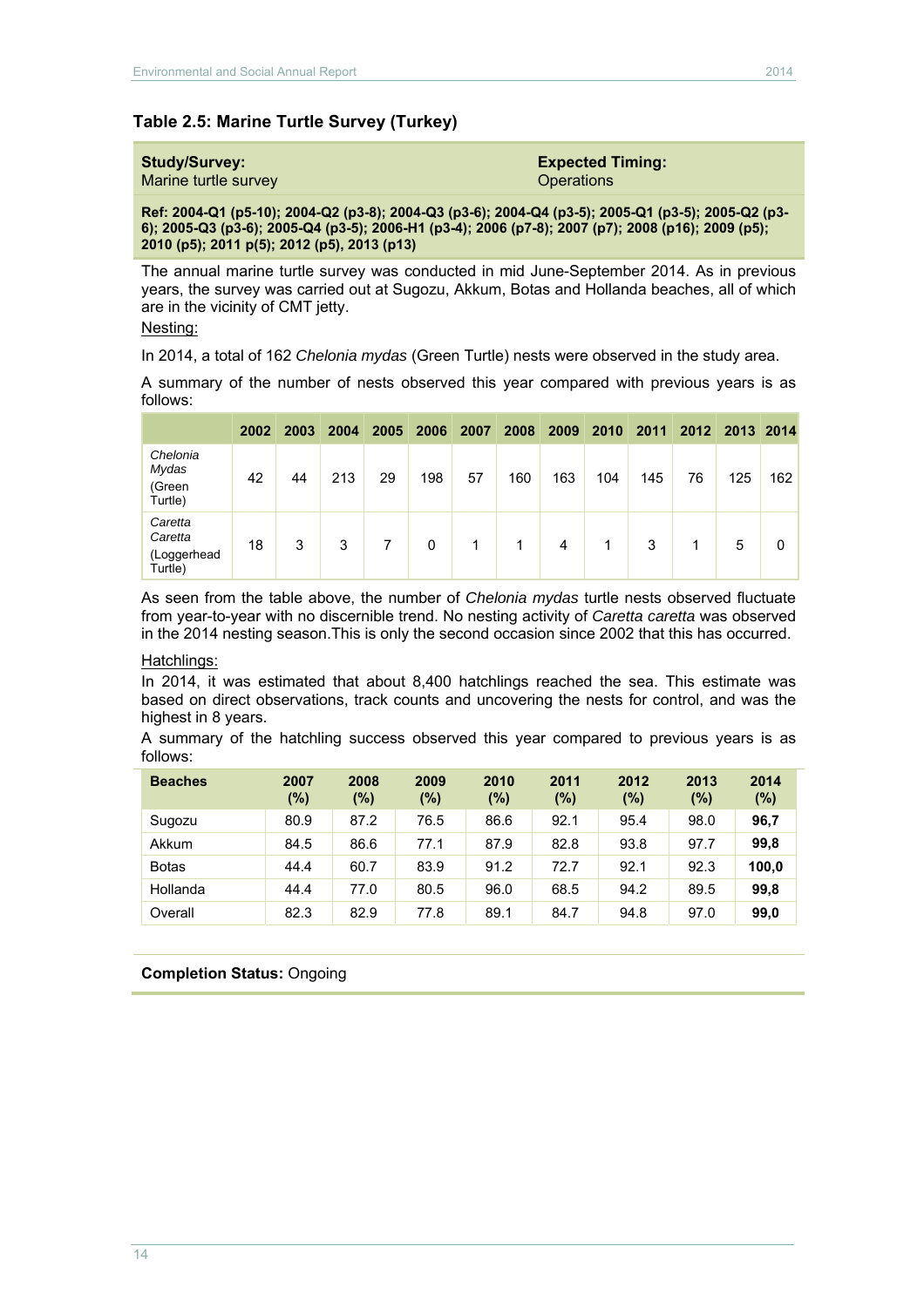### Table 2.5: Marine Turtle Survey (Turkey)

| **Study/Survey:** Marine turtle survey | **Expected Timing:** Operations |
|---|---|

**Ref: 2004-Q1 (p5-10); 2004-Q2 (p3-8); 2004-Q3 (p3-6); 2004-Q4 (p3-5); 2005-Q1 (p3-5); 2005-Q2 (p3-6); 2005-Q3 (p3-6); 2005-Q4 (p3-5); 2006-H1 (p3-4); 2006 (p7-8); 2007 (p7); 2008 (p16); 2009 (p5); 2010 (p5); 2011 p(5); 2012 (p5), 2013 (p13)**

The annual marine turtle survey was conducted in mid June-September 2014. As in previous years, the survey was carried out at Sugozu, Akkum, Botas and Hollanda beaches, all of which are in the vicinity of CMT jetty.

Nesting:

In 2014, a total of 162 *Chelonia mydas* (Green Turtle) nests were observed in the study area.

A summary of the number of nests observed this year compared with previous years is as follows:

| | 2002 | 2003 | 2004 | 2005 | 2006 | 2007 | 2008 | 2009 | 2010 | 2011 | 2012 | 2013 | 2014 |
|---|---|---|---|---|---|---|---|---|---|---|---|---|---|
| *Chelonia Mydas* (Green Turtle) | 42 | 44 | 213 | 29 | 198 | 57 | 160 | 163 | 104 | 145 | 76 | 125 | 162 |
| *Caretta Caretta* (Loggerhead Turtle) | 18 | 3 | 3 | 7 | 0 | 1 | 1 | 4 | 1 | 3 | 1 | 5 | 0 |

As seen from the table above, the number of *Chelonia mydas* turtle nests observed fluctuate from year-to-year with no discernible trend. No nesting activity of *Caretta caretta* was observed in the 2014 nesting season.This is only the second occasion since 2002 that this has occurred.

Hatchlings:

In 2014, it was estimated that about 8,400 hatchlings reached the sea. This estimate was based on direct observations, track counts and uncovering the nests for control, and was the highest in 8 years.

A summary of the hatchling success observed this year compared to previous years is as follows:

| Beaches | 2007 (%) | 2008 (%) | 2009 (%) | 2010 (%) | 2011 (%) | 2012 (%) | 2013 (%) | 2014 (%) |
|---|---|---|---|---|---|---|---|---|
| Sugozu | 80.9 | 87.2 | 76.5 | 86.6 | 92.1 | 95.4 | 98.0 | **96,7** |
| Akkum | 84.5 | 86.6 | 77.1 | 87.9 | 82.8 | 93.8 | 97.7 | **99,8** |
| Botas | 44.4 | 60.7 | 83.9 | 91.2 | 72.7 | 92.1 | 92.3 | **100,0** |
| Hollanda | 44.4 | 77.0 | 80.5 | 96.0 | 68.5 | 94.2 | 89.5 | **99,8** |
| Overall | 82.3 | 82.9 | 77.8 | 89.1 | 84.7 | 94.8 | 97.0 | **99,0** |

**Completion Status:** Ongoing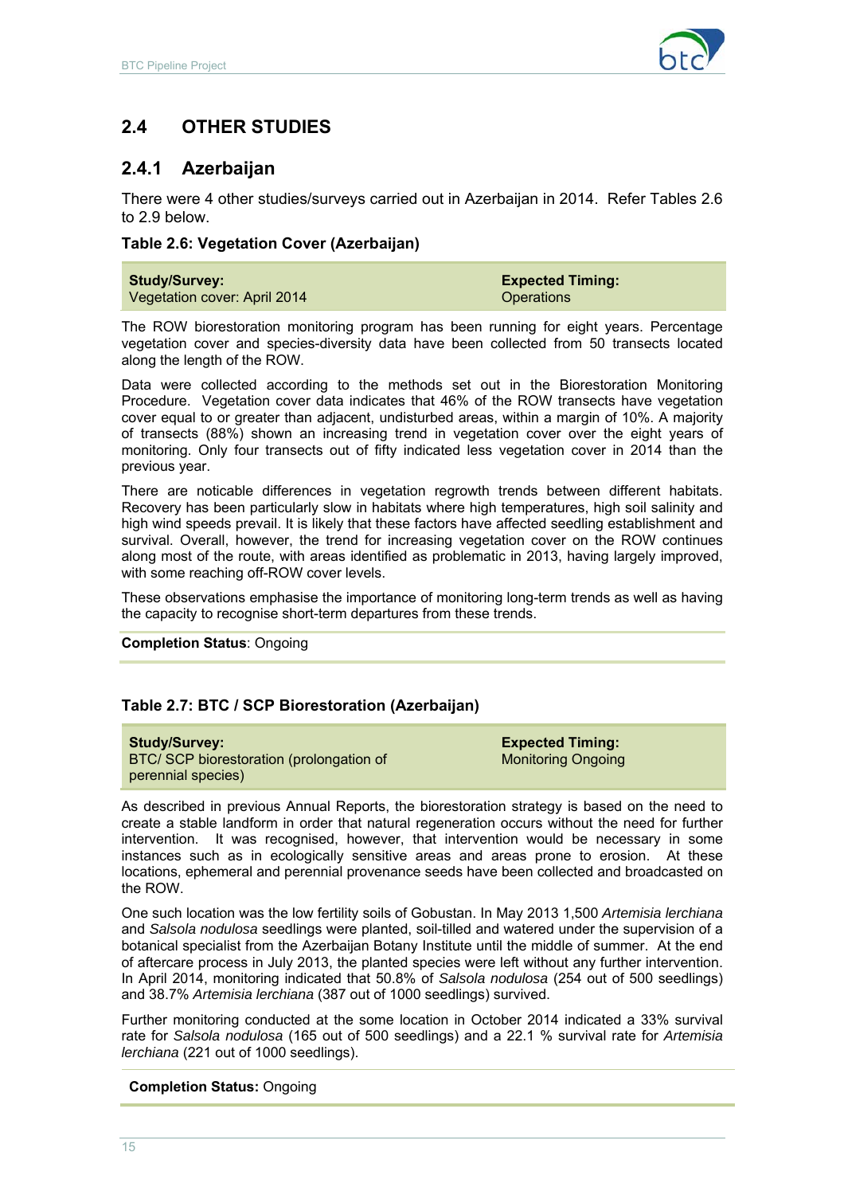## 2.4 OTHER STUDIES

### 2.4.1 Azerbaijan

There were 4 other studies/surveys carried out in Azerbaijan in 2014. Refer Tables 2.6 to 2.9 below.

**Table 2.6: Vegetation Cover (Azerbaijan)**

| **Study/Survey:** Vegetation cover: April 2014 | **Expected Timing:** Operations |
|---|---|

The ROW biorestoration monitoring program has been running for eight years. Percentage vegetation cover and species-diversity data have been collected from 50 transects located along the length of the ROW.

Data were collected according to the methods set out in the Biorestoration Monitoring Procedure. Vegetation cover data indicates that 46% of the ROW transects have vegetation cover equal to or greater than adjacent, undisturbed areas, within a margin of 10%. A majority of transects (88%) shown an increasing trend in vegetation cover over the eight years of monitoring. Only four transects out of fifty indicated less vegetation cover in 2014 than the previous year.

There are noticable differences in vegetation regrowth trends between different habitats. Recovery has been particularly slow in habitats where high temperatures, high soil salinity and high wind speeds prevail. It is likely that these factors have affected seedling establishment and survival. Overall, however, the trend for increasing vegetation cover on the ROW continues along most of the route, with areas identified as problematic in 2013, having largely improved, with some reaching off-ROW cover levels.

These observations emphasise the importance of monitoring long-term trends as well as having the capacity to recognise short-term departures from these trends.

**Completion Status**: Ongoing

**Table 2.7: BTC / SCP Biorestoration (Azerbaijan)**

| **Study/Survey:** BTC/ SCP biorestoration (prolongation of perennial species) | **Expected Timing:** Monitoring Ongoing |
|---|---|

As described in previous Annual Reports, the biorestoration strategy is based on the need to create a stable landform in order that natural regeneration occurs without the need for further intervention. It was recognised, however, that intervention would be necessary in some instances such as in ecologically sensitive areas and areas prone to erosion. At these locations, ephemeral and perennial provenance seeds have been collected and broadcasted on the ROW.

One such location was the low fertility soils of Gobustan. In May 2013 1,500 *Artemisia lerchiana* and *Salsola nodulosa* seedlings were planted, soil-tilled and watered under the supervision of a botanical specialist from the Azerbaijan Botany Institute until the middle of summer. At the end of aftercare process in July 2013, the planted species were left without any further intervention. In April 2014, monitoring indicated that 50.8% of *Salsola nodulosa* (254 out of 500 seedlings) and 38.7% *Artemisia lerchiana* (387 out of 1000 seedlings) survived.

Further monitoring conducted at the some location in October 2014 indicated a 33% survival rate for *Salsola nodulosa* (165 out of 500 seedlings) and a 22.1 % survival rate for *Artemisia lerchiana* (221 out of 1000 seedlings).

**Completion Status:** Ongoing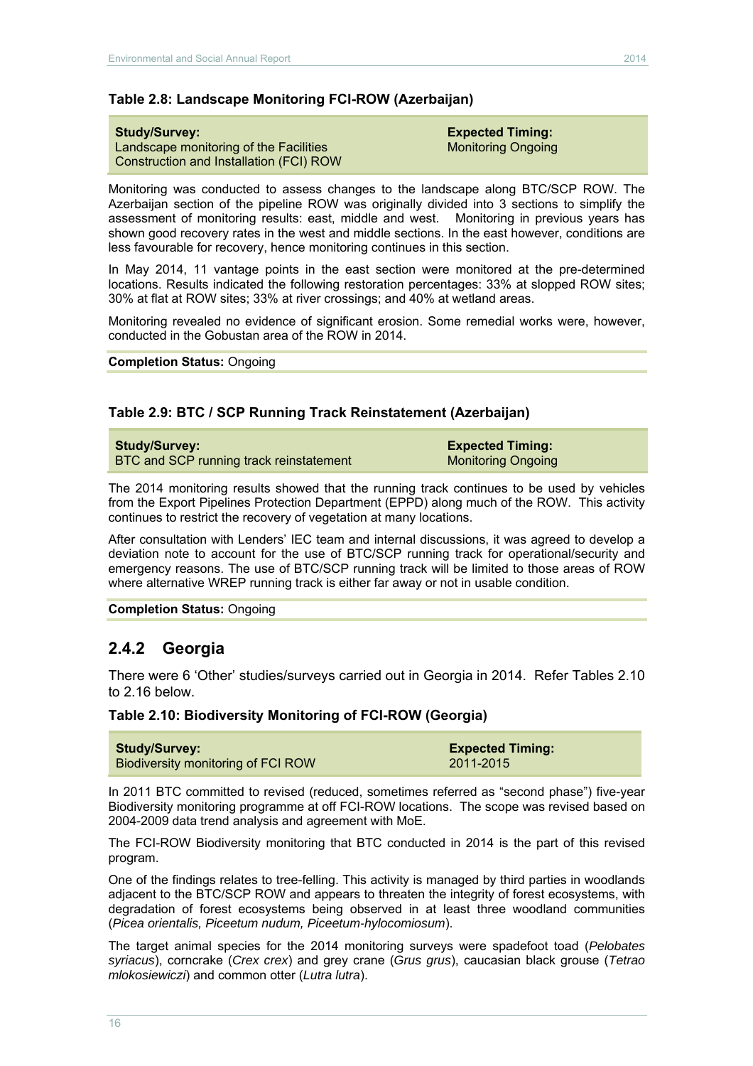### Table 2.8: Landscape Monitoring FCI-ROW (Azerbaijan)

| **Study/Survey:** Landscape monitoring of the Facilities Construction and Installation (FCI) ROW | **Expected Timing:** Monitoring Ongoing |
|---|---|

Monitoring was conducted to assess changes to the landscape along BTC/SCP ROW. The Azerbaijan section of the pipeline ROW was originally divided into 3 sections to simplify the assessment of monitoring results: east, middle and west. Monitoring in previous years has shown good recovery rates in the west and middle sections. In the east however, conditions are less favourable for recovery, hence monitoring continues in this section.

In May 2014, 11 vantage points in the east section were monitored at the pre-determined locations. Results indicated the following restoration percentages: 33% at slopped ROW sites; 30% at flat at ROW sites; 33% at river crossings; and 40% at wetland areas.

Monitoring revealed no evidence of significant erosion. Some remedial works were, however, conducted in the Gobustan area of the ROW in 2014.

**Completion Status:** Ongoing

### Table 2.9: BTC / SCP Running Track Reinstatement (Azerbaijan)

| **Study/Survey:** BTC and SCP running track reinstatement | **Expected Timing:** Monitoring Ongoing |
|---|---|

The 2014 monitoring results showed that the running track continues to be used by vehicles from the Export Pipelines Protection Department (EPPD) along much of the ROW. This activity continues to restrict the recovery of vegetation at many locations.

After consultation with Lenders' IEC team and internal discussions, it was agreed to develop a deviation note to account for the use of BTC/SCP running track for operational/security and emergency reasons. The use of BTC/SCP running track will be limited to those areas of ROW where alternative WREP running track is either far away or not in usable condition.

**Completion Status:** Ongoing

## 2.4.2 Georgia

There were 6 'Other' studies/surveys carried out in Georgia in 2014. Refer Tables 2.10 to 2.16 below.

### Table 2.10: Biodiversity Monitoring of FCI-ROW (Georgia)

| **Study/Survey:** Biodiversity monitoring of FCI ROW | **Expected Timing:** 2011-2015 |
|---|---|

In 2011 BTC committed to revised (reduced, sometimes referred as "second phase") five-year Biodiversity monitoring programme at off FCI-ROW locations. The scope was revised based on 2004-2009 data trend analysis and agreement with MoE.

The FCI-ROW Biodiversity monitoring that BTC conducted in 2014 is the part of this revised program.

One of the findings relates to tree-felling. This activity is managed by third parties in woodlands adjacent to the BTC/SCP ROW and appears to threaten the integrity of forest ecosystems, with degradation of forest ecosystems being observed in at least three woodland communities (*Picea orientalis, Piceetum nudum, Piceetum-hylocomiosum*).

The target animal species for the 2014 monitoring surveys were spadefoot toad (*Pelobates syriacus*), corncrake (*Crex crex*) and grey crane (*Grus grus*), caucasian black grouse (*Tetrao mlokosiewiczi*) and common otter (*Lutra lutra*).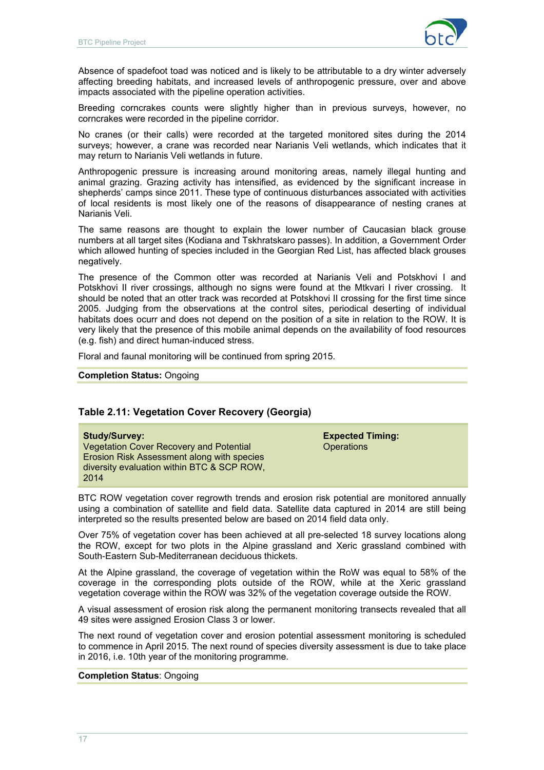Absence of spadefoot toad was noticed and is likely to be attributable to a dry winter adversely affecting breeding habitats, and increased levels of anthropogenic pressure, over and above impacts associated with the pipeline operation activities.

Breeding corncrakes counts were slightly higher than in previous surveys, however, no corncrakes were recorded in the pipeline corridor.

No cranes (or their calls) were recorded at the targeted monitored sites during the 2014 surveys; however, a crane was recorded near Narianis Veli wetlands, which indicates that it may return to Narianis Veli wetlands in future.

Anthropogenic pressure is increasing around monitoring areas, namely illegal hunting and animal grazing. Grazing activity has intensified, as evidenced by the significant increase in shepherds' camps since 2011. These type of continuous disturbances associated with activities of local residents is most likely one of the reasons of disappearance of nesting cranes at Narianis Veli.

The same reasons are thought to explain the lower number of Caucasian black grouse numbers at all target sites (Kodiana and Tskhratskaro passes). In addition, a Government Order which allowed hunting of species included in the Georgian Red List, has affected black grouses negatively.

The presence of the Common otter was recorded at Narianis Veli and Potskhovi I and Potskhovi II river crossings, although no signs were found at the Mtkvari I river crossing. It should be noted that an otter track was recorded at Potskhovi II crossing for the first time since 2005. Judging from the observations at the control sites, periodical deserting of individual habitats does ocurr and does not depend on the position of a site in relation to the ROW. It is very likely that the presence of this mobile animal depends on the availability of food resources (e.g. fish) and direct human-induced stress.

Floral and faunal monitoring will be continued from spring 2015.

**Completion Status:** Ongoing

### Table 2.11: Vegetation Cover Recovery (Georgia)

| **Study/Survey:** Vegetation Cover Recovery and Potential Erosion Risk Assessment along with species diversity evaluation within BTC & SCP ROW, 2014 | **Expected Timing:** Operations |
|---|---|

BTC ROW vegetation cover regrowth trends and erosion risk potential are monitored annually using a combination of satellite and field data. Satellite data captured in 2014 are still being interpreted so the results presented below are based on 2014 field data only.

Over 75% of vegetation cover has been achieved at all pre-selected 18 survey locations along the ROW, except for two plots in the Alpine grassland and Xeric grassland combined with South-Eastern Sub-Mediterranean deciduous thickets.

At the Alpine grassland, the coverage of vegetation within the RoW was equal to 58% of the coverage in the corresponding plots outside of the ROW, while at the Xeric grassland vegetation coverage within the ROW was 32% of the vegetation coverage outside the ROW.

A visual assessment of erosion risk along the permanent monitoring transects revealed that all 49 sites were assigned Erosion Class 3 or lower.

The next round of vegetation cover and erosion potential assessment monitoring is scheduled to commence in April 2015. The next round of species diversity assessment is due to take place in 2016, i.e. 10th year of the monitoring programme.

**Completion Status**: Ongoing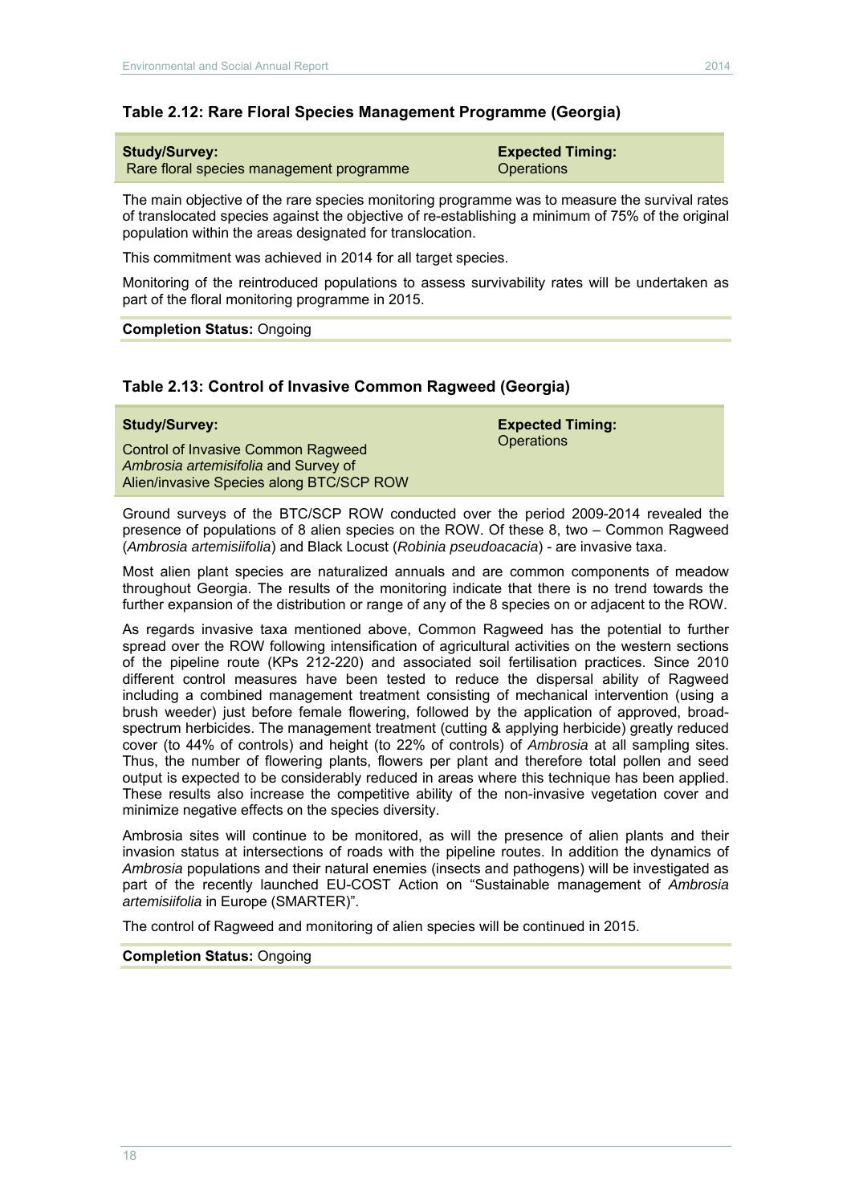### Table 2.12: Rare Floral Species Management Programme (Georgia)

| **Study/Survey:** Rare floral species management programme | **Expected Timing:** Operations |
| --- | --- |

The main objective of the rare species monitoring programme was to measure the survival rates of translocated species against the objective of re-establishing a minimum of 75% of the original population within the areas designated for translocation.

This commitment was achieved in 2014 for all target species.

Monitoring of the reintroduced populations to assess survivability rates will be undertaken as part of the floral monitoring programme in 2015.

**Completion Status:** Ongoing

### Table 2.13: Control of Invasive Common Ragweed (Georgia)

| **Study/Survey:** Control of Invasive Common Ragweed *Ambrosia artemisifolia* and Survey of Alien/invasive Species along BTC/SCP ROW | **Expected Timing:** Operations |
| --- | --- |

Ground surveys of the BTC/SCP ROW conducted over the period 2009-2014 revealed the presence of populations of 8 alien species on the ROW. Of these 8, two – Common Ragweed (*Ambrosia artemisiifolia*) and Black Locust (*Robinia pseudoacacia*) - are invasive taxa.

Most alien plant species are naturalized annuals and are common components of meadow throughout Georgia. The results of the monitoring indicate that there is no trend towards the further expansion of the distribution or range of any of the 8 species on or adjacent to the ROW.

As regards invasive taxa mentioned above, Common Ragweed has the potential to further spread over the ROW following intensification of agricultural activities on the western sections of the pipeline route (KPs 212-220) and associated soil fertilisation practices. Since 2010 different control measures have been tested to reduce the dispersal ability of Ragweed including a combined management treatment consisting of mechanical intervention (using a brush weeder) just before female flowering, followed by the application of approved, broad-spectrum herbicides. The management treatment (cutting & applying herbicide) greatly reduced cover (to 44% of controls) and height (to 22% of controls) of *Ambrosia* at all sampling sites. Thus, the number of flowering plants, flowers per plant and therefore total pollen and seed output is expected to be considerably reduced in areas where this technique has been applied. These results also increase the competitive ability of the non-invasive vegetation cover and minimize negative effects on the species diversity.

Ambrosia sites will continue to be monitored, as will the presence of alien plants and their invasion status at intersections of roads with the pipeline routes. In addition the dynamics of *Ambrosia* populations and their natural enemies (insects and pathogens) will be investigated as part of the recently launched EU-COST Action on "Sustainable management of *Ambrosia artemisiifolia* in Europe (SMARTER)".

The control of Ragweed and monitoring of alien species will be continued in 2015.

**Completion Status:** Ongoing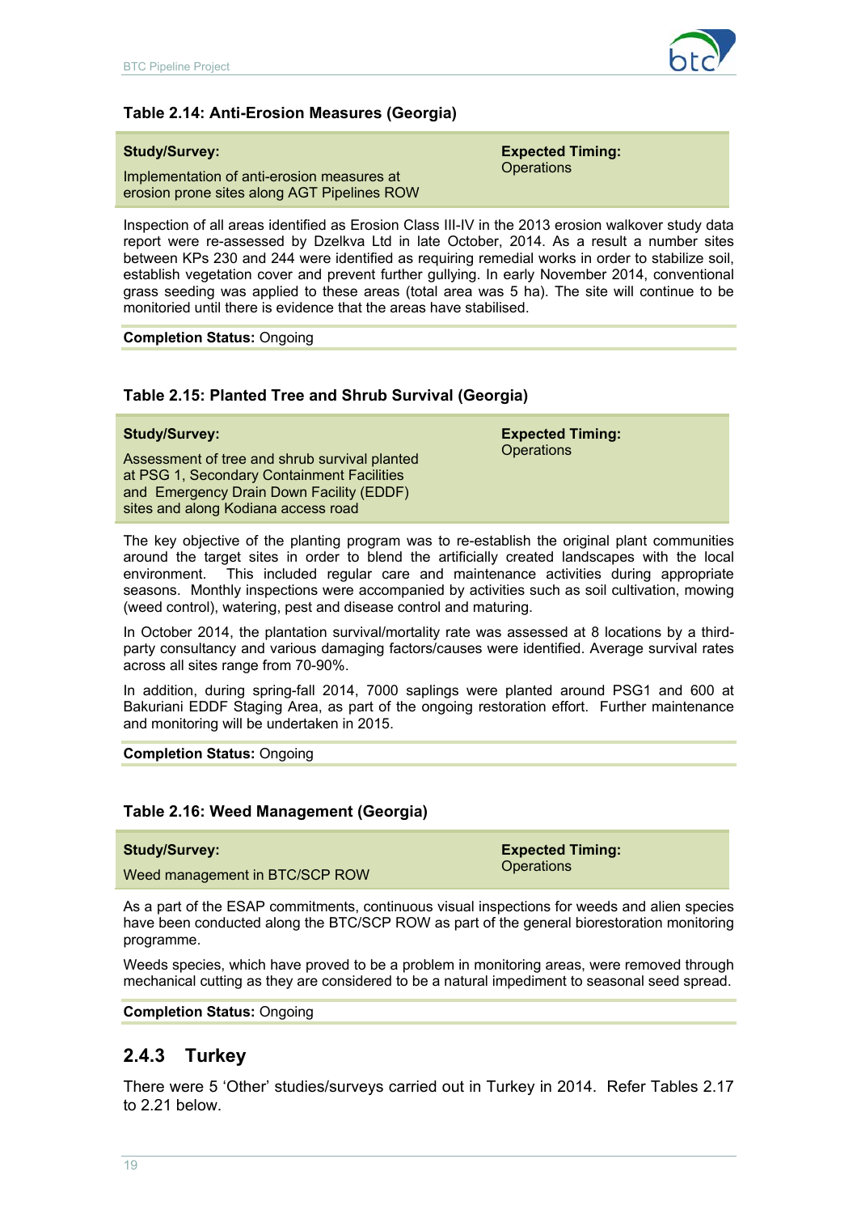### Table 2.14: Anti-Erosion Measures (Georgia)

| **Study/Survey:** | **Expected Timing:** |
|---|---|
| Implementation of anti-erosion measures at erosion prone sites along AGT Pipelines ROW | Operations |

Inspection of all areas identified as Erosion Class III-IV in the 2013 erosion walkover study data report were re-assessed by Dzelkva Ltd in late October, 2014. As a result a number sites between KPs 230 and 244 were identified as requiring remedial works in order to stabilize soil, establish vegetation cover and prevent further gullying. In early November 2014, conventional grass seeding was applied to these areas (total area was 5 ha). The site will continue to be monitoried until there is evidence that the areas have stabilised.

**Completion Status:** Ongoing

### Table 2.15: Planted Tree and Shrub Survival (Georgia)

| **Study/Survey:** | **Expected Timing:** |
|---|---|
| Assessment of tree and shrub survival planted at PSG 1, Secondary Containment Facilities and Emergency Drain Down Facility (EDDF) sites and along Kodiana access road | Operations |

The key objective of the planting program was to re-establish the original plant communities around the target sites in order to blend the artificially created landscapes with the local environment. This included regular care and maintenance activities during appropriate seasons. Monthly inspections were accompanied by activities such as soil cultivation, mowing (weed control), watering, pest and disease control and maturing.

In October 2014, the plantation survival/mortality rate was assessed at 8 locations by a third-party consultancy and various damaging factors/causes were identified. Average survival rates across all sites range from 70-90%.

In addition, during spring-fall 2014, 7000 saplings were planted around PSG1 and 600 at Bakuriani EDDF Staging Area, as part of the ongoing restoration effort. Further maintenance and monitoring will be undertaken in 2015.

**Completion Status:** Ongoing

### Table 2.16: Weed Management (Georgia)

| **Study/Survey:** | **Expected Timing:** |
|---|---|
| Weed management in BTC/SCP ROW | Operations |

As a part of the ESAP commitments, continuous visual inspections for weeds and alien species have been conducted along the BTC/SCP ROW as part of the general biorestoration monitoring programme.

Weeds species, which have proved to be a problem in monitoring areas, were removed through mechanical cutting as they are considered to be a natural impediment to seasonal seed spread.

**Completion Status:** Ongoing

## 2.4.3 Turkey

There were 5 'Other' studies/surveys carried out in Turkey in 2014. Refer Tables 2.17 to 2.21 below.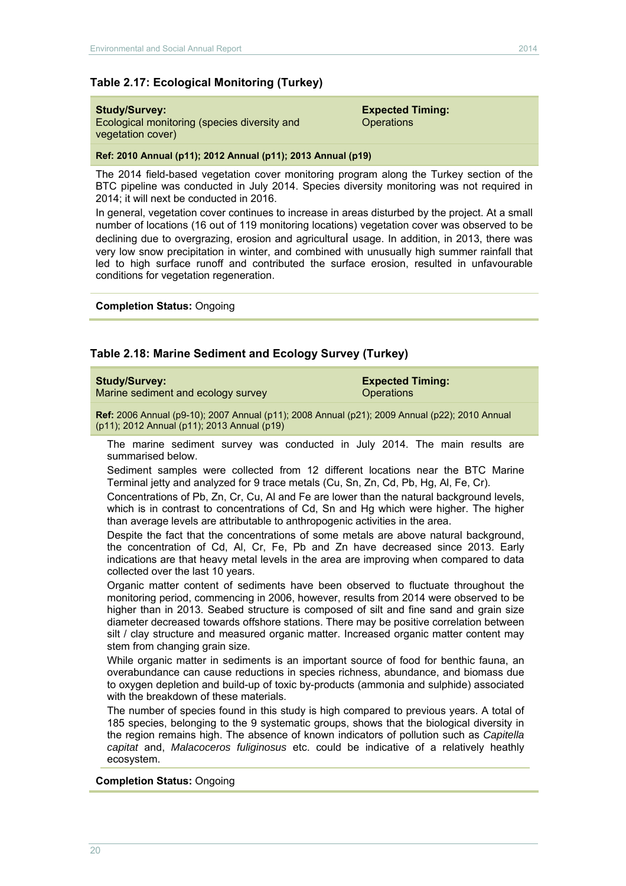### Table 2.17: Ecological Monitoring (Turkey)

| **Study/Survey:** Ecological monitoring (species diversity and vegetation cover) | **Expected Timing:** Operations |
|---|---|
| **Ref: 2010 Annual (p11); 2012 Annual (p11); 2013 Annual (p19)** | |

The 2014 field-based vegetation cover monitoring program along the Turkey section of the BTC pipeline was conducted in July 2014. Species diversity monitoring was not required in 2014; it will next be conducted in 2016.

In general, vegetation cover continues to increase in areas disturbed by the project. At a small number of locations (16 out of 119 monitoring locations) vegetation cover was observed to be declining due to overgrazing, erosion and agricultural usage. In addition, in 2013, there was very low snow precipitation in winter, and combined with unusually high summer rainfall that led to high surface runoff and contributed the surface erosion, resulted in unfavourable conditions for vegetation regeneration.

**Completion Status:** Ongoing

### Table 2.18: Marine Sediment and Ecology Survey (Turkey)

| **Study/Survey:** Marine sediment and ecology survey | **Expected Timing:** Operations |
|---|---|
| **Ref:** 2006 Annual (p9-10); 2007 Annual (p11); 2008 Annual (p21); 2009 Annual (p22); 2010 Annual (p11); 2012 Annual (p11); 2013 Annual (p19) | |

The marine sediment survey was conducted in July 2014. The main results are summarised below.

Sediment samples were collected from 12 different locations near the BTC Marine Terminal jetty and analyzed for 9 trace metals (Cu, Sn, Zn, Cd, Pb, Hg, Al, Fe, Cr).

Concentrations of Pb, Zn, Cr, Cu, Al and Fe are lower than the natural background levels, which is in contrast to concentrations of Cd, Sn and Hg which were higher. The higher than average levels are attributable to anthropogenic activities in the area.

Despite the fact that the concentrations of some metals are above natural background, the concentration of Cd, Al, Cr, Fe, Pb and Zn have decreased since 2013. Early indications are that heavy metal levels in the area are improving when compared to data collected over the last 10 years.

Organic matter content of sediments have been observed to fluctuate throughout the monitoring period, commencing in 2006, however, results from 2014 were observed to be higher than in 2013. Seabed structure is composed of silt and fine sand and grain size diameter decreased towards offshore stations. There may be positive correlation between silt / clay structure and measured organic matter. Increased organic matter content may stem from changing grain size.

While organic matter in sediments is an important source of food for benthic fauna, an overabundance can cause reductions in species richness, abundance, and biomass due to oxygen depletion and build-up of toxic by-products (ammonia and sulphide) associated with the breakdown of these materials.

The number of species found in this study is high compared to previous years. A total of 185 species, belonging to the 9 systematic groups, shows that the biological diversity in the region remains high. The absence of known indicators of pollution such as *Capitella capitat* and, *Malacoceros fuliginosus* etc. could be indicative of a relatively heathly ecosystem.

**Completion Status:** Ongoing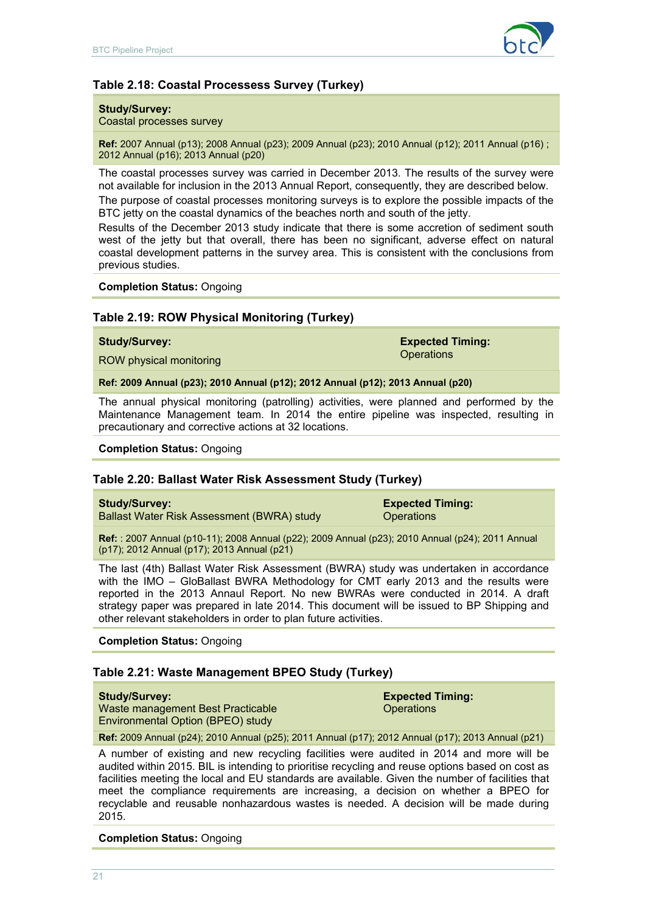### Table 2.18: Coastal Processess Survey (Turkey)

**Study/Survey:**
Coastal processes survey

**Ref:** 2007 Annual (p13); 2008 Annual (p23); 2009 Annual (p23); 2010 Annual (p12); 2011 Annual (p16) ; 2012 Annual (p16); 2013 Annual (p20)

The coastal processes survey was carried in December 2013. The results of the survey were not available for inclusion in the 2013 Annual Report, consequently, they are described below.

The purpose of coastal processes monitoring surveys is to explore the possible impacts of the BTC jetty on the coastal dynamics of the beaches north and south of the jetty.

Results of the December 2013 study indicate that there is some accretion of sediment south west of the jetty but that overall, there has been no significant, adverse effect on natural coastal development patterns in the survey area. This is consistent with the conclusions from previous studies.

**Completion Status:** Ongoing

### Table 2.19: ROW Physical Monitoring (Turkey)

| **Study/Survey:** | **Expected Timing:** |
|---|---|
| ROW physical monitoring | Operations |

**Ref: 2009 Annual (p23); 2010 Annual (p12); 2012 Annual (p12); 2013 Annual (p20)**

The annual physical monitoring (patrolling) activities, were planned and performed by the Maintenance Management team. In 2014 the entire pipeline was inspected, resulting in precautionary and corrective actions at 32 locations.

**Completion Status:** Ongoing

### Table 2.20: Ballast Water Risk Assessment Study (Turkey)

| **Study/Survey:** | **Expected Timing:** |
|---|---|
| Ballast Water Risk Assessment (BWRA) study | Operations |

**Ref:** : 2007 Annual (p10-11); 2008 Annual (p22); 2009 Annual (p23); 2010 Annual (p24); 2011 Annual (p17); 2012 Annual (p17); 2013 Annual (p21)

The last (4th) Ballast Water Risk Assessment (BWRA) study was undertaken in accordance with the IMO – GloBallast BWRA Methodology for CMT early 2013 and the results were reported in the 2013 Annaul Report. No new BWRAs were conducted in 2014. A draft strategy paper was prepared in late 2014. This document will be issued to BP Shipping and other relevant stakeholders in order to plan future activities.

**Completion Status:** Ongoing

### Table 2.21: Waste Management BPEO Study (Turkey)

| **Study/Survey:** | **Expected Timing:** |
|---|---|
| Waste management Best Practicable Environmental Option (BPEO) study | Operations |

**Ref:** 2009 Annual (p24); 2010 Annual (p25); 2011 Annual (p17); 2012 Annual (p17); 2013 Annual (p21)

A number of existing and new recycling facilities were audited in 2014 and more will be audited within 2015. BIL is intending to prioritise recycling and reuse options based on cost as facilities meeting the local and EU standards are available. Given the number of facilities that meet the compliance requirements are increasing, a decision on whether a BPEO for recyclable and reusable nonhazardous wastes is needed. A decision will be made during 2015.

**Completion Status:** Ongoing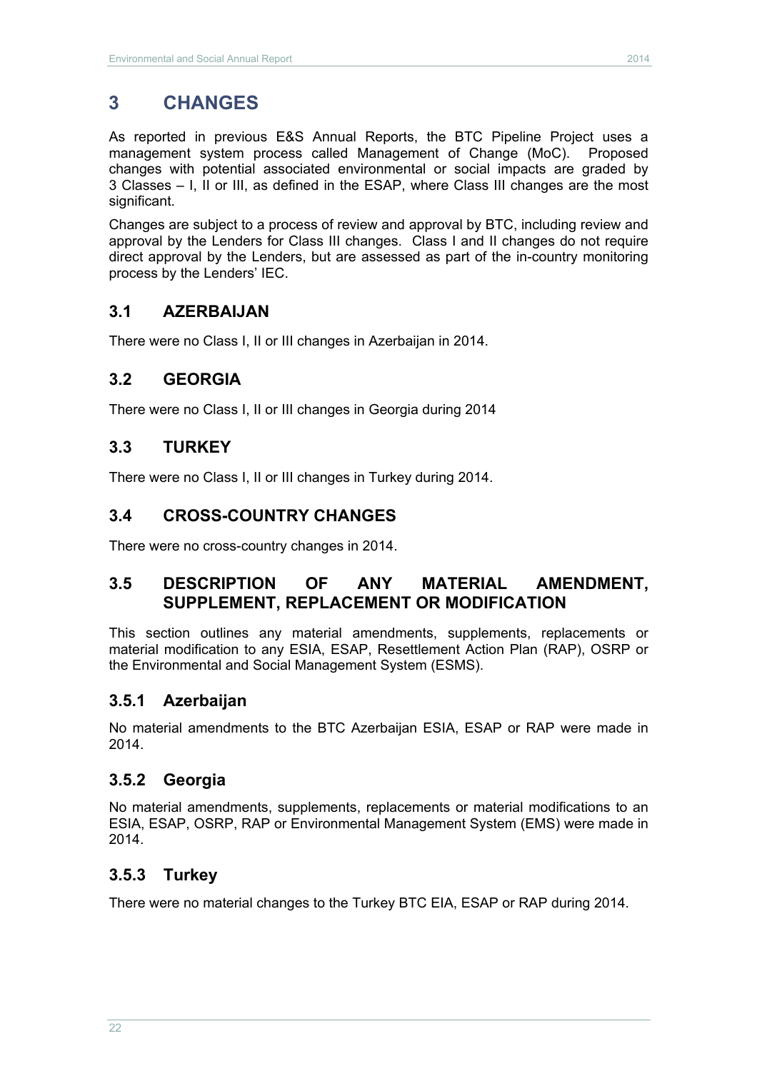# 3 CHANGES

As reported in previous E&S Annual Reports, the BTC Pipeline Project uses a management system process called Management of Change (MoC). Proposed changes with potential associated environmental or social impacts are graded by 3 Classes – I, II or III, as defined in the ESAP, where Class III changes are the most significant.

Changes are subject to a process of review and approval by BTC, including review and approval by the Lenders for Class III changes. Class I and II changes do not require direct approval by the Lenders, but are assessed as part of the in-country monitoring process by the Lenders' IEC.

## 3.1 AZERBAIJAN

There were no Class I, II or III changes in Azerbaijan in 2014.

## 3.2 GEORGIA

There were no Class I, II or III changes in Georgia during 2014

## 3.3 TURKEY

There were no Class I, II or III changes in Turkey during 2014.

## 3.4 CROSS-COUNTRY CHANGES

There were no cross-country changes in 2014.

## 3.5 DESCRIPTION OF ANY MATERIAL AMENDMENT, SUPPLEMENT, REPLACEMENT OR MODIFICATION

This section outlines any material amendments, supplements, replacements or material modification to any ESIA, ESAP, Resettlement Action Plan (RAP), OSRP or the Environmental and Social Management System (ESMS).

### 3.5.1 Azerbaijan

No material amendments to the BTC Azerbaijan ESIA, ESAP or RAP were made in 2014.

### 3.5.2 Georgia

No material amendments, supplements, replacements or material modifications to an ESIA, ESAP, OSRP, RAP or Environmental Management System (EMS) were made in 2014.

### 3.5.3 Turkey

There were no material changes to the Turkey BTC EIA, ESAP or RAP during 2014.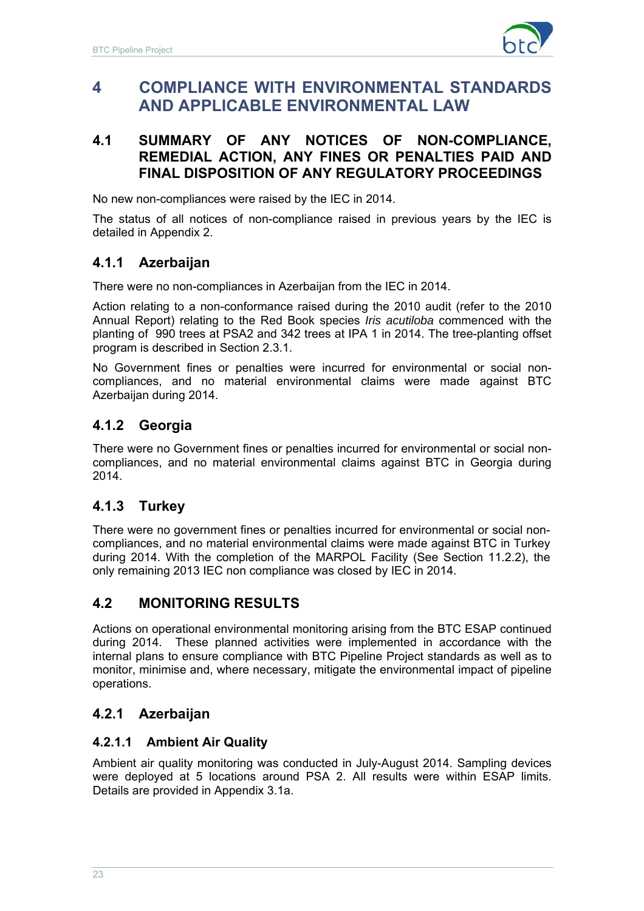# 4 COMPLIANCE WITH ENVIRONMENTAL STANDARDS AND APPLICABLE ENVIRONMENTAL LAW

## 4.1 SUMMARY OF ANY NOTICES OF NON-COMPLIANCE, REMEDIAL ACTION, ANY FINES OR PENALTIES PAID AND FINAL DISPOSITION OF ANY REGULATORY PROCEEDINGS

No new non-compliances were raised by the IEC in 2014.

The status of all notices of non-compliance raised in previous years by the IEC is detailed in Appendix 2.

### 4.1.1 Azerbaijan

There were no non-compliances in Azerbaijan from the IEC in 2014.

Action relating to a non-conformance raised during the 2010 audit (refer to the 2010 Annual Report) relating to the Red Book species *Iris acutiloba* commenced with the planting of 990 trees at PSA2 and 342 trees at IPA 1 in 2014. The tree-planting offset program is described in Section 2.3.1.

No Government fines or penalties were incurred for environmental or social non-compliances, and no material environmental claims were made against BTC Azerbaijan during 2014.

### 4.1.2 Georgia

There were no Government fines or penalties incurred for environmental or social non-compliances, and no material environmental claims against BTC in Georgia during 2014.

### 4.1.3 Turkey

There were no government fines or penalties incurred for environmental or social non-compliances, and no material environmental claims were made against BTC in Turkey during 2014. With the completion of the MARPOL Facility (See Section 11.2.2), the only remaining 2013 IEC non compliance was closed by IEC in 2014.

## 4.2 MONITORING RESULTS

Actions on operational environmental monitoring arising from the BTC ESAP continued during 2014. These planned activities were implemented in accordance with the internal plans to ensure compliance with BTC Pipeline Project standards as well as to monitor, minimise and, where necessary, mitigate the environmental impact of pipeline operations.

### 4.2.1 Azerbaijan

#### 4.2.1.1 Ambient Air Quality

Ambient air quality monitoring was conducted in July-August 2014. Sampling devices were deployed at 5 locations around PSA 2. All results were within ESAP limits. Details are provided in Appendix 3.1a.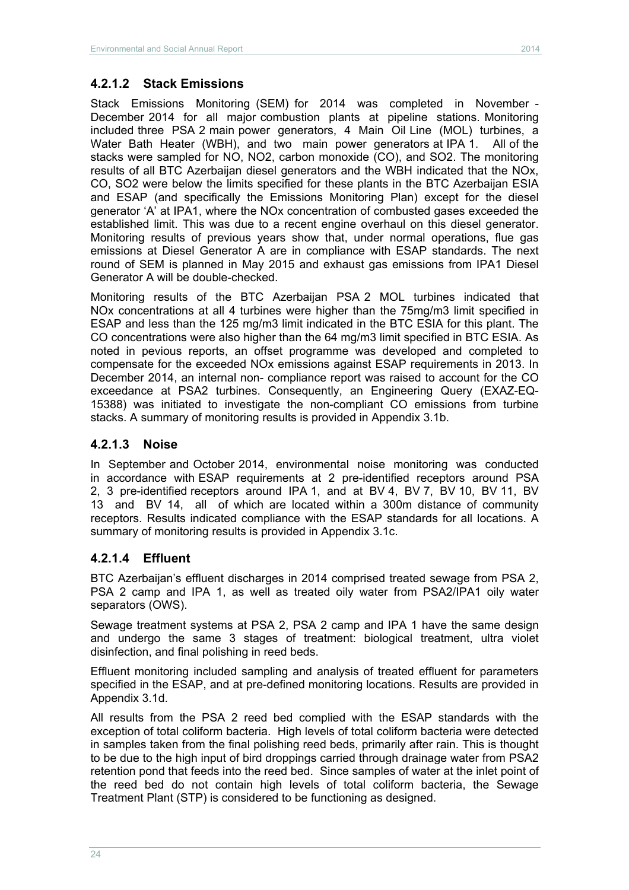#### 4.2.1.2 Stack Emissions

Stack Emissions Monitoring (SEM) for 2014 was completed in November - December 2014 for all major combustion plants at pipeline stations. Monitoring included three PSA 2 main power generators, 4 Main Oil Line (MOL) turbines, a Water Bath Heater (WBH), and two main power generators at IPA 1. All of the stacks were sampled for NO, NO2, carbon monoxide (CO), and SO2. The monitoring results of all BTC Azerbaijan diesel generators and the WBH indicated that the NOx, CO, SO2 were below the limits specified for these plants in the BTC Azerbaijan ESIA and ESAP (and specifically the Emissions Monitoring Plan) except for the diesel generator 'A' at IPA1, where the NOx concentration of combusted gases exceeded the established limit. This was due to a recent engine overhaul on this diesel generator. Monitoring results of previous years show that, under normal operations, flue gas emissions at Diesel Generator A are in compliance with ESAP standards. The next round of SEM is planned in May 2015 and exhaust gas emissions from IPA1 Diesel Generator A will be double-checked.

Monitoring results of the BTC Azerbaijan PSA 2 MOL turbines indicated that NOx concentrations at all 4 turbines were higher than the 75mg/m3 limit specified in ESAP and less than the 125 mg/m3 limit indicated in the BTC ESIA for this plant. The CO concentrations were also higher than the 64 mg/m3 limit specified in BTC ESIA. As noted in pevious reports, an offset programme was developed and completed to compensate for the exceeded NOx emissions against ESAP requirements in 2013. In December 2014, an internal non- compliance report was raised to account for the CO exceedance at PSA2 turbines. Consequently, an Engineering Query (EXAZ-EQ-15388) was initiated to investigate the non-compliant CO emissions from turbine stacks. A summary of monitoring results is provided in Appendix 3.1b.

#### 4.2.1.3 Noise

In September and October 2014, environmental noise monitoring was conducted in accordance with ESAP requirements at 2 pre-identified receptors around PSA 2, 3 pre-identified receptors around IPA 1, and at BV 4, BV 7, BV 10, BV 11, BV 13 and BV 14, all of which are located within a 300m distance of community receptors. Results indicated compliance with the ESAP standards for all locations. A summary of monitoring results is provided in Appendix 3.1c.

#### 4.2.1.4 Effluent

BTC Azerbaijan's effluent discharges in 2014 comprised treated sewage from PSA 2, PSA 2 camp and IPA 1, as well as treated oily water from PSA2/IPA1 oily water separators (OWS).

Sewage treatment systems at PSA 2, PSA 2 camp and IPA 1 have the same design and undergo the same 3 stages of treatment: biological treatment, ultra violet disinfection, and final polishing in reed beds.

Effluent monitoring included sampling and analysis of treated effluent for parameters specified in the ESAP, and at pre-defined monitoring locations. Results are provided in Appendix 3.1d.

All results from the PSA 2 reed bed complied with the ESAP standards with the exception of total coliform bacteria. High levels of total coliform bacteria were detected in samples taken from the final polishing reed beds, primarily after rain. This is thought to be due to the high input of bird droppings carried through drainage water from PSA2 retention pond that feeds into the reed bed. Since samples of water at the inlet point of the reed bed do not contain high levels of total coliform bacteria, the Sewage Treatment Plant (STP) is considered to be functioning as designed.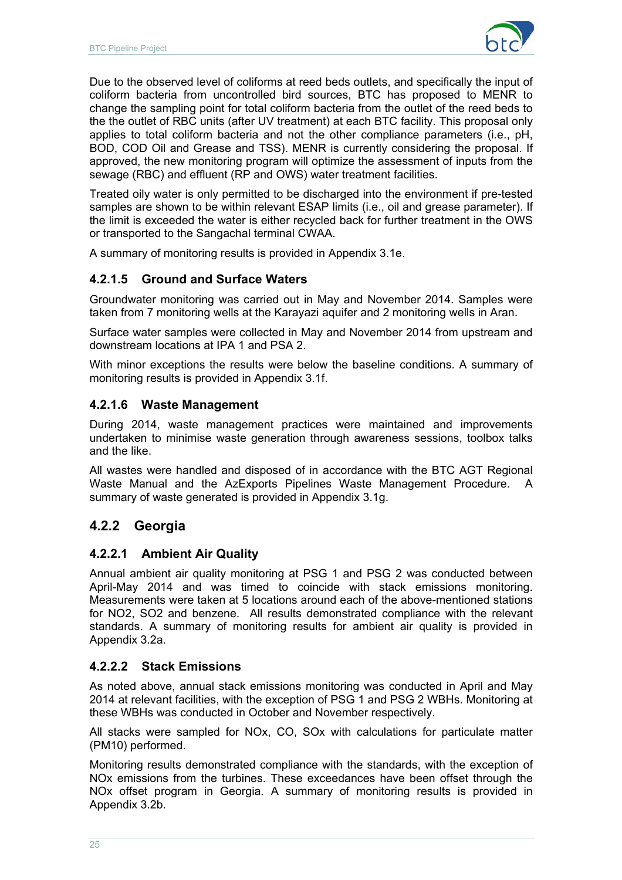Due to the observed level of coliforms at reed beds outlets, and specifically the input of coliform bacteria from uncontrolled bird sources, BTC has proposed to MENR to change the sampling point for total coliform bacteria from the outlet of the reed beds to the the outlet of RBC units (after UV treatment) at each BTC facility. This proposal only applies to total coliform bacteria and not the other compliance parameters (i.e., pH, BOD, COD Oil and Grease and TSS). MENR is currently considering the proposal. If approved, the new monitoring program will optimize the assessment of inputs from the sewage (RBC) and effluent (RP and OWS) water treatment facilities.

Treated oily water is only permitted to be discharged into the environment if pre-tested samples are shown to be within relevant ESAP limits (i.e., oil and grease parameter). If the limit is exceeded the water is either recycled back for further treatment in the OWS or transported to the Sangachal terminal CWAA.

A summary of monitoring results is provided in Appendix 3.1e.

#### 4.2.1.5 Ground and Surface Waters

Groundwater monitoring was carried out in May and November 2014. Samples were taken from 7 monitoring wells at the Karayazi aquifer and 2 monitoring wells in Aran.

Surface water samples were collected in May and November 2014 from upstream and downstream locations at IPA 1 and PSA 2.

With minor exceptions the results were below the baseline conditions. A summary of monitoring results is provided in Appendix 3.1f.

#### 4.2.1.6 Waste Management

During 2014, waste management practices were maintained and improvements undertaken to minimise waste generation through awareness sessions, toolbox talks and the like.

All wastes were handled and disposed of in accordance with the BTC AGT Regional Waste Manual and the AzExports Pipelines Waste Management Procedure. A summary of waste generated is provided in Appendix 3.1g.

### 4.2.2 Georgia

#### 4.2.2.1 Ambient Air Quality

Annual ambient air quality monitoring at PSG 1 and PSG 2 was conducted between April-May 2014 and was timed to coincide with stack emissions monitoring. Measurements were taken at 5 locations around each of the above-mentioned stations for $NO_2$, $SO_2$ and benzene. All results demonstrated compliance with the relevant standards. A summary of monitoring results for ambient air quality is provided in Appendix 3.2a.

#### 4.2.2.2 Stack Emissions

As noted above, annual stack emissions monitoring was conducted in April and May 2014 at relevant facilities, with the exception of PSG 1 and PSG 2 WBHs. Monitoring at these WBHs was conducted in October and November respectively.

All stacks were sampled for $NO_x$, CO, $SO_x$ with calculations for particulate matter ($PM_{10}$) performed.

Monitoring results demonstrated compliance with the standards, with the exception of $NO_x$ emissions from the turbines. These exceedances have been offset through the $NO_x$ offset program in Georgia. A summary of monitoring results is provided in Appendix 3.2b.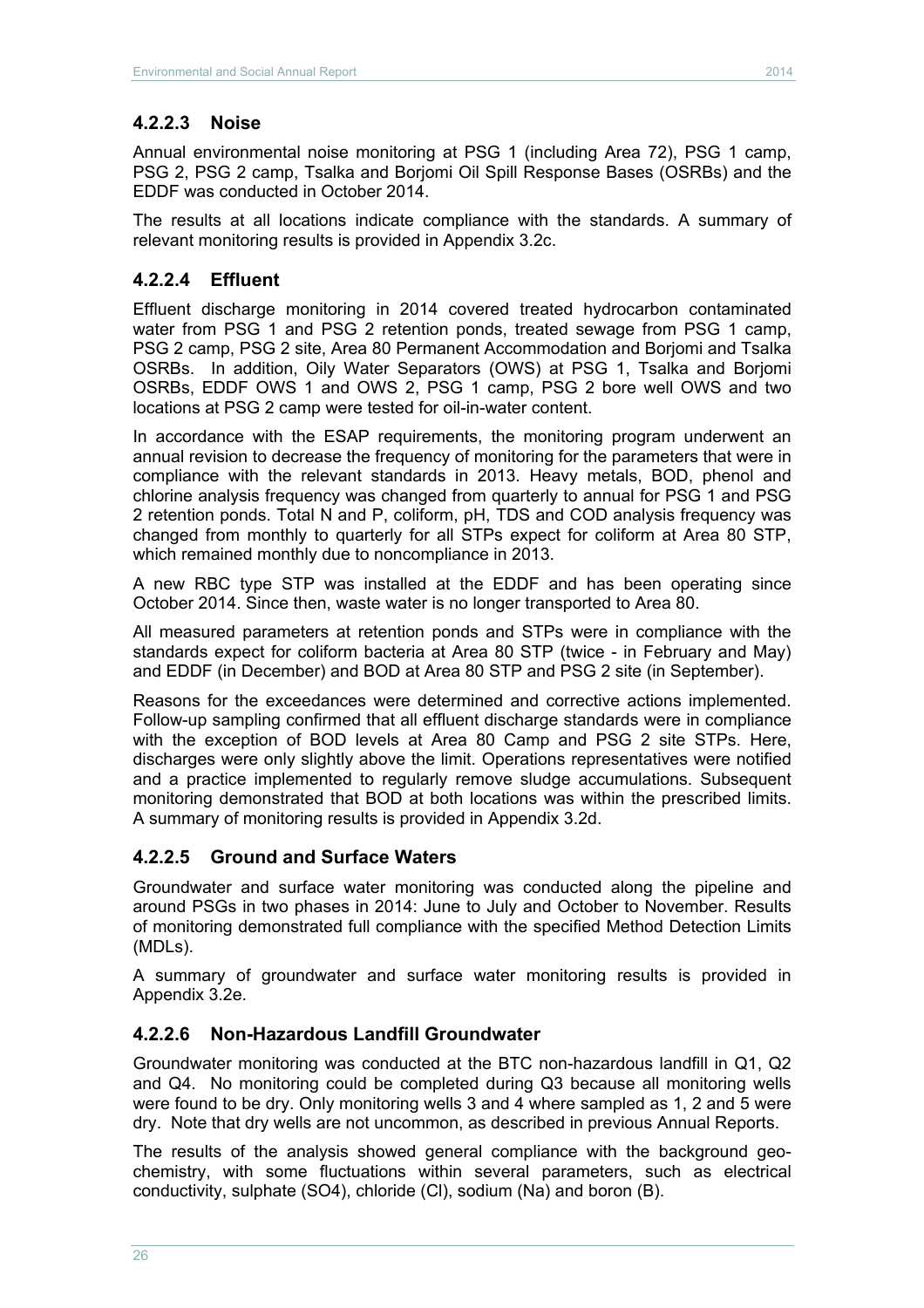### 4.2.2.3 Noise

Annual environmental noise monitoring at PSG 1 (including Area 72), PSG 1 camp, PSG 2, PSG 2 camp, Tsalka and Borjomi Oil Spill Response Bases (OSRBs) and the EDDF was conducted in October 2014.

The results at all locations indicate compliance with the standards. A summary of relevant monitoring results is provided in Appendix 3.2c.

### 4.2.2.4 Effluent

Effluent discharge monitoring in 2014 covered treated hydrocarbon contaminated water from PSG 1 and PSG 2 retention ponds, treated sewage from PSG 1 camp, PSG 2 camp, PSG 2 site, Area 80 Permanent Accommodation and Borjomi and Tsalka OSRBs. In addition, Oily Water Separators (OWS) at PSG 1, Tsalka and Borjomi OSRBs, EDDF OWS 1 and OWS 2, PSG 1 camp, PSG 2 bore well OWS and two locations at PSG 2 camp were tested for oil-in-water content.

In accordance with the ESAP requirements, the monitoring program underwent an annual revision to decrease the frequency of monitoring for the parameters that were in compliance with the relevant standards in 2013. Heavy metals, BOD, phenol and chlorine analysis frequency was changed from quarterly to annual for PSG 1 and PSG 2 retention ponds. Total N and P, coliform, pH, TDS and COD analysis frequency was changed from monthly to quarterly for all STPs expect for coliform at Area 80 STP, which remained monthly due to noncompliance in 2013.

A new RBC type STP was installed at the EDDF and has been operating since October 2014. Since then, waste water is no longer transported to Area 80.

All measured parameters at retention ponds and STPs were in compliance with the standards expect for coliform bacteria at Area 80 STP (twice - in February and May) and EDDF (in December) and BOD at Area 80 STP and PSG 2 site (in September).

Reasons for the exceedances were determined and corrective actions implemented. Follow-up sampling confirmed that all effluent discharge standards were in compliance with the exception of BOD levels at Area 80 Camp and PSG 2 site STPs. Here, discharges were only slightly above the limit. Operations representatives were notified and a practice implemented to regularly remove sludge accumulations. Subsequent monitoring demonstrated that BOD at both locations was within the prescribed limits. A summary of monitoring results is provided in Appendix 3.2d.

### 4.2.2.5 Ground and Surface Waters

Groundwater and surface water monitoring was conducted along the pipeline and around PSGs in two phases in 2014: June to July and October to November. Results of monitoring demonstrated full compliance with the specified Method Detection Limits (MDLs).

A summary of groundwater and surface water monitoring results is provided in Appendix 3.2e.

### 4.2.2.6 Non-Hazardous Landfill Groundwater

Groundwater monitoring was conducted at the BTC non-hazardous landfill in Q1, Q2 and Q4. No monitoring could be completed during Q3 because all monitoring wells were found to be dry. Only monitoring wells 3 and 4 where sampled as 1, 2 and 5 were dry. Note that dry wells are not uncommon, as described in previous Annual Reports.

The results of the analysis showed general compliance with the background geo-chemistry, with some fluctuations within several parameters, such as electrical conductivity, sulphate ($SO_4$), chloride (Cl), sodium (Na) and boron (B).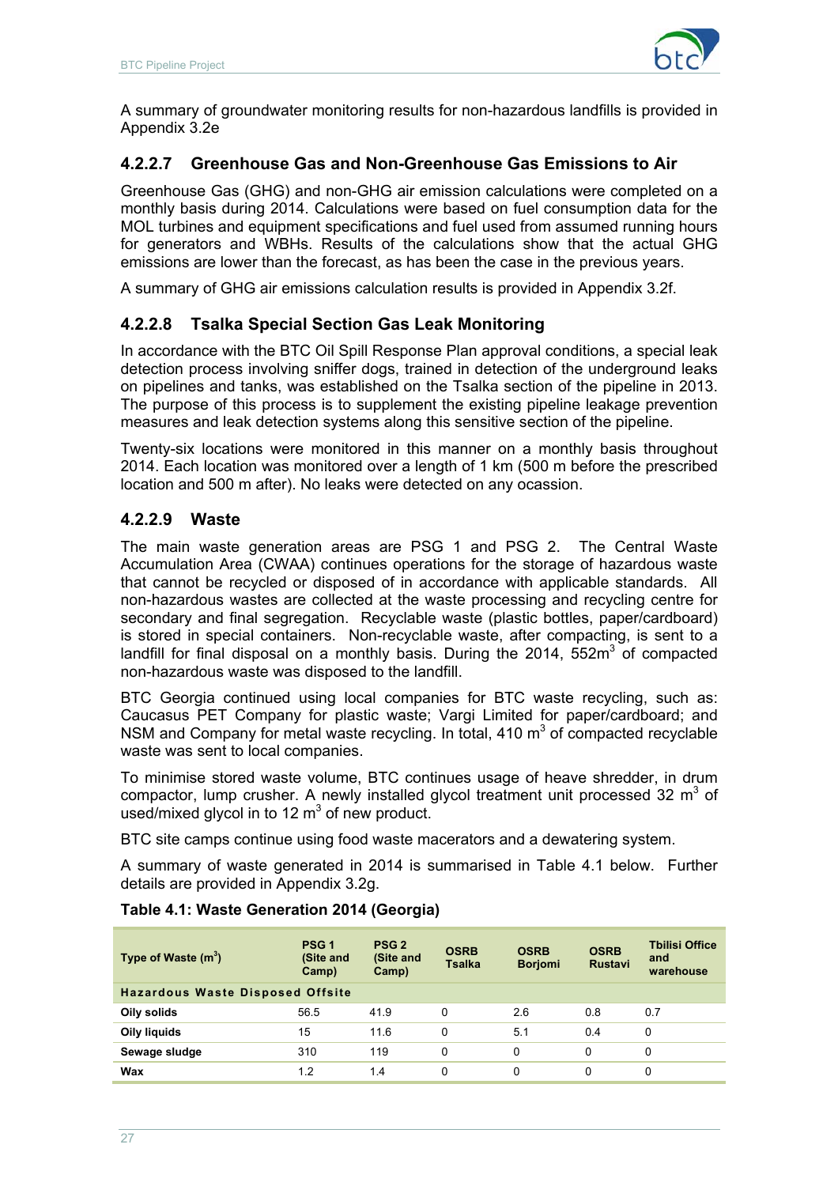A summary of groundwater monitoring results for non-hazardous landfills is provided in Appendix 3.2e

### 4.2.2.7 Greenhouse Gas and Non-Greenhouse Gas Emissions to Air

Greenhouse Gas (GHG) and non-GHG air emission calculations were completed on a monthly basis during 2014. Calculations were based on fuel consumption data for the MOL turbines and equipment specifications and fuel used from assumed running hours for generators and WBHs. Results of the calculations show that the actual GHG emissions are lower than the forecast, as has been the case in the previous years.

A summary of GHG air emissions calculation results is provided in Appendix 3.2f.

### 4.2.2.8 Tsalka Special Section Gas Leak Monitoring

In accordance with the BTC Oil Spill Response Plan approval conditions, a special leak detection process involving sniffer dogs, trained in detection of the underground leaks on pipelines and tanks, was established on the Tsalka section of the pipeline in 2013. The purpose of this process is to supplement the existing pipeline leakage prevention measures and leak detection systems along this sensitive section of the pipeline.

Twenty-six locations were monitored in this manner on a monthly basis throughout 2014. Each location was monitored over a length of 1 km (500 m before the prescribed location and 500 m after). No leaks were detected on any ocassion.

### 4.2.2.9 Waste

The main waste generation areas are PSG 1 and PSG 2. The Central Waste Accumulation Area (CWAA) continues operations for the storage of hazardous waste that cannot be recycled or disposed of in accordance with applicable standards. All non-hazardous wastes are collected at the waste processing and recycling centre for secondary and final segregation. Recyclable waste (plastic bottles, paper/cardboard) is stored in special containers. Non-recyclable waste, after compacting, is sent to a landfill for final disposal on a monthly basis. During the 2014, 552m$^3$ of compacted non-hazardous waste was disposed to the landfill.

BTC Georgia continued using local companies for BTC waste recycling, such as: Caucasus PET Company for plastic waste; Vargi Limited for paper/cardboard; and NSM and Company for metal waste recycling. In total, 410 m$^3$ of compacted recyclable waste was sent to local companies.

To minimise stored waste volume, BTC continues usage of heave shredder, in drum compactor, lump crusher. A newly installed glycol treatment unit processed 32 m$^3$ of used/mixed glycol in to 12 m$^3$ of new product.

BTC site camps continue using food waste macerators and a dewatering system.

A summary of waste generated in 2014 is summarised in Table 4.1 below. Further details are provided in Appendix 3.2g.

**Table 4.1: Waste Generation 2014 (Georgia)**

| Type of Waste (m$^3$) | PSG 1 (Site and Camp) | PSG 2 (Site and Camp) | OSRB Tsalka | OSRB Borjomi | OSRB Rustavi | Tbilisi Office and warehouse |
|---|---|---|---|---|---|---|
| **Hazardous Waste Disposed Offsite** | | | | | | |
| **Oily solids** | 56.5 | 41.9 | 0 | 2.6 | 0.8 | 0.7 |
| **Oily liquids** | 15 | 11.6 | 0 | 5.1 | 0.4 | 0 |
| **Sewage sludge** | 310 | 119 | 0 | 0 | 0 | 0 |
| **Wax** | 1.2 | 1.4 | 0 | 0 | 0 | 0 |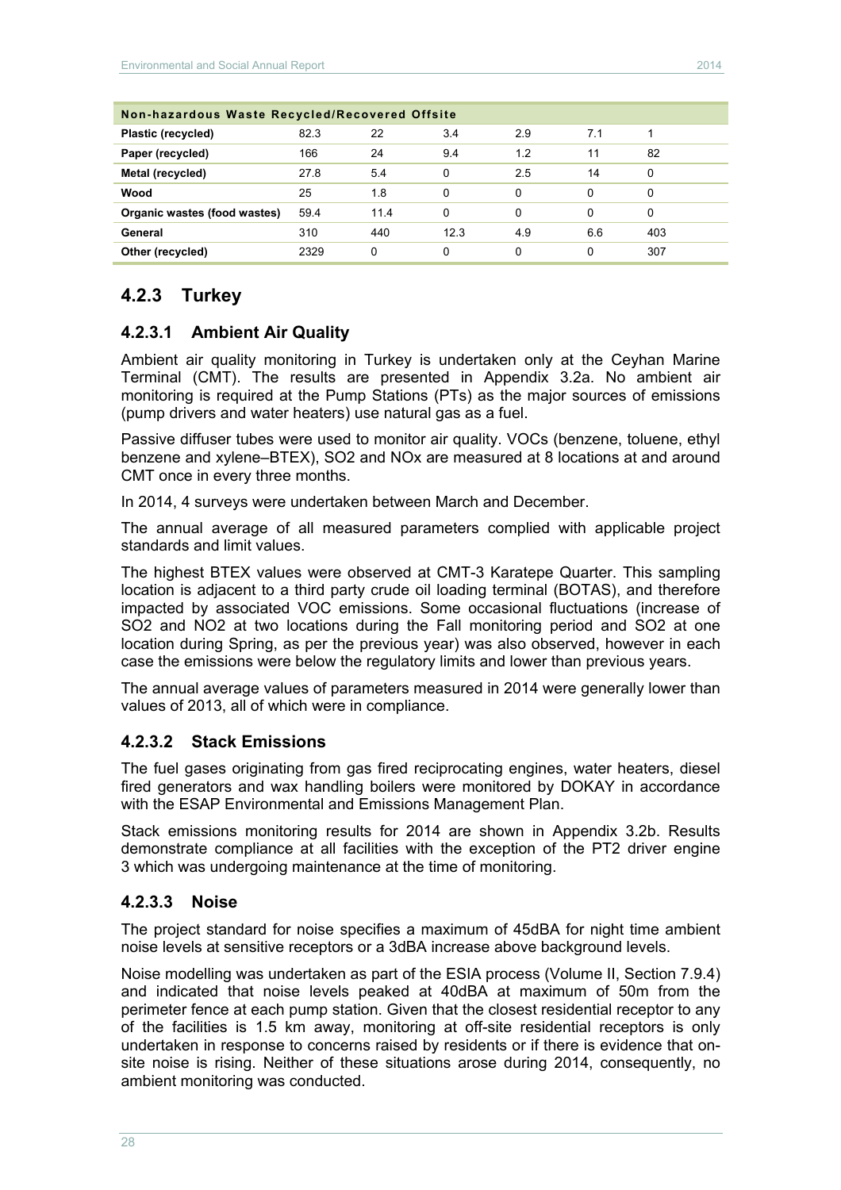| Non-hazardous Waste Recycled/Recovered Offsite | | | | | | |
|---|---|---|---|---|---|---|
| **Plastic (recycled)** | 82.3 | 22 | 3.4 | 2.9 | 7.1 | 1 |
| **Paper (recycled)** | 166 | 24 | 9.4 | 1.2 | 11 | 82 |
| **Metal (recycled)** | 27.8 | 5.4 | 0 | 2.5 | 14 | 0 |
| **Wood** | 25 | 1.8 | 0 | 0 | 0 | 0 |
| **Organic wastes (food wastes)** | 59.4 | 11.4 | 0 | 0 | 0 | 0 |
| **General** | 310 | 440 | 12.3 | 4.9 | 6.6 | 403 |
| **Other (recycled)** | 2329 | 0 | 0 | 0 | 0 | 307 |

## 4.2.3 Turkey

### 4.2.3.1 Ambient Air Quality

Ambient air quality monitoring in Turkey is undertaken only at the Ceyhan Marine Terminal (CMT). The results are presented in Appendix 3.2a. No ambient air monitoring is required at the Pump Stations (PTs) as the major sources of emissions (pump drivers and water heaters) use natural gas as a fuel.

Passive diffuser tubes were used to monitor air quality. VOCs (benzene, toluene, ethyl benzene and xylene–BTEX), $SO_2$ and $NO_x$ are measured at 8 locations at and around CMT once in every three months.

In 2014, 4 surveys were undertaken between March and December.

The annual average of all measured parameters complied with applicable project standards and limit values.

The highest BTEX values were observed at CMT-3 Karatepe Quarter. This sampling location is adjacent to a third party crude oil loading terminal (BOTAS), and therefore impacted by associated VOC emissions. Some occasional fluctuations (increase of $SO_2$ and $NO_2$ at two locations during the Fall monitoring period and $SO_2$ at one location during Spring, as per the previous year) was also observed, however in each case the emissions were below the regulatory limits and lower than previous years.

The annual average values of parameters measured in 2014 were generally lower than values of 2013, all of which were in compliance.

### 4.2.3.2 Stack Emissions

The fuel gases originating from gas fired reciprocating engines, water heaters, diesel fired generators and wax handling boilers were monitored by DOKAY in accordance with the ESAP Environmental and Emissions Management Plan.

Stack emissions monitoring results for 2014 are shown in Appendix 3.2b. Results demonstrate compliance at all facilities with the exception of the PT2 driver engine 3 which was undergoing maintenance at the time of monitoring.

### 4.2.3.3 Noise

The project standard for noise specifies a maximum of 45dBA for night time ambient noise levels at sensitive receptors or a 3dBA increase above background levels.

Noise modelling was undertaken as part of the ESIA process (Volume II, Section 7.9.4) and indicated that noise levels peaked at 40dBA at maximum of 50m from the perimeter fence at each pump station. Given that the closest residential receptor to any of the facilities is 1.5 km away, monitoring at off-site residential receptors is only undertaken in response to concerns raised by residents or if there is evidence that on-site noise is rising. Neither of these situations arose during 2014, consequently, no ambient monitoring was conducted.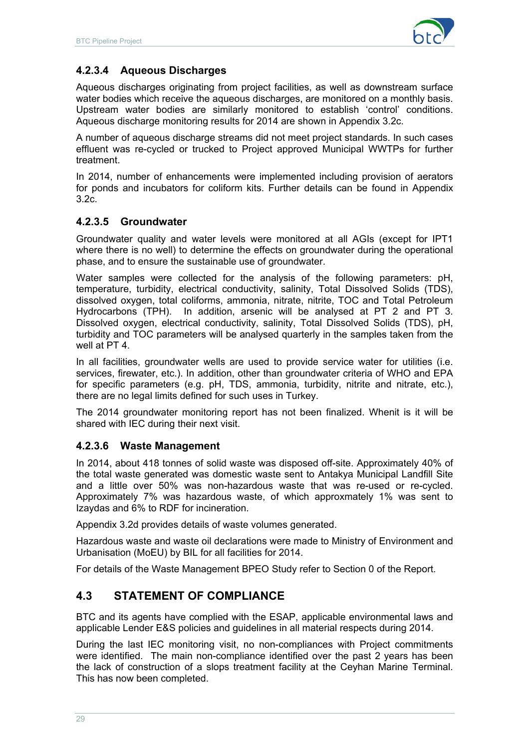### 4.2.3.4 Aqueous Discharges

Aqueous discharges originating from project facilities, as well as downstream surface water bodies which receive the aqueous discharges, are monitored on a monthly basis. Upstream water bodies are similarly monitored to establish 'control' conditions. Aqueous discharge monitoring results for 2014 are shown in Appendix 3.2c.

A number of aqueous discharge streams did not meet project standards. In such cases effluent was re-cycled or trucked to Project approved Municipal WWTPs for further treatment.

In 2014, number of enhancements were implemented including provision of aerators for ponds and incubators for coliform kits. Further details can be found in Appendix 3.2c.

### 4.2.3.5 Groundwater

Groundwater quality and water levels were monitored at all AGIs (except for IPT1 where there is no well) to determine the effects on groundwater during the operational phase, and to ensure the sustainable use of groundwater.

Water samples were collected for the analysis of the following parameters: pH, temperature, turbidity, electrical conductivity, salinity, Total Dissolved Solids (TDS), dissolved oxygen, total coliforms, ammonia, nitrate, nitrite, TOC and Total Petroleum Hydrocarbons (TPH). In addition, arsenic will be analysed at PT 2 and PT 3. Dissolved oxygen, electrical conductivity, salinity, Total Dissolved Solids (TDS), pH, turbidity and TOC parameters will be analysed quarterly in the samples taken from the well at PT 4.

In all facilities, groundwater wells are used to provide service water for utilities (i.e. services, firewater, etc.). In addition, other than groundwater criteria of WHO and EPA for specific parameters (e.g. pH, TDS, ammonia, turbidity, nitrite and nitrate, etc.), there are no legal limits defined for such uses in Turkey.

The 2014 groundwater monitoring report has not been finalized. Whenit is it will be shared with IEC during their next visit.

### 4.2.3.6 Waste Management

In 2014, about 418 tonnes of solid waste was disposed off-site. Approximately 40% of the total waste generated was domestic waste sent to Antakya Municipal Landfill Site and a little over 50% was non-hazardous waste that was re-used or re-cycled. Approximately 7% was hazardous waste, of which approxmately 1% was sent to Izaydas and 6% to RDF for incineration.

Appendix 3.2d provides details of waste volumes generated.

Hazardous waste and waste oil declarations were made to Ministry of Environment and Urbanisation (MoEU) by BIL for all facilities for 2014.

For details of the Waste Management BPEO Study refer to Section 0 of the Report.

## 4.3 STATEMENT OF COMPLIANCE

BTC and its agents have complied with the ESAP, applicable environmental laws and applicable Lender E&S policies and guidelines in all material respects during 2014.

During the last IEC monitoring visit, no non-compliances with Project commitments were identified. The main non-compliance identified over the past 2 years has been the lack of construction of a slops treatment facility at the Ceyhan Marine Terminal. This has now been completed.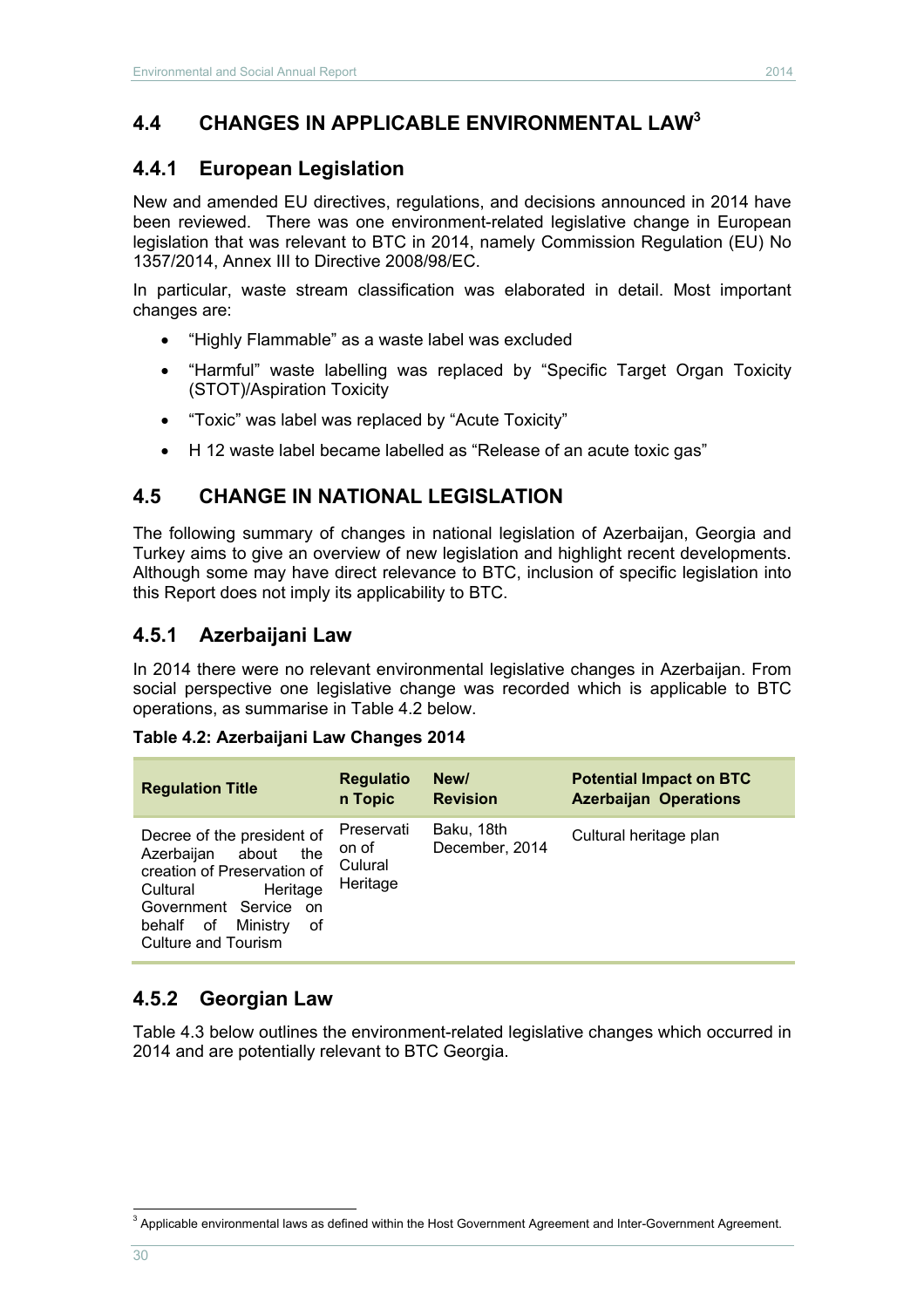## 4.4 CHANGES IN APPLICABLE ENVIRONMENTAL LAW[3]

### 4.4.1 European Legislation

New and amended EU directives, regulations, and decisions announced in 2014 have been reviewed. There was one environment-related legislative change in European legislation that was relevant to BTC in 2014, namely Commission Regulation (EU) No 1357/2014, Annex III to Directive 2008/98/EC.

In particular, waste stream classification was elaborated in detail. Most important changes are:

- "Highly Flammable" as a waste label was excluded
- "Harmful" waste labelling was replaced by "Specific Target Organ Toxicity (STOT)/Aspiration Toxicity
- "Toxic" was label was replaced by "Acute Toxicity"
- H 12 waste label became labelled as "Release of an acute toxic gas"

## 4.5 CHANGE IN NATIONAL LEGISLATION

The following summary of changes in national legislation of Azerbaijan, Georgia and Turkey aims to give an overview of new legislation and highlight recent developments. Although some may have direct relevance to BTC, inclusion of specific legislation into this Report does not imply its applicability to BTC.

### 4.5.1 Azerbaijani Law

In 2014 there were no relevant environmental legislative changes in Azerbaijan. From social perspective one legislative change was recorded which is applicable to BTC operations, as summarise in Table 4.2 below.

**Table 4.2: Azerbaijani Law Changes 2014**

| Regulation Title | Regulation Topic | New/ Revision | Potential Impact on BTC Azerbaijan Operations |
|---|---|---|---|
| Decree of the president of Azerbaijan about the creation of Preservation of Cultural Heritage Government Service on behalf of Ministry of Culture and Tourism | Preservation of Culural Heritage | Baku, 18th December, 2014 | Cultural heritage plan |

### 4.5.2 Georgian Law

Table 4.3 below outlines the environment-related legislative changes which occurred in 2014 and are potentially relevant to BTC Georgia.

[3] Applicable environmental laws as defined within the Host Government Agreement and Inter-Government Agreement.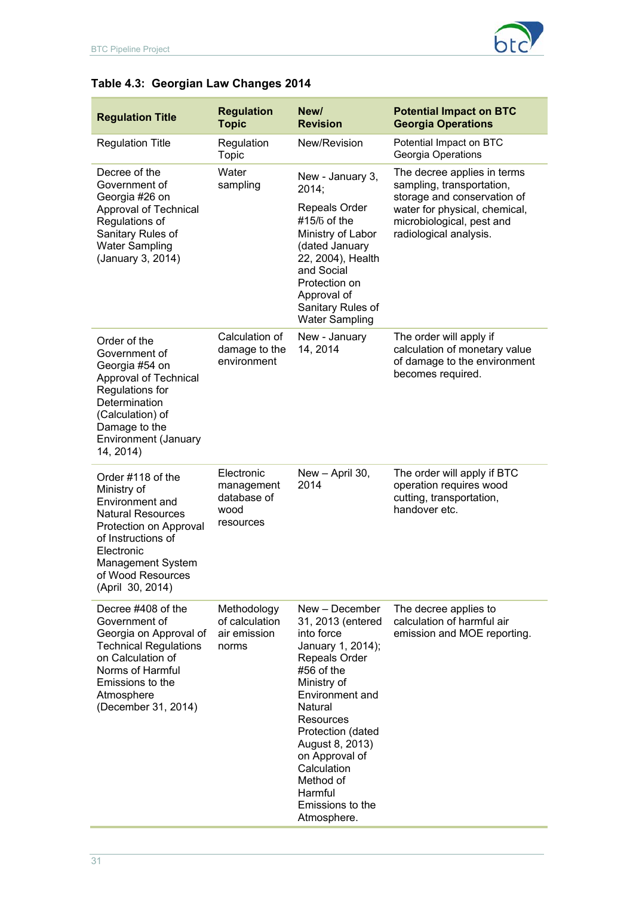**Table 4.3: Georgian Law Changes 2014**

| Regulation Title | Regulation Topic | New/ Revision | Potential Impact on BTC Georgia Operations |
|---|---|---|---|
| Regulation Title | Regulation Topic | New/Revision | Potential Impact on BTC Georgia Operations |
| Decree of the Government of Georgia #26 on Approval of Technical Regulations of Sanitary Rules of Water Sampling (January 3, 2014) | Water sampling | New - January 3, 2014; Repeals Order #15/б of the Ministry of Labor (dated January 22, 2004), Health and Social Protection on Approval of Sanitary Rules of Water Sampling | The decree applies in terms sampling, transportation, storage and conservation of water for physical, chemical, microbiological, pest and radiological analysis. |
| Order of the Government of Georgia #54 on Approval of Technical Regulations for Determination (Calculation) of Damage to the Environment (January 14, 2014) | Calculation of damage to the environment | New - January 14, 2014 | The order will apply if calculation of monetary value of damage to the environment becomes required. |
| Order #118 of the Ministry of Environment and Natural Resources Protection on Approval of Instructions of Electronic Management System of Wood Resources (April 30, 2014) | Electronic management database of wood resources | New – April 30, 2014 | The order will apply if BTC operation requires wood cutting, transportation, handover etc. |
| Decree #408 of the Government of Georgia on Approval of Technical Regulations on Calculation of Norms of Harmful Emissions to the Atmosphere (December 31, 2014) | Methodology of calculation air emission norms | New – December 31, 2013 (entered into force January 1, 2014); Repeals Order #56 of the Ministry of Environment and Natural Resources Protection (dated August 8, 2013) on Approval of Calculation Method of Harmful Emissions to the Atmosphere. | The decree applies to calculation of harmful air emission and MOE reporting. |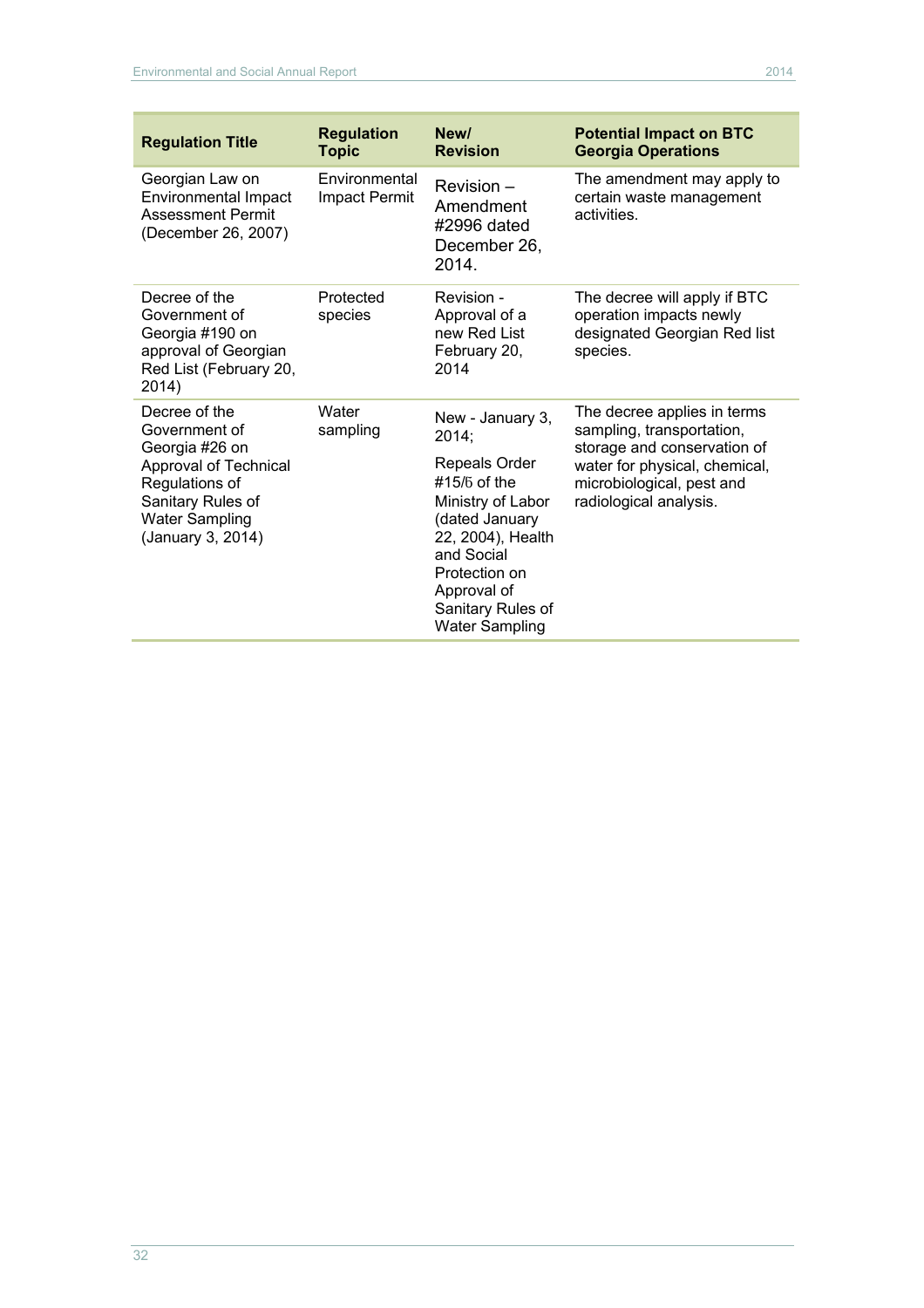| Regulation Title | Regulation Topic | New/ Revision | Potential Impact on BTC Georgia Operations |
| --- | --- | --- | --- |
| Georgian Law on Environmental Impact Assessment Permit (December 26, 2007) | Environmental Impact Permit | Revision – Amendment #2996 dated December 26, 2014. | The amendment may apply to certain waste management activities. |
| Decree of the Government of Georgia #190 on approval of Georgian Red List (February 20, 2014) | Protected species | Revision - Approval of a new Red List February 20, 2014 | The decree will apply if BTC operation impacts newly designated Georgian Red list species. |
| Decree of the Government of Georgia #26 on Approval of Technical Regulations of Sanitary Rules of Water Sampling (January 3, 2014) | Water sampling | New - January 3, 2014; Repeals Order #15/б of the Ministry of Labor (dated January 22, 2004), Health and Social Protection on Approval of Sanitary Rules of Water Sampling | The decree applies in terms sampling, transportation, storage and conservation of water for physical, chemical, microbiological, pest and radiological analysis. |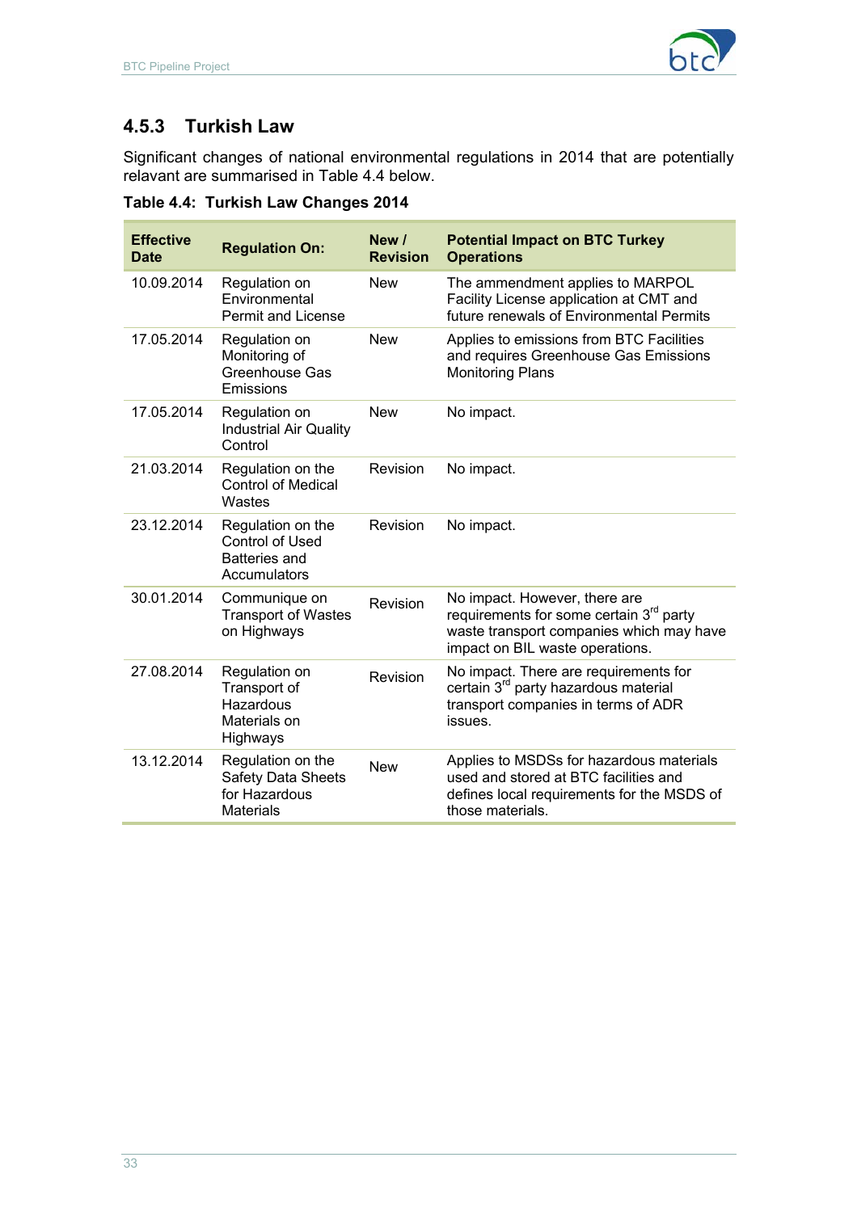### 4.5.3 Turkish Law

Significant changes of national environmental regulations in 2014 that are potentially relavant are summarised in Table 4.4 below.

**Table 4.4: Turkish Law Changes 2014**

| Effective Date | Regulation On: | New / Revision | Potential Impact on BTC Turkey Operations |
|---|---|---|---|
| 10.09.2014 | Regulation on Environmental Permit and License | New | The ammendment applies to MARPOL Facility License application at CMT and future renewals of Environmental Permits |
| 17.05.2014 | Regulation on Monitoring of Greenhouse Gas Emissions | New | Applies to emissions from BTC Facilities and requires Greenhouse Gas Emissions Monitoring Plans |
| 17.05.2014 | Regulation on Industrial Air Quality Control | New | No impact. |
| 21.03.2014 | Regulation on the Control of Medical Wastes | Revision | No impact. |
| 23.12.2014 | Regulation on the Control of Used Batteries and Accumulators | Revision | No impact. |
| 30.01.2014 | Communique on Transport of Wastes on Highways | Revision | No impact. However, there are requirements for some certain 3rd party waste transport companies which may have impact on BIL waste operations. |
| 27.08.2014 | Regulation on Transport of Hazardous Materials on Highways | Revision | No impact. There are requirements for certain 3rd party hazardous material transport companies in terms of ADR issues. |
| 13.12.2014 | Regulation on the Safety Data Sheets for Hazardous Materials | New | Applies to MSDSs for hazardous materials used and stored at BTC facilities and defines local requirements for the MSDS of those materials. |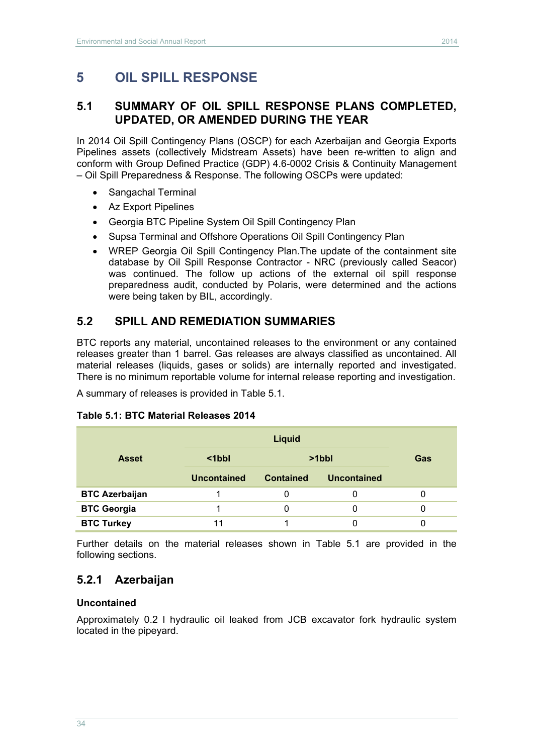# 5 OIL SPILL RESPONSE

## 5.1 SUMMARY OF OIL SPILL RESPONSE PLANS COMPLETED, UPDATED, OR AMENDED DURING THE YEAR

In 2014 Oil Spill Contingency Plans (OSCP) for each Azerbaijan and Georgia Exports Pipelines assets (collectively Midstream Assets) have been re-written to align and conform with Group Defined Practice (GDP) 4.6-0002 Crisis & Continuity Management – Oil Spill Preparedness & Response. The following OSCPs were updated:

- Sangachal Terminal
- Az Export Pipelines
- Georgia BTC Pipeline System Oil Spill Contingency Plan
- Supsa Terminal and Offshore Operations Oil Spill Contingency Plan
- WREP Georgia Oil Spill Contingency Plan.The update of the containment site database by Oil Spill Response Contractor - NRC (previously called Seacor) was continued. The follow up actions of the external oil spill response preparedness audit, conducted by Polaris, were determined and the actions were being taken by BIL, accordingly.

## 5.2 SPILL AND REMEDIATION SUMMARIES

BTC reports any material, uncontained releases to the environment or any contained releases greater than 1 barrel. Gas releases are always classified as uncontained. All material releases (liquids, gases or solids) are internally reported and investigated. There is no minimum reportable volume for internal release reporting and investigation.

A summary of releases is provided in Table 5.1.

**Table 5.1: BTC Material Releases 2014**

| Asset | Liquid | | | Gas |
|---|---|---|---|---|
| | <1bbl | >1bbl | | |
| | Uncontained | Contained | Uncontained | |
| **BTC Azerbaijan** | 1 | 0 | 0 | 0 |
| **BTC Georgia** | 1 | 0 | 0 | 0 |
| **BTC Turkey** | 11 | 1 | 0 | 0 |

Further details on the material releases shown in Table 5.1 are provided in the following sections.

### 5.2.1 Azerbaijan

**Uncontained**

Approximately 0.2 l hydraulic oil leaked from JCB excavator fork hydraulic system located in the pipeyard.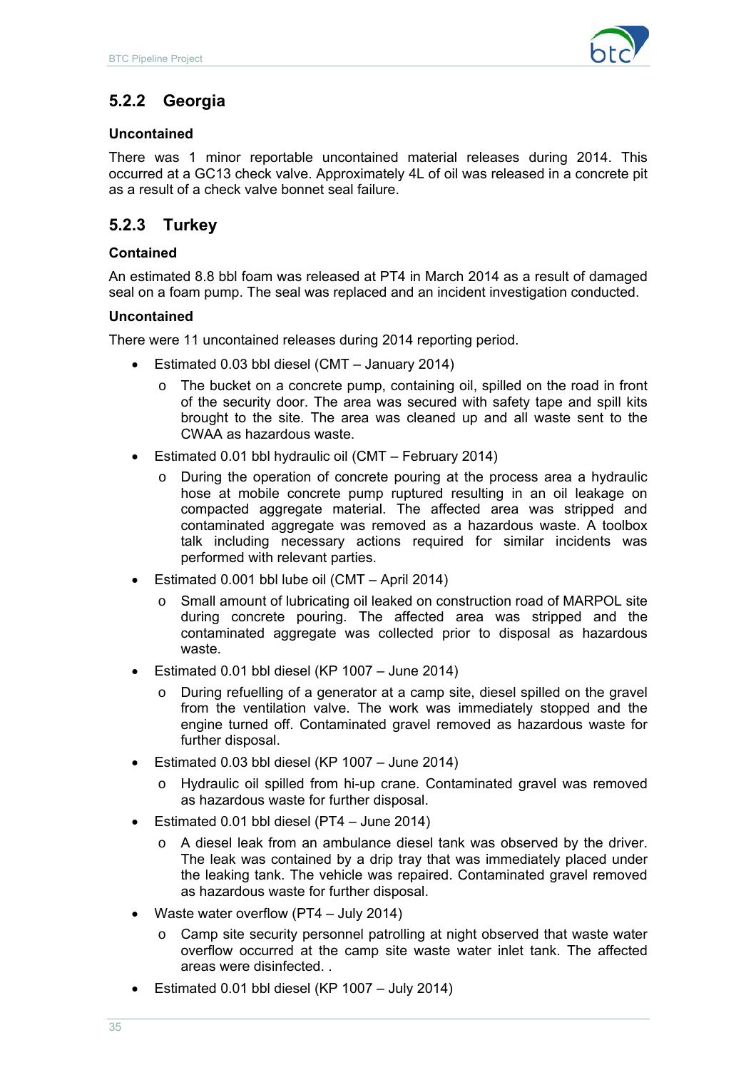### 5.2.2 Georgia

**Uncontained**

There was 1 minor reportable uncontained material releases during 2014. This occurred at a GC13 check valve. Approximately 4L of oil was released in a concrete pit as a result of a check valve bonnet seal failure.

### 5.2.3 Turkey

**Contained**

An estimated 8.8 bbl foam was released at PT4 in March 2014 as a result of damaged seal on a foam pump. The seal was replaced and an incident investigation conducted.

**Uncontained**

There were 11 uncontained releases during 2014 reporting period.

- Estimated 0.03 bbl diesel (CMT – January 2014)
  - The bucket on a concrete pump, containing oil, spilled on the road in front of the security door. The area was secured with safety tape and spill kits brought to the site. The area was cleaned up and all waste sent to the CWAA as hazardous waste.
- Estimated 0.01 bbl hydraulic oil (CMT – February 2014)
  - During the operation of concrete pouring at the process area a hydraulic hose at mobile concrete pump ruptured resulting in an oil leakage on compacted aggregate material. The affected area was stripped and contaminated aggregate was removed as a hazardous waste. A toolbox talk including necessary actions required for similar incidents was performed with relevant parties.
- Estimated 0.001 bbl lube oil (CMT – April 2014)
  - Small amount of lubricating oil leaked on construction road of MARPOL site during concrete pouring. The affected area was stripped and the contaminated aggregate was collected prior to disposal as hazardous waste.
- Estimated 0.01 bbl diesel (KP 1007 – June 2014)
  - During refuelling of a generator at a camp site, diesel spilled on the gravel from the ventilation valve. The work was immediately stopped and the engine turned off. Contaminated gravel removed as hazardous waste for further disposal.
- Estimated 0.03 bbl diesel (KP 1007 – June 2014)
  - Hydraulic oil spilled from hi-up crane. Contaminated gravel was removed as hazardous waste for further disposal.
- Estimated 0.01 bbl diesel (PT4 – June 2014)
  - A diesel leak from an ambulance diesel tank was observed by the driver. The leak was contained by a drip tray that was immediately placed under the leaking tank. The vehicle was repaired. Contaminated gravel removed as hazardous waste for further disposal.
- Waste water overflow (PT4 – July 2014)
  - Camp site security personnel patrolling at night observed that waste water overflow occurred at the camp site waste water inlet tank. The affected areas were disinfected. .
- Estimated 0.01 bbl diesel (KP 1007 – July 2014)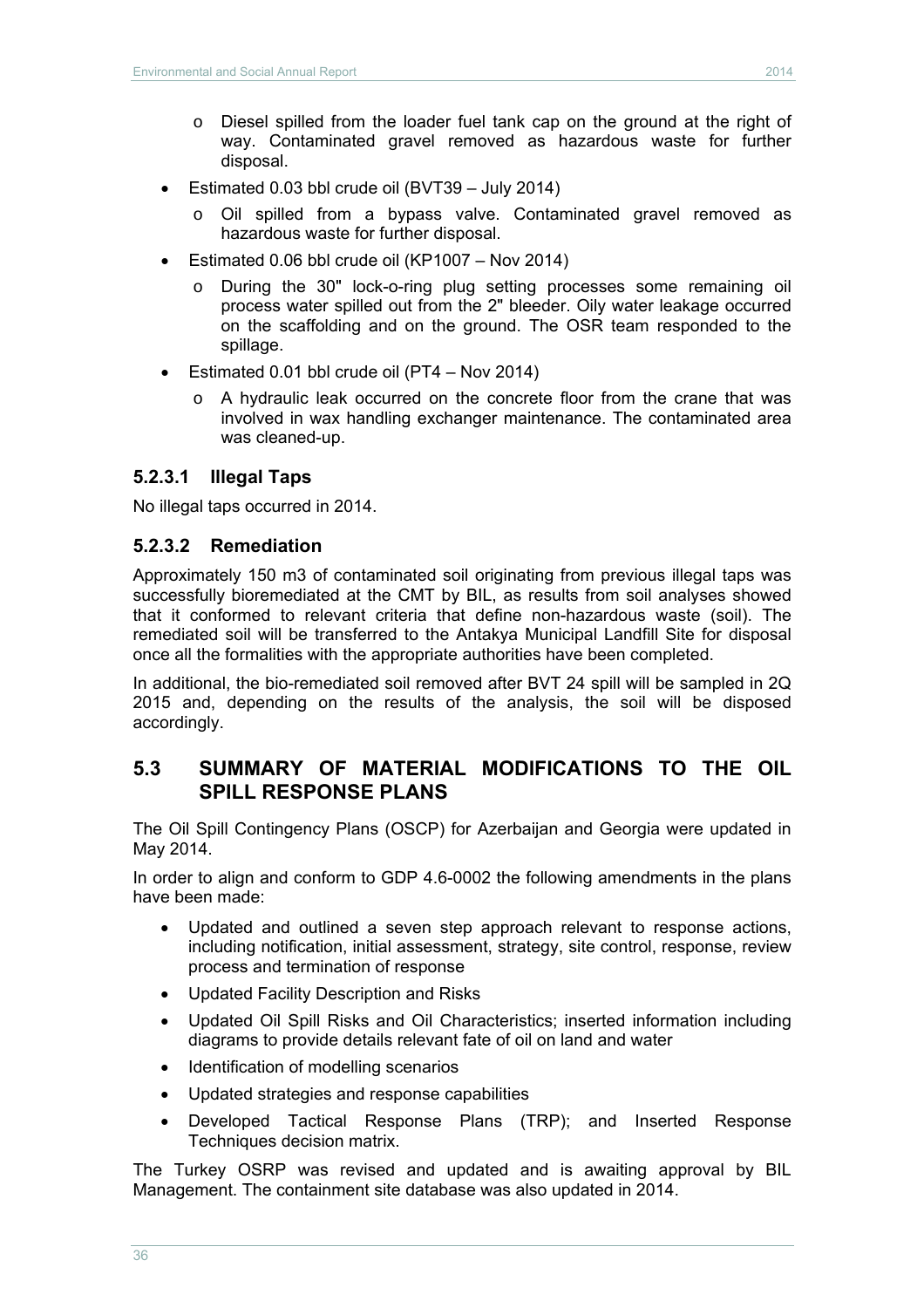- Diesel spilled from the loader fuel tank cap on the ground at the right of way. Contaminated gravel removed as hazardous waste for further disposal.
- Estimated 0.03 bbl crude oil (BVT39 – July 2014)
  - Oil spilled from a bypass valve. Contaminated gravel removed as hazardous waste for further disposal.
- Estimated 0.06 bbl crude oil (KP1007 – Nov 2014)
  - During the 30" lock-o-ring plug setting processes some remaining oil process water spilled out from the 2" bleeder. Oily water leakage occurred on the scaffolding and on the ground. The OSR team responded to the spillage.
- Estimated 0.01 bbl crude oil (PT4 – Nov 2014)
  - A hydraulic leak occurred on the concrete floor from the crane that was involved in wax handling exchanger maintenance. The contaminated area was cleaned-up.

#### 5.2.3.1 Illegal Taps

No illegal taps occurred in 2014.

#### 5.2.3.2 Remediation

Approximately 150 m3 of contaminated soil originating from previous illegal taps was successfully bioremediated at the CMT by BIL, as results from soil analyses showed that it conformed to relevant criteria that define non-hazardous waste (soil). The remediated soil will be transferred to the Antakya Municipal Landfill Site for disposal once all the formalities with the appropriate authorities have been completed.

In additional, the bio-remediated soil removed after BVT 24 spill will be sampled in 2Q 2015 and, depending on the results of the analysis, the soil will be disposed accordingly.

## 5.3 SUMMARY OF MATERIAL MODIFICATIONS TO THE OIL SPILL RESPONSE PLANS

The Oil Spill Contingency Plans (OSCP) for Azerbaijan and Georgia were updated in May 2014.

In order to align and conform to GDP 4.6-0002 the following amendments in the plans have been made:

- Updated and outlined a seven step approach relevant to response actions, including notification, initial assessment, strategy, site control, response, review process and termination of response
- Updated Facility Description and Risks
- Updated Oil Spill Risks and Oil Characteristics; inserted information including diagrams to provide details relevant fate of oil on land and water
- Identification of modelling scenarios
- Updated strategies and response capabilities
- Developed Tactical Response Plans (TRP); and Inserted Response Techniques decision matrix.

The Turkey OSRP was revised and updated and is awaiting approval by BIL Management. The containment site database was also updated in 2014.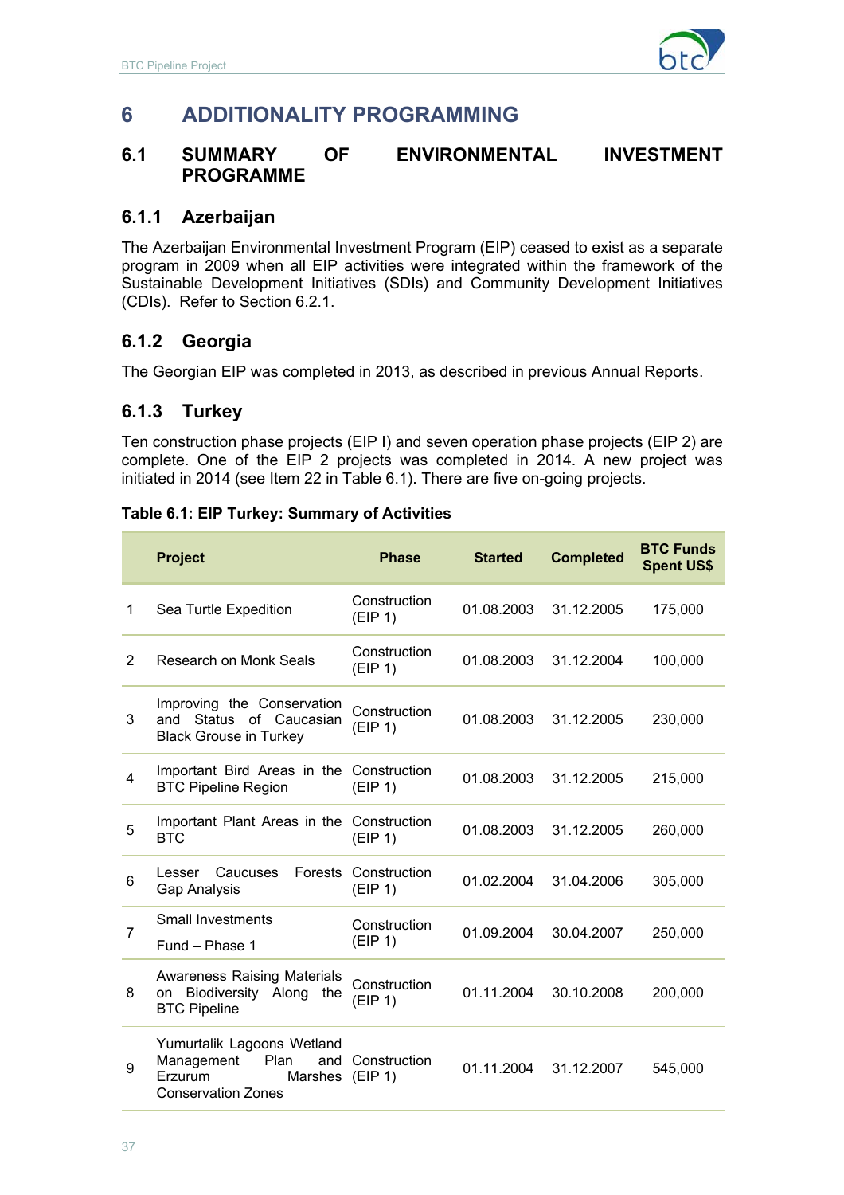# 6 ADDITIONALITY PROGRAMMING

## 6.1 SUMMARY OF ENVIRONMENTAL INVESTMENT PROGRAMME

### 6.1.1 Azerbaijan

The Azerbaijan Environmental Investment Program (EIP) ceased to exist as a separate program in 2009 when all EIP activities were integrated within the framework of the Sustainable Development Initiatives (SDIs) and Community Development Initiatives (CDIs). Refer to Section 6.2.1.

### 6.1.2 Georgia

The Georgian EIP was completed in 2013, as described in previous Annual Reports.

### 6.1.3 Turkey

Ten construction phase projects (EIP I) and seven operation phase projects (EIP 2) are complete. One of the EIP 2 projects was completed in 2014. A new project was initiated in 2014 (see Item 22 in Table 6.1). There are five on-going projects.

**Table 6.1: EIP Turkey: Summary of Activities**

| | Project | Phase | Started | Completed | BTC Funds Spent US$ |
|---|---|---|---|---|---|
| 1 | Sea Turtle Expedition | Construction (EIP 1) | 01.08.2003 | 31.12.2005 | 175,000 |
| 2 | Research on Monk Seals | Construction (EIP 1) | 01.08.2003 | 31.12.2004 | 100,000 |
| 3 | Improving the Conservation and Status of Caucasian Black Grouse in Turkey | Construction (EIP 1) | 01.08.2003 | 31.12.2005 | 230,000 |
| 4 | Important Bird Areas in the BTC Pipeline Region | Construction (EIP 1) | 01.08.2003 | 31.12.2005 | 215,000 |
| 5 | Important Plant Areas in the BTC | Construction (EIP 1) | 01.08.2003 | 31.12.2005 | 260,000 |
| 6 | Lesser Caucuses Forests Gap Analysis | Construction (EIP 1) | 01.02.2004 | 31.04.2006 | 305,000 |
| 7 | Small Investments Fund – Phase 1 | Construction (EIP 1) | 01.09.2004 | 30.04.2007 | 250,000 |
| 8 | Awareness Raising Materials on Biodiversity Along the BTC Pipeline | Construction (EIP 1) | 01.11.2004 | 30.10.2008 | 200,000 |
| 9 | Yumurtalik Lagoons Wetland Management Plan and Erzurum Marshes Conservation Zones | Construction (EIP 1) | 01.11.2004 | 31.12.2007 | 545,000 |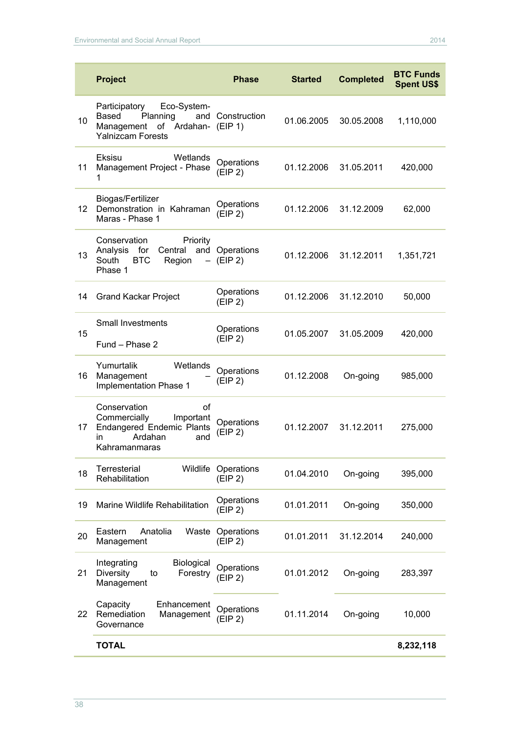| | Project | Phase | Started | Completed | BTC Funds Spent US$ |
|---|---|---|---|---|---|
| 10 | Participatory Eco-System-Based Planning and Management of Ardahan-Yalnizcam Forests | Construction (EIP 1) | 01.06.2005 | 30.05.2008 | 1,110,000 |
| 11 | Eksisu Wetlands Management Project - Phase 1 | Operations (EIP 2) | 01.12.2006 | 31.05.2011 | 420,000 |
| 12 | Biogas/Fertilizer Demonstration in Kahraman Maras - Phase 1 | Operations (EIP 2) | 01.12.2006 | 31.12.2009 | 62,000 |
| 13 | Conservation Priority Analysis for Central and South BTC Region – Phase 1 | Operations (EIP 2) | 01.12.2006 | 31.12.2011 | 1,351,721 |
| 14 | Grand Kackar Project | Operations (EIP 2) | 01.12.2006 | 31.12.2010 | 50,000 |
| 15 | Small Investments Fund – Phase 2 | Operations (EIP 2) | 01.05.2007 | 31.05.2009 | 420,000 |
| 16 | Yumurtalik Wetlands Management – Implementation Phase 1 | Operations (EIP 2) | 01.12.2008 | On-going | 985,000 |
| 17 | Conservation of Commercially Important Endangered Endemic Plants in Ardahan and Kahramanmaras | Operations (EIP 2) | 01.12.2007 | 31.12.2011 | 275,000 |
| 18 | Terrestrial Wildlife Rehabilitation | Operations (EIP 2) | 01.04.2010 | On-going | 395,000 |
| 19 | Marine Wildlife Rehabilitation | Operations (EIP 2) | 01.01.2011 | On-going | 350,000 |
| 20 | Eastern Anatolia Waste Management | Operations (EIP 2) | 01.01.2011 | 31.12.2014 | 240,000 |
| 21 | Integrating Biological Diversity to Forestry Management | Operations (EIP 2) | 01.01.2012 | On-going | 283,397 |
| 22 | Capacity Enhancement Remediation Management Governance | Operations (EIP 2) | 01.11.2014 | On-going | 10,000 |
| | **TOTAL** | | | | **8,232,118** |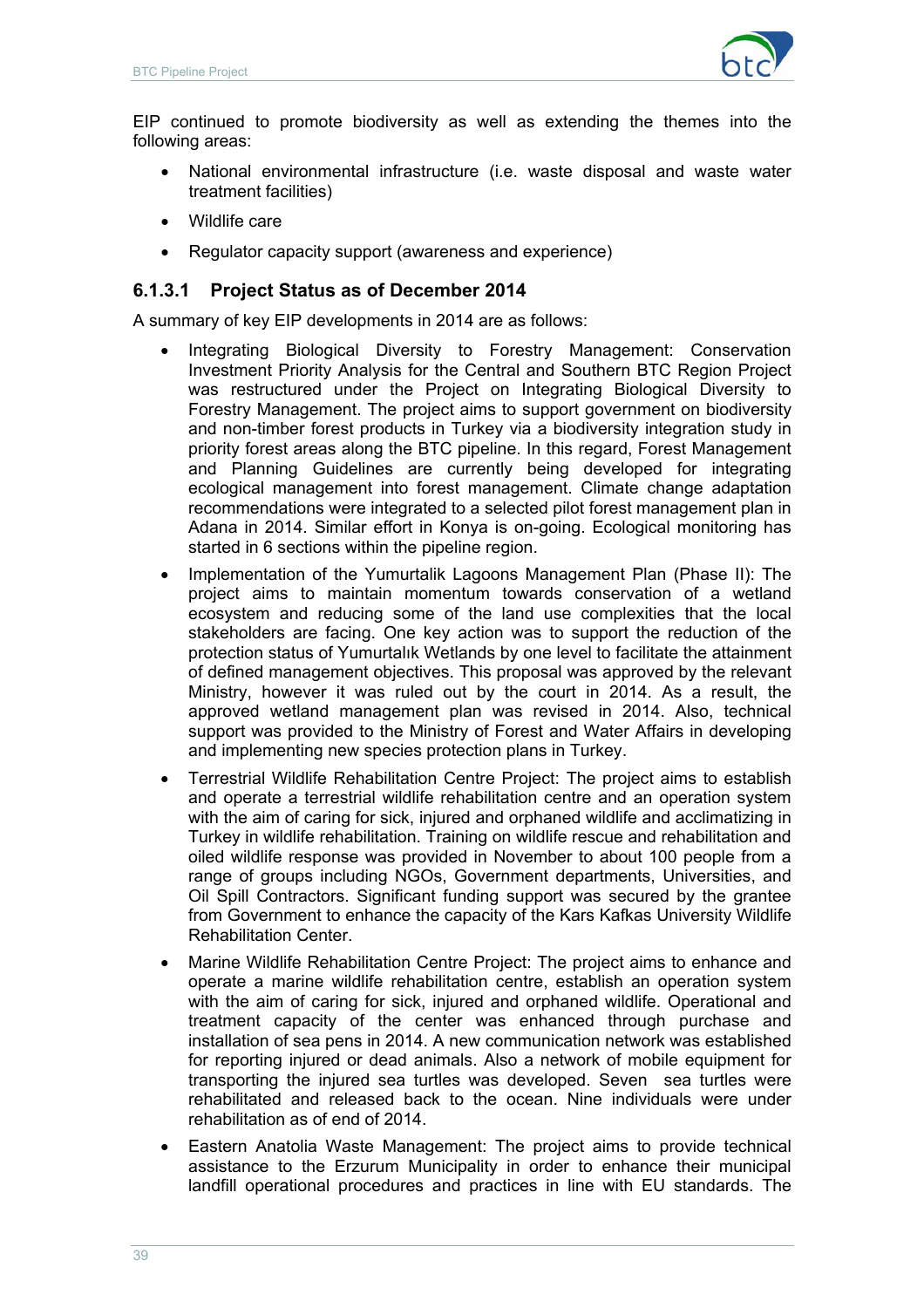EIP continued to promote biodiversity as well as extending the themes into the following areas:

- National environmental infrastructure (i.e. waste disposal and waste water treatment facilities)
- Wildlife care
- Regulator capacity support (awareness and experience)

#### 6.1.3.1 Project Status as of December 2014

A summary of key EIP developments in 2014 are as follows:

- Integrating Biological Diversity to Forestry Management: Conservation Investment Priority Analysis for the Central and Southern BTC Region Project was restructured under the Project on Integrating Biological Diversity to Forestry Management. The project aims to support government on biodiversity and non-timber forest products in Turkey via a biodiversity integration study in priority forest areas along the BTC pipeline. In this regard, Forest Management and Planning Guidelines are currently being developed for integrating ecological management into forest management. Climate change adaptation recommendations were integrated to a selected pilot forest management plan in Adana in 2014. Similar effort in Konya is on-going. Ecological monitoring has started in 6 sections within the pipeline region.
- Implementation of the Yumurtalik Lagoons Management Plan (Phase II): The project aims to maintain momentum towards conservation of a wetland ecosystem and reducing some of the land use complexities that the local stakeholders are facing. One key action was to support the reduction of the protection status of Yumurtalık Wetlands by one level to facilitate the attainment of defined management objectives. This proposal was approved by the relevant Ministry, however it was ruled out by the court in 2014. As a result, the approved wetland management plan was revised in 2014. Also, technical support was provided to the Ministry of Forest and Water Affairs in developing and implementing new species protection plans in Turkey.
- Terrestrial Wildlife Rehabilitation Centre Project: The project aims to establish and operate a terrestrial wildlife rehabilitation centre and an operation system with the aim of caring for sick, injured and orphaned wildlife and acclimatizing in Turkey in wildlife rehabilitation. Training on wildlife rescue and rehabilitation and oiled wildlife response was provided in November to about 100 people from a range of groups including NGOs, Government departments, Universities, and Oil Spill Contractors. Significant funding support was secured by the grantee from Government to enhance the capacity of the Kars Kafkas University Wildlife Rehabilitation Center.
- Marine Wildlife Rehabilitation Centre Project: The project aims to enhance and operate a marine wildlife rehabilitation centre, establish an operation system with the aim of caring for sick, injured and orphaned wildlife. Operational and treatment capacity of the center was enhanced through purchase and installation of sea pens in 2014. A new communication network was established for reporting injured or dead animals. Also a network of mobile equipment for transporting the injured sea turtles was developed. Seven sea turtles were rehabilitated and released back to the ocean. Nine individuals were under rehabilitation as of end of 2014.
- Eastern Anatolia Waste Management: The project aims to provide technical assistance to the Erzurum Municipality in order to enhance their municipal landfill operational procedures and practices in line with EU standards. The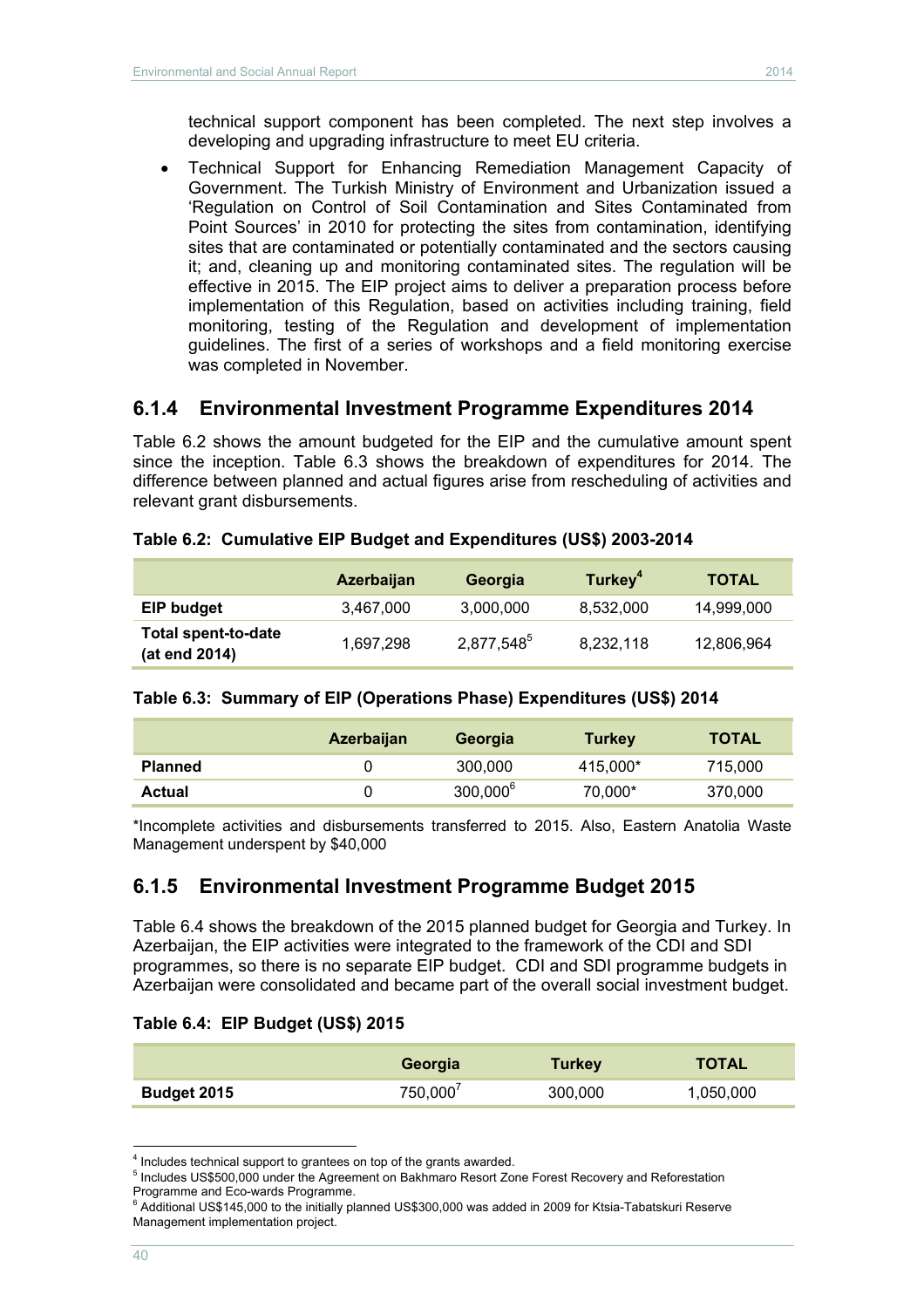technical support component has been completed. The next step involves a developing and upgrading infrastructure to meet EU criteria.

- Technical Support for Enhancing Remediation Management Capacity of Government. The Turkish Ministry of Environment and Urbanization issued a 'Regulation on Control of Soil Contamination and Sites Contaminated from Point Sources' in 2010 for protecting the sites from contamination, identifying sites that are contaminated or potentially contaminated and the sectors causing it; and, cleaning up and monitoring contaminated sites. The regulation will be effective in 2015. The EIP project aims to deliver a preparation process before implementation of this Regulation, based on activities including training, field monitoring, testing of the Regulation and development of implementation guidelines. The first of a series of workshops and a field monitoring exercise was completed in November.

### 6.1.4 Environmental Investment Programme Expenditures 2014

Table 6.2 shows the amount budgeted for the EIP and the cumulative amount spent since the inception. Table 6.3 shows the breakdown of expenditures for 2014. The difference between planned and actual figures arise from rescheduling of activities and relevant grant disbursements.

**Table 6.2: Cumulative EIP Budget and Expenditures (US$) 2003-2014**

| | Azerbaijan | Georgia | Turkey[4] | TOTAL |
|---|---|---|---|---|
| **EIP budget** | 3,467,000 | 3,000,000 | 8,532,000 | 14,999,000 |
| **Total spent-to-date (at end 2014)** | 1,697,298 | 2,877,548[5] | 8,232,118 | 12,806,964 |

**Table 6.3: Summary of EIP (Operations Phase) Expenditures (US$) 2014**

| | Azerbaijan | Georgia | Turkey | TOTAL |
|---|---|---|---|---|
| **Planned** | 0 | 300,000 | 415,000* | 715,000 |
| **Actual** | 0 | 300,000[6] | 70,000* | 370,000 |

*Incomplete activities and disbursements transferred to 2015. Also, Eastern Anatolia Waste Management underspent by $40,000

### 6.1.5 Environmental Investment Programme Budget 2015

Table 6.4 shows the breakdown of the 2015 planned budget for Georgia and Turkey. In Azerbaijan, the EIP activities were integrated to the framework of the CDI and SDI programmes, so there is no separate EIP budget. CDI and SDI programme budgets in Azerbaijan were consolidated and became part of the overall social investment budget.

**Table 6.4: EIP Budget (US$) 2015**

| | Georgia | Turkey | TOTAL |
|---|---|---|---|
| **Budget 2015** | 750,000[7] | 300,000 | 1,050,000 |

---

[4] Includes technical support to grantees on top of the grants awarded.

[5] Includes US$500,000 under the Agreement on Bakhmaro Resort Zone Forest Recovery and Reforestation Programme and Eco-wards Programme.

[6] Additional US$145,000 to the initially planned US$300,000 was added in 2009 for Ktsia-Tabatskuri Reserve Management implementation project.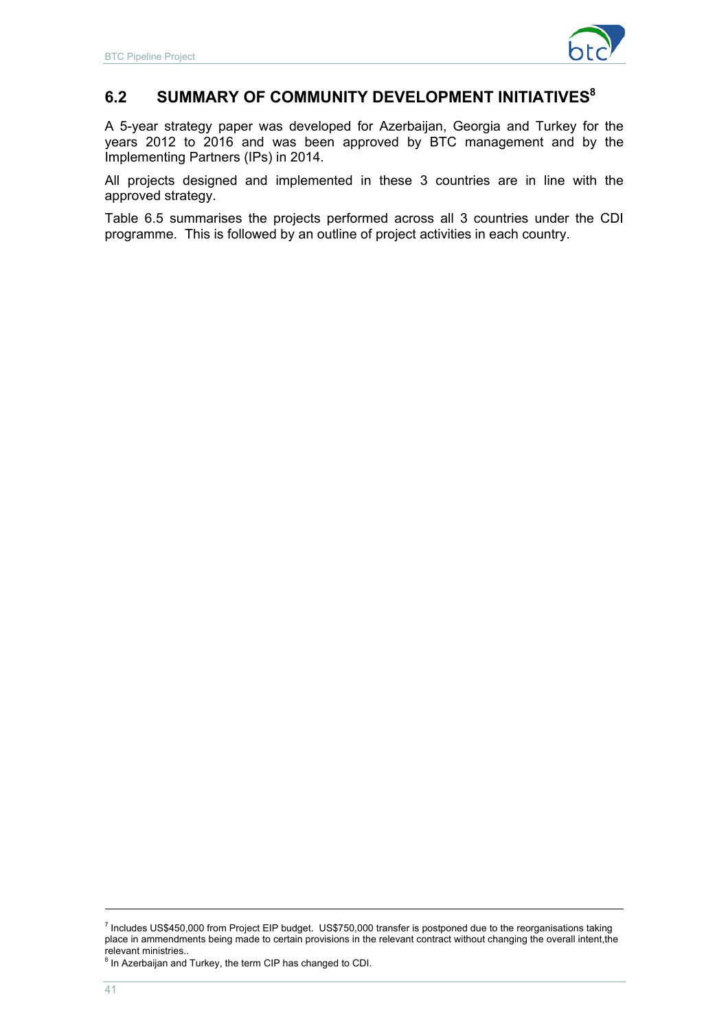## 6.2 SUMMARY OF COMMUNITY DEVELOPMENT INITIATIVES[8]

A 5-year strategy paper was developed for Azerbaijan, Georgia and Turkey for the years 2012 to 2016 and was been approved by BTC management and by the Implementing Partners (IPs) in 2014.

All projects designed and implemented in these 3 countries are in line with the approved strategy.

Table 6.5 summarises the projects performed across all 3 countries under the CDI programme. This is followed by an outline of project activities in each country.

[7] Includes US$450,000 from Project EIP budget. US$750,000 transfer is postponed due to the reorganisations taking place in ammendments being made to certain provisions in the relevant contract without changing the overall intent,the relevant ministries..

[8] In Azerbaijan and Turkey, the term CIP has changed to CDI.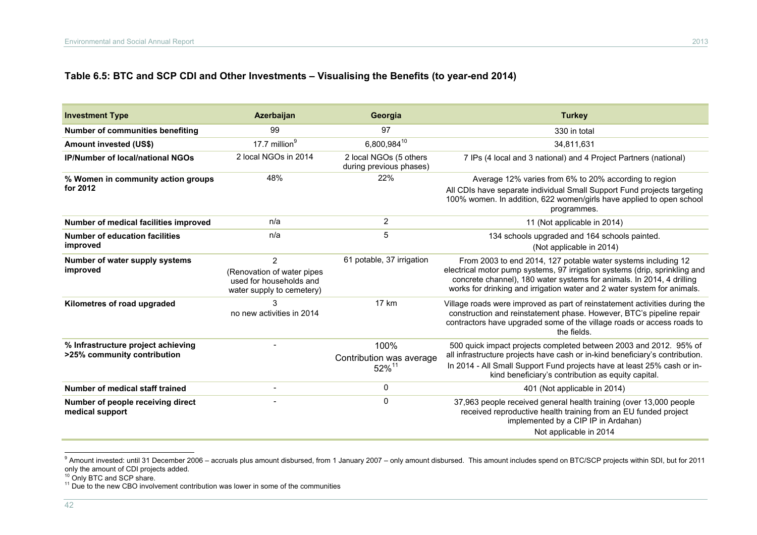### Table 6.5: BTC and SCP CDI and Other Investments – Visualising the Benefits (to year-end 2014)

| Investment Type | Azerbaijan | Georgia | Turkey |
|---|---|---|---|
| **Number of communities benefiting** | 99 | 97 | 330 in total |
| **Amount invested (US$)** | 17.7 million[9] | 6,800,984[10] | 34,811,631 |
| **IP/Number of local/national NGOs** | 2 local NGOs in 2014 | 2 local NGOs (5 others during previous phases) | 7 IPs (4 local and 3 national) and 4 Project Partners (national) |
| **% Women in community action groups for 2012** | 48% | 22% | Average 12% varies from 6% to 20% according to region. All CDIs have separate individual Small Support Fund projects targeting 100% women. In addition, 622 women/girls have applied to open school programmes. |
| **Number of medical facilities improved** | n/a | 2 | 11 (Not applicable in 2014) |
| **Number of education facilities improved** | n/a | 5 | 134 schools upgraded and 164 schools painted. (Not applicable in 2014) |
| **Number of water supply systems improved** | 2 (Renovation of water pipes used for households and water supply to cemetery) | 61 potable, 37 irrigation | From 2003 to end 2014, 127 potable water systems including 12 electrical motor pump systems, 97 irrigation systems (drip, sprinkling and concrete channel), 180 water systems for animals. In 2014, 4 drilling works for drinking and irrigation water and 2 water system for animals. |
| **Kilometres of road upgraded** | 3 no new activities in 2014 | 17 km | Village roads were improved as part of reinstatement activities during the construction and reinstatement phase. However, BTC's pipeline repair contractors have upgraded some of the village roads or access roads to the fields. |
| **% Infrastructure project achieving >25% community contribution** | - | 100% Contribution was average 52%[11] | 500 quick impact projects completed between 2003 and 2012. 95% of all infrastructure projects have cash or in-kind beneficiary's contribution. In 2014 - All Small Support Fund projects have at least 25% cash or in-kind beneficiary's contribution as equity capital. |
| **Number of medical staff trained** | - | 0 | 401 (Not applicable in 2014) |
| **Number of people receiving direct medical support** | - | 0 | 37,963 people received general health training (over 13,000 people received reproductive health training from an EU funded project implemented by a CIP IP in Ardahan) Not applicable in 2014 |

[9] Amount invested: until 31 December 2006 – accruals plus amount disbursed, from 1 January 2007 – only amount disbursed. This amount includes spend on BTC/SCP projects within SDI, but for 2011 only the amount of CDI projects added.

[10] Only BTC and SCP share.

[11] Due to the new CBO involvement contribution was lower in some of the communities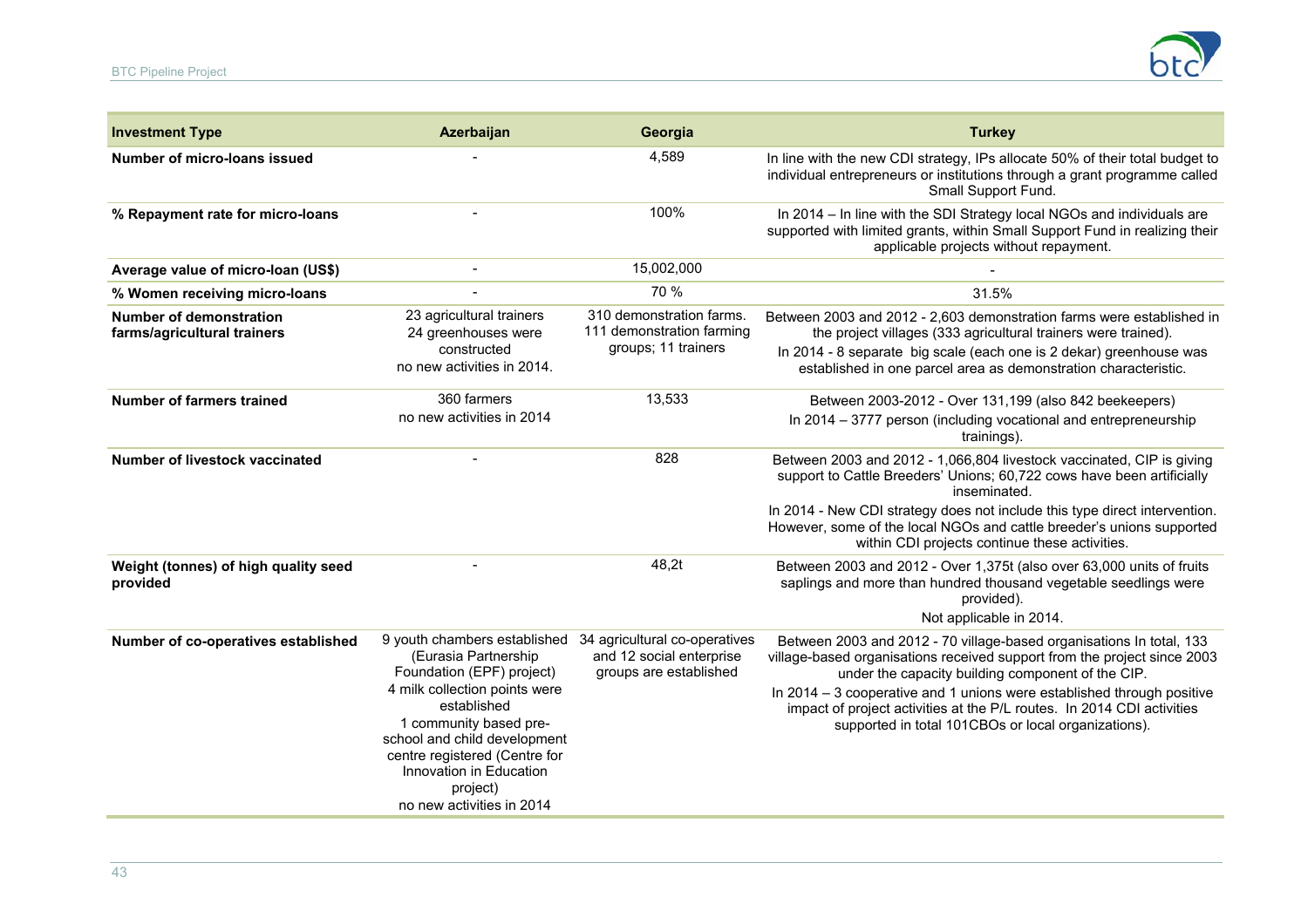| Investment Type | Azerbaijan | Georgia | Turkey |
|---|---|---|---|
| Number of micro-loans issued | - | 4,589 | In line with the new CDI strategy, IPs allocate 50% of their total budget to individual entrepreneurs or institutions through a grant programme called Small Support Fund. |
| % Repayment rate for micro-loans | - | 100% | In 2014 – In line with the SDI Strategy local NGOs and individuals are supported with limited grants, within Small Support Fund in realizing their applicable projects without repayment. |
| Average value of micro-loan (US$) | - | 15,002,000 | - |
| % Women receiving micro-loans | - | 70 % | 31.5% |
| Number of demonstration farms/agricultural trainers | 23 agricultural trainers<br>24 greenhouses were constructed<br>no new activities in 2014. | 310 demonstration farms. 111 demonstration farming groups; 11 trainers | Between 2003 and 2012 - 2,603 demonstration farms were established in the project villages (333 agricultural trainers were trained).<br>In 2014 - 8 separate big scale (each one is 2 dekar) greenhouse was established in one parcel area as demonstration characteristic. |
| Number of farmers trained | 360 farmers<br>no new activities in 2014 | 13,533 | Between 2003-2012 - Over 131,199 (also 842 beekeepers)<br>In 2014 – 3777 person (including vocational and entrepreneurship trainings). |
| Number of livestock vaccinated | - | 828 | Between 2003 and 2012 - 1,066,804 livestock vaccinated, CIP is giving support to Cattle Breeders' Unions; 60,722 cows have been artificially inseminated.<br>In 2014 - New CDI strategy does not include this type direct intervention. However, some of the local NGOs and cattle breeder's unions supported within CDI projects continue these activities. |
| Weight (tonnes) of high quality seed provided | - | 48,2t | Between 2003 and 2012 - Over 1,375t (also over 63,000 units of fruits saplings and more than hundred thousand vegetable seedlings were provided).<br>Not applicable in 2014. |
| Number of co-operatives established | 9 youth chambers established (Eurasia Partnership Foundation (EPF) project)<br>4 milk collection points were established<br>1 community based pre-school and child development centre registered (Centre for Innovation in Education project)<br>no new activities in 2014 | 34 agricultural co-operatives and 12 social enterprise groups are established | Between 2003 and 2012 - 70 village-based organisations In total, 133 village-based organisations received support from the project since 2003 under the capacity building component of the CIP.<br>In 2014 – 3 cooperative and 1 unions were established through positive impact of project activities at the P/L routes. In 2014 CDI activities supported in total 101CBOs or local organizations). |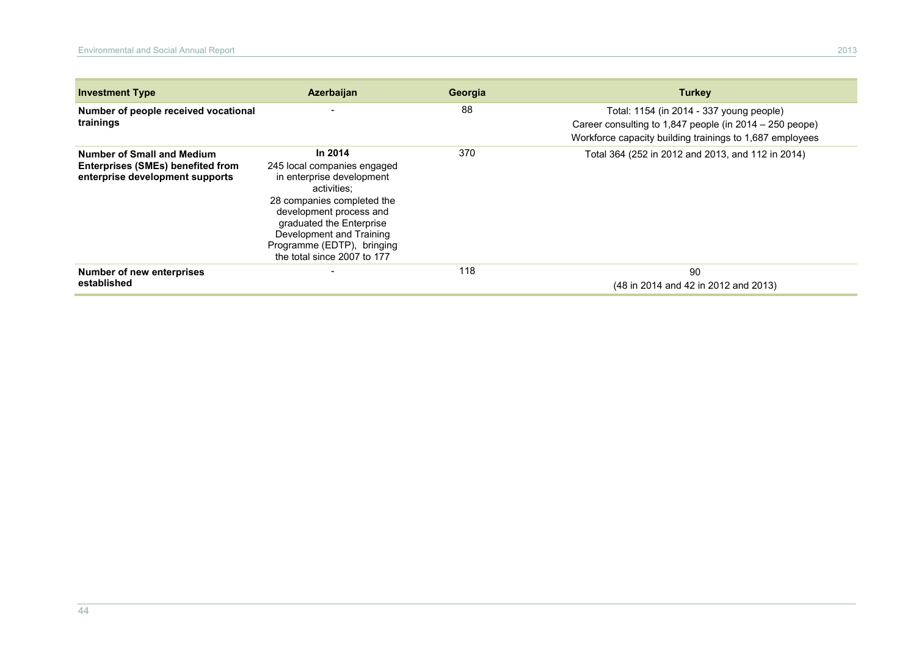| Investment Type | Azerbaijan | Georgia | Turkey |
|---|---|---|---|
| **Number of people received vocational trainings** | - | 88 | Total: 1154 (in 2014 - 337 young people)<br>Career consulting to 1,847 people (in 2014 – 250 peope)<br>Workforce capacity building trainings to 1,687 employees |
| **Number of Small and Medium Enterprises (SMEs) benefited from enterprise development supports** | **In 2014**<br>245 local companies engaged in enterprise development activities;<br>28 companies completed the development process and graduated the Enterprise Development and Training Programme (EDTP), bringing the total since 2007 to 177 | 370 | Total 364 (252 in 2012 and 2013, and 112 in 2014) |
| **Number of new enterprises established** | - | 118 | 90<br>(48 in 2014 and 42 in 2012 and 2013) |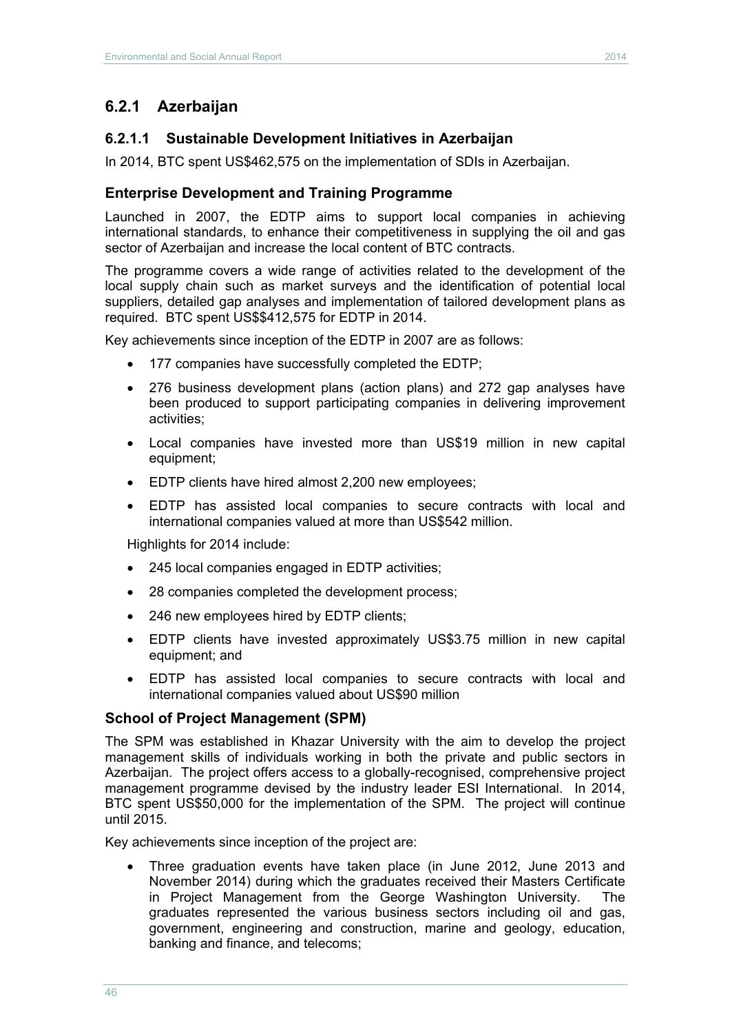## 6.2.1 Azerbaijan

### 6.2.1.1 Sustainable Development Initiatives in Azerbaijan

In 2014, BTC spent US$462,575 on the implementation of SDIs in Azerbaijan.

#### Enterprise Development and Training Programme

Launched in 2007, the EDTP aims to support local companies in achieving international standards, to enhance their competitiveness in supplying the oil and gas sector of Azerbaijan and increase the local content of BTC contracts.

The programme covers a wide range of activities related to the development of the local supply chain such as market surveys and the identification of potential local suppliers, detailed gap analyses and implementation of tailored development plans as required. BTC spent US$$412,575 for EDTP in 2014.

Key achievements since inception of the EDTP in 2007 are as follows:

- 177 companies have successfully completed the EDTP;
- 276 business development plans (action plans) and 272 gap analyses have been produced to support participating companies in delivering improvement activities;
- Local companies have invested more than US$19 million in new capital equipment;
- EDTP clients have hired almost 2,200 new employees;
- EDTP has assisted local companies to secure contracts with local and international companies valued at more than US$542 million.

Highlights for 2014 include:

- 245 local companies engaged in EDTP activities;
- 28 companies completed the development process;
- 246 new employees hired by EDTP clients;
- EDTP clients have invested approximately US$3.75 million in new capital equipment; and
- EDTP has assisted local companies to secure contracts with local and international companies valued about US$90 million

#### School of Project Management (SPM)

The SPM was established in Khazar University with the aim to develop the project management skills of individuals working in both the private and public sectors in Azerbaijan. The project offers access to a globally-recognised, comprehensive project management programme devised by the industry leader ESI International. In 2014, BTC spent US$50,000 for the implementation of the SPM. The project will continue until 2015.

Key achievements since inception of the project are:

- Three graduation events have taken place (in June 2012, June 2013 and November 2014) during which the graduates received their Masters Certificate in Project Management from the George Washington University. The graduates represented the various business sectors including oil and gas, government, engineering and construction, marine and geology, education, banking and finance, and telecoms;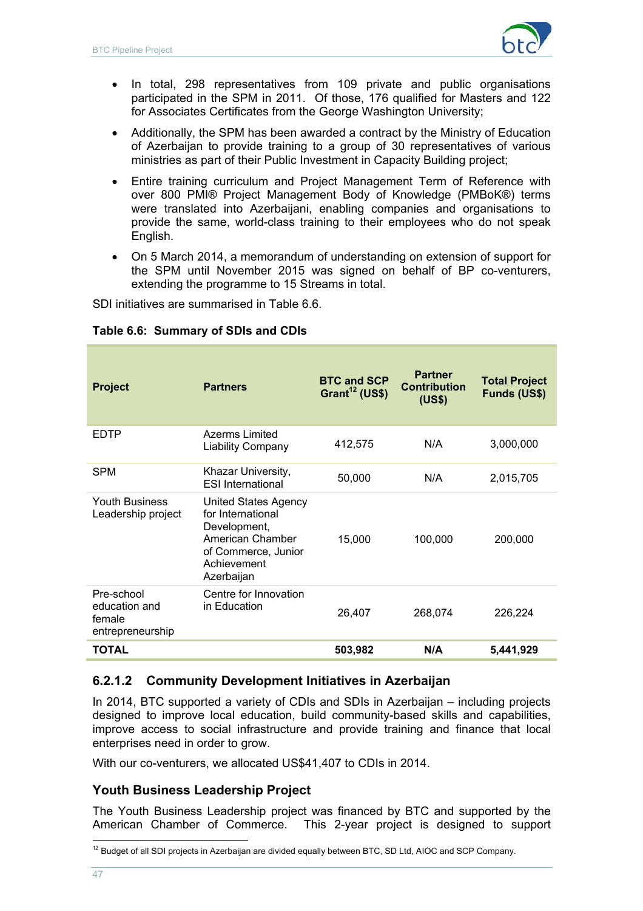- In total, 298 representatives from 109 private and public organisations participated in the SPM in 2011. Of those, 176 qualified for Masters and 122 for Associates Certificates from the George Washington University;
- Additionally, the SPM has been awarded a contract by the Ministry of Education of Azerbaijan to provide training to a group of 30 representatives of various ministries as part of their Public Investment in Capacity Building project;
- Entire training curriculum and Project Management Term of Reference with over 800 PMI® Project Management Body of Knowledge (PMBoK®) terms were translated into Azerbaijani, enabling companies and organisations to provide the same, world-class training to their employees who do not speak English.
- On 5 March 2014, a memorandum of understanding on extension of support for the SPM until November 2015 was signed on behalf of BP co-venturers, extending the programme to 15 Streams in total.

SDI initiatives are summarised in Table 6.6.

**Table 6.6: Summary of SDIs and CDIs**

| Project | Partners | BTC and SCP Grant[12] (US$) | Partner Contribution (US$) | Total Project Funds (US$) |
|---|---|---|---|---|
| EDTP | Azerms Limited Liability Company | 412,575 | N/A | 3,000,000 |
| SPM | Khazar University, ESI International | 50,000 | N/A | 2,015,705 |
| Youth Business Leadership project | United States Agency for International Development, American Chamber of Commerce, Junior Achievement Azerbaijan | 15,000 | 100,000 | 200,000 |
| Pre-school education and female entrepreneurship | Centre for Innovation in Education | 26,407 | 268,074 | 226,224 |
| **TOTAL** | | **503,982** | **N/A** | **5,441,929** |

### 6.2.1.2 Community Development Initiatives in Azerbaijan

In 2014, BTC supported a variety of CDIs and SDIs in Azerbaijan – including projects designed to improve local education, build community-based skills and capabilities, improve access to social infrastructure and provide training and finance that local enterprises need in order to grow.

With our co-venturers, we allocated US$41,407 to CDIs in 2014.

### Youth Business Leadership Project

The Youth Business Leadership project was financed by BTC and supported by the American Chamber of Commerce. This 2-year project is designed to support

[12] Budget of all SDI projects in Azerbaijan are divided equally between BTC, SD Ltd, AIOC and SCP Company.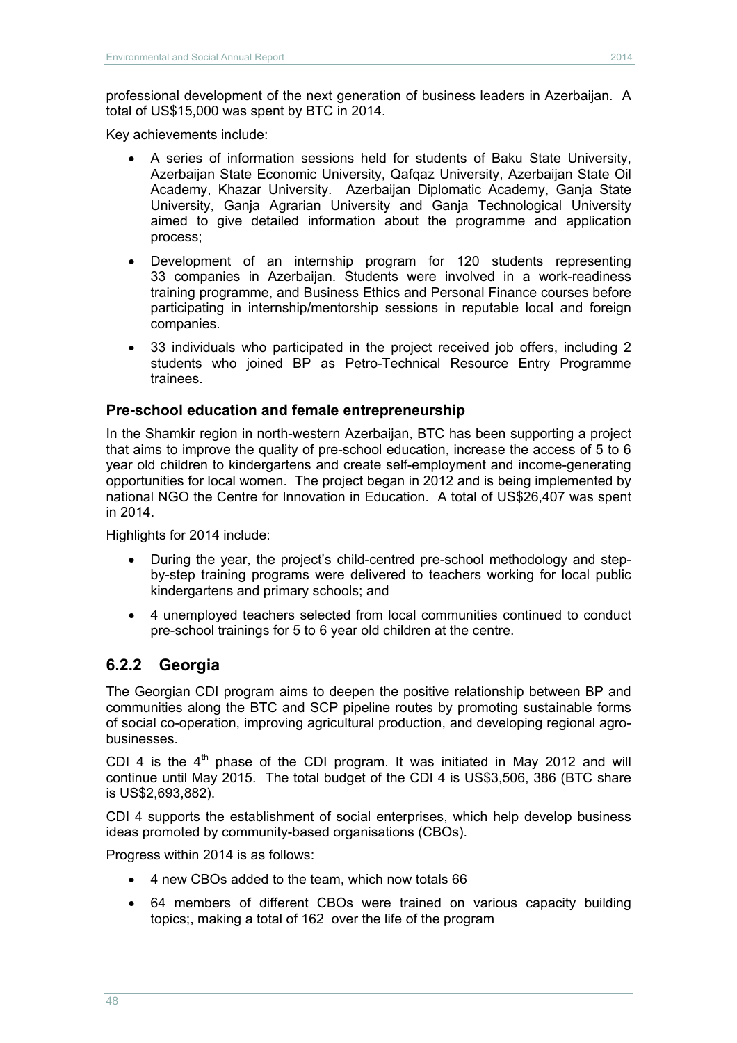professional development of the next generation of business leaders in Azerbaijan. A total of US$15,000 was spent by BTC in 2014.

Key achievements include:

- A series of information sessions held for students of Baku State University, Azerbaijan State Economic University, Qafqaz University, Azerbaijan State Oil Academy, Khazar University. Azerbaijan Diplomatic Academy, Ganja State University, Ganja Agrarian University and Ganja Technological University aimed to give detailed information about the programme and application process;
- Development of an internship program for 120 students representing 33 companies in Azerbaijan. Students were involved in a work-readiness training programme, and Business Ethics and Personal Finance courses before participating in internship/mentorship sessions in reputable local and foreign companies.
- 33 individuals who participated in the project received job offers, including 2 students who joined BP as Petro-Technical Resource Entry Programme trainees.

### Pre-school education and female entrepreneurship

In the Shamkir region in north-western Azerbaijan, BTC has been supporting a project that aims to improve the quality of pre-school education, increase the access of 5 to 6 year old children to kindergartens and create self-employment and income-generating opportunities for local women. The project began in 2012 and is being implemented by national NGO the Centre for Innovation in Education. A total of US$26,407 was spent in 2014.

Highlights for 2014 include:

- During the year, the project's child-centred pre-school methodology and step-by-step training programs were delivered to teachers working for local public kindergartens and primary schools; and
- 4 unemployed teachers selected from local communities continued to conduct pre-school trainings for 5 to 6 year old children at the centre.

## 6.2.2 Georgia

The Georgian CDI program aims to deepen the positive relationship between BP and communities along the BTC and SCP pipeline routes by promoting sustainable forms of social co-operation, improving agricultural production, and developing regional agro-businesses.

CDI 4 is the 4th phase of the CDI program. It was initiated in May 2012 and will continue until May 2015. The total budget of the CDI 4 is US$3,506, 386 (BTC share is US$2,693,882).

CDI 4 supports the establishment of social enterprises, which help develop business ideas promoted by community-based organisations (CBOs).

Progress within 2014 is as follows:

- 4 new CBOs added to the team, which now totals 66
- 64 members of different CBOs were trained on various capacity building topics;, making a total of 162 over the life of the program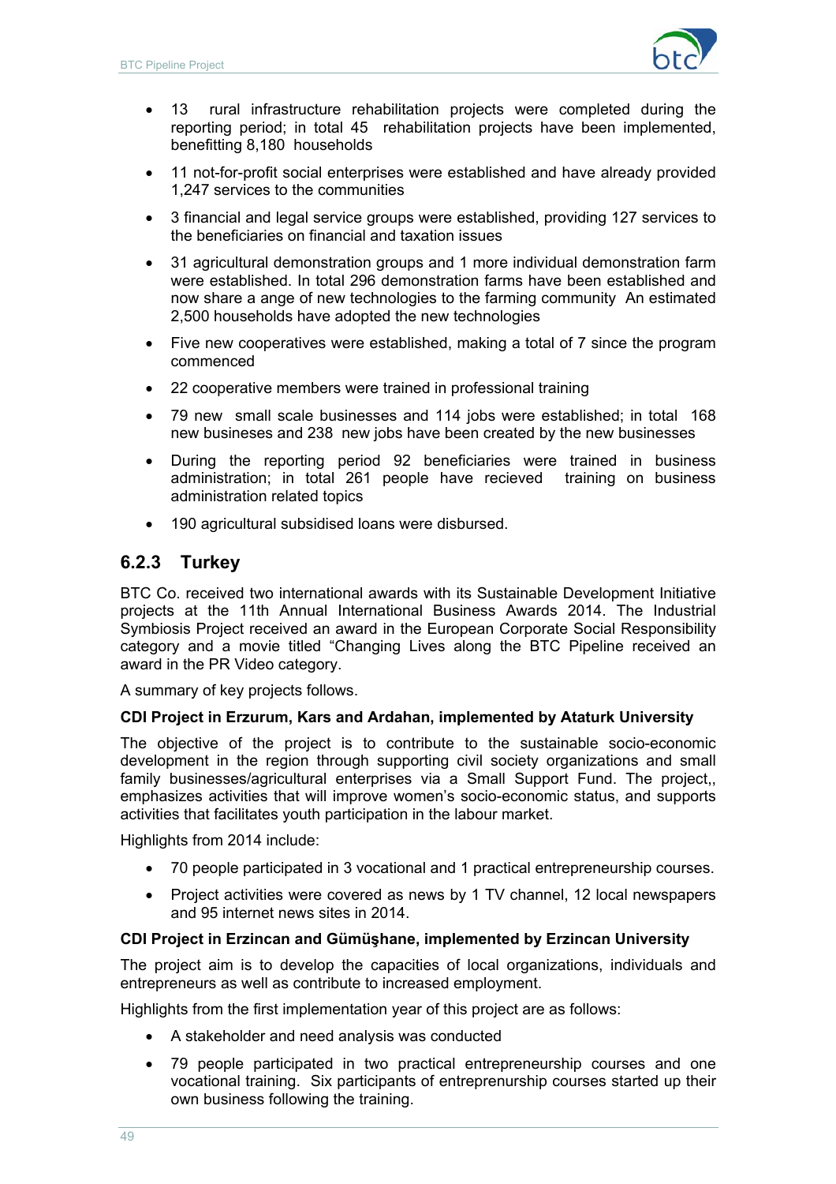- 13 rural infrastructure rehabilitation projects were completed during the reporting period; in total 45 rehabilitation projects have been implemented, benefitting 8,180 households
- 11 not-for-profit social enterprises were established and have already provided 1,247 services to the communities
- 3 financial and legal service groups were established, providing 127 services to the beneficiaries on financial and taxation issues
- 31 agricultural demonstration groups and 1 more individual demonstration farm were established. In total 296 demonstration farms have been established and now share a ange of new technologies to the farming community An estimated 2,500 households have adopted the new technologies
- Five new cooperatives were established, making a total of 7 since the program commenced
- 22 cooperative members were trained in professional training
- 79 new small scale businesses and 114 jobs were established; in total 168 new busineses and 238 new jobs have been created by the new businesses
- During the reporting period 92 beneficiaries were trained in business administration; in total 261 people have recieved training on business administration related topics
- 190 agricultural subsidised loans were disbursed.

### 6.2.3 Turkey

BTC Co. received two international awards with its Sustainable Development Initiative projects at the 11th Annual International Business Awards 2014. The Industrial Symbiosis Project received an award in the European Corporate Social Responsibility category and a movie titled "Changing Lives along the BTC Pipeline received an award in the PR Video category.

A summary of key projects follows.

**CDI Project in Erzurum, Kars and Ardahan, implemented by Ataturk University**

The objective of the project is to contribute to the sustainable socio-economic development in the region through supporting civil society organizations and small family businesses/agricultural enterprises via a Small Support Fund. The project,, emphasizes activities that will improve women's socio-economic status, and supports activities that facilitates youth participation in the labour market.

Highlights from 2014 include:

- 70 people participated in 3 vocational and 1 practical entrepreneurship courses.
- Project activities were covered as news by 1 TV channel, 12 local newspapers and 95 internet news sites in 2014.

**CDI Project in Erzincan and Gümüşhane, implemented by Erzincan University**

The project aim is to develop the capacities of local organizations, individuals and entrepreneurs as well as contribute to increased employment.

Highlights from the first implementation year of this project are as follows:

- A stakeholder and need analysis was conducted
- 79 people participated in two practical entrepreneurship courses and one vocational training. Six participants of entreprenurship courses started up their own business following the training.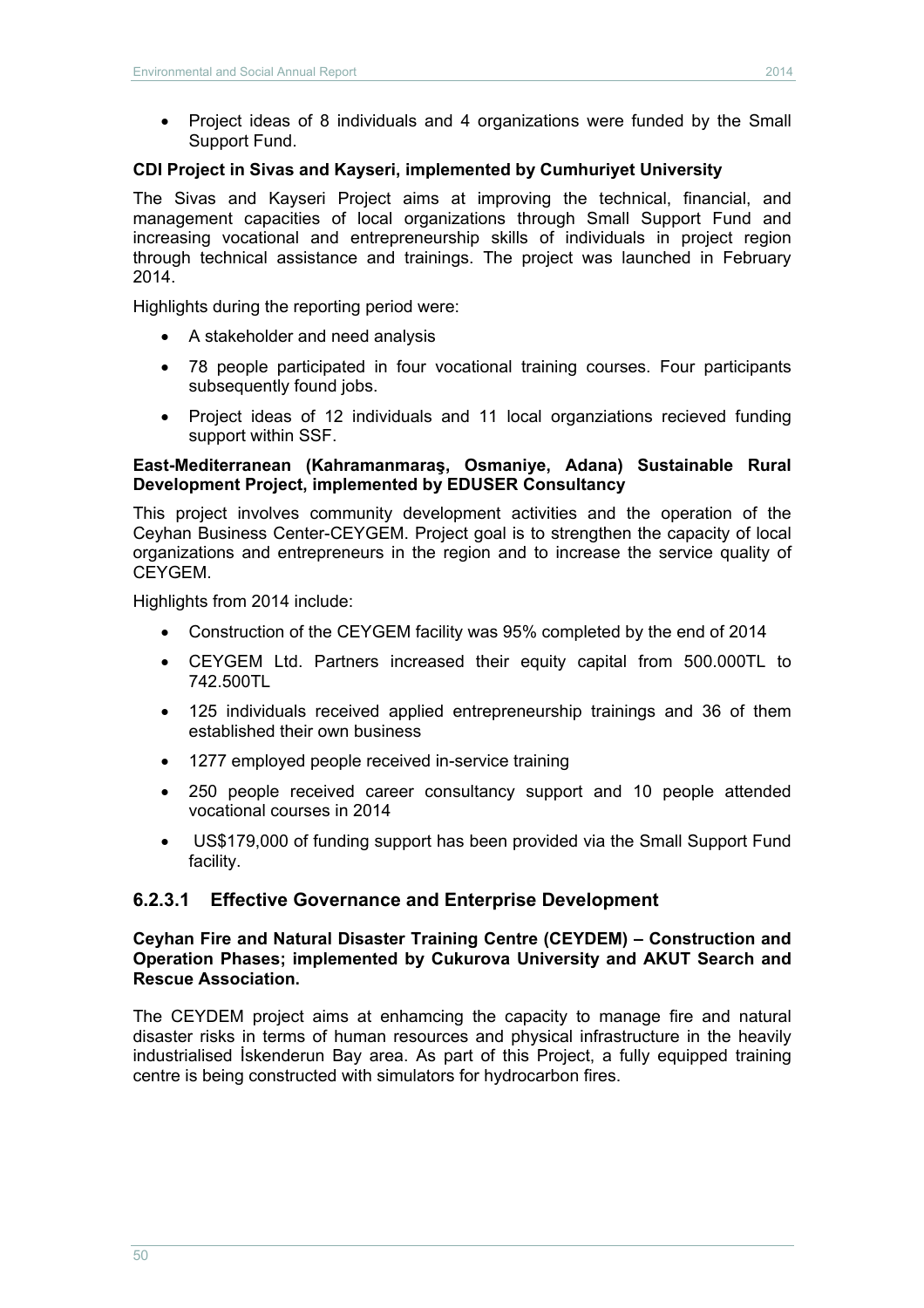- Project ideas of 8 individuals and 4 organizations were funded by the Small Support Fund.

**CDI Project in Sivas and Kayseri, implemented by Cumhuriyet University**

The Sivas and Kayseri Project aims at improving the technical, financial, and management capacities of local organizations through Small Support Fund and increasing vocational and entrepreneurship skills of individuals in project region through technical assistance and trainings. The project was launched in February 2014.

Highlights during the reporting period were:

- A stakeholder and need analysis
- 78 people participated in four vocational training courses. Four participants subsequently found jobs.
- Project ideas of 12 individuals and 11 local organziations recieved funding support within SSF.

**East-Mediterranean (Kahramanmaraş, Osmaniye, Adana) Sustainable Rural Development Project, implemented by EDUSER Consultancy**

This project involves community development activities and the operation of the Ceyhan Business Center-CEYGEM. Project goal is to strengthen the capacity of local organizations and entrepreneurs in the region and to increase the service quality of CEYGEM.

Highlights from 2014 include:

- Construction of the CEYGEM facility was 95% completed by the end of 2014
- CEYGEM Ltd. Partners increased their equity capital from 500.000TL to 742.500TL
- 125 individuals received applied entrepreneurship trainings and 36 of them established their own business
- 1277 employed people received in-service training
- 250 people received career consultancy support and 10 people attended vocational courses in 2014
- US$179,000 of funding support has been provided via the Small Support Fund facility.

#### 6.2.3.1 Effective Governance and Enterprise Development

**Ceyhan Fire and Natural Disaster Training Centre (CEYDEM) – Construction and Operation Phases; implemented by Cukurova University and AKUT Search and Rescue Association.**

The CEYDEM project aims at enhamcing the capacity to manage fire and natural disaster risks in terms of human resources and physical infrastructure in the heavily industrialised İskenderun Bay area. As part of this Project, a fully equipped training centre is being constructed with simulators for hydrocarbon fires.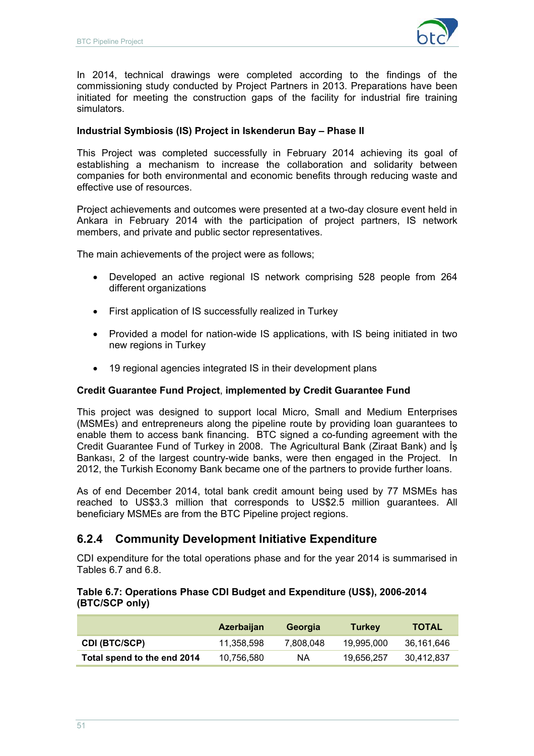In 2014, technical drawings were completed according to the findings of the commissioning study conducted by Project Partners in 2013. Preparations have been initiated for meeting the construction gaps of the facility for industrial fire training simulators.

**Industrial Symbiosis (IS) Project in Iskenderun Bay – Phase II**

This Project was completed successfully in February 2014 achieving its goal of establishing a mechanism to increase the collaboration and solidarity between companies for both environmental and economic benefits through reducing waste and effective use of resources.

Project achievements and outcomes were presented at a two-day closure event held in Ankara in February 2014 with the participation of project partners, IS network members, and private and public sector representatives.

The main achievements of the project were as follows;

- Developed an active regional IS network comprising 528 people from 264 different organizations
- First application of IS successfully realized in Turkey
- Provided a model for nation-wide IS applications, with IS being initiated in two new regions in Turkey
- 19 regional agencies integrated IS in their development plans

**Credit Guarantee Fund Project**, **implemented by Credit Guarantee Fund**

This project was designed to support local Micro, Small and Medium Enterprises (MSMEs) and entrepreneurs along the pipeline route by providing loan guarantees to enable them to access bank financing. BTC signed a co-funding agreement with the Credit Guarantee Fund of Turkey in 2008. The Agricultural Bank (Ziraat Bank) and İş Bankası, 2 of the largest country-wide banks, were then engaged in the Project. In 2012, the Turkish Economy Bank became one of the partners to provide further loans.

As of end December 2014, total bank credit amount being used by 77 MSMEs has reached to US$3.3 million that corresponds to US$2.5 million guarantees. All beneficiary MSMEs are from the BTC Pipeline project regions.

### 6.2.4 Community Development Initiative Expenditure

CDI expenditure for the total operations phase and for the year 2014 is summarised in Tables 6.7 and 6.8.

**Table 6.7: Operations Phase CDI Budget and Expenditure (US$), 2006-2014 (BTC/SCP only)**

| | Azerbaijan | Georgia | Turkey | TOTAL |
|---|---|---|---|---|
| **CDI (BTC/SCP)** | 11,358,598 | 7,808,048 | 19,995,000 | 36,161,646 |
| **Total spend to the end 2014** | 10,756,580 | NA | 19,656,257 | 30,412,837 |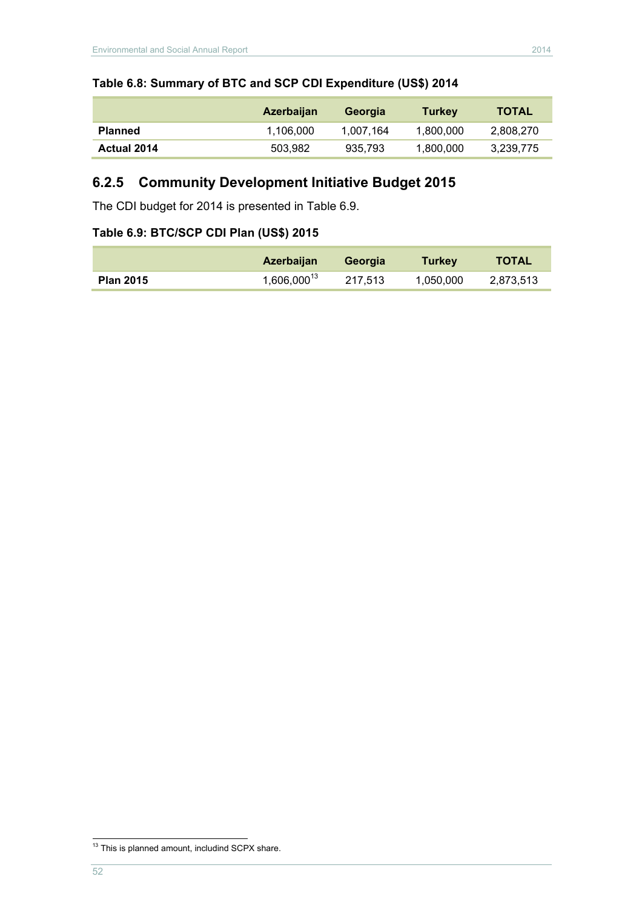**Table 6.8: Summary of BTC and SCP CDI Expenditure (US$) 2014**

| | Azerbaijan | Georgia | Turkey | TOTAL |
|---|---|---|---|---|
| **Planned** | 1,106,000 | 1,007,164 | 1,800,000 | 2,808,270 |
| **Actual 2014** | 503,982 | 935,793 | 1,800,000 | 3,239,775 |

### 6.2.5 Community Development Initiative Budget 2015

The CDI budget for 2014 is presented in Table 6.9.

**Table 6.9: BTC/SCP CDI Plan (US$) 2015**

| | Azerbaijan | Georgia | Turkey | TOTAL |
|---|---|---|---|---|
| **Plan 2015** | 1,606,000[13] | 217,513 | 1,050,000 | 2,873,513 |

[13] This is planned amount, includind SCPX share.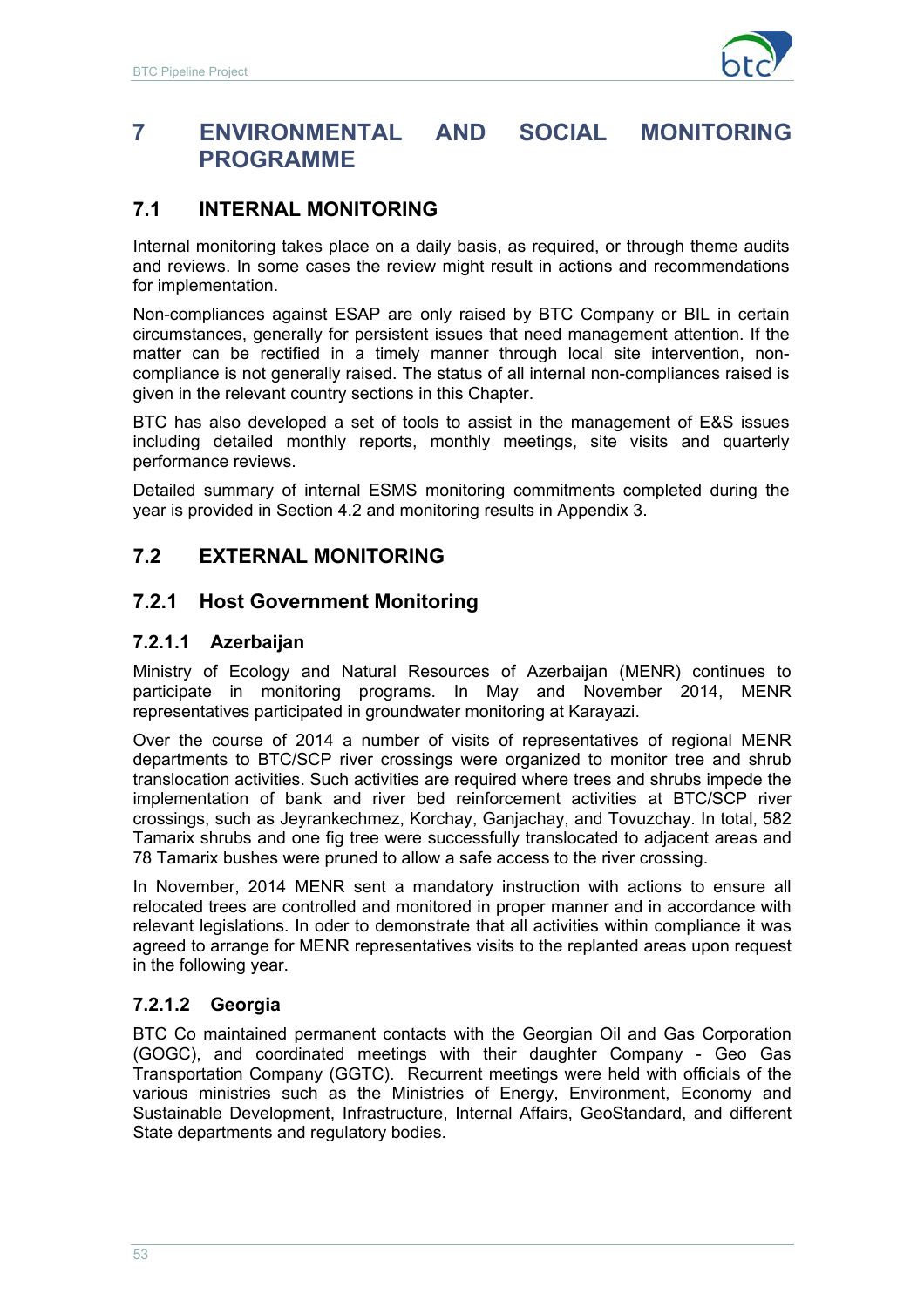# 7 ENVIRONMENTAL AND SOCIAL MONITORING PROGRAMME

## 7.1 INTERNAL MONITORING

Internal monitoring takes place on a daily basis, as required, or through theme audits and reviews. In some cases the review might result in actions and recommendations for implementation.

Non-compliances against ESAP are only raised by BTC Company or BIL in certain circumstances, generally for persistent issues that need management attention. If the matter can be rectified in a timely manner through local site intervention, non-compliance is not generally raised. The status of all internal non-compliances raised is given in the relevant country sections in this Chapter.

BTC has also developed a set of tools to assist in the management of E&S issues including detailed monthly reports, monthly meetings, site visits and quarterly performance reviews.

Detailed summary of internal ESMS monitoring commitments completed during the year is provided in Section 4.2 and monitoring results in Appendix 3.

## 7.2 EXTERNAL MONITORING

### 7.2.1 Host Government Monitoring

#### 7.2.1.1 Azerbaijan

Ministry of Ecology and Natural Resources of Azerbaijan (MENR) continues to participate in monitoring programs. In May and November 2014, MENR representatives participated in groundwater monitoring at Karayazi.

Over the course of 2014 a number of visits of representatives of regional MENR departments to BTC/SCP river crossings were organized to monitor tree and shrub translocation activities. Such activities are required where trees and shrubs impede the implementation of bank and river bed reinforcement activities at BTC/SCP river crossings, such as Jeyrankechmez, Korchay, Ganjachay, and Tovuzchay. In total, 582 Tamarix shrubs and one fig tree were successfully translocated to adjacent areas and 78 Tamarix bushes were pruned to allow a safe access to the river crossing.

In November, 2014 MENR sent a mandatory instruction with actions to ensure all relocated trees are controlled and monitored in proper manner and in accordance with relevant legislations. In oder to demonstrate that all activities within compliance it was agreed to arrange for MENR representatives visits to the replanted areas upon request in the following year.

#### 7.2.1.2 Georgia

BTC Co maintained permanent contacts with the Georgian Oil and Gas Corporation (GOGC), and coordinated meetings with their daughter Company - Geo Gas Transportation Company (GGTC). Recurrent meetings were held with officials of the various ministries such as the Ministries of Energy, Environment, Economy and Sustainable Development, Infrastructure, Internal Affairs, GeoStandard, and different State departments and regulatory bodies.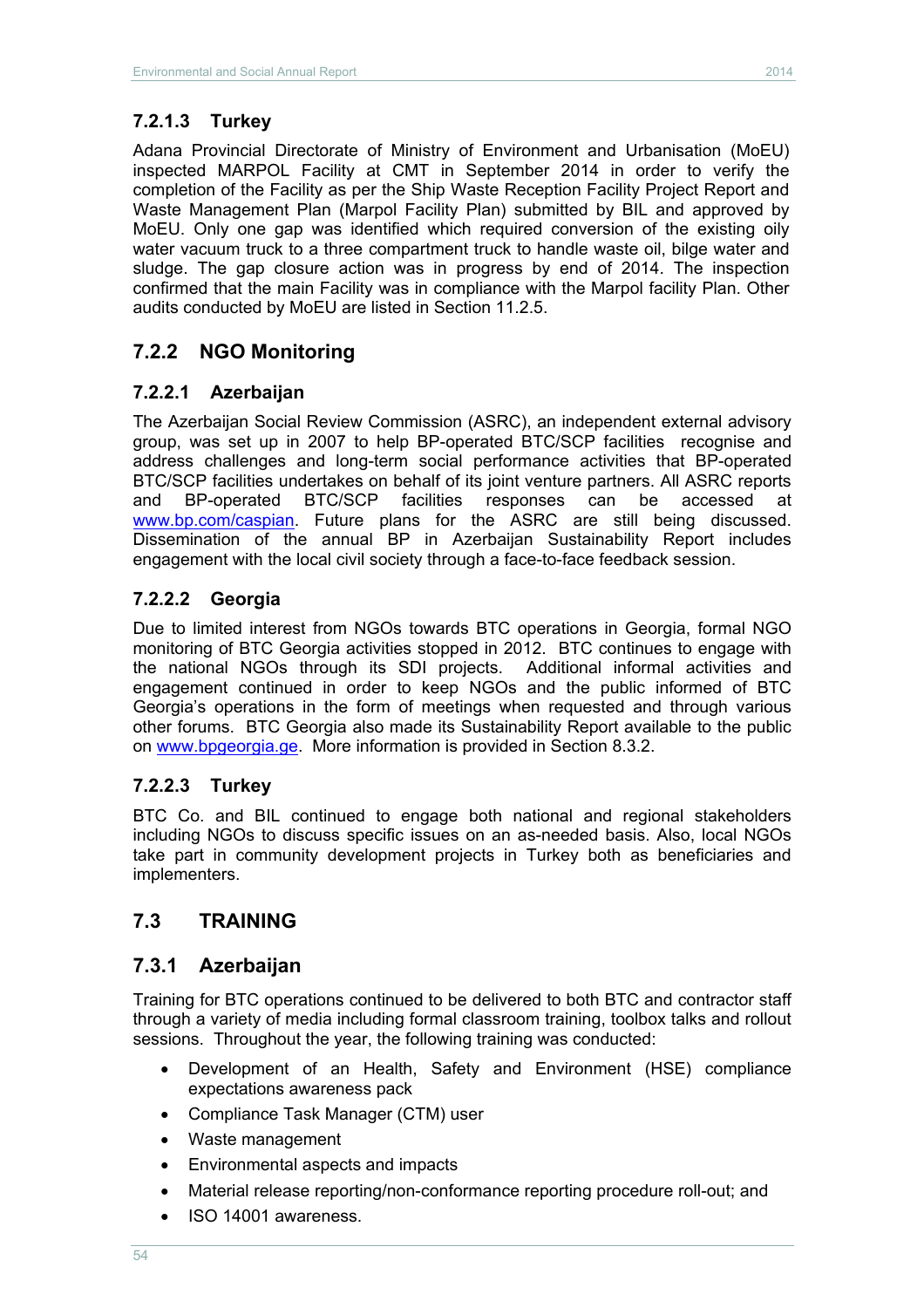#### 7.2.1.3 Turkey

Adana Provincial Directorate of Ministry of Environment and Urbanisation (MoEU) inspected MARPOL Facility at CMT in September 2014 in order to verify the completion of the Facility as per the Ship Waste Reception Facility Project Report and Waste Management Plan (Marpol Facility Plan) submitted by BIL and approved by MoEU. Only one gap was identified which required conversion of the existing oily water vacuum truck to a three compartment truck to handle waste oil, bilge water and sludge. The gap closure action was in progress by end of 2014. The inspection confirmed that the main Facility was in compliance with the Marpol facility Plan. Other audits conducted by MoEU are listed in Section 11.2.5.

### 7.2.2 NGO Monitoring

#### 7.2.2.1 Azerbaijan

The Azerbaijan Social Review Commission (ASRC), an independent external advisory group, was set up in 2007 to help BP-operated BTC/SCP facilities recognise and address challenges and long-term social performance activities that BP-operated BTC/SCP facilities undertakes on behalf of its joint venture partners. All ASRC reports and BP-operated BTC/SCP facilities responses can be accessed at www.bp.com/caspian. Future plans for the ASRC are still being discussed. Dissemination of the annual BP in Azerbaijan Sustainability Report includes engagement with the local civil society through a face-to-face feedback session.

#### 7.2.2.2 Georgia

Due to limited interest from NGOs towards BTC operations in Georgia, formal NGO monitoring of BTC Georgia activities stopped in 2012. BTC continues to engage with the national NGOs through its SDI projects. Additional informal activities and engagement continued in order to keep NGOs and the public informed of BTC Georgia's operations in the form of meetings when requested and through various other forums. BTC Georgia also made its Sustainability Report available to the public on www.bpgeorgia.ge. More information is provided in Section 8.3.2.

#### 7.2.2.3 Turkey

BTC Co. and BIL continued to engage both national and regional stakeholders including NGOs to discuss specific issues on an as-needed basis. Also, local NGOs take part in community development projects in Turkey both as beneficiaries and implementers.

## 7.3 TRAINING

### 7.3.1 Azerbaijan

Training for BTC operations continued to be delivered to both BTC and contractor staff through a variety of media including formal classroom training, toolbox talks and rollout sessions. Throughout the year, the following training was conducted:

- Development of an Health, Safety and Environment (HSE) compliance expectations awareness pack
- Compliance Task Manager (CTM) user
- Waste management
- Environmental aspects and impacts
- Material release reporting/non-conformance reporting procedure roll-out; and
- ISO 14001 awareness.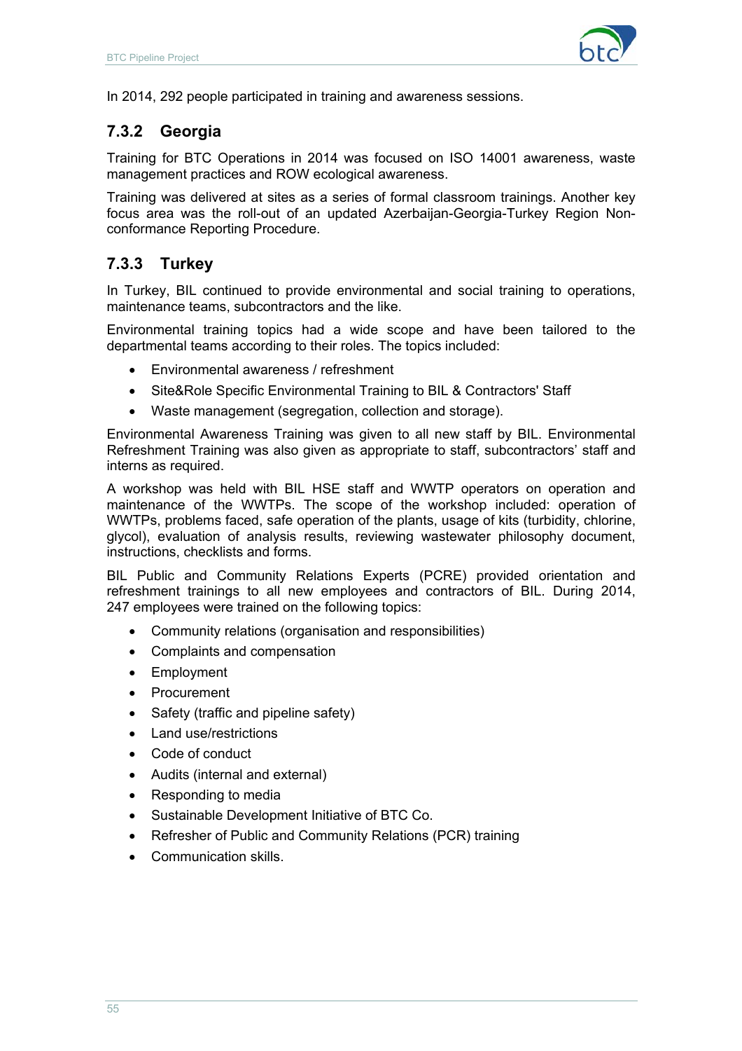In 2014, 292 people participated in training and awareness sessions.

### 7.3.2 Georgia

Training for BTC Operations in 2014 was focused on ISO 14001 awareness, waste management practices and ROW ecological awareness.

Training was delivered at sites as a series of formal classroom trainings. Another key focus area was the roll-out of an updated Azerbaijan-Georgia-Turkey Region Non-conformance Reporting Procedure.

### 7.3.3 Turkey

In Turkey, BIL continued to provide environmental and social training to operations, maintenance teams, subcontractors and the like.

Environmental training topics had a wide scope and have been tailored to the departmental teams according to their roles. The topics included:

- Environmental awareness / refreshment
- Site&Role Specific Environmental Training to BIL & Contractors' Staff
- Waste management (segregation, collection and storage).

Environmental Awareness Training was given to all new staff by BIL. Environmental Refreshment Training was also given as appropriate to staff, subcontractors' staff and interns as required.

A workshop was held with BIL HSE staff and WWTP operators on operation and maintenance of the WWTPs. The scope of the workshop included: operation of WWTPs, problems faced, safe operation of the plants, usage of kits (turbidity, chlorine, glycol), evaluation of analysis results, reviewing wastewater philosophy document, instructions, checklists and forms.

BIL Public and Community Relations Experts (PCRE) provided orientation and refreshment trainings to all new employees and contractors of BIL. During 2014, 247 employees were trained on the following topics:

- Community relations (organisation and responsibilities)
- Complaints and compensation
- Employment
- Procurement
- Safety (traffic and pipeline safety)
- Land use/restrictions
- Code of conduct
- Audits (internal and external)
- Responding to media
- Sustainable Development Initiative of BTC Co.
- Refresher of Public and Community Relations (PCR) training
- Communication skills.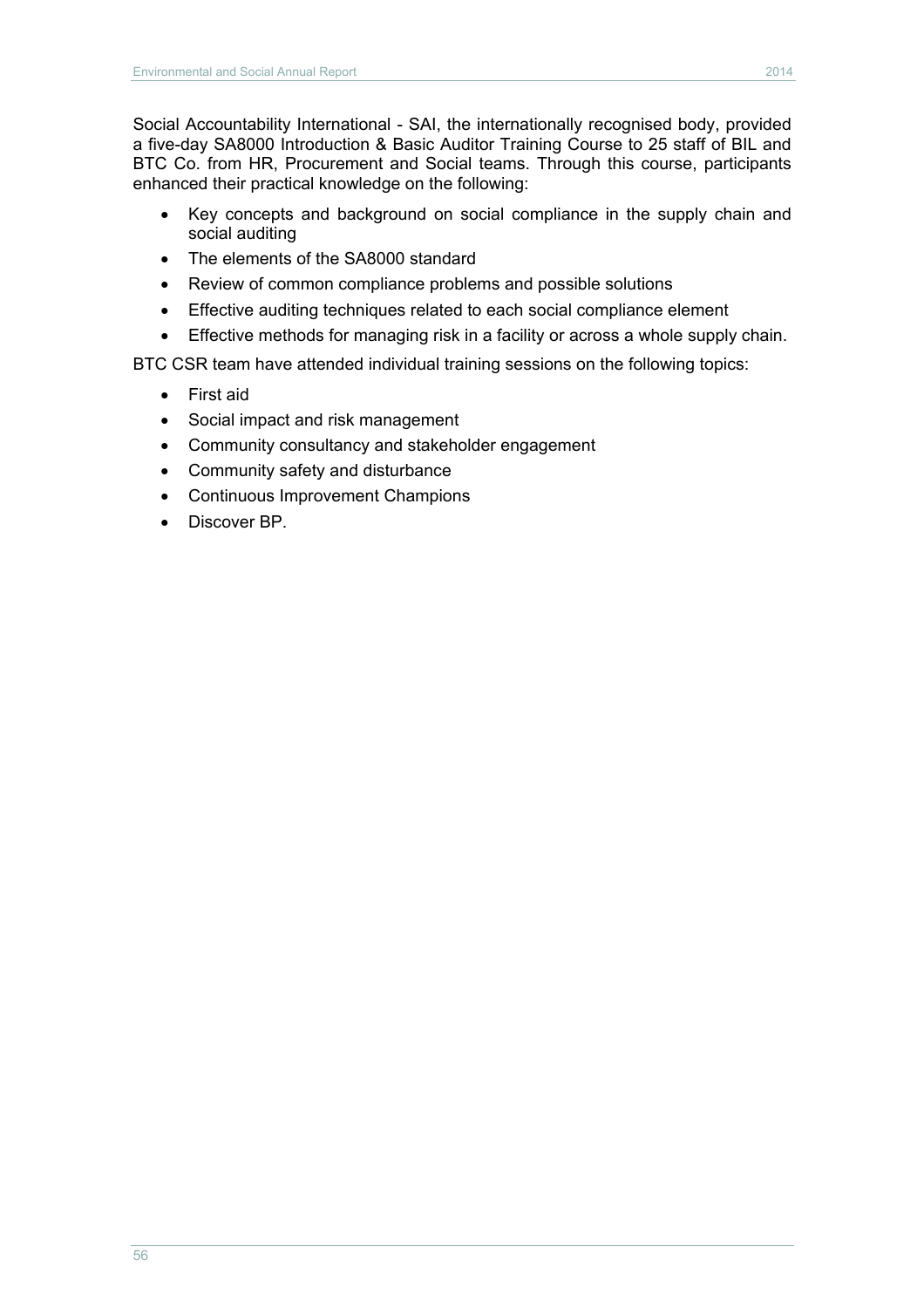Social Accountability International - SAI, the internationally recognised body, provided a five-day SA8000 Introduction & Basic Auditor Training Course to 25 staff of BIL and BTC Co. from HR, Procurement and Social teams. Through this course, participants enhanced their practical knowledge on the following:

- Key concepts and background on social compliance in the supply chain and social auditing
- The elements of the SA8000 standard
- Review of common compliance problems and possible solutions
- Effective auditing techniques related to each social compliance element
- Effective methods for managing risk in a facility or across a whole supply chain.

BTC CSR team have attended individual training sessions on the following topics:

- First aid
- Social impact and risk management
- Community consultancy and stakeholder engagement
- Community safety and disturbance
- Continuous Improvement Champions
- Discover BP.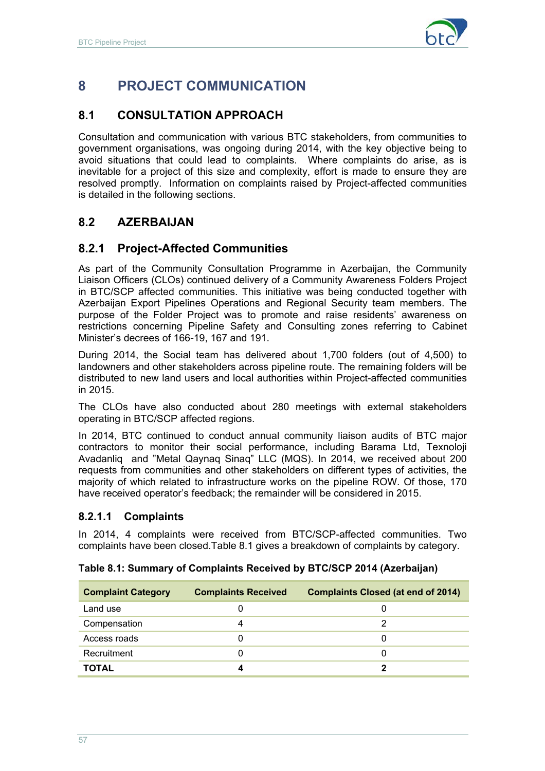# 8 PROJECT COMMUNICATION

## 8.1 CONSULTATION APPROACH

Consultation and communication with various BTC stakeholders, from communities to government organisations, was ongoing during 2014, with the key objective being to avoid situations that could lead to complaints. Where complaints do arise, as is inevitable for a project of this size and complexity, effort is made to ensure they are resolved promptly. Information on complaints raised by Project-affected communities is detailed in the following sections.

## 8.2 AZERBAIJAN

### 8.2.1 Project-Affected Communities

As part of the Community Consultation Programme in Azerbaijan, the Community Liaison Officers (CLOs) continued delivery of a Community Awareness Folders Project in BTC/SCP affected communities. This initiative was being conducted together with Azerbaijan Export Pipelines Operations and Regional Security team members. The purpose of the Folder Project was to promote and raise residents' awareness on restrictions concerning Pipeline Safety and Consulting zones referring to Cabinet Minister's decrees of 166-19, 167 and 191.

During 2014, the Social team has delivered about 1,700 folders (out of 4,500) to landowners and other stakeholders across pipeline route. The remaining folders will be distributed to new land users and local authorities within Project-affected communities in 2015.

The CLOs have also conducted about 280 meetings with external stakeholders operating in BTC/SCP affected regions.

In 2014, BTC continued to conduct annual community liaison audits of BTC major contractors to monitor their social performance, including Barama Ltd, Texnoloji Avadanliq and "Metal Qaynaq Sinaq" LLC (MQS). In 2014, we received about 200 requests from communities and other stakeholders on different types of activities, the majority of which related to infrastructure works on the pipeline ROW. Of those, 170 have received operator's feedback; the remainder will be considered in 2015.

#### 8.2.1.1 Complaints

In 2014, 4 complaints were received from BTC/SCP-affected communities. Two complaints have been closed.Table 8.1 gives a breakdown of complaints by category.

**Table 8.1: Summary of Complaints Received by BTC/SCP 2014 (Azerbaijan)**

| Complaint Category | Complaints Received | Complaints Closed (at end of 2014) |
|---|---|---|
| Land use | 0 | 0 |
| Compensation | 4 | 2 |
| Access roads | 0 | 0 |
| Recruitment | 0 | 0 |
| **TOTAL** | **4** | **2** |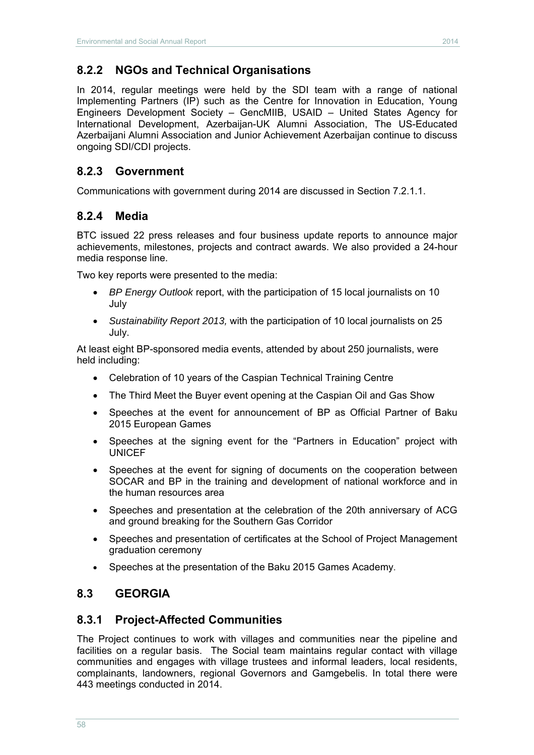### 8.2.2 NGOs and Technical Organisations

In 2014, regular meetings were held by the SDI team with a range of national Implementing Partners (IP) such as the Centre for Innovation in Education, Young Engineers Development Society – GencMIIB, USAID – United States Agency for International Development, Azerbaijan-UK Alumni Association, The US-Educated Azerbaijani Alumni Association and Junior Achievement Azerbaijan continue to discuss ongoing SDI/CDI projects.

### 8.2.3 Government

Communications with government during 2014 are discussed in Section 7.2.1.1.

### 8.2.4 Media

BTC issued 22 press releases and four business update reports to announce major achievements, milestones, projects and contract awards. We also provided a 24-hour media response line.

Two key reports were presented to the media:

- *BP Energy Outlook* report, with the participation of 15 local journalists on 10 July
- *Sustainability Report 2013,* with the participation of 10 local journalists on 25 July.

At least eight BP-sponsored media events, attended by about 250 journalists, were held including:

- Celebration of 10 years of the Caspian Technical Training Centre
- The Third Meet the Buyer event opening at the Caspian Oil and Gas Show
- Speeches at the event for announcement of BP as Official Partner of Baku 2015 European Games
- Speeches at the signing event for the "Partners in Education" project with UNICEF
- Speeches at the event for signing of documents on the cooperation between SOCAR and BP in the training and development of national workforce and in the human resources area
- Speeches and presentation at the celebration of the 20th anniversary of ACG and ground breaking for the Southern Gas Corridor
- Speeches and presentation of certificates at the School of Project Management graduation ceremony
- Speeches at the presentation of the Baku 2015 Games Academy.

## 8.3 GEORGIA

### 8.3.1 Project-Affected Communities

The Project continues to work with villages and communities near the pipeline and facilities on a regular basis. The Social team maintains regular contact with village communities and engages with village trustees and informal leaders, local residents, complainants, landowners, regional Governors and Gamgebelis. In total there were 443 meetings conducted in 2014.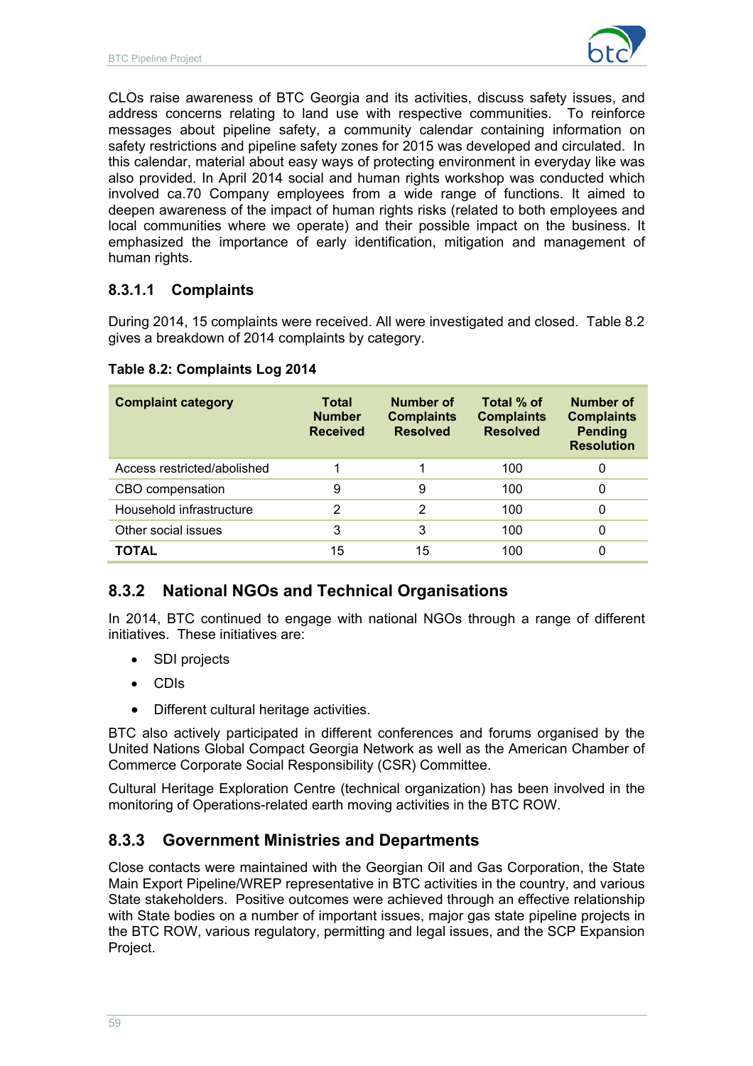CLOs raise awareness of BTC Georgia and its activities, discuss safety issues, and address concerns relating to land use with respective communities. To reinforce messages about pipeline safety, a community calendar containing information on safety restrictions and pipeline safety zones for 2015 was developed and circulated. In this calendar, material about easy ways of protecting environment in everyday like was also provided. In April 2014 social and human rights workshop was conducted which involved ca.70 Company employees from a wide range of functions. It aimed to deepen awareness of the impact of human rights risks (related to both employees and local communities where we operate) and their possible impact on the business. It emphasized the importance of early identification, mitigation and management of human rights.

#### 8.3.1.1 Complaints

During 2014, 15 complaints were received. All were investigated and closed. Table 8.2 gives a breakdown of 2014 complaints by category.

**Table 8.2: Complaints Log 2014**

| Complaint category | Total Number Received | Number of Complaints Resolved | Total % of Complaints Resolved | Number of Complaints Pending Resolution |
|---|---|---|---|---|
| Access restricted/abolished | 1 | 1 | 100 | 0 |
| CBO compensation | 9 | 9 | 100 | 0 |
| Household infrastructure | 2 | 2 | 100 | 0 |
| Other social issues | 3 | 3 | 100 | 0 |
| **TOTAL** | 15 | 15 | 100 | 0 |

### 8.3.2 National NGOs and Technical Organisations

In 2014, BTC continued to engage with national NGOs through a range of different initiatives. These initiatives are:

- SDI projects
- CDIs
- Different cultural heritage activities.

BTC also actively participated in different conferences and forums organised by the United Nations Global Compact Georgia Network as well as the American Chamber of Commerce Corporate Social Responsibility (CSR) Committee.

Cultural Heritage Exploration Centre (technical organization) has been involved in the monitoring of Operations-related earth moving activities in the BTC ROW.

### 8.3.3 Government Ministries and Departments

Close contacts were maintained with the Georgian Oil and Gas Corporation, the State Main Export Pipeline/WREP representative in BTC activities in the country, and various State stakeholders. Positive outcomes were achieved through an effective relationship with State bodies on a number of important issues, major gas state pipeline projects in the BTC ROW, various regulatory, permitting and legal issues, and the SCP Expansion Project.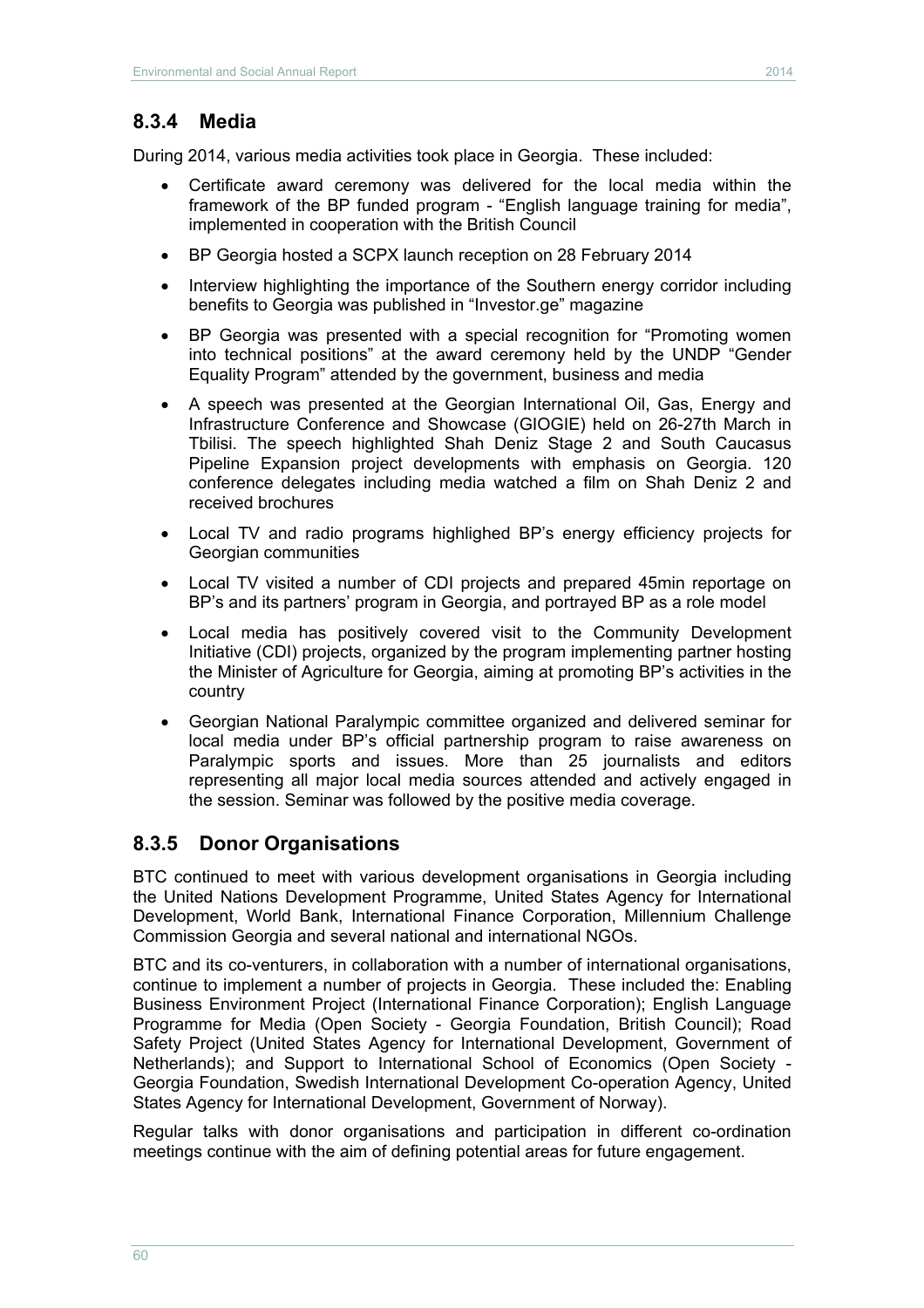### 8.3.4 Media

During 2014, various media activities took place in Georgia. These included:

- Certificate award ceremony was delivered for the local media within the framework of the BP funded program - "English language training for media", implemented in cooperation with the British Council
- BP Georgia hosted a SCPX launch reception on 28 February 2014
- Interview highlighting the importance of the Southern energy corridor including benefits to Georgia was published in "Investor.ge" magazine
- BP Georgia was presented with a special recognition for "Promoting women into technical positions" at the award ceremony held by the UNDP "Gender Equality Program" attended by the government, business and media
- A speech was presented at the Georgian International Oil, Gas, Energy and Infrastructure Conference and Showcase (GIOGIE) held on 26-27th March in Tbilisi. The speech highlighted Shah Deniz Stage 2 and South Caucasus Pipeline Expansion project developments with emphasis on Georgia. 120 conference delegates including media watched a film on Shah Deniz 2 and received brochures
- Local TV and radio programs highlighed BP's energy efficiency projects for Georgian communities
- Local TV visited a number of CDI projects and prepared 45min reportage on BP's and its partners' program in Georgia, and portrayed BP as a role model
- Local media has positively covered visit to the Community Development Initiative (CDI) projects, organized by the program implementing partner hosting the Minister of Agriculture for Georgia, aiming at promoting BP's activities in the country
- Georgian National Paralympic committee organized and delivered seminar for local media under BP's official partnership program to raise awareness on Paralympic sports and issues. More than 25 journalists and editors representing all major local media sources attended and actively engaged in the session. Seminar was followed by the positive media coverage.

### 8.3.5 Donor Organisations

BTC continued to meet with various development organisations in Georgia including the United Nations Development Programme, United States Agency for International Development, World Bank, International Finance Corporation, Millennium Challenge Commission Georgia and several national and international NGOs.

BTC and its co-venturers, in collaboration with a number of international organisations, continue to implement a number of projects in Georgia. These included the: Enabling Business Environment Project (International Finance Corporation); English Language Programme for Media (Open Society - Georgia Foundation, British Council); Road Safety Project (United States Agency for International Development, Government of Netherlands); and Support to International School of Economics (Open Society - Georgia Foundation, Swedish International Development Co-operation Agency, United States Agency for International Development, Government of Norway).

Regular talks with donor organisations and participation in different co-ordination meetings continue with the aim of defining potential areas for future engagement.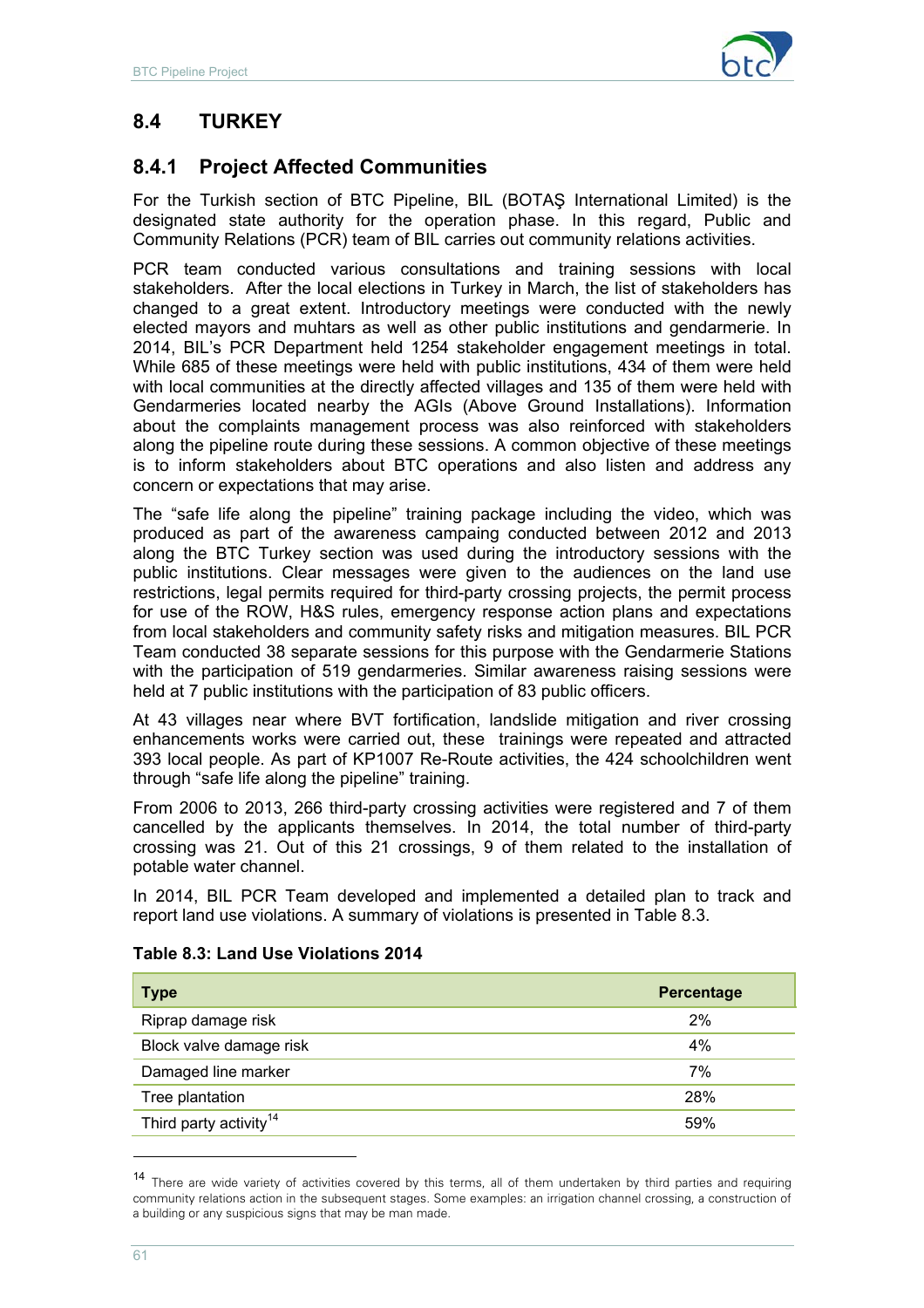## 8.4 TURKEY

### 8.4.1 Project Affected Communities

For the Turkish section of BTC Pipeline, BIL (BOTAŞ International Limited) is the designated state authority for the operation phase. In this regard, Public and Community Relations (PCR) team of BIL carries out community relations activities.

PCR team conducted various consultations and training sessions with local stakeholders. After the local elections in Turkey in March, the list of stakeholders has changed to a great extent. Introductory meetings were conducted with the newly elected mayors and muhtars as well as other public institutions and gendarmerie. In 2014, BIL's PCR Department held 1254 stakeholder engagement meetings in total. While 685 of these meetings were held with public institutions, 434 of them were held with local communities at the directly affected villages and 135 of them were held with Gendarmeries located nearby the AGIs (Above Ground Installations). Information about the complaints management process was also reinforced with stakeholders along the pipeline route during these sessions. A common objective of these meetings is to inform stakeholders about BTC operations and also listen and address any concern or expectations that may arise.

The "safe life along the pipeline" training package including the video, which was produced as part of the awareness campaing conducted between 2012 and 2013 along the BTC Turkey section was used during the introductory sessions with the public institutions. Clear messages were given to the audiences on the land use restrictions, legal permits required for third-party crossing projects, the permit process for use of the ROW, H&S rules, emergency response action plans and expectations from local stakeholders and community safety risks and mitigation measures. BIL PCR Team conducted 38 separate sessions for this purpose with the Gendarmerie Stations with the participation of 519 gendarmeries. Similar awareness raising sessions were held at 7 public institutions with the participation of 83 public officers.

At 43 villages near where BVT fortification, landslide mitigation and river crossing enhancements works were carried out, these trainings were repeated and attracted 393 local people. As part of KP1007 Re-Route activities, the 424 schoolchildren went through "safe life along the pipeline" training.

From 2006 to 2013, 266 third-party crossing activities were registered and 7 of them cancelled by the applicants themselves. In 2014, the total number of third-party crossing was 21. Out of this 21 crossings, 9 of them related to the installation of potable water channel.

In 2014, BIL PCR Team developed and implemented a detailed plan to track and report land use violations. A summary of violations is presented in Table 8.3.

**Table 8.3: Land Use Violations 2014**

| Type | Percentage |
|---|---|
| Riprap damage risk | 2% |
| Block valve damage risk | 4% |
| Damaged line marker | 7% |
| Tree plantation | 28% |
| Third party activity[14] | 59% |

[14] There are wide variety of activities covered by this terms, all of them undertaken by third parties and requiring community relations action in the subsequent stages. Some examples: an irrigation channel crossing, a construction of a building or any suspicious signs that may be man made.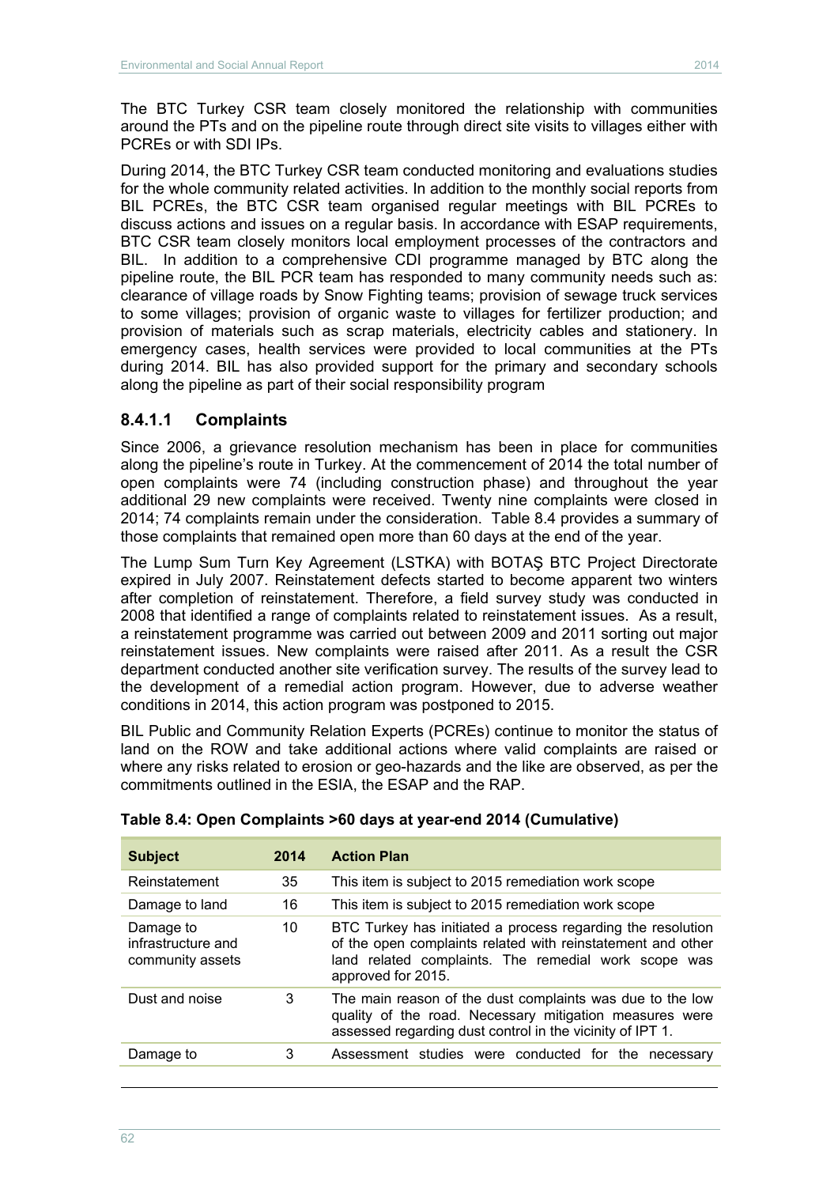The BTC Turkey CSR team closely monitored the relationship with communities around the PTs and on the pipeline route through direct site visits to villages either with PCREs or with SDI IPs.

During 2014, the BTC Turkey CSR team conducted monitoring and evaluations studies for the whole community related activities. In addition to the monthly social reports from BIL PCREs, the BTC CSR team organised regular meetings with BIL PCREs to discuss actions and issues on a regular basis. In accordance with ESAP requirements, BTC CSR team closely monitors local employment processes of the contractors and BIL. In addition to a comprehensive CDI programme managed by BTC along the pipeline route, the BIL PCR team has responded to many community needs such as: clearance of village roads by Snow Fighting teams; provision of sewage truck services to some villages; provision of organic waste to villages for fertilizer production; and provision of materials such as scrap materials, electricity cables and stationery. In emergency cases, health services were provided to local communities at the PTs during 2014. BIL has also provided support for the primary and secondary schools along the pipeline as part of their social responsibility program

#### 8.4.1.1 Complaints

Since 2006, a grievance resolution mechanism has been in place for communities along the pipeline's route in Turkey. At the commencement of 2014 the total number of open complaints were 74 (including construction phase) and throughout the year additional 29 new complaints were received. Twenty nine complaints were closed in 2014; 74 complaints remain under the consideration. Table 8.4 provides a summary of those complaints that remained open more than 60 days at the end of the year.

The Lump Sum Turn Key Agreement (LSTKA) with BOTAŞ BTC Project Directorate expired in July 2007. Reinstatement defects started to become apparent two winters after completion of reinstatement. Therefore, a field survey study was conducted in 2008 that identified a range of complaints related to reinstatement issues. As a result, a reinstatement programme was carried out between 2009 and 2011 sorting out major reinstatement issues. New complaints were raised after 2011. As a result the CSR department conducted another site verification survey. The results of the survey lead to the development of a remedial action program. However, due to adverse weather conditions in 2014, this action program was postponed to 2015.

BIL Public and Community Relation Experts (PCREs) continue to monitor the status of land on the ROW and take additional actions where valid complaints are raised or where any risks related to erosion or geo-hazards and the like are observed, as per the commitments outlined in the ESIA, the ESAP and the RAP.

**Table 8.4: Open Complaints >60 days at year-end 2014 (Cumulative)**

| Subject | 2014 | Action Plan |
|---|---|---|
| Reinstatement | 35 | This item is subject to 2015 remediation work scope |
| Damage to land | 16 | This item is subject to 2015 remediation work scope |
| Damage to infrastructure and community assets | 10 | BTC Turkey has initiated a process regarding the resolution of the open complaints related with reinstatement and other land related complaints. The remedial work scope was approved for 2015. |
| Dust and noise | 3 | The main reason of the dust complaints was due to the low quality of the road. Necessary mitigation measures were assessed regarding dust control in the vicinity of IPT 1. |
| Damage to | 3 | Assessment studies were conducted for the necessary |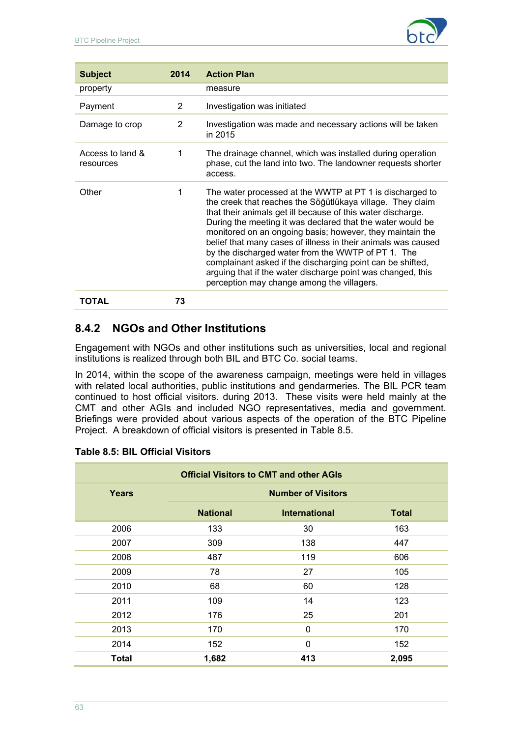| Subject | 2014 | Action Plan |
|---|---|---|
| property | | measure |
| Payment | 2 | Investigation was initiated |
| Damage to crop | 2 | Investigation was made and necessary actions will be taken in 2015 |
| Access to land & resources | 1 | The drainage channel, which was installed during operation phase, cut the land into two. The landowner requests shorter access. |
| Other | 1 | The water processed at the WWTP at PT 1 is discharged to the creek that reaches the Söğütlükaya village. They claim that their animals get ill because of this water discharge. During the meeting it was declared that the water would be monitored on an ongoing basis; however, they maintain the belief that many cases of illness in their animals was caused by the discharged water from the WWTP of PT 1. The complainant asked if the discharging point can be shifted, arguing that if the water discharge point was changed, this perception may change among the villagers. |
| **TOTAL** | **73** | |

### 8.4.2 NGOs and Other Institutions

Engagement with NGOs and other institutions such as universities, local and regional institutions is realized through both BIL and BTC Co. social teams.

In 2014, within the scope of the awareness campaign, meetings were held in villages with related local authorities, public institutions and gendarmeries. The BIL PCR team continued to host official visitors. during 2013. These visits were held mainly at the CMT and other AGIs and included NGO representatives, media and government. Briefings were provided about various aspects of the operation of the BTC Pipeline Project. A breakdown of official visitors is presented in Table 8.5.

**Table 8.5: BIL Official Visitors**

| Official Visitors to CMT and other AGIs | | | |
|---|---|---|---|
| **Years** | **Number of Visitors** | | |
| | **National** | **International** | **Total** |
| 2006 | 133 | 30 | 163 |
| 2007 | 309 | 138 | 447 |
| 2008 | 487 | 119 | 606 |
| 2009 | 78 | 27 | 105 |
| 2010 | 68 | 60 | 128 |
| 2011 | 109 | 14 | 123 |
| 2012 | 176 | 25 | 201 |
| 2013 | 170 | 0 | 170 |
| 2014 | 152 | 0 | 152 |
| **Total** | **1,682** | **413** | **2,095** |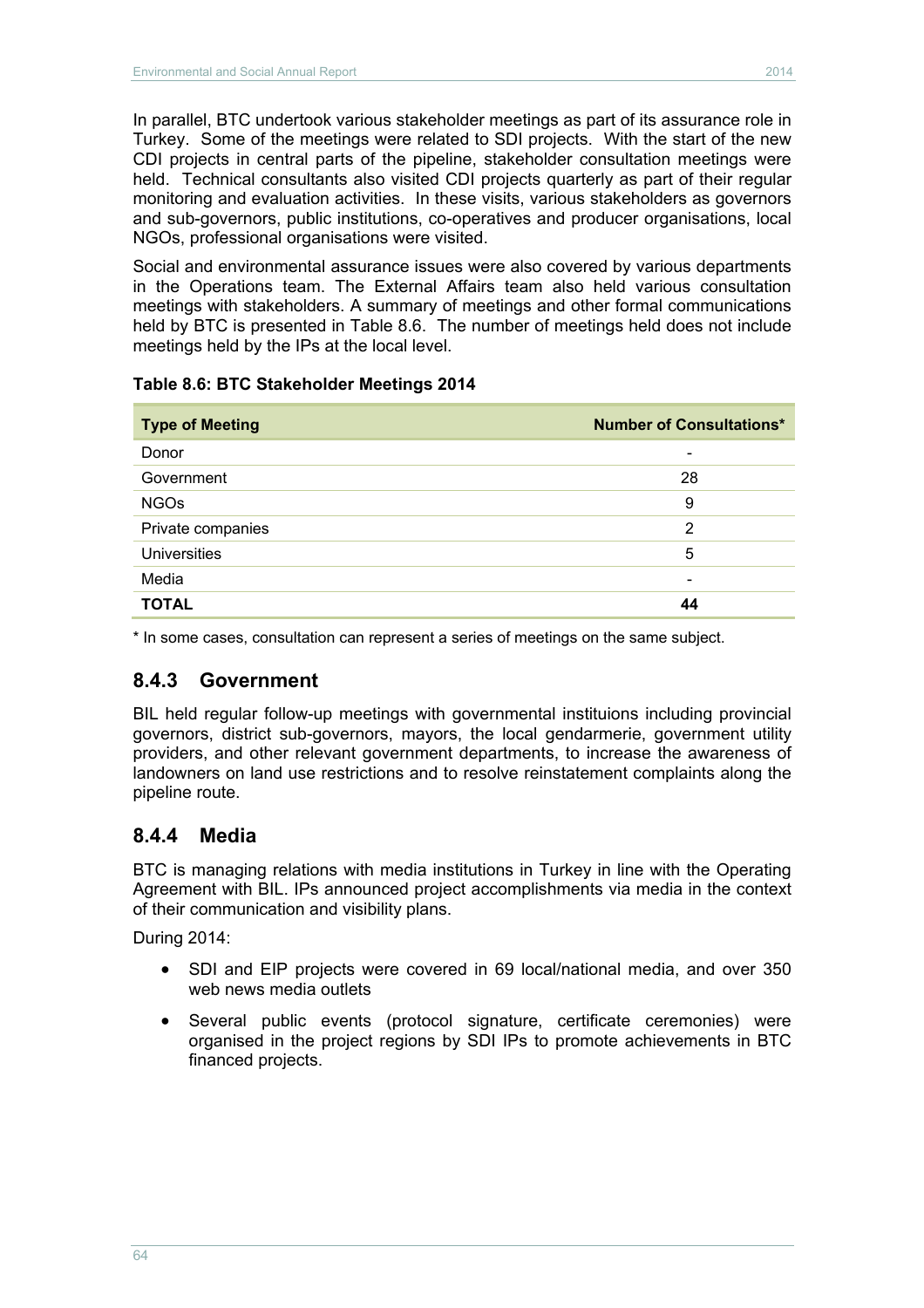In parallel, BTC undertook various stakeholder meetings as part of its assurance role in Turkey. Some of the meetings were related to SDI projects. With the start of the new CDI projects in central parts of the pipeline, stakeholder consultation meetings were held. Technical consultants also visited CDI projects quarterly as part of their regular monitoring and evaluation activities. In these visits, various stakeholders as governors and sub-governors, public institutions, co-operatives and producer organisations, local NGOs, professional organisations were visited.

Social and environmental assurance issues were also covered by various departments in the Operations team. The External Affairs team also held various consultation meetings with stakeholders. A summary of meetings and other formal communications held by BTC is presented in Table 8.6. The number of meetings held does not include meetings held by the IPs at the local level.

**Table 8.6: BTC Stakeholder Meetings 2014**

| Type of Meeting | Number of Consultations* |
|---|---|
| Donor | - |
| Government | 28 |
| NGOs | 9 |
| Private companies | 2 |
| Universities | 5 |
| Media | - |
| **TOTAL** | **44** |

* In some cases, consultation can represent a series of meetings on the same subject.

## 8.4.3 Government

BIL held regular follow-up meetings with governmental instituions including provincial governors, district sub-governors, mayors, the local gendarmerie, government utility providers, and other relevant government departments, to increase the awareness of landowners on land use restrictions and to resolve reinstatement complaints along the pipeline route.

## 8.4.4 Media

BTC is managing relations with media institutions in Turkey in line with the Operating Agreement with BIL. IPs announced project accomplishments via media in the context of their communication and visibility plans.

During 2014:

- SDI and EIP projects were covered in 69 local/national media, and over 350 web news media outlets
- Several public events (protocol signature, certificate ceremonies) were organised in the project regions by SDI IPs to promote achievements in BTC financed projects.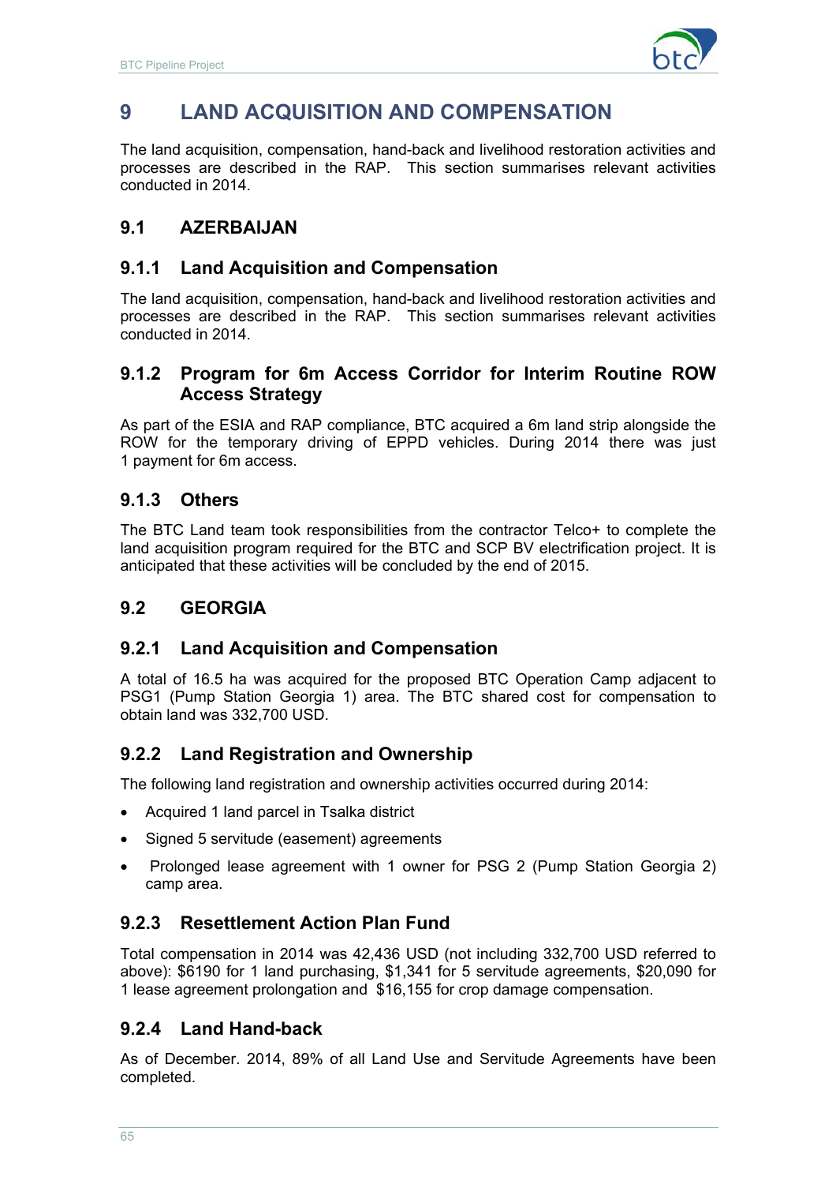# 9 LAND ACQUISITION AND COMPENSATION

The land acquisition, compensation, hand-back and livelihood restoration activities and processes are described in the RAP. This section summarises relevant activities conducted in 2014.

## 9.1 AZERBAIJAN

### 9.1.1 Land Acquisition and Compensation

The land acquisition, compensation, hand-back and livelihood restoration activities and processes are described in the RAP. This section summarises relevant activities conducted in 2014.

### 9.1.2 Program for 6m Access Corridor for Interim Routine ROW Access Strategy

As part of the ESIA and RAP compliance, BTC acquired a 6m land strip alongside the ROW for the temporary driving of EPPD vehicles. During 2014 there was just 1 payment for 6m access.

### 9.1.3 Others

The BTC Land team took responsibilities from the contractor Telco+ to complete the land acquisition program required for the BTC and SCP BV electrification project. It is anticipated that these activities will be concluded by the end of 2015.

## 9.2 GEORGIA

### 9.2.1 Land Acquisition and Compensation

A total of 16.5 ha was acquired for the proposed BTC Operation Camp adjacent to PSG1 (Pump Station Georgia 1) area. The BTC shared cost for compensation to obtain land was 332,700 USD.

### 9.2.2 Land Registration and Ownership

The following land registration and ownership activities occurred during 2014:

- Acquired 1 land parcel in Tsalka district
- Signed 5 servitude (easement) agreements
- Prolonged lease agreement with 1 owner for PSG 2 (Pump Station Georgia 2) camp area.

### 9.2.3 Resettlement Action Plan Fund

Total compensation in 2014 was 42,436 USD (not including 332,700 USD referred to above): $6190 for 1 land purchasing, $1,341 for 5 servitude agreements, $20,090 for 1 lease agreement prolongation and $16,155 for crop damage compensation.

### 9.2.4 Land Hand-back

As of December. 2014, 89% of all Land Use and Servitude Agreements have been completed.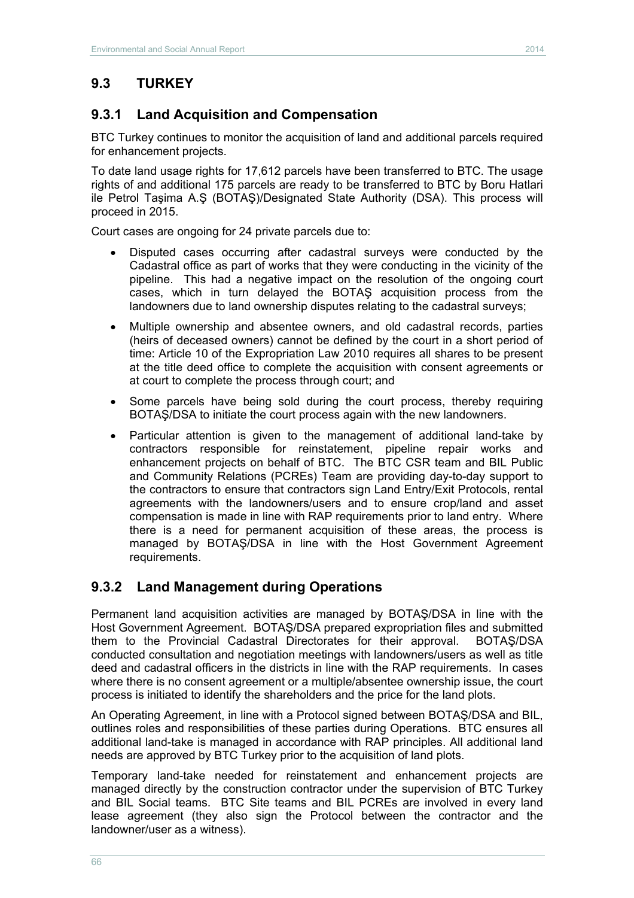## 9.3 TURKEY

### 9.3.1 Land Acquisition and Compensation

BTC Turkey continues to monitor the acquisition of land and additional parcels required for enhancement projects.

To date land usage rights for 17,612 parcels have been transferred to BTC. The usage rights of and additional 175 parcels are ready to be transferred to BTC by Boru Hatlari ile Petrol Taşima A.Ş (BOTAŞ)/Designated State Authority (DSA). This process will proceed in 2015.

Court cases are ongoing for 24 private parcels due to:

- Disputed cases occurring after cadastral surveys were conducted by the Cadastral office as part of works that they were conducting in the vicinity of the pipeline. This had a negative impact on the resolution of the ongoing court cases, which in turn delayed the BOTAŞ acquisition process from the landowners due to land ownership disputes relating to the cadastral surveys;
- Multiple ownership and absentee owners, and old cadastral records, parties (heirs of deceased owners) cannot be defined by the court in a short period of time: Article 10 of the Expropriation Law 2010 requires all shares to be present at the title deed office to complete the acquisition with consent agreements or at court to complete the process through court; and
- Some parcels have being sold during the court process, thereby requiring BOTAŞ/DSA to initiate the court process again with the new landowners.
- Particular attention is given to the management of additional land-take by contractors responsible for reinstatement, pipeline repair works and enhancement projects on behalf of BTC. The BTC CSR team and BIL Public and Community Relations (PCREs) Team are providing day-to-day support to the contractors to ensure that contractors sign Land Entry/Exit Protocols, rental agreements with the landowners/users and to ensure crop/land and asset compensation is made in line with RAP requirements prior to land entry. Where there is a need for permanent acquisition of these areas, the process is managed by BOTAŞ/DSA in line with the Host Government Agreement requirements.

### 9.3.2 Land Management during Operations

Permanent land acquisition activities are managed by BOTAŞ/DSA in line with the Host Government Agreement. BOTAŞ/DSA prepared expropriation files and submitted them to the Provincial Cadastral Directorates for their approval. BOTAŞ/DSA conducted consultation and negotiation meetings with landowners/users as well as title deed and cadastral officers in the districts in line with the RAP requirements. In cases where there is no consent agreement or a multiple/absentee ownership issue, the court process is initiated to identify the shareholders and the price for the land plots.

An Operating Agreement, in line with a Protocol signed between BOTAŞ/DSA and BIL, outlines roles and responsibilities of these parties during Operations. BTC ensures all additional land-take is managed in accordance with RAP principles. All additional land needs are approved by BTC Turkey prior to the acquisition of land plots.

Temporary land-take needed for reinstatement and enhancement projects are managed directly by the construction contractor under the supervision of BTC Turkey and BIL Social teams. BTC Site teams and BIL PCREs are involved in every land lease agreement (they also sign the Protocol between the contractor and the landowner/user as a witness).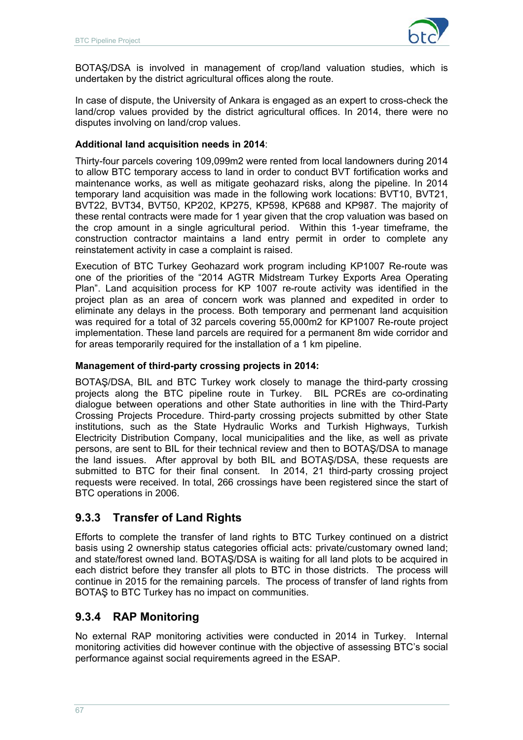BOTAŞ/DSA is involved in management of crop/land valuation studies, which is undertaken by the district agricultural offices along the route.

In case of dispute, the University of Ankara is engaged as an expert to cross-check the land/crop values provided by the district agricultural offices. In 2014, there were no disputes involving on land/crop values.

**Additional land acquisition needs in 2014**:

Thirty-four parcels covering 109,099m2 were rented from local landowners during 2014 to allow BTC temporary access to land in order to conduct BVT fortification works and maintenance works, as well as mitigate geohazard risks, along the pipeline. In 2014 temporary land acquisition was made in the following work locations: BVT10, BVT21, BVT22, BVT34, BVT50, KP202, KP275, KP598, KP688 and KP987. The majority of these rental contracts were made for 1 year given that the crop valuation was based on the crop amount in a single agricultural period. Within this 1-year timeframe, the construction contractor maintains a land entry permit in order to complete any reinstatement activity in case a complaint is raised.

Execution of BTC Turkey Geohazard work program including KP1007 Re-route was one of the priorities of the "2014 AGTR Midstream Turkey Exports Area Operating Plan". Land acquisition process for KP 1007 re-route activity was identified in the project plan as an area of concern work was planned and expedited in order to eliminate any delays in the process. Both temporary and permenant land acquisition was required for a total of 32 parcels covering 55,000m2 for KP1007 Re-route project implementation. These land parcels are required for a permanent 8m wide corridor and for areas temporarily required for the installation of a 1 km pipeline.

**Management of third-party crossing projects in 2014:**

BOTAŞ/DSA, BIL and BTC Turkey work closely to manage the third-party crossing projects along the BTC pipeline route in Turkey. BIL PCREs are co-ordinating dialogue between operations and other State authorities in line with the Third-Party Crossing Projects Procedure. Third-party crossing projects submitted by other State institutions, such as the State Hydraulic Works and Turkish Highways, Turkish Electricity Distribution Company, local municipalities and the like, as well as private persons, are sent to BIL for their technical review and then to BOTAŞ/DSA to manage the land issues. After approval by both BIL and BOTAŞ/DSA, these requests are submitted to BTC for their final consent. In 2014, 21 third-party crossing project requests were received. In total, 266 crossings have been registered since the start of BTC operations in 2006.

### 9.3.3 Transfer of Land Rights

Efforts to complete the transfer of land rights to BTC Turkey continued on a district basis using 2 ownership status categories official acts: private/customary owned land; and state/forest owned land. BOTAŞ/DSA is waiting for all land plots to be acquired in each district before they transfer all plots to BTC in those districts. The process will continue in 2015 for the remaining parcels. The process of transfer of land rights from BOTAŞ to BTC Turkey has no impact on communities.

### 9.3.4 RAP Monitoring

No external RAP monitoring activities were conducted in 2014 in Turkey. Internal monitoring activities did however continue with the objective of assessing BTC's social performance against social requirements agreed in the ESAP.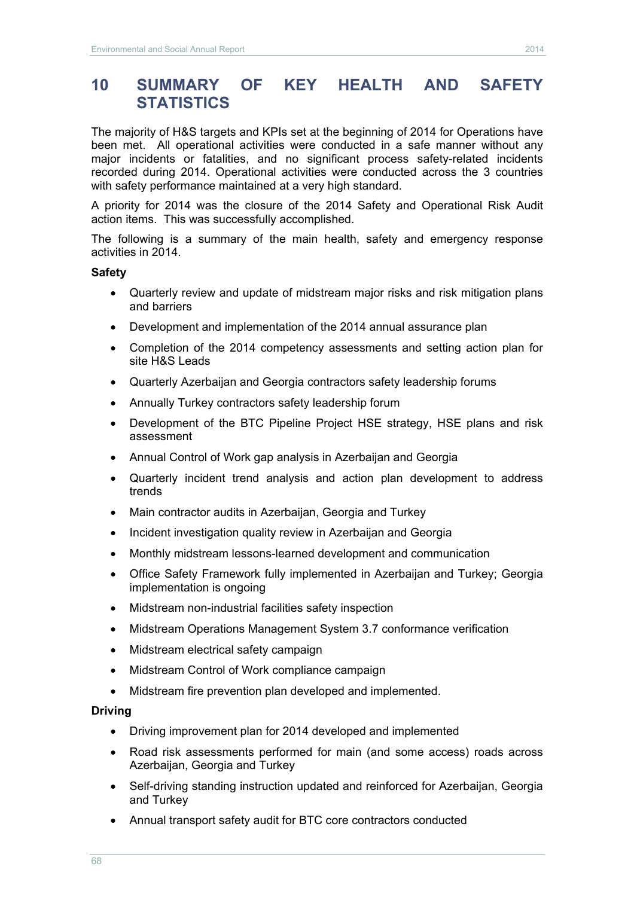# 10 SUMMARY OF KEY HEALTH AND SAFETY STATISTICS

The majority of H&S targets and KPIs set at the beginning of 2014 for Operations have been met. All operational activities were conducted in a safe manner without any major incidents or fatalities, and no significant process safety-related incidents recorded during 2014. Operational activities were conducted across the 3 countries with safety performance maintained at a very high standard.

A priority for 2014 was the closure of the 2014 Safety and Operational Risk Audit action items. This was successfully accomplished.

The following is a summary of the main health, safety and emergency response activities in 2014.

**Safety**

- Quarterly review and update of midstream major risks and risk mitigation plans and barriers
- Development and implementation of the 2014 annual assurance plan
- Completion of the 2014 competency assessments and setting action plan for site H&S Leads
- Quarterly Azerbaijan and Georgia contractors safety leadership forums
- Annually Turkey contractors safety leadership forum
- Development of the BTC Pipeline Project HSE strategy, HSE plans and risk assessment
- Annual Control of Work gap analysis in Azerbaijan and Georgia
- Quarterly incident trend analysis and action plan development to address trends
- Main contractor audits in Azerbaijan, Georgia and Turkey
- Incident investigation quality review in Azerbaijan and Georgia
- Monthly midstream lessons-learned development and communication
- Office Safety Framework fully implemented in Azerbaijan and Turkey; Georgia implementation is ongoing
- Midstream non-industrial facilities safety inspection
- Midstream Operations Management System 3.7 conformance verification
- Midstream electrical safety campaign
- Midstream Control of Work compliance campaign
- Midstream fire prevention plan developed and implemented.

**Driving**

- Driving improvement plan for 2014 developed and implemented
- Road risk assessments performed for main (and some access) roads across Azerbaijan, Georgia and Turkey
- Self-driving standing instruction updated and reinforced for Azerbaijan, Georgia and Turkey
- Annual transport safety audit for BTC core contractors conducted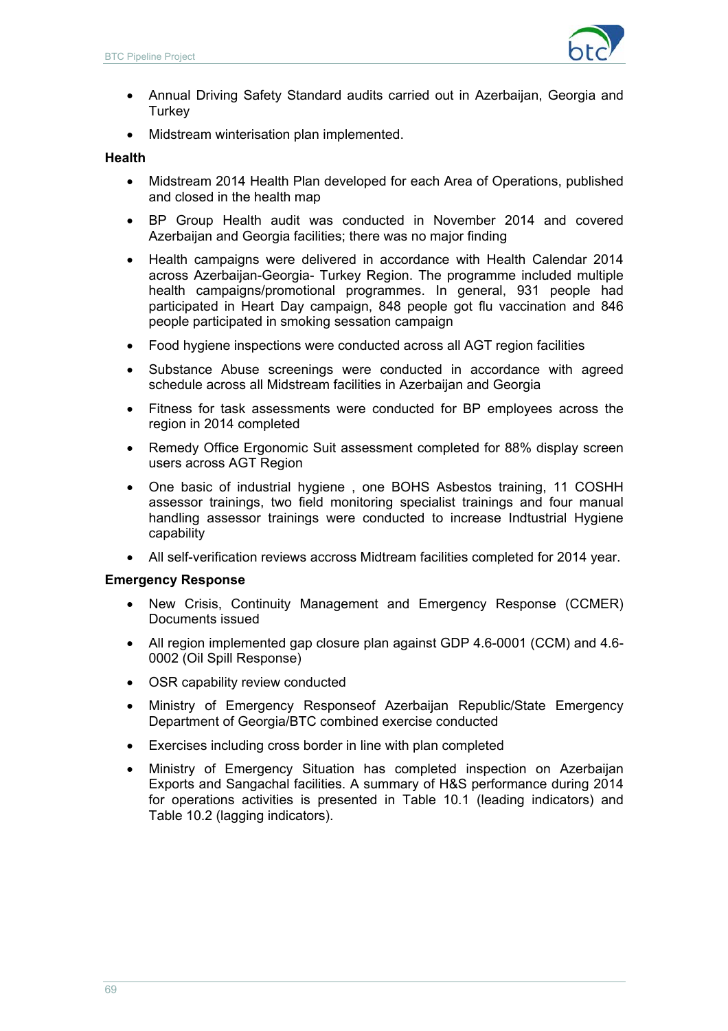- Annual Driving Safety Standard audits carried out in Azerbaijan, Georgia and Turkey
- Midstream winterisation plan implemented.

**Health**

- Midstream 2014 Health Plan developed for each Area of Operations, published and closed in the health map
- BP Group Health audit was conducted in November 2014 and covered Azerbaijan and Georgia facilities; there was no major finding
- Health campaigns were delivered in accordance with Health Calendar 2014 across Azerbaijan-Georgia- Turkey Region. The programme included multiple health campaigns/promotional programmes. In general, 931 people had participated in Heart Day campaign, 848 people got flu vaccination and 846 people participated in smoking sessation campaign
- Food hygiene inspections were conducted across all AGT region facilities
- Substance Abuse screenings were conducted in accordance with agreed schedule across all Midstream facilities in Azerbaijan and Georgia
- Fitness for task assessments were conducted for BP employees across the region in 2014 completed
- Remedy Office Ergonomic Suit assessment completed for 88% display screen users across AGT Region
- One basic of industrial hygiene , one BOHS Asbestos training, 11 COSHH assessor trainings, two field monitoring specialist trainings and four manual handling assessor trainings were conducted to increase Indtustrial Hygiene capability
- All self-verification reviews accross Midtream facilities completed for 2014 year.

**Emergency Response**

- New Crisis, Continuity Management and Emergency Response (CCMER) Documents issued
- All region implemented gap closure plan against GDP 4.6-0001 (CCM) and 4.6-0002 (Oil Spill Response)
- OSR capability review conducted
- Ministry of Emergency Responseof Azerbaijan Republic/State Emergency Department of Georgia/BTC combined exercise conducted
- Exercises including cross border in line with plan completed
- Ministry of Emergency Situation has completed inspection on Azerbaijan Exports and Sangachal facilities. A summary of H&S performance during 2014 for operations activities is presented in Table 10.1 (leading indicators) and Table 10.2 (lagging indicators).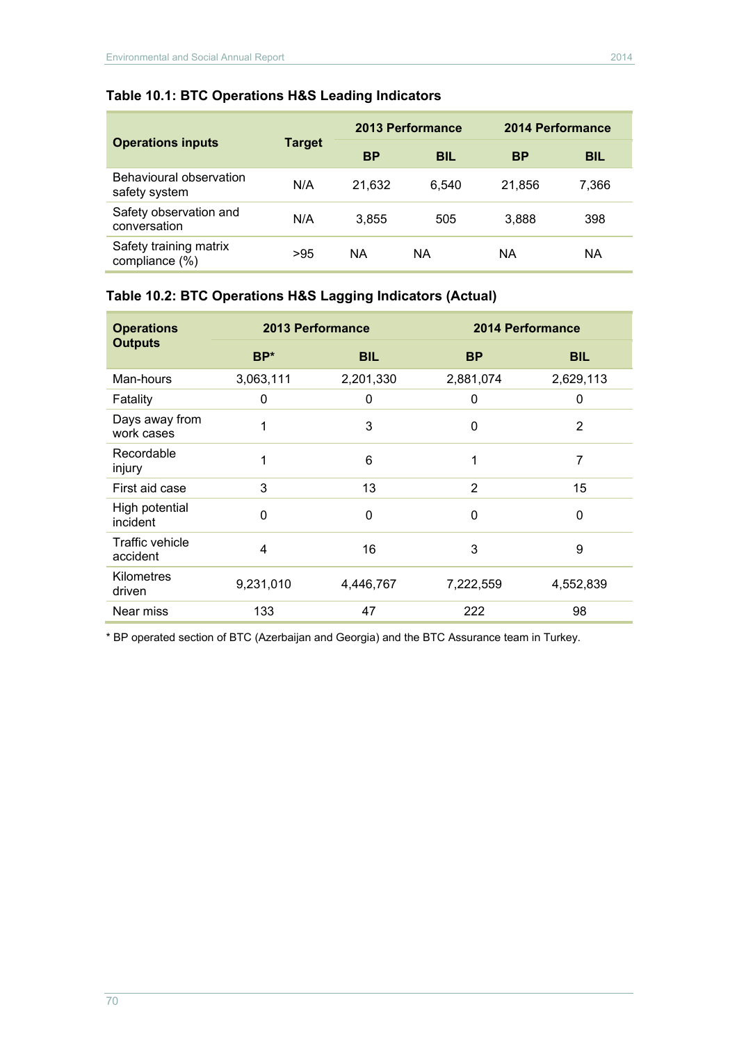**Table 10.1: BTC Operations H&S Leading Indicators**

| Operations inputs | Target | 2013 Performance | | 2014 Performance | |
|---|---|---|---|---|---|
| | | BP | BIL | BP | BIL |
| Behavioural observation safety system | N/A | 21,632 | 6,540 | 21,856 | 7,366 |
| Safety observation and conversation | N/A | 3,855 | 505 | 3,888 | 398 |
| Safety training matrix compliance (%) | >95 | NA | NA | NA | NA |

**Table 10.2: BTC Operations H&S Lagging Indicators (Actual)**

| Operations Outputs | 2013 Performance | | 2014 Performance | |
|---|---|---|---|---|
| | BP* | BIL | BP | BIL |
| Man-hours | 3,063,111 | 2,201,330 | 2,881,074 | 2,629,113 |
| Fatality | 0 | 0 | 0 | 0 |
| Days away from work cases | 1 | 3 | 0 | 2 |
| Recordable injury | 1 | 6 | 1 | 7 |
| First aid case | 3 | 13 | 2 | 15 |
| High potential incident | 0 | 0 | 0 | 0 |
| Traffic vehicle accident | 4 | 16 | 3 | 9 |
| Kilometres driven | 9,231,010 | 4,446,767 | 7,222,559 | 4,552,839 |
| Near miss | 133 | 47 | 222 | 98 |

* BP operated section of BTC (Azerbaijan and Georgia) and the BTC Assurance team in Turkey.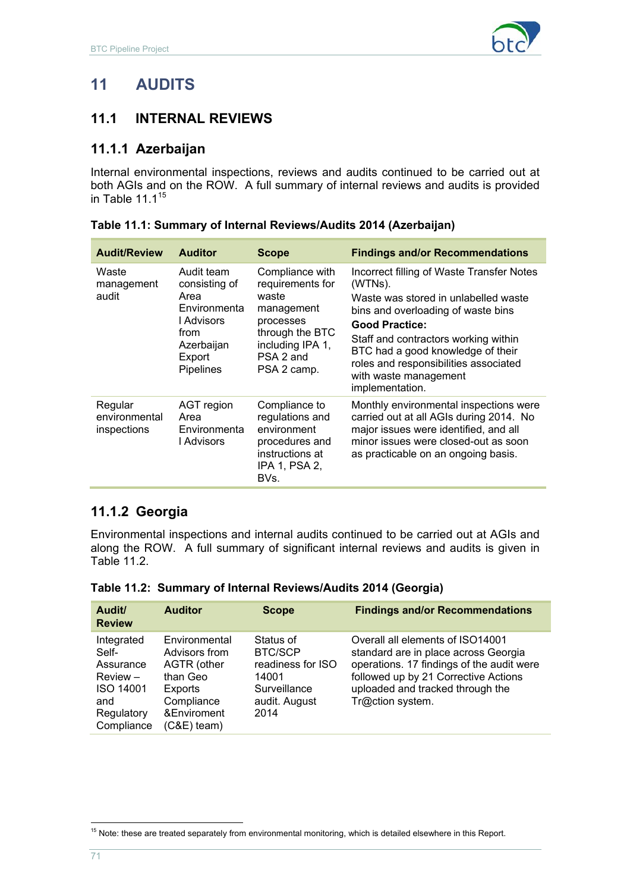# 11 AUDITS

## 11.1 INTERNAL REVIEWS

### 11.1.1 Azerbaijan

Internal environmental inspections, reviews and audits continued to be carried out at both AGIs and on the ROW. A full summary of internal reviews and audits is provided in Table 11.1[15]

**Table 11.1: Summary of Internal Reviews/Audits 2014 (Azerbaijan)**

| Audit/Review | Auditor | Scope | Findings and/or Recommendations |
|---|---|---|---|
| Waste management audit | Audit team consisting of Area Environmental Advisors from Azerbaijan Export Pipelines | Compliance with requirements for waste management processes through the BTC including IPA 1, PSA 2 and PSA 2 camp. | Incorrect filling of Waste Transfer Notes (WTNs).<br>Waste was stored in unlabelled waste bins and overloading of waste bins<br>**Good Practice:**<br>Staff and contractors working within BTC had a good knowledge of their roles and responsibilities associated with waste management implementation. |
| Regular environmental inspections | AGT region Area Environmental Advisors | Compliance to regulations and environment procedures and instructions at IPA 1, PSA 2, BVs. | Monthly environmental inspections were carried out at all AGIs during 2014. No major issues were identified, and all minor issues were closed-out as soon as practicable on an ongoing basis. |

### 11.1.2 Georgia

Environmental inspections and internal audits continued to be carried out at AGIs and along the ROW. A full summary of significant internal reviews and audits is given in Table 11.2.

**Table 11.2: Summary of Internal Reviews/Audits 2014 (Georgia)**

| Audit/ Review | Auditor | Scope | Findings and/or Recommendations |
|---|---|---|---|
| Integrated Self-Assurance Review – ISO 14001 and Regulatory Compliance | Environmental Advisors from AGTR (other than Geo Exports Compliance &Enviroment (C&E) team) | Status of BTC/SCP readiness for ISO 14001 Surveillance audit. August 2014 | Overall all elements of ISO14001 standard are in place across Georgia operations. 17 findings of the audit were followed up by 21 Corrective Actions uploaded and tracked through the Tr@ction system. |

[15] Note: these are treated separately from environmental monitoring, which is detailed elsewhere in this Report.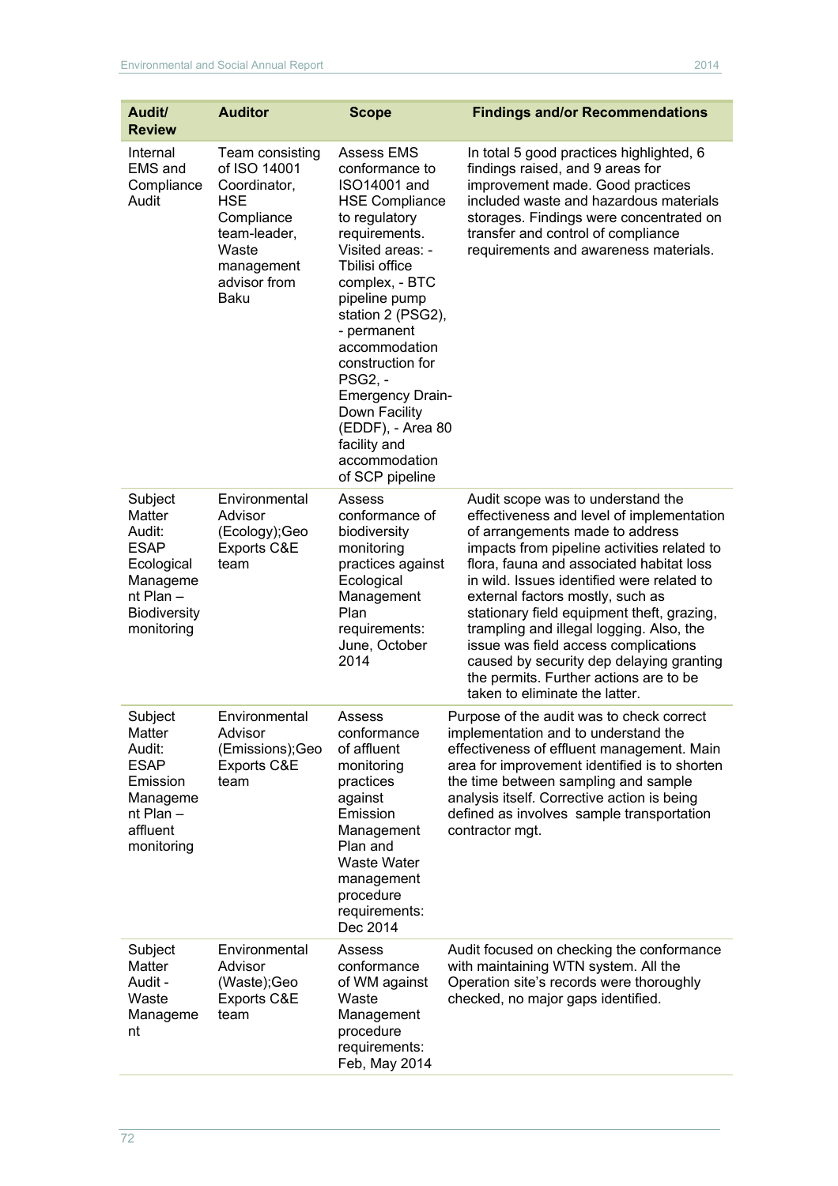| Audit/ Review | Auditor | Scope | Findings and/or Recommendations |
|---|---|---|---|
| Internal EMS and Compliance Audit | Team consisting of ISO 14001 Coordinator, HSE Compliance team-leader, Waste management advisor from Baku | Assess EMS conformance to ISO14001 and HSE Compliance to regulatory requirements. Visited areas: - Tbilisi office complex, - BTC pipeline pump station 2 (PSG2), - permanent accommodation construction for PSG2, - Emergency Drain-Down Facility (EDDF), - Area 80 facility and accommodation of SCP pipeline | In total 5 good practices highlighted, 6 findings raised, and 9 areas for improvement made. Good practices included waste and hazardous materials storages. Findings were concentrated on transfer and control of compliance requirements and awareness materials. |
| Subject Matter Audit: ESAP Ecological Management Plan – Biodiversity monitoring | Environmental Advisor (Ecology);Geo Exports C&E team | Assess conformance of biodiversity monitoring practices against Ecological Management Plan requirements: June, October 2014 | Audit scope was to understand the effectiveness and level of implementation of arrangements made to address impacts from pipeline activities related to flora, fauna and associated habitat loss in wild. Issues identified were related to external factors mostly, such as stationary field equipment theft, grazing, trampling and illegal logging. Also, the issue was field access complications caused by security dep delaying granting the permits. Further actions are to be taken to eliminate the latter. |
| Subject Matter Audit: ESAP Emission Management Plan – affluent monitoring | Environmental Advisor (Emissions);Geo Exports C&E team | Assess conformance of affluent monitoring practices against Emission Management Plan and Waste Water management procedure requirements: Dec 2014 | Purpose of the audit was to check correct implementation and to understand the effectiveness of effluent management. Main area for improvement identified is to shorten the time between sampling and sample analysis itself. Corrective action is being defined as involves sample transportation contractor mgt. |
| Subject Matter Audit - Waste Management | Environmental Advisor (Waste);Geo Exports C&E team | Assess conformance of WM against Waste Management procedure requirements: Feb, May 2014 | Audit focused on checking the conformance with maintaining WTN system. All the Operation site's records were thoroughly checked, no major gaps identified. |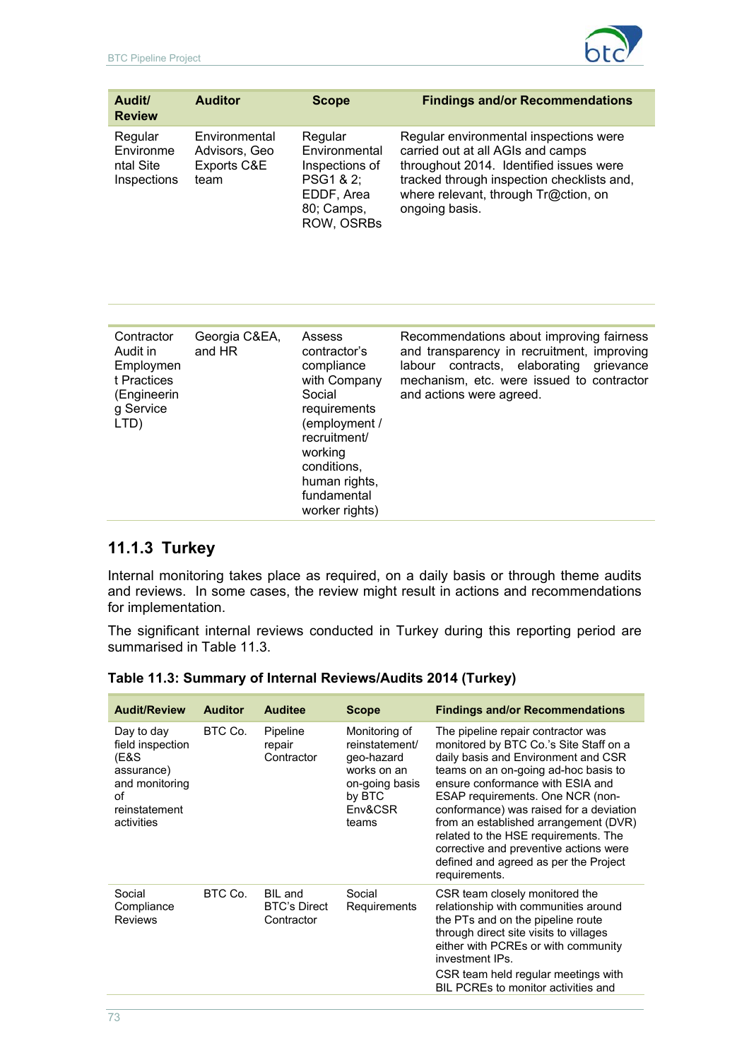| Audit/ Review | Auditor | Scope | Findings and/or Recommendations |
|---|---|---|---|
| Regular Environmental Site Inspections | Environmental Advisors, Geo Exports C&E team | Regular Environmental Inspections of PSG1 & 2; EDDF, Area 80; Camps, ROW, OSRBs | Regular environmental inspections were carried out at all AGIs and camps throughout 2014. Identified issues were tracked through inspection checklists and, where relevant, through Tr@ction, on ongoing basis. |
| Contractor Audit in Employment Practices (Engineering Service LTD) | Georgia C&EA, and HR | Assess contractor's compliance with Company Social requirements (employment / recruitment/ working conditions, human rights, fundamental worker rights) | Recommendations about improving fairness and transparency in recruitment, improving labour contracts, elaborating grievance mechanism, etc. were issued to contractor and actions were agreed. |

### 11.1.3 Turkey

Internal monitoring takes place as required, on a daily basis or through theme audits and reviews. In some cases, the review might result in actions and recommendations for implementation.

The significant internal reviews conducted in Turkey during this reporting period are summarised in Table 11.3.

**Table 11.3: Summary of Internal Reviews/Audits 2014 (Turkey)**

| Audit/Review | Auditor | Auditee | Scope | Findings and/or Recommendations |
|---|---|---|---|---|
| Day to day field inspection (E&S assurance) and monitoring of reinstatement activities | BTC Co. | Pipeline repair Contractor | Monitoring of reinstatement/ geo-hazard works on an on-going basis by BTC Env&CSR teams | The pipeline repair contractor was monitored by BTC Co.'s Site Staff on a daily basis and Environment and CSR teams on an on-going ad-hoc basis to ensure conformance with ESIA and ESAP requirements. One NCR (non-conformance) was raised for a deviation from an established arrangement (DVR) related to the HSE requirements. The corrective and preventive actions were defined and agreed as per the Project requirements. |
| Social Compliance Reviews | BTC Co. | BIL and BTC's Direct Contractor | Social Requirements | CSR team closely monitored the relationship with communities around the PTs and on the pipeline route through direct site visits to villages either with PCREs or with community investment IPs.<br><br>CSR team held regular meetings with BIL PCREs to monitor activities and |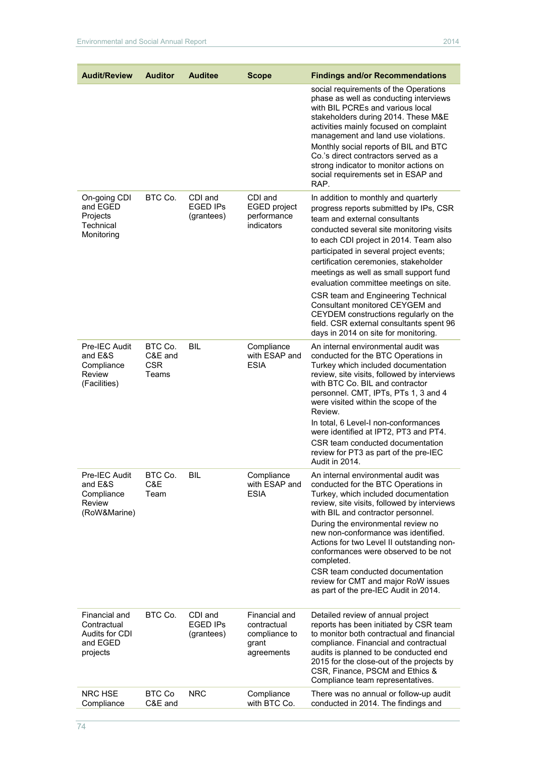| Audit/Review | Auditor | Auditee | Scope | Findings and/or Recommendations |
|---|---|---|---|---|
| | | | | social requirements of the Operations phase as well as conducting interviews with BIL PCREs and various local stakeholders during 2014. These M&E activities mainly focused on complaint management and land use violations.<br>Monthly social reports of BIL and BTC Co.'s direct contractors served as a strong indicator to monitor actions on social requirements set in ESAP and RAP. |
| On-going CDI and EGED Projects Technical Monitoring | BTC Co. | CDI and EGED IPs (grantees) | CDI and EGED project performance indicators | In addition to monthly and quarterly progress reports submitted by IPs, CSR team and external consultants conducted several site monitoring visits to each CDI project in 2014. Team also participated in several project events; certification ceremonies, stakeholder meetings as well as small support fund evaluation committee meetings on site.<br>CSR team and Engineering Technical Consultant monitored CEYGEM and CEYDEM constructions regularly on the field. CSR external consultants spent 96 days in 2014 on site for monitoring. |
| Pre-IEC Audit and E&S Compliance Review (Facilities) | BTC Co. C&E and CSR Teams | BIL | Compliance with ESAP and ESIA | An internal environmental audit was conducted for the BTC Operations in Turkey which included documentation review, site visits, followed by interviews with BTC Co. BIL and contractor personnel. CMT, IPTs, PTs 1, 3 and 4 were visited within the scope of the Review.<br>In total, 6 Level-I non-conformances were identified at IPT2, PT3 and PT4.<br>CSR team conducted documentation review for PT3 as part of the pre-IEC Audit in 2014. |
| Pre-IEC Audit and E&S Compliance Review (RoW&Marine) | BTC Co. C&E Team | BIL | Compliance with ESAP and ESIA | An internal environmental audit was conducted for the BTC Operations in Turkey, which included documentation review, site visits, followed by interviews with BIL and contractor personnel.<br>During the environmental review no new non-conformance was identified. Actions for two Level II outstanding non-conformances were observed to be not completed.<br>CSR team conducted documentation review for CMT and major RoW issues as part of the pre-IEC Audit in 2014. |
| Financial and Contractual Audits for CDI and EGED projects | BTC Co. | CDI and EGED IPs (grantees) | Financial and contractual compliance to grant agreements | Detailed review of annual project reports has been initiated by CSR team to monitor both contractual and financial compliance. Financial and contractual audits is planned to be conducted end 2015 for the close-out of the projects by CSR, Finance, PSCM and Ethics & Compliance team representatives. |
| NRC HSE Compliance | BTC Co C&E and | NRC | Compliance with BTC Co. | There was no annual or follow-up audit conducted in 2014. The findings and |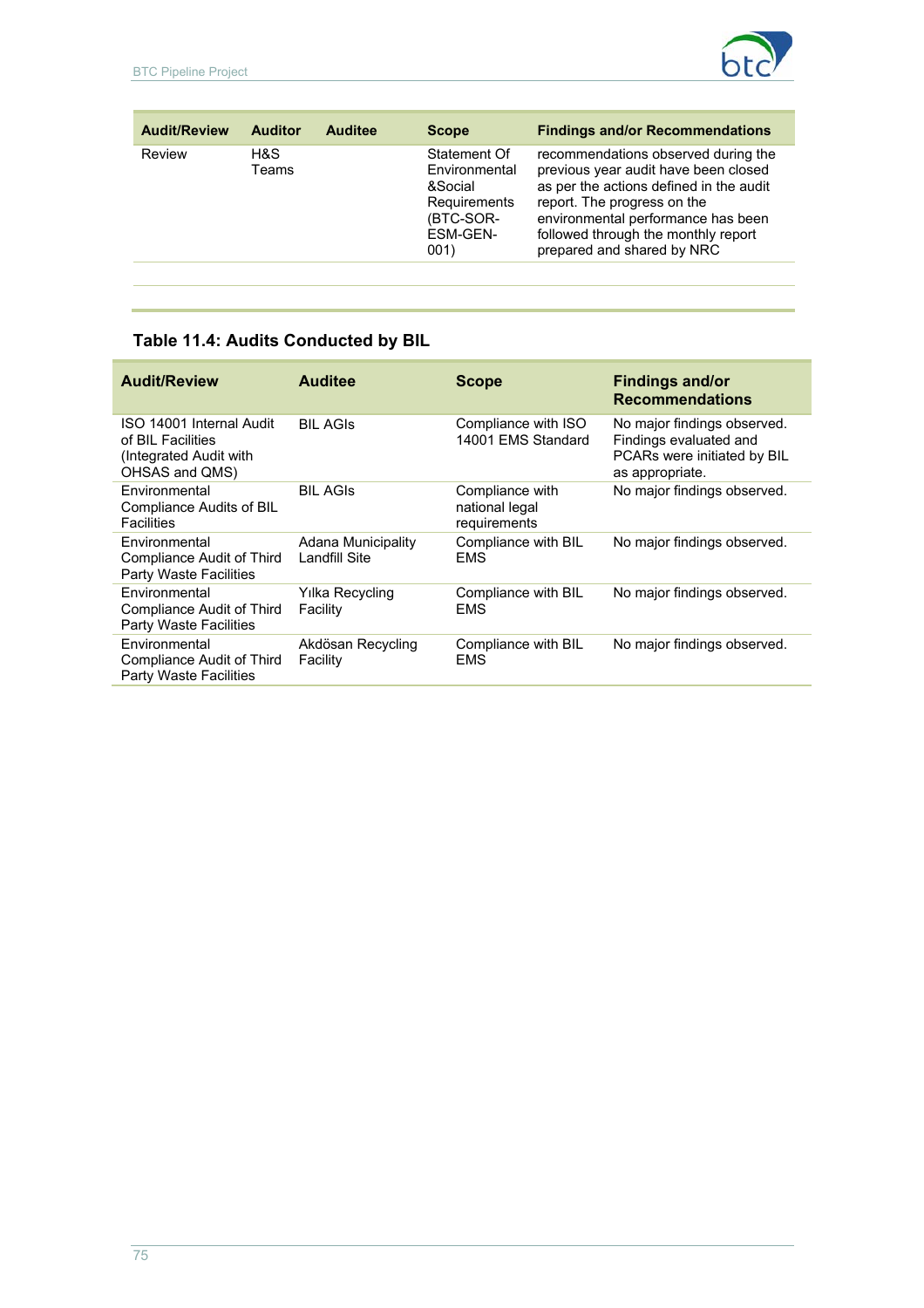| Audit/Review | Auditor | Auditee | Scope | Findings and/or Recommendations |
|---|---|---|---|---|
| Review | H&S Teams | | Statement Of Environmental &Social Requirements (BTC-SOR-ESM-GEN-001) | recommendations observed during the previous year audit have been closed as per the actions defined in the audit report. The progress on the environmental performance has been followed through the monthly report prepared and shared by NRC |
| | | | | |

### Table 11.4: Audits Conducted by BIL

| Audit/Review | Auditee | Scope | Findings and/or Recommendations |
|---|---|---|---|
| ISO 14001 Internal Audit of BIL Facilities (Integrated Audit with OHSAS and QMS) | BIL AGIs | Compliance with ISO 14001 EMS Standard | No major findings observed. Findings evaluated and PCARs were initiated by BIL as appropriate. |
| Environmental Compliance Audits of BIL Facilities | BIL AGIs | Compliance with national legal requirements | No major findings observed. |
| Environmental Compliance Audit of Third Party Waste Facilities | Adana Municipality Landfill Site | Compliance with BIL EMS | No major findings observed. |
| Environmental Compliance Audit of Third Party Waste Facilities | Yılka Recycling Facility | Compliance with BIL EMS | No major findings observed. |
| Environmental Compliance Audit of Third Party Waste Facilities | Akdösan Recycling Facility | Compliance with BIL EMS | No major findings observed. |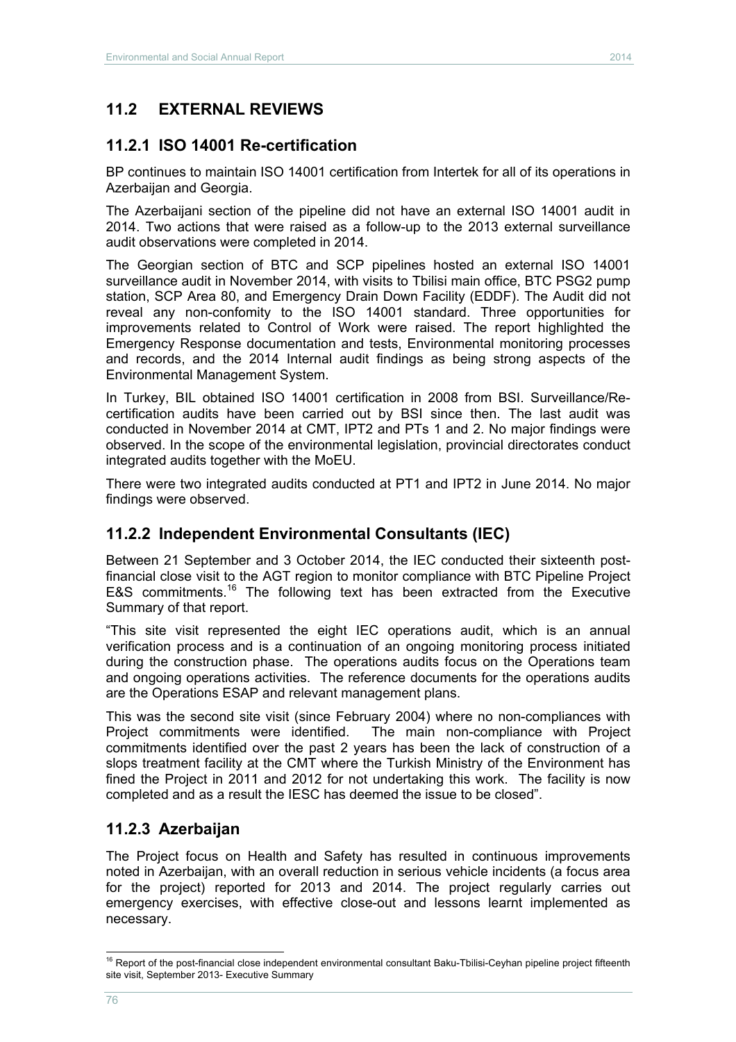## 11.2 EXTERNAL REVIEWS

### 11.2.1 ISO 14001 Re-certification

BP continues to maintain ISO 14001 certification from Intertek for all of its operations in Azerbaijan and Georgia.

The Azerbaijani section of the pipeline did not have an external ISO 14001 audit in 2014. Two actions that were raised as a follow-up to the 2013 external surveillance audit observations were completed in 2014.

The Georgian section of BTC and SCP pipelines hosted an external ISO 14001 surveillance audit in November 2014, with visits to Tbilisi main office, BTC PSG2 pump station, SCP Area 80, and Emergency Drain Down Facility (EDDF). The Audit did not reveal any non-confomity to the ISO 14001 standard. Three opportunities for improvements related to Control of Work were raised. The report highlighted the Emergency Response documentation and tests, Environmental monitoring processes and records, and the 2014 Internal audit findings as being strong aspects of the Environmental Management System.

In Turkey, BIL obtained ISO 14001 certification in 2008 from BSI. Surveillance/Re-certification audits have been carried out by BSI since then. The last audit was conducted in November 2014 at CMT, IPT2 and PTs 1 and 2. No major findings were observed. In the scope of the environmental legislation, provincial directorates conduct integrated audits together with the MoEU.

There were two integrated audits conducted at PT1 and IPT2 in June 2014. No major findings were observed.

### 11.2.2 Independent Environmental Consultants (IEC)

Between 21 September and 3 October 2014, the IEC conducted their sixteenth post-financial close visit to the AGT region to monitor compliance with BTC Pipeline Project E&S commitments.[16] The following text has been extracted from the Executive Summary of that report.

"This site visit represented the eight IEC operations audit, which is an annual verification process and is a continuation of an ongoing monitoring process initiated during the construction phase. The operations audits focus on the Operations team and ongoing operations activities. The reference documents for the operations audits are the Operations ESAP and relevant management plans.

This was the second site visit (since February 2004) where no non-compliances with Project commitments were identified. The main non-compliance with Project commitments identified over the past 2 years has been the lack of construction of a slops treatment facility at the CMT where the Turkish Ministry of the Environment has fined the Project in 2011 and 2012 for not undertaking this work. The facility is now completed and as a result the IESC has deemed the issue to be closed".

### 11.2.3 Azerbaijan

The Project focus on Health and Safety has resulted in continuous improvements noted in Azerbaijan, with an overall reduction in serious vehicle incidents (a focus area for the project) reported for 2013 and 2014. The project regularly carries out emergency exercises, with effective close-out and lessons learnt implemented as necessary.

---

[16] Report of the post-financial close independent environmental consultant Baku-Tbilisi-Ceyhan pipeline project fifteenth site visit, September 2013- Executive Summary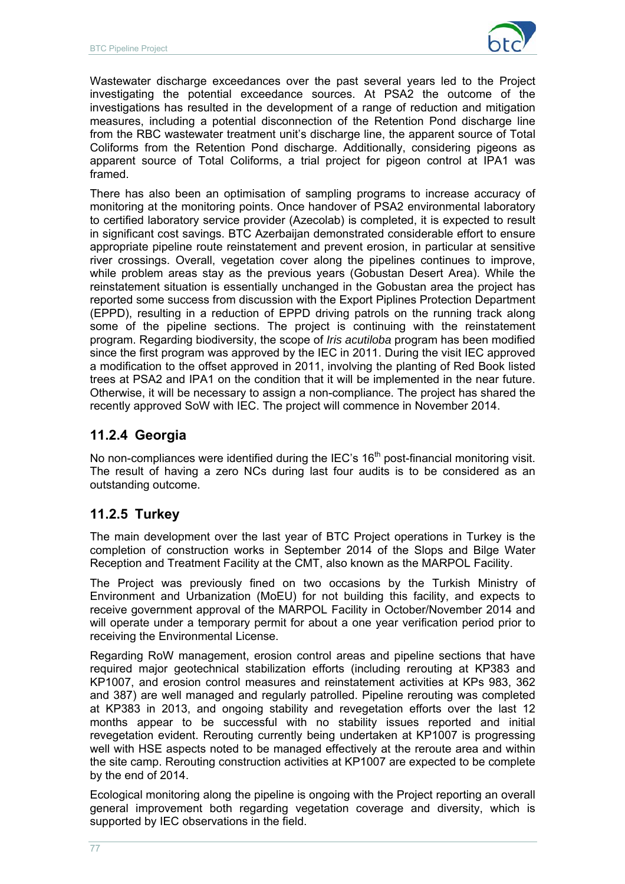Wastewater discharge exceedances over the past several years led to the Project investigating the potential exceedance sources. At PSA2 the outcome of the investigations has resulted in the development of a range of reduction and mitigation measures, including a potential disconnection of the Retention Pond discharge line from the RBC wastewater treatment unit's discharge line, the apparent source of Total Coliforms from the Retention Pond discharge. Additionally, considering pigeons as apparent source of Total Coliforms, a trial project for pigeon control at IPA1 was framed.

There has also been an optimisation of sampling programs to increase accuracy of monitoring at the monitoring points. Once handover of PSA2 environmental laboratory to certified laboratory service provider (Azecolab) is completed, it is expected to result in significant cost savings. BTC Azerbaijan demonstrated considerable effort to ensure appropriate pipeline route reinstatement and prevent erosion, in particular at sensitive river crossings. Overall, vegetation cover along the pipelines continues to improve, while problem areas stay as the previous years (Gobustan Desert Area). While the reinstatement situation is essentially unchanged in the Gobustan area the project has reported some success from discussion with the Export Piplines Protection Department (EPPD), resulting in a reduction of EPPD driving patrols on the running track along some of the pipeline sections. The project is continuing with the reinstatement program. Regarding biodiversity, the scope of *Iris acutiloba* program has been modified since the first program was approved by the IEC in 2011. During the visit IEC approved a modification to the offset approved in 2011, involving the planting of Red Book listed trees at PSA2 and IPA1 on the condition that it will be implemented in the near future. Otherwise, it will be necessary to assign a non-compliance. The project has shared the recently approved SoW with IEC. The project will commence in November 2014.

### 11.2.4 Georgia

No non-compliances were identified during the IEC's 16th post-financial monitoring visit. The result of having a zero NCs during last four audits is to be considered as an outstanding outcome.

### 11.2.5 Turkey

The main development over the last year of BTC Project operations in Turkey is the completion of construction works in September 2014 of the Slops and Bilge Water Reception and Treatment Facility at the CMT, also known as the MARPOL Facility.

The Project was previously fined on two occasions by the Turkish Ministry of Environment and Urbanization (MoEU) for not building this facility, and expects to receive government approval of the MARPOL Facility in October/November 2014 and will operate under a temporary permit for about a one year verification period prior to receiving the Environmental License.

Regarding RoW management, erosion control areas and pipeline sections that have required major geotechnical stabilization efforts (including rerouting at KP383 and KP1007, and erosion control measures and reinstatement activities at KPs 983, 362 and 387) are well managed and regularly patrolled. Pipeline rerouting was completed at KP383 in 2013, and ongoing stability and revegetation efforts over the last 12 months appear to be successful with no stability issues reported and initial revegetation evident. Rerouting currently being undertaken at KP1007 is progressing well with HSE aspects noted to be managed effectively at the reroute area and within the site camp. Rerouting construction activities at KP1007 are expected to be complete by the end of 2014.

Ecological monitoring along the pipeline is ongoing with the Project reporting an overall general improvement both regarding vegetation coverage and diversity, which is supported by IEC observations in the field.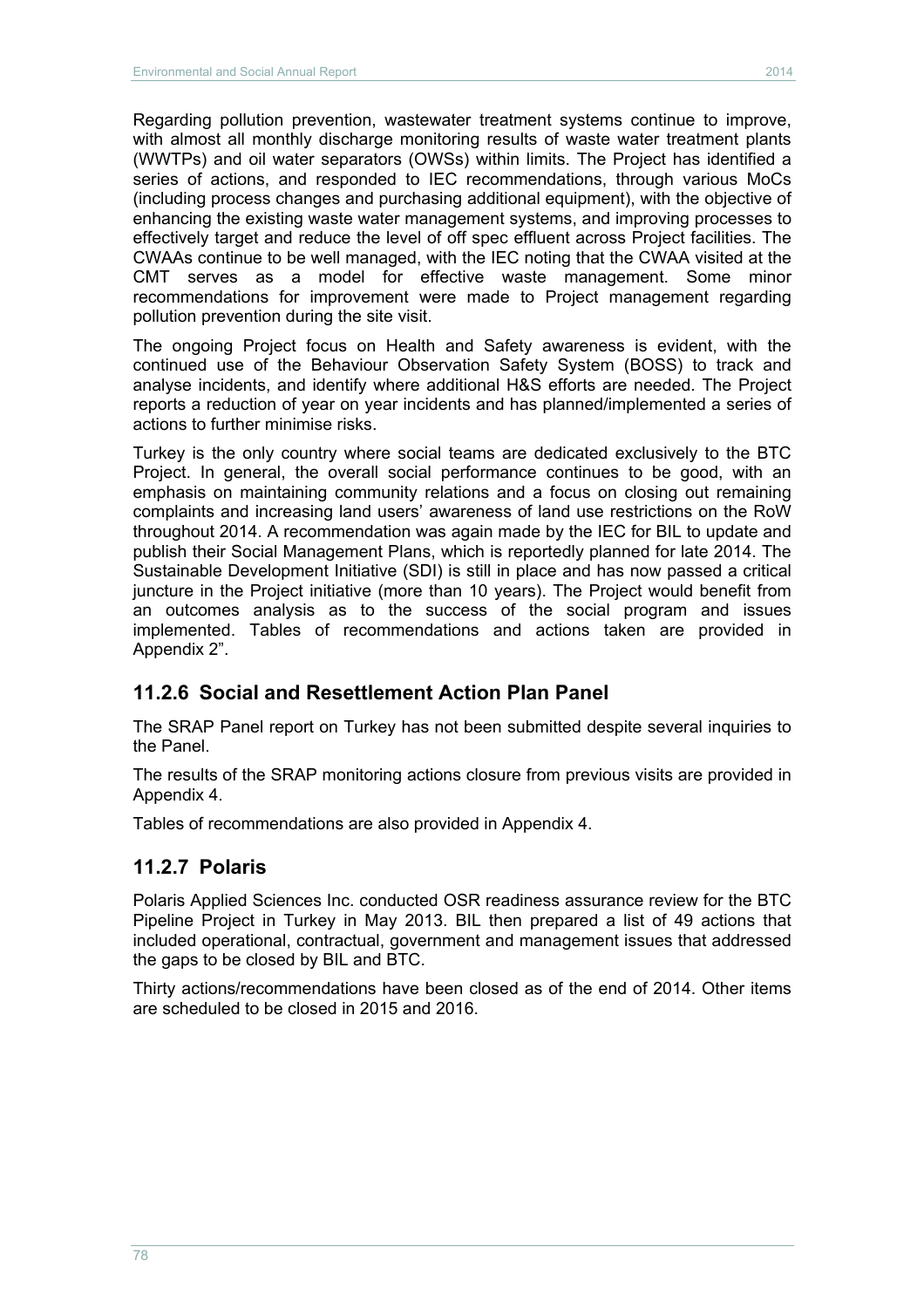Regarding pollution prevention, wastewater treatment systems continue to improve, with almost all monthly discharge monitoring results of waste water treatment plants (WWTPs) and oil water separators (OWSs) within limits. The Project has identified a series of actions, and responded to IEC recommendations, through various MoCs (including process changes and purchasing additional equipment), with the objective of enhancing the existing waste water management systems, and improving processes to effectively target and reduce the level of off spec effluent across Project facilities. The CWAAs continue to be well managed, with the IEC noting that the CWAA visited at the CMT serves as a model for effective waste management. Some minor recommendations for improvement were made to Project management regarding pollution prevention during the site visit.

The ongoing Project focus on Health and Safety awareness is evident, with the continued use of the Behaviour Observation Safety System (BOSS) to track and analyse incidents, and identify where additional H&S efforts are needed. The Project reports a reduction of year on year incidents and has planned/implemented a series of actions to further minimise risks.

Turkey is the only country where social teams are dedicated exclusively to the BTC Project. In general, the overall social performance continues to be good, with an emphasis on maintaining community relations and a focus on closing out remaining complaints and increasing land users' awareness of land use restrictions on the RoW throughout 2014. A recommendation was again made by the IEC for BIL to update and publish their Social Management Plans, which is reportedly planned for late 2014. The Sustainable Development Initiative (SDI) is still in place and has now passed a critical juncture in the Project initiative (more than 10 years). The Project would benefit from an outcomes analysis as to the success of the social program and issues implemented. Tables of recommendations and actions taken are provided in Appendix 2".

### 11.2.6 Social and Resettlement Action Plan Panel

The SRAP Panel report on Turkey has not been submitted despite several inquiries to the Panel.

The results of the SRAP monitoring actions closure from previous visits are provided in Appendix 4.

Tables of recommendations are also provided in Appendix 4.

### 11.2.7 Polaris

Polaris Applied Sciences Inc. conducted OSR readiness assurance review for the BTC Pipeline Project in Turkey in May 2013. BIL then prepared a list of 49 actions that included operational, contractual, government and management issues that addressed the gaps to be closed by BIL and BTC.

Thirty actions/recommendations have been closed as of the end of 2014. Other items are scheduled to be closed in 2015 and 2016.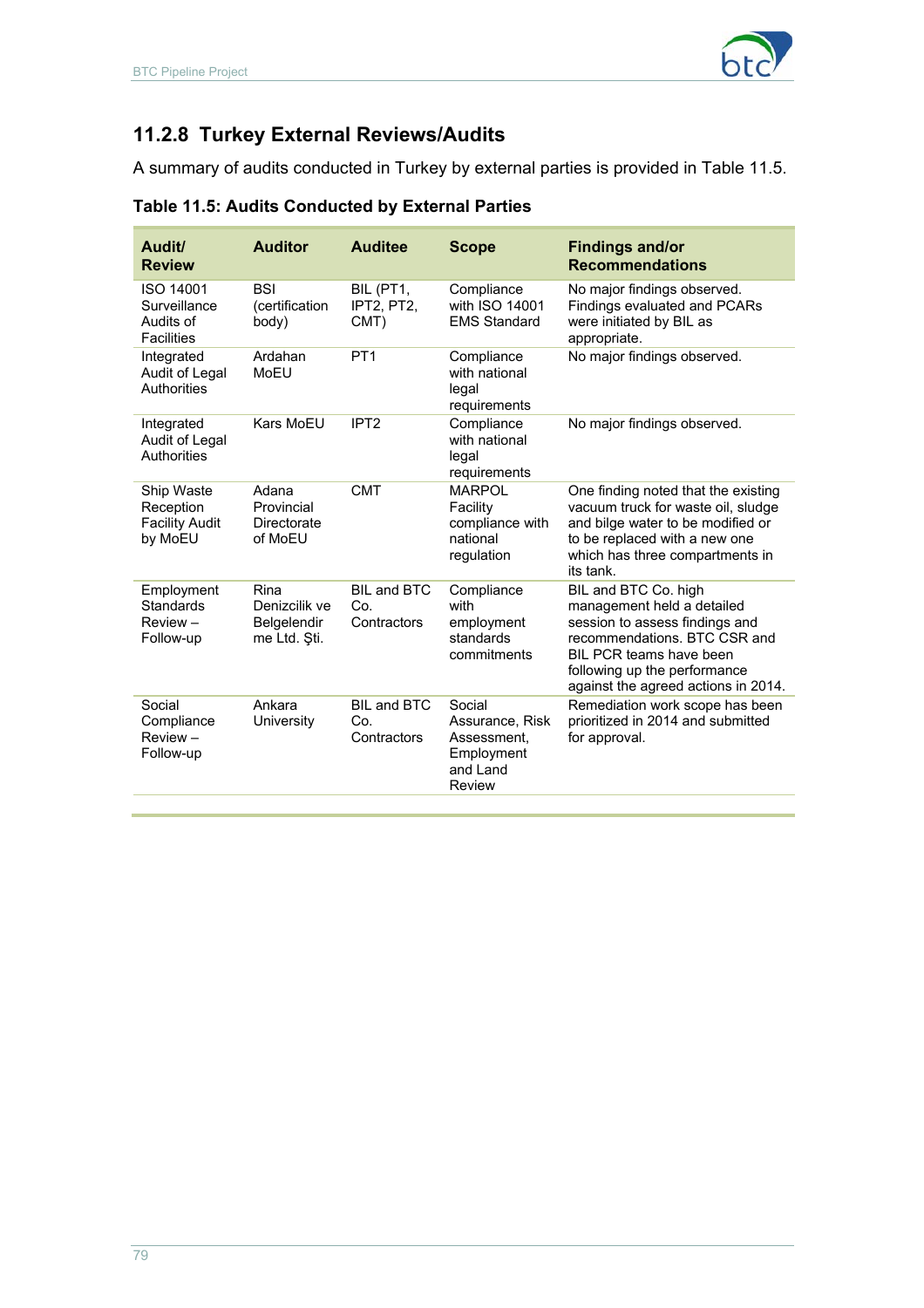### 11.2.8 Turkey External Reviews/Audits

A summary of audits conducted in Turkey by external parties is provided in Table 11.5.

**Table 11.5: Audits Conducted by External Parties**

| Audit/ Review | Auditor | Auditee | Scope | Findings and/or Recommendations |
|---|---|---|---|---|
| ISO 14001 Surveillance Audits of Facilities | BSI (certification body) | BIL (PT1, IPT2, PT2, CMT) | Compliance with ISO 14001 EMS Standard | No major findings observed. Findings evaluated and PCARs were initiated by BIL as appropriate. |
| Integrated Audit of Legal Authorities | Ardahan MoEU | PT1 | Compliance with national legal requirements | No major findings observed. |
| Integrated Audit of Legal Authorities | Kars MoEU | IPT2 | Compliance with national legal requirements | No major findings observed. |
| Ship Waste Reception Facility Audit by MoEU | Adana Provincial Directorate of MoEU | CMT | MARPOL Facility compliance with national regulation | One finding noted that the existing vacuum truck for waste oil, sludge and bilge water to be modified or to be replaced with a new one which has three compartments in its tank. |
| Employment Standards Review – Follow-up | Rina Denizcilik ve Belgelendir me Ltd. Şti. | BIL and BTC Co. Contractors | Compliance with employment standards commitments | BIL and BTC Co. high management held a detailed session to assess findings and recommendations. BTC CSR and BIL PCR teams have been following up the performance against the agreed actions in 2014. |
| Social Compliance Review – Follow-up | Ankara University | BIL and BTC Co. Contractors | Social Assurance, Risk Assessment, Employment and Land Review | Remediation work scope has been prioritized in 2014 and submitted for approval. |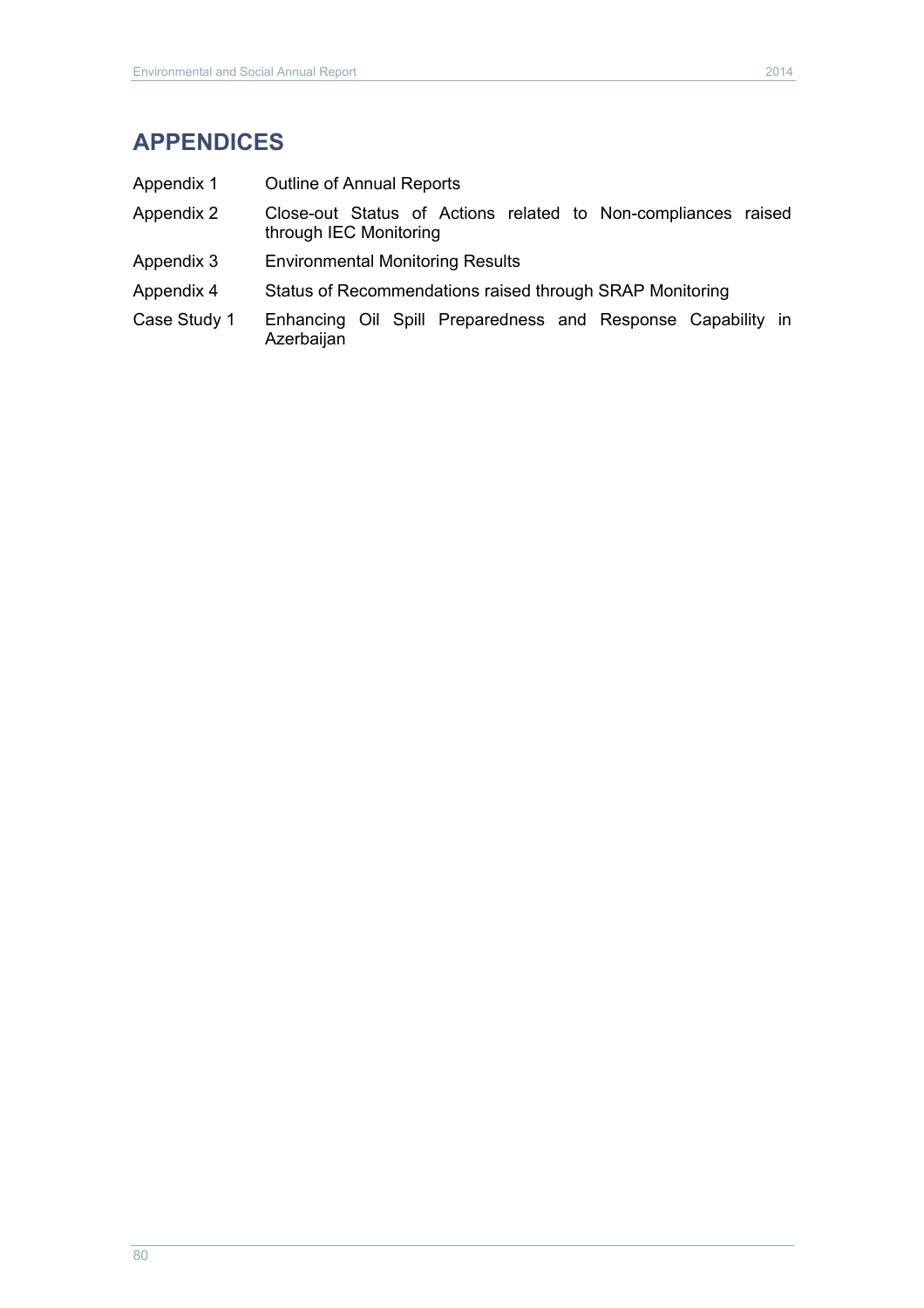# APPENDICES

| | |
|---|---|
| Appendix 1 | Outline of Annual Reports |
| Appendix 2 | Close-out Status of Actions related to Non-compliances raised through IEC Monitoring |
| Appendix 3 | Environmental Monitoring Results |
| Appendix 4 | Status of Recommendations raised through SRAP Monitoring |
| Case Study 1 | Enhancing Oil Spill Preparedness and Response Capability in Azerbaijan |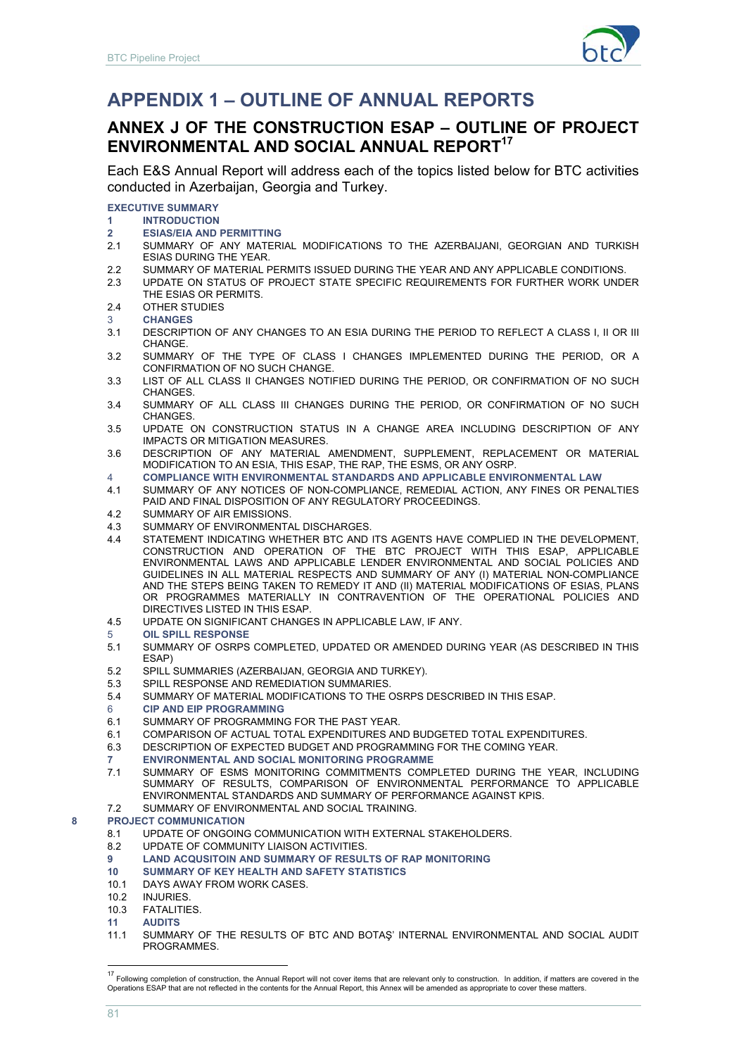# APPENDIX 1 – OUTLINE OF ANNUAL REPORTS

## ANNEX J OF THE CONSTRUCTION ESAP – OUTLINE OF PROJECT ENVIRONMENTAL AND SOCIAL ANNUAL REPORT[17]

Each E&S Annual Report will address each of the topics listed below for BTC activities conducted in Azerbaijan, Georgia and Turkey.

**EXECUTIVE SUMMARY**

**1 INTRODUCTION**

**2 ESIAS/EIA AND PERMITTING**

2.1 SUMMARY OF ANY MATERIAL MODIFICATIONS TO THE AZERBAIJANI, GEORGIAN AND TURKISH ESIAS DURING THE YEAR.

2.2 SUMMARY OF MATERIAL PERMITS ISSUED DURING THE YEAR AND ANY APPLICABLE CONDITIONS.

2.3 UPDATE ON STATUS OF PROJECT STATE SPECIFIC REQUIREMENTS FOR FURTHER WORK UNDER THE ESIAS OR PERMITS.

2.4 OTHER STUDIES

**3 CHANGES**

3.1 DESCRIPTION OF ANY CHANGES TO AN ESIA DURING THE PERIOD TO REFLECT A CLASS I, II OR III CHANGE.

3.2 SUMMARY OF THE TYPE OF CLASS I CHANGES IMPLEMENTED DURING THE PERIOD, OR A CONFIRMATION OF NO SUCH CHANGE.

3.3 LIST OF ALL CLASS II CHANGES NOTIFIED DURING THE PERIOD, OR CONFIRMATION OF NO SUCH CHANGES.

3.4 SUMMARY OF ALL CLASS III CHANGES DURING THE PERIOD, OR CONFIRMATION OF NO SUCH CHANGES.

3.5 UPDATE ON CONSTRUCTION STATUS IN A CHANGE AREA INCLUDING DESCRIPTION OF ANY IMPACTS OR MITIGATION MEASURES.

3.6 DESCRIPTION OF ANY MATERIAL AMENDMENT, SUPPLEMENT, REPLACEMENT OR MATERIAL MODIFICATION TO AN ESIA, THIS ESAP, THE RAP, THE ESMS, OR ANY OSRP.

**4 COMPLIANCE WITH ENVIRONMENTAL STANDARDS AND APPLICABLE ENVIRONMENTAL LAW**

4.1 SUMMARY OF ANY NOTICES OF NON-COMPLIANCE, REMEDIAL ACTION, ANY FINES OR PENALTIES PAID AND FINAL DISPOSITION OF ANY REGULATORY PROCEEDINGS.

4.2 SUMMARY OF AIR EMISSIONS.

4.3 SUMMARY OF ENVIRONMENTAL DISCHARGES.

4.4 STATEMENT INDICATING WHETHER BTC AND ITS AGENTS HAVE COMPLIED IN THE DEVELOPMENT, CONSTRUCTION AND OPERATION OF THE BTC PROJECT WITH THIS ESAP, APPLICABLE ENVIRONMENTAL LAWS AND APPLICABLE LENDER ENVIRONMENTAL AND SOCIAL POLICIES AND GUIDELINES IN ALL MATERIAL RESPECTS AND SUMMARY OF ANY (I) MATERIAL NON-COMPLIANCE AND THE STEPS BEING TAKEN TO REMEDY IT AND (II) MATERIAL MODIFICATIONS OF ESIAS, PLANS OR PROGRAMMES MATERIALLY IN CONTRAVENTION OF THE OPERATIONAL POLICIES AND DIRECTIVES LISTED IN THIS ESAP.

4.5 UPDATE ON SIGNIFICANT CHANGES IN APPLICABLE LAW, IF ANY.

**5 OIL SPILL RESPONSE**

5.1 SUMMARY OF OSRPS COMPLETED, UPDATED OR AMENDED DURING YEAR (AS DESCRIBED IN THIS ESAP)

5.2 SPILL SUMMARIES (AZERBAIJAN, GEORGIA AND TURKEY).

5.3 SPILL RESPONSE AND REMEDIATION SUMMARIES.

5.4 SUMMARY OF MATERIAL MODIFICATIONS TO THE OSRPS DESCRIBED IN THIS ESAP.

**6 CIP AND EIP PROGRAMMING**

6.1 SUMMARY OF PROGRAMMING FOR THE PAST YEAR.

6.1 COMPARISON OF ACTUAL TOTAL EXPENDITURES AND BUDGETED TOTAL EXPENDITURES.

6.3 DESCRIPTION OF EXPECTED BUDGET AND PROGRAMMING FOR THE COMING YEAR.

**7 ENVIRONMENTAL AND SOCIAL MONITORING PROGRAMME**

7.1 SUMMARY OF ESMS MONITORING COMMITMENTS COMPLETED DURING THE YEAR, INCLUDING SUMMARY OF RESULTS, COMPARISON OF ENVIRONMENTAL PERFORMANCE TO APPLICABLE ENVIRONMENTAL STANDARDS AND SUMMARY OF PERFORMANCE AGAINST KPIS.

7.2 SUMMARY OF ENVIRONMENTAL AND SOCIAL TRAINING.

**8 PROJECT COMMUNICATION**

8.1 UPDATE OF ONGOING COMMUNICATION WITH EXTERNAL STAKEHOLDERS.

8.2 UPDATE OF COMMUNITY LIAISON ACTIVITIES.

**9 LAND ACQUSITOIN AND SUMMARY OF RESULTS OF RAP MONITORING**

**10 SUMMARY OF KEY HEALTH AND SAFETY STATISTICS**

10.1 DAYS AWAY FROM WORK CASES.

10.2 INJURIES.

10.3 FATALITIES.

**11 AUDITS**

11.1 SUMMARY OF THE RESULTS OF BTC AND BOTAŞ' INTERNAL ENVIRONMENTAL AND SOCIAL AUDIT PROGRAMMES.

---

[17] Following completion of construction, the Annual Report will not cover items that are relevant only to construction. In addition, if matters are covered in the Operations ESAP that are not reflected in the contents for the Annual Report, this Annex will be amended as appropriate to cover these matters.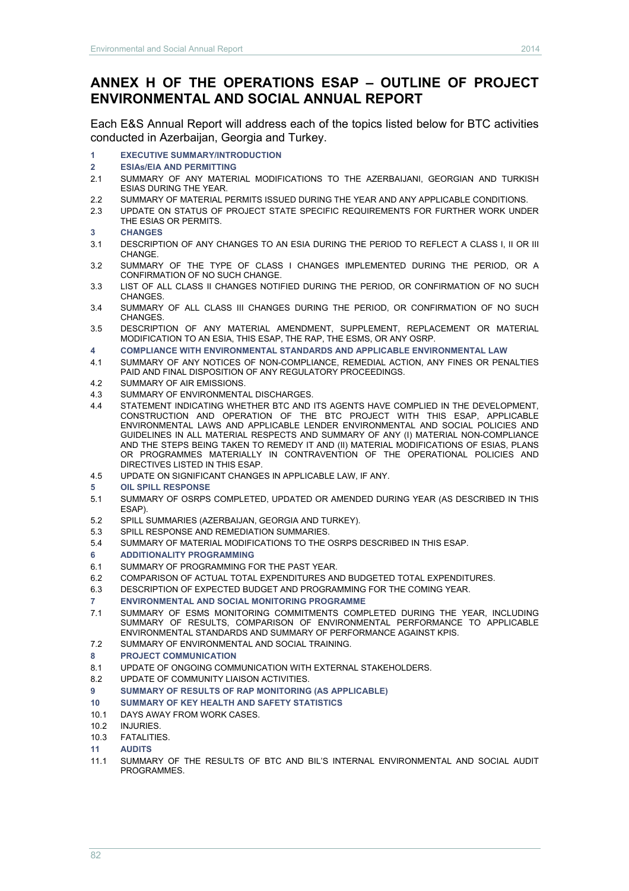# ANNEX H OF THE OPERATIONS ESAP – OUTLINE OF PROJECT ENVIRONMENTAL AND SOCIAL ANNUAL REPORT

Each E&S Annual Report will address each of the topics listed below for BTC activities conducted in Azerbaijan, Georgia and Turkey.

**1 EXECUTIVE SUMMARY/INTRODUCTION**

**2 ESIAs/EIA AND PERMITTING**

2.1 SUMMARY OF ANY MATERIAL MODIFICATIONS TO THE AZERBAIJANI, GEORGIAN AND TURKISH ESIAS DURING THE YEAR.

2.2 SUMMARY OF MATERIAL PERMITS ISSUED DURING THE YEAR AND ANY APPLICABLE CONDITIONS.

2.3 UPDATE ON STATUS OF PROJECT STATE SPECIFIC REQUIREMENTS FOR FURTHER WORK UNDER THE ESIAS OR PERMITS.

**3 CHANGES**

3.1 DESCRIPTION OF ANY CHANGES TO AN ESIA DURING THE PERIOD TO REFLECT A CLASS I, II OR III CHANGE.

3.2 SUMMARY OF THE TYPE OF CLASS I CHANGES IMPLEMENTED DURING THE PERIOD, OR A CONFIRMATION OF NO SUCH CHANGE.

3.3 LIST OF ALL CLASS II CHANGES NOTIFIED DURING THE PERIOD, OR CONFIRMATION OF NO SUCH CHANGES.

3.4 SUMMARY OF ALL CLASS III CHANGES DURING THE PERIOD, OR CONFIRMATION OF NO SUCH CHANGES.

3.5 DESCRIPTION OF ANY MATERIAL AMENDMENT, SUPPLEMENT, REPLACEMENT OR MATERIAL MODIFICATION TO AN ESIA, THIS ESAP, THE RAP, THE ESMS, OR ANY OSRP.

**4 COMPLIANCE WITH ENVIRONMENTAL STANDARDS AND APPLICABLE ENVIRONMENTAL LAW**

4.1 SUMMARY OF ANY NOTICES OF NON-COMPLIANCE, REMEDIAL ACTION, ANY FINES OR PENALTIES PAID AND FINAL DISPOSITION OF ANY REGULATORY PROCEEDINGS.

4.2 SUMMARY OF AIR EMISSIONS.

4.3 SUMMARY OF ENVIRONMENTAL DISCHARGES.

4.4 STATEMENT INDICATING WHETHER BTC AND ITS AGENTS HAVE COMPLIED IN THE DEVELOPMENT, CONSTRUCTION AND OPERATION OF THE BTC PROJECT WITH THIS ESAP, APPLICABLE ENVIRONMENTAL LAWS AND APPLICABLE LENDER ENVIRONMENTAL AND SOCIAL POLICIES AND GUIDELINES IN ALL MATERIAL RESPECTS AND SUMMARY OF ANY (I) MATERIAL NON-COMPLIANCE AND THE STEPS BEING TAKEN TO REMEDY IT AND (II) MATERIAL MODIFICATIONS OF ESIAS, PLANS OR PROGRAMMES MATERIALLY IN CONTRAVENTION OF THE OPERATIONAL POLICIES AND DIRECTIVES LISTED IN THIS ESAP.

4.5 UPDATE ON SIGNIFICANT CHANGES IN APPLICABLE LAW, IF ANY.

**5 OIL SPILL RESPONSE**

5.1 SUMMARY OF OSRPS COMPLETED, UPDATED OR AMENDED DURING YEAR (AS DESCRIBED IN THIS ESAP).

5.2 SPILL SUMMARIES (AZERBAIJAN, GEORGIA AND TURKEY).

5.3 SPILL RESPONSE AND REMEDIATION SUMMARIES.

5.4 SUMMARY OF MATERIAL MODIFICATIONS TO THE OSRPS DESCRIBED IN THIS ESAP.

**6 ADDITIONALITY PROGRAMMING**

6.1 SUMMARY OF PROGRAMMING FOR THE PAST YEAR.

6.2 COMPARISON OF ACTUAL TOTAL EXPENDITURES AND BUDGETED TOTAL EXPENDITURES.

6.3 DESCRIPTION OF EXPECTED BUDGET AND PROGRAMMING FOR THE COMING YEAR.

**7 ENVIRONMENTAL AND SOCIAL MONITORING PROGRAMME**

7.1 SUMMARY OF ESMS MONITORING COMMITMENTS COMPLETED DURING THE YEAR, INCLUDING SUMMARY OF RESULTS, COMPARISON OF ENVIRONMENTAL PERFORMANCE TO APPLICABLE ENVIRONMENTAL STANDARDS AND SUMMARY OF PERFORMANCE AGAINST KPIS.

7.2 SUMMARY OF ENVIRONMENTAL AND SOCIAL TRAINING.

**8 PROJECT COMMUNICATION**

8.1 UPDATE OF ONGOING COMMUNICATION WITH EXTERNAL STAKEHOLDERS.

8.2 UPDATE OF COMMUNITY LIAISON ACTIVITIES.

**9 SUMMARY OF RESULTS OF RAP MONITORING (AS APPLICABLE)**

**10 SUMMARY OF KEY HEALTH AND SAFETY STATISTICS**

10.1 DAYS AWAY FROM WORK CASES.

10.2 INJURIES.

10.3 FATALITIES.

**11 AUDITS**

11.1 SUMMARY OF THE RESULTS OF BTC AND BIL'S INTERNAL ENVIRONMENTAL AND SOCIAL AUDIT PROGRAMMES.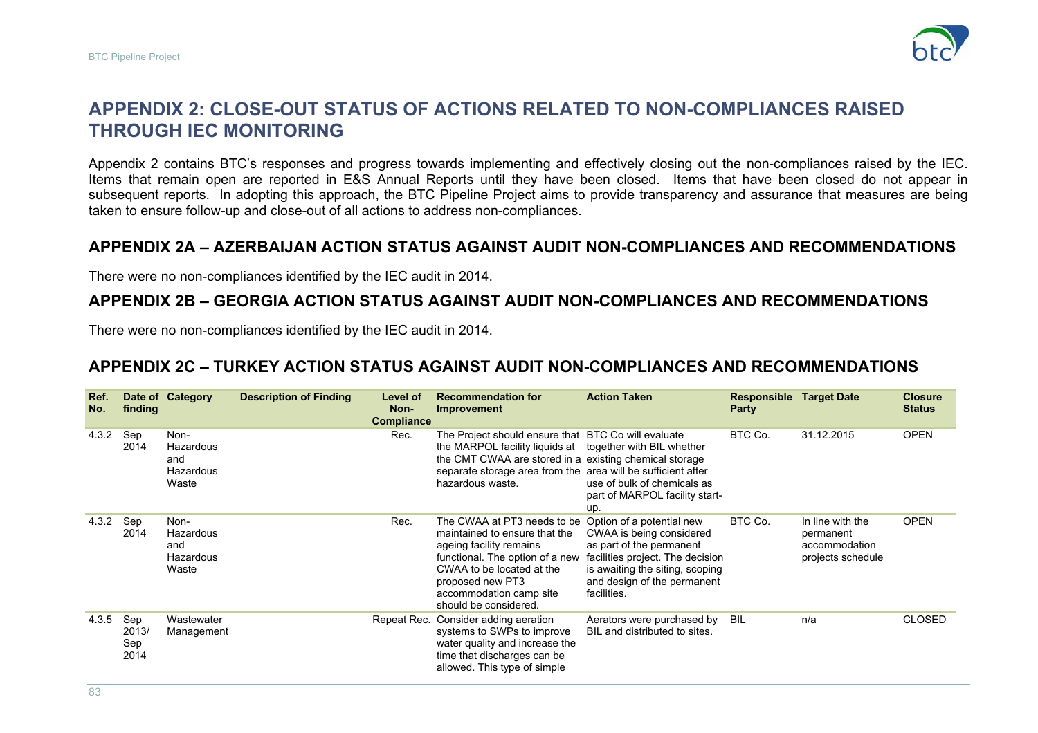# APPENDIX 2: CLOSE-OUT STATUS OF ACTIONS RELATED TO NON-COMPLIANCES RAISED THROUGH IEC MONITORING

Appendix 2 contains BTC's responses and progress towards implementing and effectively closing out the non-compliances raised by the IEC. Items that remain open are reported in E&S Annual Reports until they have been closed. Items that have been closed do not appear in subsequent reports. In adopting this approach, the BTC Pipeline Project aims to provide transparency and assurance that measures are being taken to ensure follow-up and close-out of all actions to address non-compliances.

## APPENDIX 2A – AZERBAIJAN ACTION STATUS AGAINST AUDIT NON-COMPLIANCES AND RECOMMENDATIONS

There were no non-compliances identified by the IEC audit in 2014.

## APPENDIX 2B – GEORGIA ACTION STATUS AGAINST AUDIT NON-COMPLIANCES AND RECOMMENDATIONS

There were no non-compliances identified by the IEC audit in 2014.

## APPENDIX 2C – TURKEY ACTION STATUS AGAINST AUDIT NON-COMPLIANCES AND RECOMMENDATIONS

| Ref. No. | Date of finding | Category | Description of Finding | Level of Non-Compliance | Recommendation for Improvement | Action Taken | Responsible Party | Target Date | Closure Status |
|---|---|---|---|---|---|---|---|---|---|
| 4.3.2 | Sep 2014 | Non-Hazardous and Hazardous Waste | | Rec. | The Project should ensure that the MARPOL facility liquids at the CMT CWAA are stored in a separate storage area from the hazardous waste. | BTC Co will evaluate together with BIL whether existing chemical storage area will be sufficient after use of bulk of chemicals as part of MARPOL facility start-up. | BTC Co. | 31.12.2015 | OPEN |
| 4.3.2 | Sep 2014 | Non-Hazardous and Hazardous Waste | | Rec. | The CWAA at PT3 needs to be maintained to ensure that the ageing facility remains functional. The option of a new CWAA to be located at the proposed new PT3 accommodation camp site should be considered. | Option of a potential new CWAA is being considered as part of the permanent facilities project. The decision is awaiting the siting, scoping and design of the permanent facilities. | BTC Co. | In line with the permanent accommodation projects schedule | OPEN |
| 4.3.5 | Sep 2013/ Sep 2014 | Wastewater Management | | Repeat Rec. | Consider adding aeration systems to SWPs to improve water quality and increase the time that discharges can be allowed. This type of simple | Aerators were purchased by BIL and distributed to sites. | BIL | n/a | CLOSED |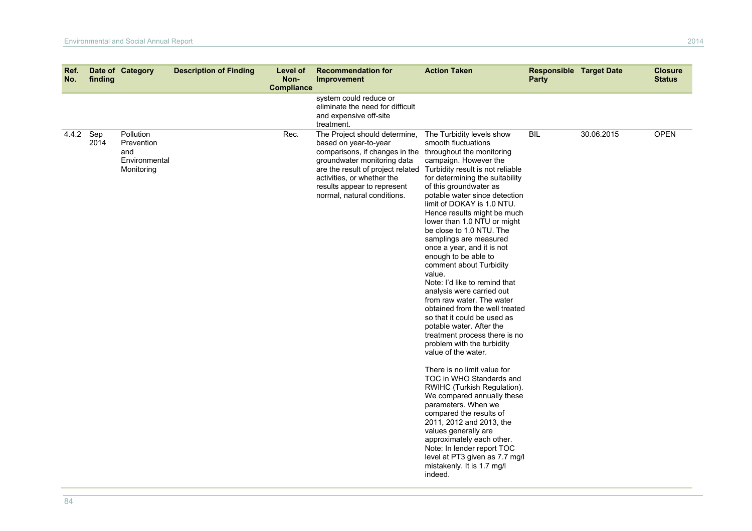| Ref. No. | Date of finding | Category | Description of Finding | Level of Non-Compliance | Recommendation for Improvement | Action Taken | Responsible Party | Target Date | Closure Status |
|---|---|---|---|---|---|---|---|---|---|
| | | | | | system could reduce or eliminate the need for difficult and expensive off-site treatment. | | | | |
| 4.4.2 | Sep 2014 | Pollution Prevention and Environmental Monitoring | | Rec. | The Project should determine, based on year-to-year comparisons, if changes in the groundwater monitoring data are the result of project related activities, or whether the results appear to represent normal, natural conditions. | The Turbidity levels show smooth fluctuations throughout the monitoring campaign. However the Turbidity result is not reliable for determining the suitability of this groundwater as potable water since detection limit of DOKAY is 1.0 NTU. Hence results might be much lower than 1.0 NTU or might be close to 1.0 NTU. The samplings are measured once a year, and it is not enough to be able to comment about Turbidity value.<br>Note: I'd like to remind that analysis were carried out from raw water. The water obtained from the well treated so that it could be used as potable water. After the treatment process there is no problem with the turbidity value of the water.<br><br>There is no limit value for TOC in WHO Standards and RWIHC (Turkish Regulation). We compared annually these parameters. When we compared the results of 2011, 2012 and 2013, the values generally are approximately each other.<br>Note: In lender report TOC level at PT3 given as 7.7 mg/l mistakenly. It is 1.7 mg/l indeed. | BIL | 30.06.2015 | OPEN |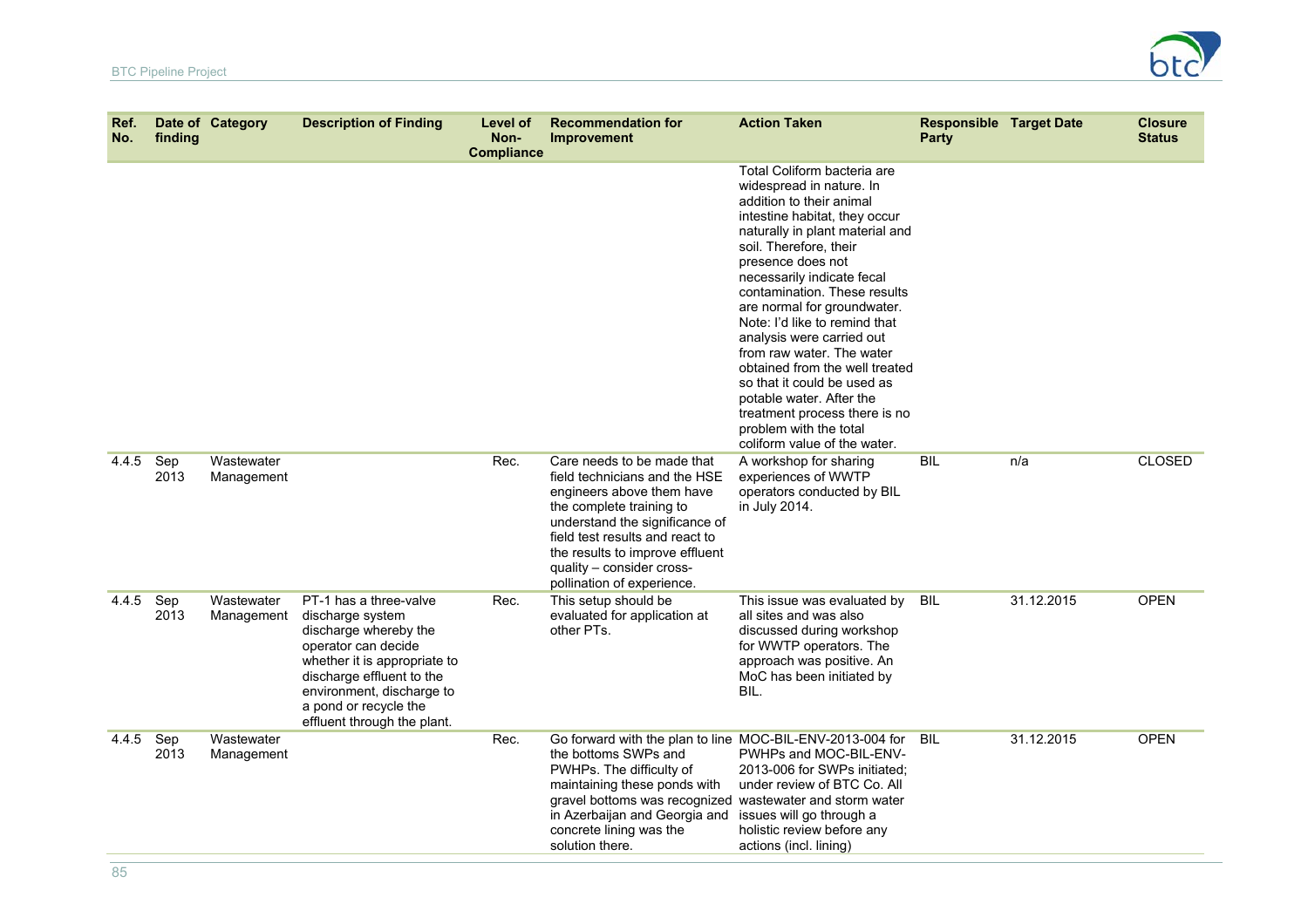| Ref. No. | Date of finding | Category | Description of Finding | Level of Non-Compliance | Recommendation for Improvement | Action Taken | Responsible Party | Target Date | Closure Status |
|---|---|---|---|---|---|---|---|---|---|
| | | | | | | Total Coliform bacteria are widespread in nature. In addition to their animal intestine habitat, they occur naturally in plant material and soil. Therefore, their presence does not necessarily indicate fecal contamination. These results are normal for groundwater. Note: I'd like to remind that analysis were carried out from raw water. The water obtained from the well treated so that it could be used as potable water. After the treatment process there is no problem with the total coliform value of the water. | | | |
| 4.4.5 | Sep 2013 | Wastewater Management | | Rec. | Care needs to be made that field technicians and the HSE engineers above them have the complete training to understand the significance of field test results and react to the results to improve effluent quality – consider cross-pollination of experience. | A workshop for sharing experiences of WWTP operators conducted by BIL in July 2014. | BIL | n/a | CLOSED |
| 4.4.5 | Sep 2013 | Wastewater Management | PT-1 has a three-valve discharge system whereby the operator can decide whether it is appropriate to discharge effluent to the environment, discharge to a pond or recycle the effluent through the plant. | Rec. | This setup should be evaluated for application at other PTs. | This issue was evaluated by all sites and was also discussed during workshop for WWTP operators. The approach was positive. An MoC has been initiated by BIL. | BIL | 31.12.2015 | OPEN |
| 4.4.5 | Sep 2013 | Wastewater Management | | Rec. | Go forward with the plan to line the bottoms SWPs and PWHPs. The difficulty of maintaining these ponds with gravel bottoms was recognized in Azerbaijan and Georgia and concrete lining was the solution there. | MOC-BIL-ENV-2013-004 for PWHPs and MOC-BIL-ENV-2013-006 for SWPs initiated; under review of BTC Co. All wastewater and storm water issues will go through a holistic review before any actions (incl. lining) | BIL | 31.12.2015 | OPEN |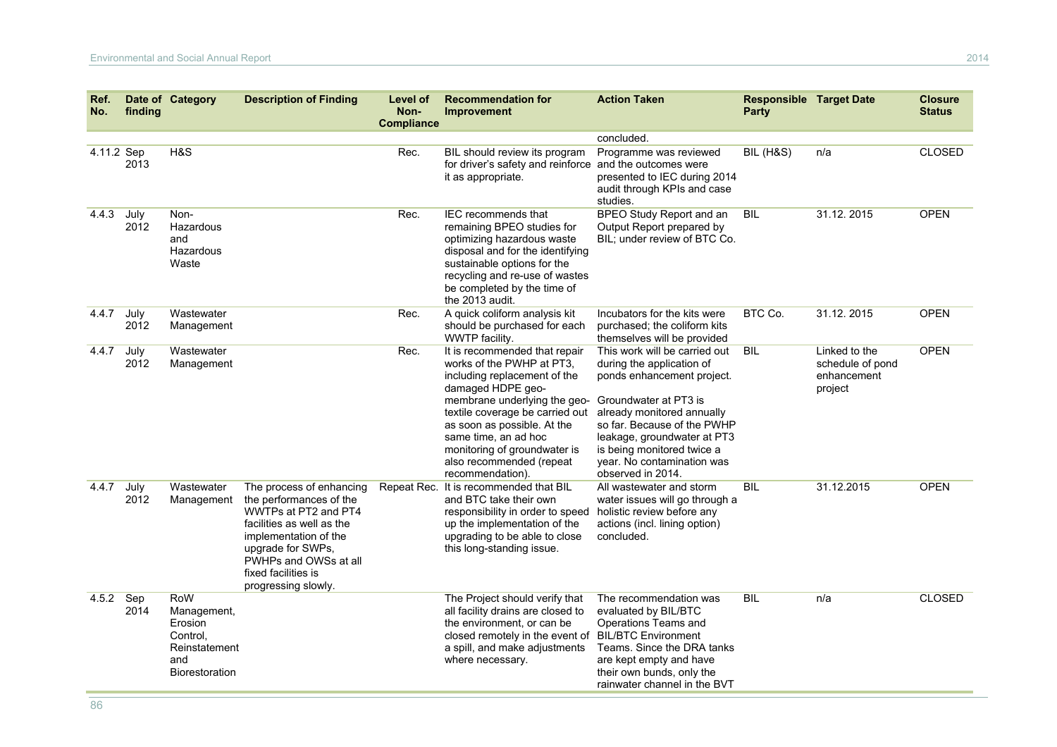| Ref. No. | Date of finding | Category | Description of Finding | Level of Non-Compliance | Recommendation for Improvement | Action Taken | Responsible Party | Target Date | Closure Status |
|---|---|---|---|---|---|---|---|---|---|
| | | | | | | concluded. | | | |
| 4.11.2 | Sep 2013 | H&S | | Rec. | BIL should review its program for driver's safety and reinforce it as appropriate. | Programme was reviewed and the outcomes were presented to IEC during 2014 audit through KPIs and case studies. | BIL (H&S) | n/a | CLOSED |
| 4.4.3 | July 2012 | Non-Hazardous and Hazardous Waste | | Rec. | IEC recommends that remaining BPEO studies for optimizing hazardous waste disposal and for the identifying sustainable options for the recycling and re-use of wastes be completed by the time of the 2013 audit. | BPEO Study Report and an Output Report prepared by BIL; under review of BTC Co. | BIL | 31.12. 2015 | OPEN |
| 4.4.7 | July 2012 | Wastewater Management | | Rec. | A quick coliform analysis kit should be purchased for each WWTP facility. | Incubators for the kits were purchased; the coliform kits themselves will be provided | BTC Co. | 31.12. 2015 | OPEN |
| 4.4.7 | July 2012 | Wastewater Management | | Rec. | It is recommended that repair works of the PWHP at PT3, including replacement of the damaged HDPE geo-membrane underlying the geo-textile coverage be carried out as soon as possible. At the same time, an ad hoc monitoring of groundwater is also recommended (repeat recommendation). | This work will be carried out during the application of ponds enhancement project. Groundwater at PT3 is already monitored annually so far. Because of the PWHP leakage, groundwater at PT3 is being monitored twice a year. No contamination was observed in 2014. | BIL | Linked to the schedule of pond enhancement project | OPEN |
| 4.4.7 | July 2012 | Wastewater Management | The process of enhancing the performances of the WWTPs at PT2 and PT4 facilities as well as the implementation of the upgrade for SWPs, PWHPs and OWSs at all fixed facilities is progressing slowly. | Repeat Rec. | It is recommended that BIL and BTC take their own responsibility in order to speed up the implementation of the upgrading to be able to close this long-standing issue. | All wastewater and storm water issues will go through a holistic review before any actions (incl. lining option) concluded. | BIL | 31.12.2015 | OPEN |
| 4.5.2 | Sep 2014 | RoW Management, Erosion Control, Reinstatement and Biorestoration | | | The Project should verify that all facility drains are closed to the environment, or can be closed remotely in the event of a spill, and make adjustments where necessary. | The recommendation was evaluated by BIL/BTC Operations Teams and BIL/BTC Environment Teams. Since the DRA tanks are kept empty and have their own bunds, only the rainwater channel in the BVT | BIL | n/a | CLOSED |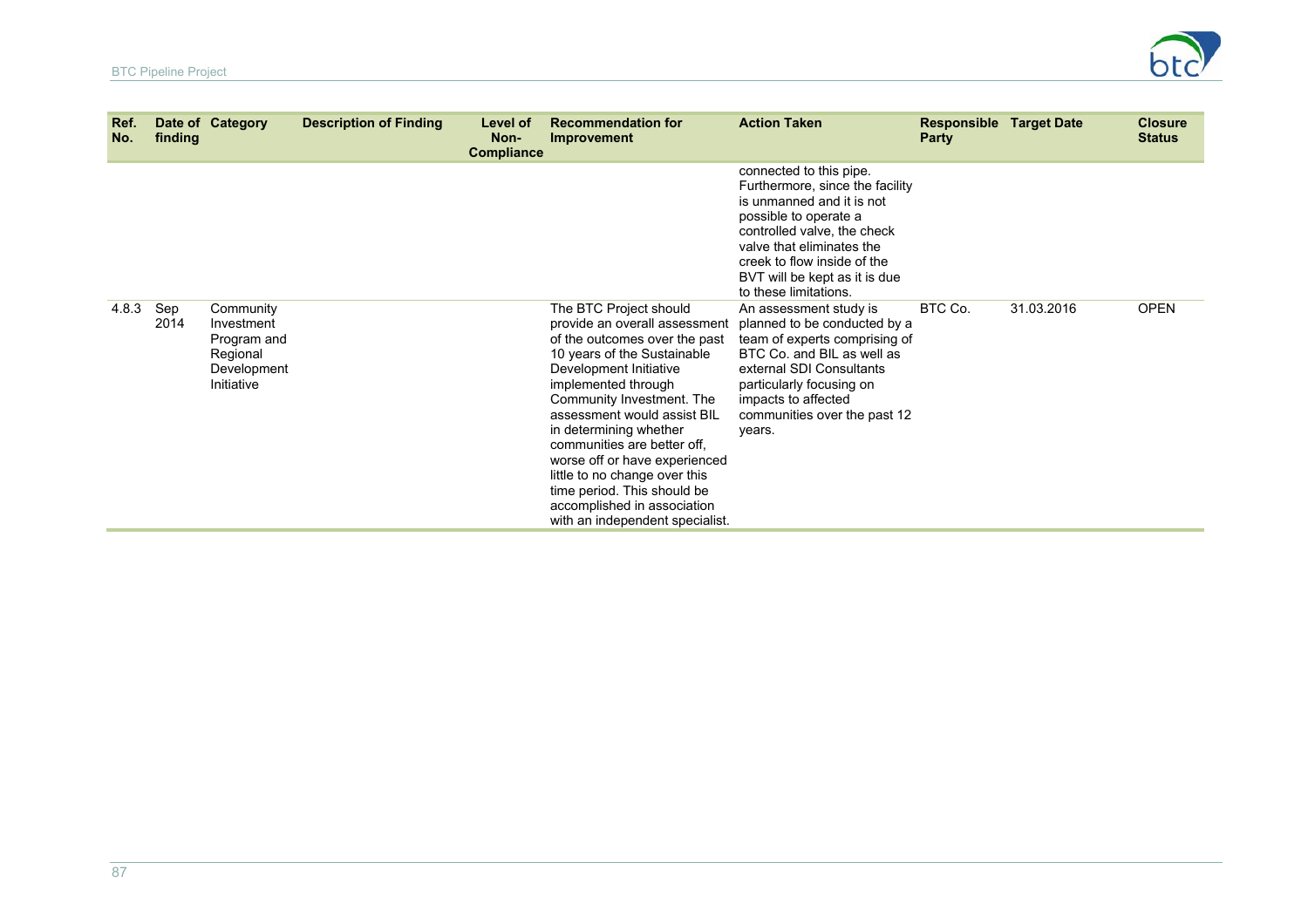| Ref. No. | Date of finding | Category | Description of Finding | Level of Non-Compliance | Recommendation for Improvement | Action Taken | Responsible Party | Target Date | Closure Status |
|---|---|---|---|---|---|---|---|---|---|
| | | | | | | connected to this pipe. Furthermore, since the facility is unmanned and it is not possible to operate a controlled valve, the check valve that eliminates the creek to flow inside of the BVT will be kept as it is due to these limitations. | | | |
| 4.8.3 | Sep 2014 | Community Investment Program and Regional Development Initiative | | | The BTC Project should provide an overall assessment of the outcomes over the past 10 years of the Sustainable Development Initiative implemented through Community Investment. The assessment would assist BIL in determining whether communities are better off, worse off or have experienced little to no change over this time period. This should be accomplished in association with an independent specialist. | An assessment study is planned to be conducted by a team of experts comprising of BTC Co. and BIL as well as external SDI Consultants particularly focusing on impacts to affected communities over the past 12 years. | BTC Co. | 31.03.2016 | OPEN |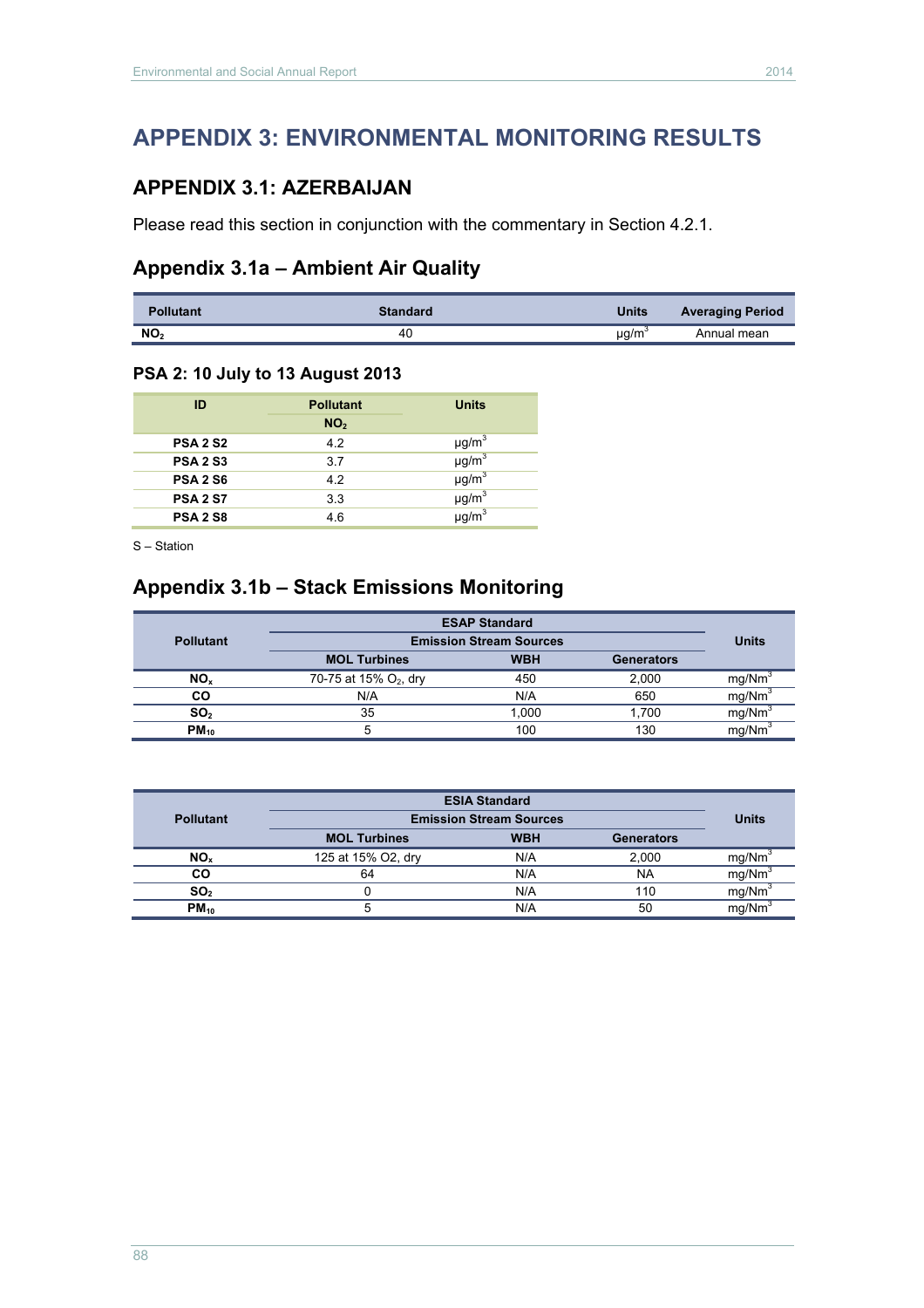# APPENDIX 3: ENVIRONMENTAL MONITORING RESULTS

## APPENDIX 3.1: AZERBAIJAN

Please read this section in conjunction with the commentary in Section 4.2.1.

### Appendix 3.1a – Ambient Air Quality

| Pollutant | Standard | Units | Averaging Period |
|---|---|---|---|
| $NO_2$ | 40 | μg/m$^3$ | Annual mean |

#### PSA 2: 10 July to 13 August 2013

| ID | Pollutant | Units |
|---|---|---|
| | $NO_2$ | |
| PSA 2 S2 | 4.2 | μg/m$^3$ |
| PSA 2 S3 | 3.7 | μg/m$^3$ |
| PSA 2 S6 | 4.2 | μg/m$^3$ |
| PSA 2 S7 | 3.3 | μg/m$^3$ |
| PSA 2 S8 | 4.6 | μg/m$^3$ |

S – Station

### Appendix 3.1b – Stack Emissions Monitoring

| Pollutant | ESAP Standard | | | Units |
|---|---|---|---|---|
| | Emission Stream Sources | | | |
| | MOL Turbines | WBH | Generators | |
| $NO_x$ | 70-75 at 15% $O_2$, dry | 450 | 2,000 | mg/Nm$^3$ |
| CO | N/A | N/A | 650 | mg/Nm$^3$ |
| $SO_2$ | 35 | 1,000 | 1,700 | mg/Nm$^3$ |
| $PM_{10}$ | 5 | 100 | 130 | mg/Nm$^3$ |

| Pollutant | ESIA Standard | | | Units |
|---|---|---|---|---|
| | Emission Stream Sources | | | |
| | MOL Turbines | WBH | Generators | |
| $NO_x$ | 125 at 15% O2, dry | N/A | 2,000 | mg/Nm$^3$ |
| CO | 64 | N/A | NA | mg/Nm$^3$ |
| $SO_2$ | 0 | N/A | 110 | mg/Nm$^3$ |
| $PM_{10}$ | 5 | N/A | 50 | mg/Nm$^3$ |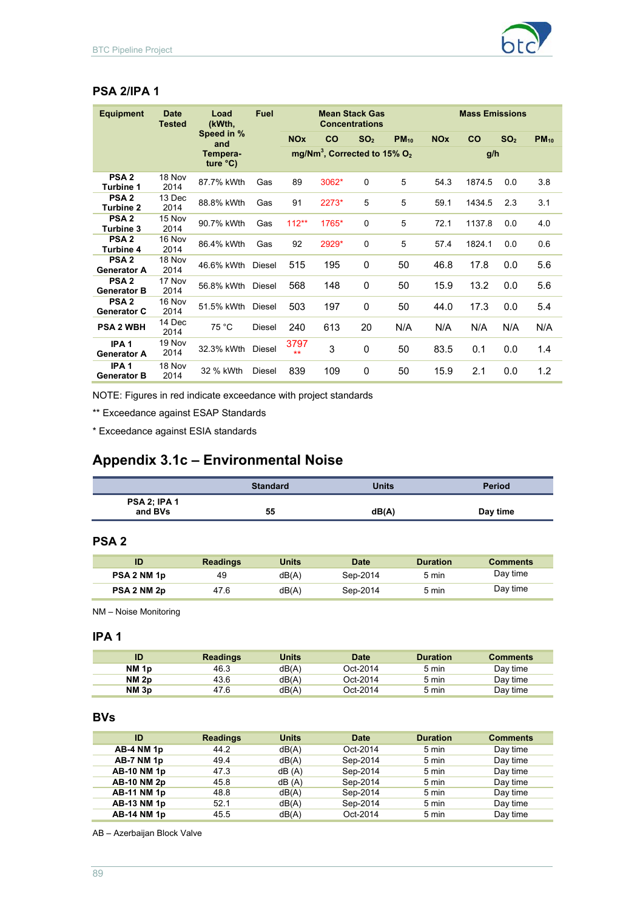## PSA 2/IPA 1

| Equipment | Date Tested | Load (kWth, Speed in % and Temperature °C) | Fuel | Mean Stack Gas Concentrations | | | | Mass Emissions | | | |
|---|---|---|---|---|---|---|---|---|---|---|---|
| | | | | NOx | CO | $SO_2$ | $PM_{10}$ | NOx | CO | $SO_2$ | $PM_{10}$ |
| | | | | mg/Nm$^3$, Corrected to 15% $O_2$ | | | | g/h | | | |
| PSA 2 Turbine 1 | 18 Nov 2014 | 87.7% kWth | Gas | 89 | 3062* | 0 | 5 | 54.3 | 1874.5 | 0.0 | 3.8 |
| PSA 2 Turbine 2 | 13 Dec 2014 | 88.8% kWth | Gas | 91 | 2273* | 5 | 5 | 59.1 | 1434.5 | 2.3 | 3.1 |
| PSA 2 Turbine 3 | 15 Nov 2014 | 90.7% kWth | Gas | 112** | 1765* | 0 | 5 | 72.1 | 1137.8 | 0.0 | 4.0 |
| PSA 2 Turbine 4 | 16 Nov 2014 | 86.4% kWth | Gas | 92 | 2929* | 0 | 5 | 57.4 | 1824.1 | 0.0 | 0.6 |
| PSA 2 Generator A | 18 Nov 2014 | 46.6% kWth | Diesel | 515 | 195 | 0 | 50 | 46.8 | 17.8 | 0.0 | 5.6 |
| PSA 2 Generator B | 17 Nov 2014 | 56.8% kWth | Diesel | 568 | 148 | 0 | 50 | 15.9 | 13.2 | 0.0 | 5.6 |
| PSA 2 Generator C | 16 Nov 2014 | 51.5% kWth | Diesel | 503 | 197 | 0 | 50 | 44.0 | 17.3 | 0.0 | 5.4 |
| PSA 2 WBH | 14 Dec 2014 | 75 °C | Diesel | 240 | 613 | 20 | N/A | N/A | N/A | N/A | N/A |
| IPA 1 Generator A | 19 Nov 2014 | 32.3% kWth | Diesel | 3797 ** | 3 | 0 | 50 | 83.5 | 0.1 | 0.0 | 1.4 |
| IPA 1 Generator B | 18 Nov 2014 | 32 % kWth | Diesel | 839 | 109 | 0 | 50 | 15.9 | 2.1 | 0.0 | 1.2 |

NOTE: Figures in red indicate exceedance with project standards

** Exceedance against ESAP Standards

* Exceedance against ESIA standards

## Appendix 3.1c – Environmental Noise

| | Standard | Units | Period |
|---|---|---|---|
| PSA 2; IPA 1 and BVs | 55 | dB(A) | Day time |

### PSA 2

| ID | Readings | Units | Date | Duration | Comments |
|---|---|---|---|---|---|
| PSA 2 NM 1p | 49 | dB(A) | Sep-2014 | 5 min | Day time |
| PSA 2 NM 2p | 47.6 | dB(A) | Sep-2014 | 5 min | Day time |

NM – Noise Monitoring

### IPA 1

| ID | Readings | Units | Date | Duration | Comments |
|---|---|---|---|---|---|
| NM 1p | 46.3 | dB(A) | Oct-2014 | 5 min | Day time |
| NM 2p | 43.6 | dB(A) | Oct-2014 | 5 min | Day time |
| NM 3p | 47.6 | dB(A) | Oct-2014 | 5 min | Day time |

### BVs

| ID | Readings | Units | Date | Duration | Comments |
|---|---|---|---|---|---|
| AB-4 NM 1p | 44.2 | dB(A) | Oct-2014 | 5 min | Day time |
| AB-7 NM 1p | 49.4 | dB(A) | Sep-2014 | 5 min | Day time |
| AB-10 NM 1p | 47.3 | dB (A) | Sep-2014 | 5 min | Day time |
| AB-10 NM 2p | 45.8 | dB (A) | Sep-2014 | 5 min | Day time |
| AB-11 NM 1p | 48.8 | dB(A) | Sep-2014 | 5 min | Day time |
| AB-13 NM 1p | 52.1 | dB(A) | Sep-2014 | 5 min | Day time |
| AB-14 NM 1p | 45.5 | dB(A) | Oct-2014 | 5 min | Day time |

AB – Azerbaijan Block Valve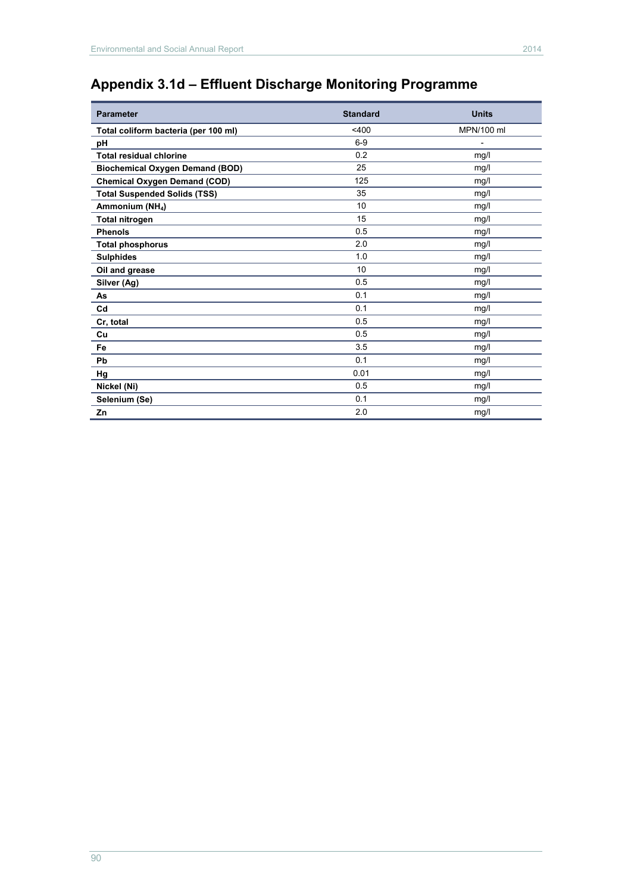## Appendix 3.1d – Effluent Discharge Monitoring Programme

| Parameter | Standard | Units |
|---|---|---|
| **Total coliform bacteria (per 100 ml)** | <400 | MPN/100 ml |
| **pH** | 6-9 | - |
| **Total residual chlorine** | 0.2 | mg/l |
| **Biochemical Oxygen Demand (BOD)** | 25 | mg/l |
| **Chemical Oxygen Demand (COD)** | 125 | mg/l |
| **Total Suspended Solids (TSS)** | 35 | mg/l |
| **Ammonium ($NH_4$)** | 10 | mg/l |
| **Total nitrogen** | 15 | mg/l |
| **Phenols** | 0.5 | mg/l |
| **Total phosphorus** | 2.0 | mg/l |
| **Sulphides** | 1.0 | mg/l |
| **Oil and grease** | 10 | mg/l |
| **Silver (Ag)** | 0.5 | mg/l |
| **As** | 0.1 | mg/l |
| **Cd** | 0.1 | mg/l |
| **Cr, total** | 0.5 | mg/l |
| **Cu** | 0.5 | mg/l |
| **Fe** | 3.5 | mg/l |
| **Pb** | 0.1 | mg/l |
| **Hg** | 0.01 | mg/l |
| **Nickel (Ni)** | 0.5 | mg/l |
| **Selenium (Se)** | 0.1 | mg/l |
| **Zn** | 2.0 | mg/l |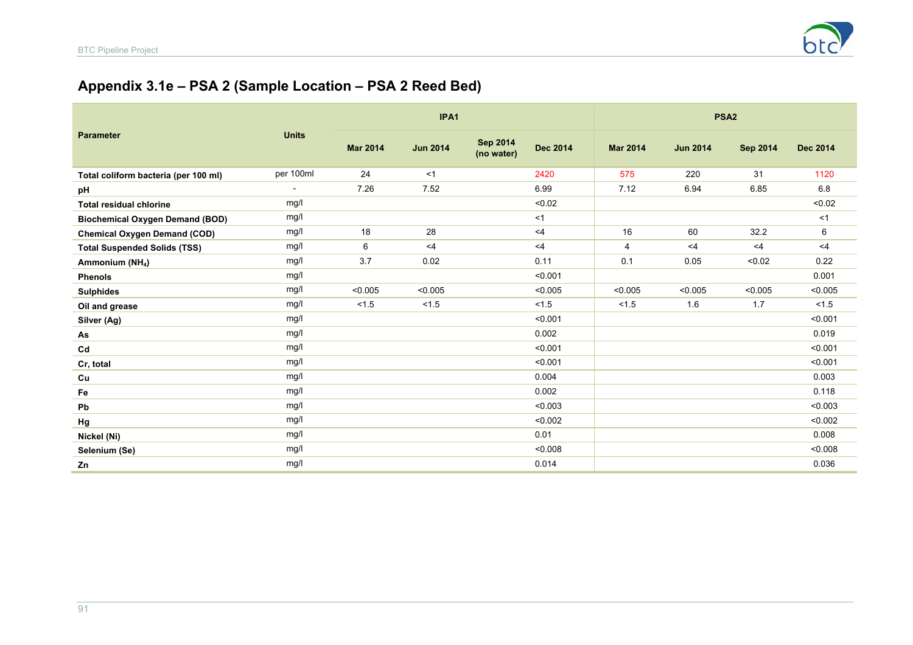## Appendix 3.1e – PSA 2 (Sample Location – PSA 2 Reed Bed)

| Parameter | Units | IPA1 | | | | PSA2 | | | |
|---|---|---|---|---|---|---|---|---|---|
| | | Mar 2014 | Jun 2014 | Sep 2014 (no water) | Dec 2014 | Mar 2014 | Jun 2014 | Sep 2014 | Dec 2014 |
| **Total coliform bacteria (per 100 ml)** | per 100ml | 24 | <1 | | 2420 | 575 | 220 | 31 | 1120 |
| **pH** | - | 7.26 | 7.52 | | 6.99 | 7.12 | 6.94 | 6.85 | 6.8 |
| **Total residual chlorine** | mg/l | | | | <0.02 | | | | <0.02 |
| **Biochemical Oxygen Demand (BOD)** | mg/l | | | | <1 | | | | <1 |
| **Chemical Oxygen Demand (COD)** | mg/l | 18 | 28 | | <4 | 16 | 60 | 32.2 | 6 |
| **Total Suspended Solids (TSS)** | mg/l | 6 | <4 | | <4 | 4 | <4 | <4 | <4 |
| **Ammonium ($NH_4$)** | mg/l | 3.7 | 0.02 | | 0.11 | 0.1 | 0.05 | <0.02 | 0.22 |
| **Phenols** | mg/l | | | | <0.001 | | | | 0.001 |
| **Sulphides** | mg/l | <0.005 | <0.005 | | <0.005 | <0.005 | <0.005 | <0.005 | <0.005 |
| **Oil and grease** | mg/l | <1.5 | <1.5 | | <1.5 | <1.5 | 1.6 | 1.7 | <1.5 |
| **Silver (Ag)** | mg/l | | | | <0.001 | | | | <0.001 |
| **As** | mg/l | | | | 0.002 | | | | 0.019 |
| **Cd** | mg/l | | | | <0.001 | | | | <0.001 |
| **Cr, total** | mg/l | | | | <0.001 | | | | <0.001 |
| **Cu** | mg/l | | | | 0.004 | | | | 0.003 |
| **Fe** | mg/l | | | | 0.002 | | | | 0.118 |
| **Pb** | mg/l | | | | <0.003 | | | | <0.003 |
| **Hg** | mg/l | | | | <0.002 | | | | <0.002 |
| **Nickel (Ni)** | mg/l | | | | 0.01 | | | | 0.008 |
| **Selenium (Se)** | mg/l | | | | <0.008 | | | | <0.008 |
| **Zn** | mg/l | | | | 0.014 | | | | 0.036 |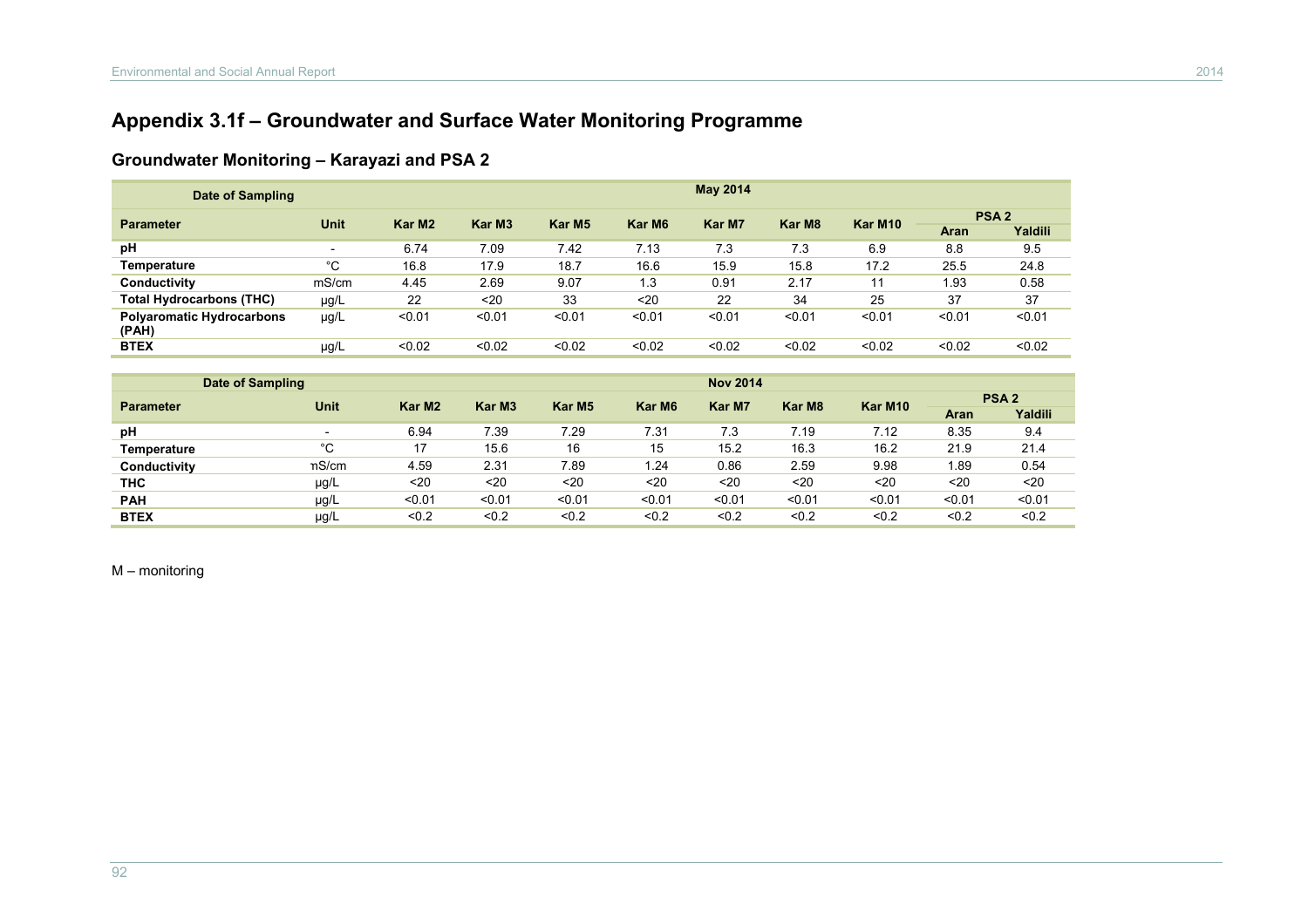# Appendix 3.1f – Groundwater and Surface Water Monitoring Programme

## Groundwater Monitoring – Karayazi and PSA 2

| Date of Sampling | | May 2014 | | | | | | | | |
|---|---|---|---|---|---|---|---|---|---|---|
| Parameter | Unit | Kar M2 | Kar M3 | Kar M5 | Kar M6 | Kar M7 | Kar M8 | Kar M10 | PSA 2 | |
| | | | | | | | | | Aran | Yaldili |
| pH | - | 6.74 | 7.09 | 7.42 | 7.13 | 7.3 | 7.3 | 6.9 | 8.8 | 9.5 |
| Temperature | °C | 16.8 | 17.9 | 18.7 | 16.6 | 15.9 | 15.8 | 17.2 | 25.5 | 24.8 |
| Conductivity | mS/cm | 4.45 | 2.69 | 9.07 | 1.3 | 0.91 | 2.17 | 11 | 1.93 | 0.58 |
| Total Hydrocarbons (THC) | µg/L | 22 | <20 | 33 | <20 | 22 | 34 | 25 | 37 | 37 |
| Polyaromatic Hydrocarbons (PAH) | µg/L | <0.01 | <0.01 | <0.01 | <0.01 | <0.01 | <0.01 | <0.01 | <0.01 | <0.01 |
| BTEX | µg/L | <0.02 | <0.02 | <0.02 | <0.02 | <0.02 | <0.02 | <0.02 | <0.02 | <0.02 |

| Date of Sampling | | Nov 2014 | | | | | | | | |
|---|---|---|---|---|---|---|---|---|---|---|
| Parameter | Unit | Kar M2 | Kar M3 | Kar M5 | Kar M6 | Kar M7 | Kar M8 | Kar M10 | PSA 2 | |
| | | | | | | | | | Aran | Yaldili |
| pH | - | 6.94 | 7.39 | 7.29 | 7.31 | 7.3 | 7.19 | 7.12 | 8.35 | 9.4 |
| Temperature | °C | 17 | 15.6 | 16 | 15 | 15.2 | 16.3 | 16.2 | 21.9 | 21.4 |
| Conductivity | mS/cm | 4.59 | 2.31 | 7.89 | 1.24 | 0.86 | 2.59 | 9.98 | 1.89 | 0.54 |
| THC | µg/L | <20 | <20 | <20 | <20 | <20 | <20 | <20 | <20 | <20 |
| PAH | µg/L | <0.01 | <0.01 | <0.01 | <0.01 | <0.01 | <0.01 | <0.01 | <0.01 | <0.01 |
| BTEX | µg/L | <0.2 | <0.2 | <0.2 | <0.2 | <0.2 | <0.2 | <0.2 | <0.2 | <0.2 |

M – monitoring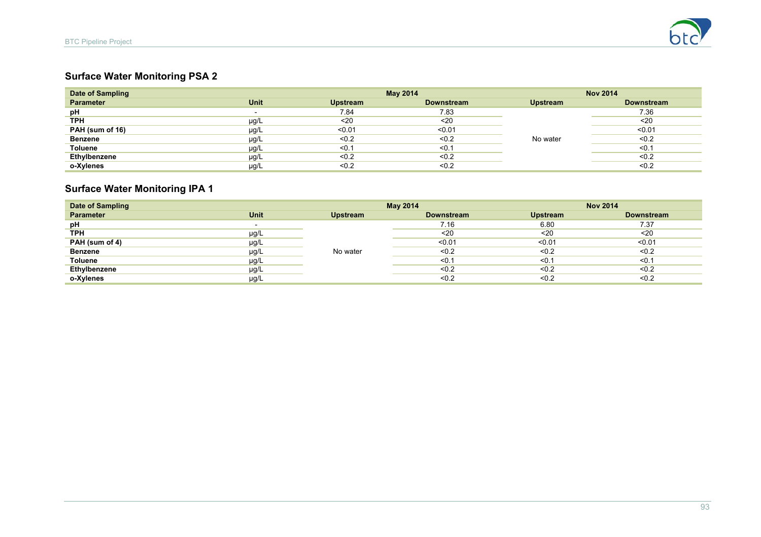## Surface Water Monitoring PSA 2

| Date of Sampling | | May 2014 | | Nov 2014 | |
|---|---|---|---|---|---|
| **Parameter** | **Unit** | **Upstream** | **Downstream** | **Upstream** | **Downstream** |
| **pH** | - | 7.84 | 7.83 | No water | 7.36 |
| **TPH** | µg/L | <20 | <20 | | <20 |
| **PAH (sum of 16)** | µg/L | <0.01 | <0.01 | | <0.01 |
| **Benzene** | µg/L | <0.2 | <0.2 | | <0.2 |
| **Toluene** | µg/L | <0.1 | <0.1 | | <0.1 |
| **Ethylbenzene** | µg/L | <0.2 | <0.2 | | <0.2 |
| **o-Xylenes** | µg/L | <0.2 | <0.2 | | <0.2 |

## Surface Water Monitoring IPA 1

| Date of Sampling | | May 2014 | | Nov 2014 | |
|---|---|---|---|---|---|
| **Parameter** | **Unit** | **Upstream** | **Downstream** | **Upstream** | **Downstream** |
| **pH** | - | No water | 7.16 | 6.80 | 7.37 |
| **TPH** | µg/L | | <20 | <20 | <20 |
| **PAH (sum of 4)** | µg/L | | <0.01 | <0.01 | <0.01 |
| **Benzene** | µg/L | | <0.2 | <0.2 | <0.2 |
| **Toluene** | µg/L | | <0.1 | <0.1 | <0.1 |
| **Ethylbenzene** | µg/L | | <0.2 | <0.2 | <0.2 |
| **o-Xylenes** | µg/L | | <0.2 | <0.2 | <0.2 |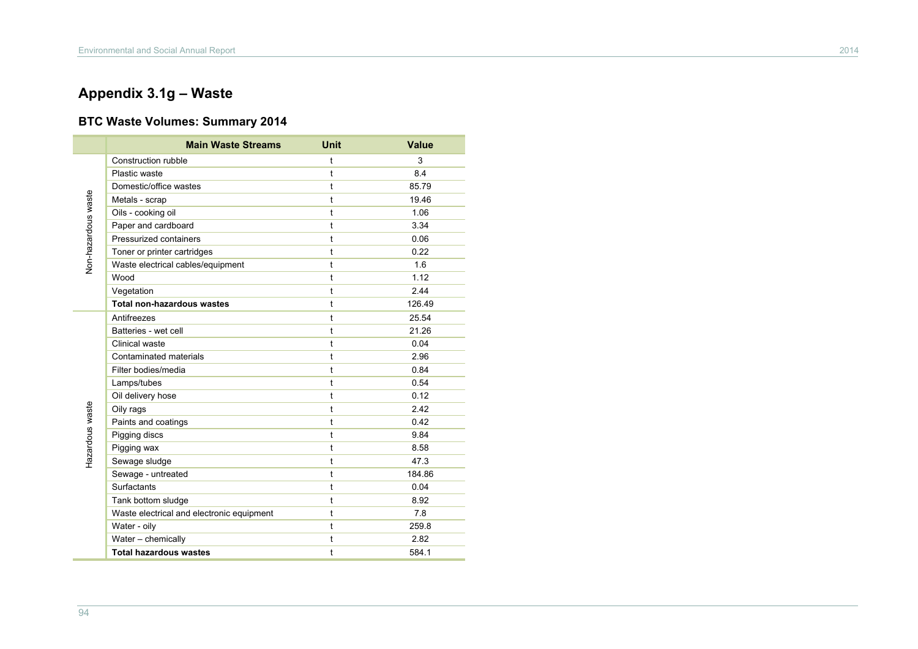# Appendix 3.1g – Waste

## BTC Waste Volumes: Summary 2014

| | Main Waste Streams | Unit | Value |
|---|---|---|---|
| Non-hazardous waste | Construction rubble | t | 3 |
| | Plastic waste | t | 8.4 |
| | Domestic/office wastes | t | 85.79 |
| | Metals - scrap | t | 19.46 |
| | Oils - cooking oil | t | 1.06 |
| | Paper and cardboard | t | 3.34 |
| | Pressurized containers | t | 0.06 |
| | Toner or printer cartridges | t | 0.22 |
| | Waste electrical cables/equipment | t | 1.6 |
| | Wood | t | 1.12 |
| | Vegetation | t | 2.44 |
| | **Total non-hazardous wastes** | t | 126.49 |
| Hazardous waste | Antifreezes | t | 25.54 |
| | Batteries - wet cell | t | 21.26 |
| | Clinical waste | t | 0.04 |
| | Contaminated materials | t | 2.96 |
| | Filter bodies/media | t | 0.84 |
| | Lamps/tubes | t | 0.54 |
| | Oil delivery hose | t | 0.12 |
| | Oily rags | t | 2.42 |
| | Paints and coatings | t | 0.42 |
| | Pigging discs | t | 9.84 |
| | Pigging wax | t | 8.58 |
| | Sewage sludge | t | 47.3 |
| | Sewage - untreated | t | 184.86 |
| | Surfactants | t | 0.04 |
| | Tank bottom sludge | t | 8.92 |
| | Waste electrical and electronic equipment | t | 7.8 |
| | Water - oily | t | 259.8 |
| | Water – chemically | t | 2.82 |
| | **Total hazardous wastes** | t | 584.1 |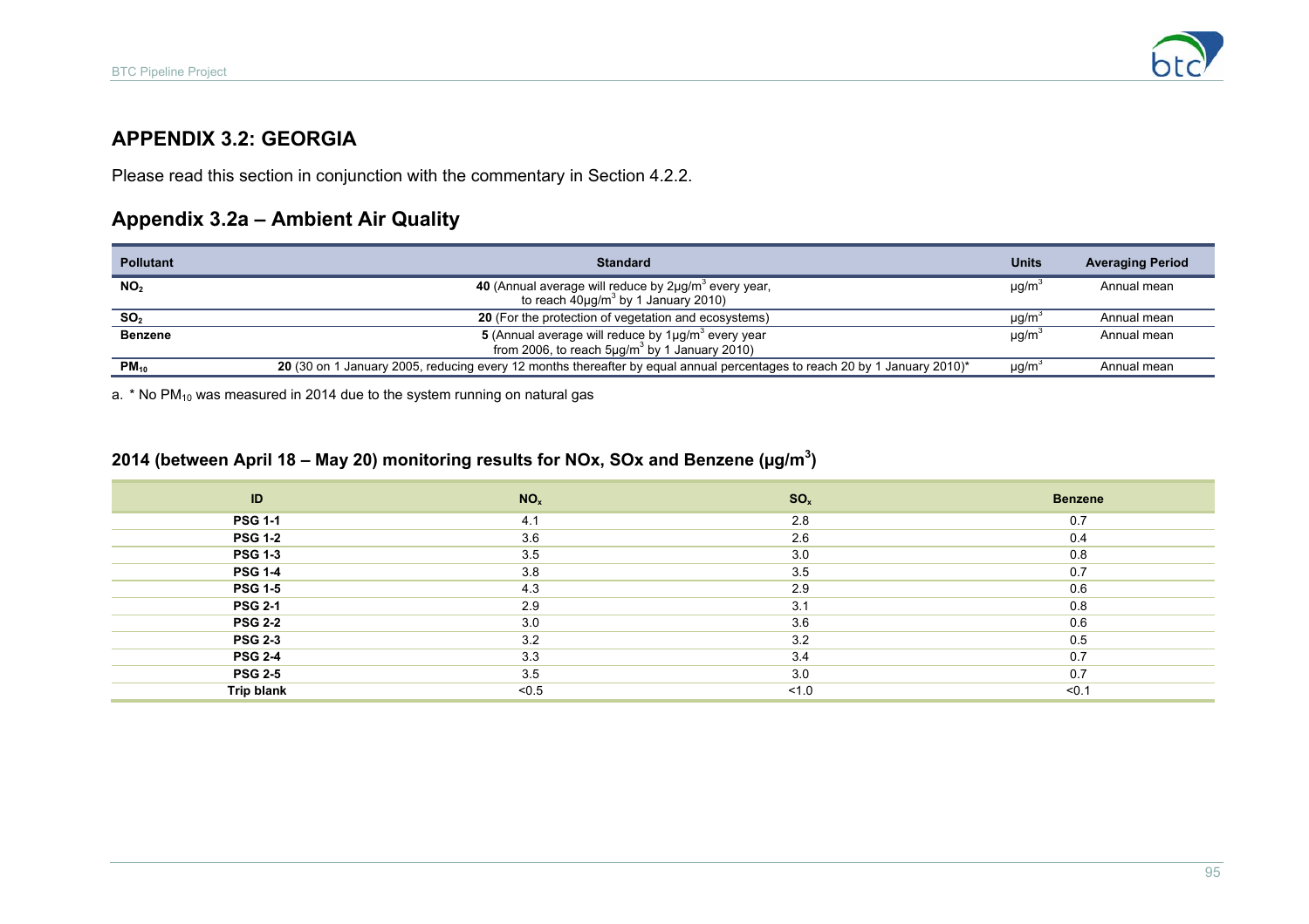## APPENDIX 3.2: GEORGIA

Please read this section in conjunction with the commentary in Section 4.2.2.

### Appendix 3.2a – Ambient Air Quality

| Pollutant | Standard | Units | Averaging Period |
|---|---|---|---|
| $NO_2$ | **40** (Annual average will reduce by 2μg/$m^3$ every year, to reach 40μg/$m^3$ by 1 January 2010) | μg/$m^3$ | Annual mean |
| $SO_2$ | **20** (For the protection of vegetation and ecosystems) | μg/$m^3$ | Annual mean |
| **Benzene** | **5** (Annual average will reduce by 1μg/$m^3$ every year from 2006, to reach 5μg/$m^3$ by 1 January 2010) | μg/$m^3$ | Annual mean |
| $PM_{10}$ | **20** (30 on 1 January 2005, reducing every 12 months thereafter by equal annual percentages to reach 20 by 1 January 2010)* | μg/$m^3$ | Annual mean |

a. * No $PM_{10}$ was measured in 2014 due to the system running on natural gas

### 2014 (between April 18 – May 20) monitoring results for NOx, SOx and Benzene (μg/$m^3$)

| ID | $NO_x$ | $SO_x$ | Benzene |
|---|---|---|---|
| **PSG 1-1** | 4.1 | 2.8 | 0.7 |
| **PSG 1-2** | 3.6 | 2.6 | 0.4 |
| **PSG 1-3** | 3.5 | 3.0 | 0.8 |
| **PSG 1-4** | 3.8 | 3.5 | 0.7 |
| **PSG 1-5** | 4.3 | 2.9 | 0.6 |
| **PSG 2-1** | 2.9 | 3.1 | 0.8 |
| **PSG 2-2** | 3.0 | 3.6 | 0.6 |
| **PSG 2-3** | 3.2 | 3.2 | 0.5 |
| **PSG 2-4** | 3.3 | 3.4 | 0.7 |
| **PSG 2-5** | 3.5 | 3.0 | 0.7 |
| **Trip blank** | <0.5 | <1.0 | <0.1 |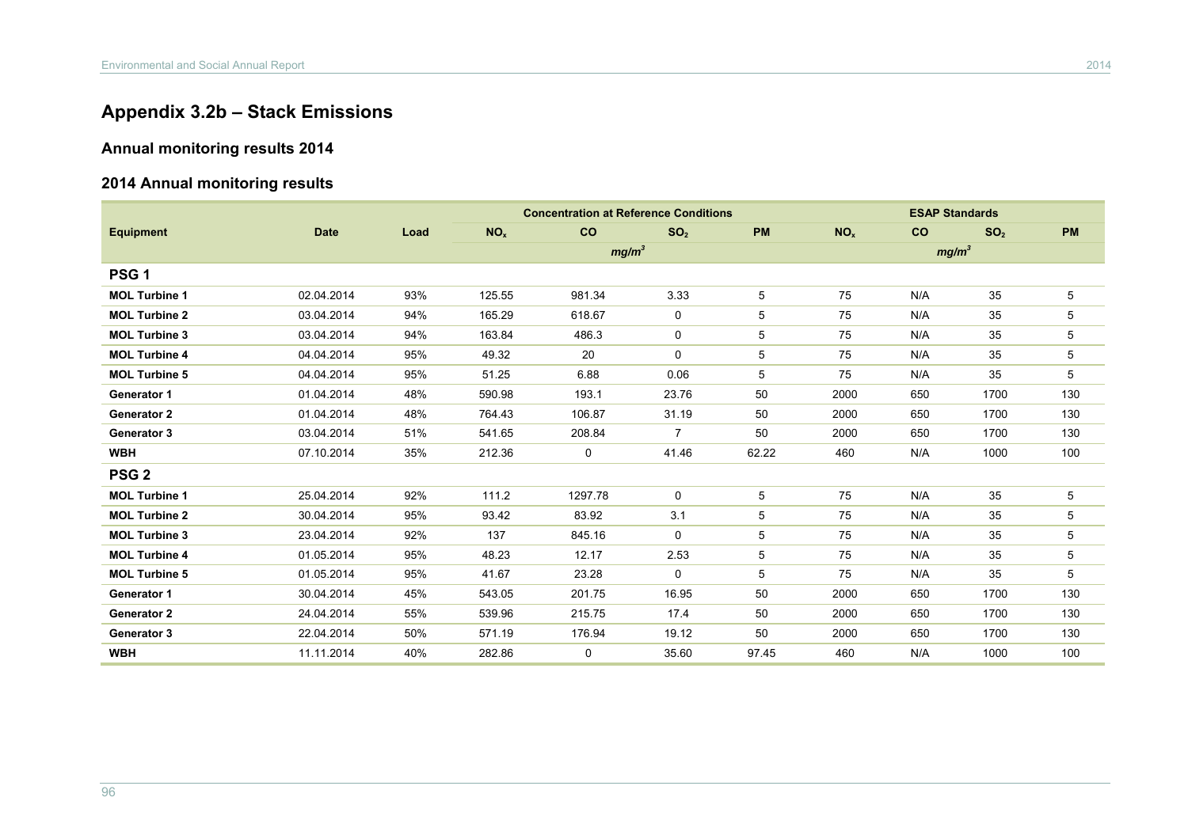# Appendix 3.2b – Stack Emissions

## Annual monitoring results 2014

### 2014 Annual monitoring results

| Equipment | Date | Load | Concentration at Reference Conditions | | | | ESAP Standards | | | |
|---|---|---|---|---|---|---|---|---|---|---|
| | | | $NO_x$ | CO | $SO_2$ | PM | $NO_x$ | CO | $SO_2$ | PM |
| | | | mg/m$^3$ | | | | mg/m$^3$ | | | |
| **PSG 1** | | | | | | | | | | |
| **MOL Turbine 1** | 02.04.2014 | 93% | 125.55 | 981.34 | 3.33 | 5 | 75 | N/A | 35 | 5 |
| **MOL Turbine 2** | 03.04.2014 | 94% | 165.29 | 618.67 | 0 | 5 | 75 | N/A | 35 | 5 |
| **MOL Turbine 3** | 03.04.2014 | 94% | 163.84 | 486.3 | 0 | 5 | 75 | N/A | 35 | 5 |
| **MOL Turbine 4** | 04.04.2014 | 95% | 49.32 | 20 | 0 | 5 | 75 | N/A | 35 | 5 |
| **MOL Turbine 5** | 04.04.2014 | 95% | 51.25 | 6.88 | 0.06 | 5 | 75 | N/A | 35 | 5 |
| **Generator 1** | 01.04.2014 | 48% | 590.98 | 193.1 | 23.76 | 50 | 2000 | 650 | 1700 | 130 |
| **Generator 2** | 01.04.2014 | 48% | 764.43 | 106.87 | 31.19 | 50 | 2000 | 650 | 1700 | 130 |
| **Generator 3** | 03.04.2014 | 51% | 541.65 | 208.84 | 7 | 50 | 2000 | 650 | 1700 | 130 |
| **WBH** | 07.10.2014 | 35% | 212.36 | 0 | 41.46 | 62.22 | 460 | N/A | 1000 | 100 |
| **PSG 2** | | | | | | | | | | |
| **MOL Turbine 1** | 25.04.2014 | 92% | 111.2 | 1297.78 | 0 | 5 | 75 | N/A | 35 | 5 |
| **MOL Turbine 2** | 30.04.2014 | 95% | 93.42 | 83.92 | 3.1 | 5 | 75 | N/A | 35 | 5 |
| **MOL Turbine 3** | 23.04.2014 | 92% | 137 | 845.16 | 0 | 5 | 75 | N/A | 35 | 5 |
| **MOL Turbine 4** | 01.05.2014 | 95% | 48.23 | 12.17 | 2.53 | 5 | 75 | N/A | 35 | 5 |
| **MOL Turbine 5** | 01.05.2014 | 95% | 41.67 | 23.28 | 0 | 5 | 75 | N/A | 35 | 5 |
| **Generator 1** | 30.04.2014 | 45% | 543.05 | 201.75 | 16.95 | 50 | 2000 | 650 | 1700 | 130 |
| **Generator 2** | 24.04.2014 | 55% | 539.96 | 215.75 | 17.4 | 50 | 2000 | 650 | 1700 | 130 |
| **Generator 3** | 22.04.2014 | 50% | 571.19 | 176.94 | 19.12 | 50 | 2000 | 650 | 1700 | 130 |
| **WBH** | 11.11.2014 | 40% | 282.86 | 0 | 35.60 | 97.45 | 460 | N/A | 1000 | 100 |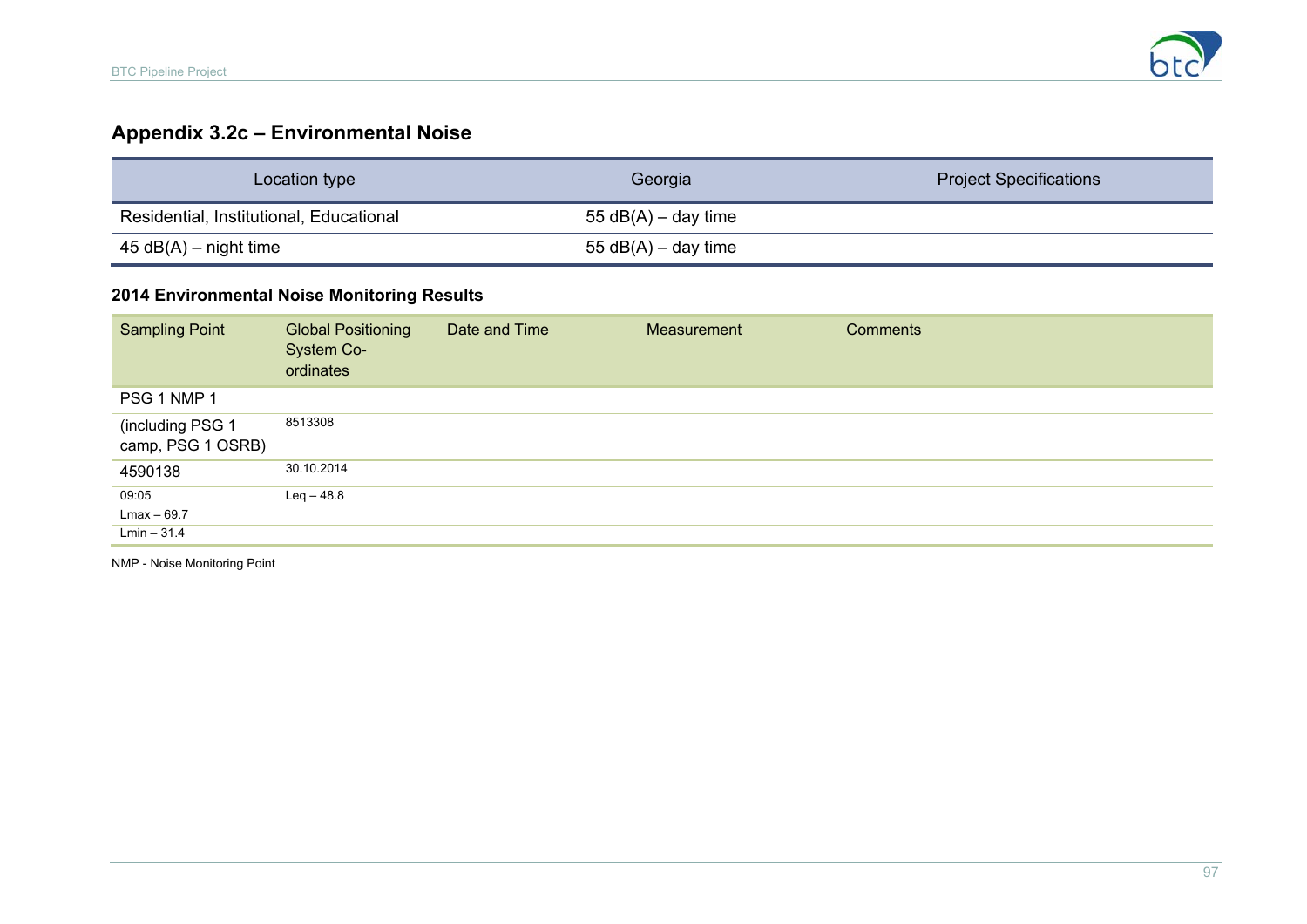## Appendix 3.2c – Environmental Noise

| Location type | Georgia | Project Specifications |
|---|---|---|
| Residential, Institutional, Educational | 55 dB(A) – day time | |
| 45 dB(A) – night time | 55 dB(A) – day time | |

### 2014 Environmental Noise Monitoring Results

| Sampling Point | Global Positioning System Co-ordinates | Date and Time | Measurement | Comments |
|---|---|---|---|---|
| PSG 1 NMP 1 | | | | |
| (including PSG 1 camp, PSG 1 OSRB) | 8513308 | | | |
| 4590138 | 30.10.2014 | | | |
| 09:05 | Leq – 48.8 | | | |
| Lmax – 69.7 | | | | |
| Lmin – 31.4 | | | | |

NMP - Noise Monitoring Point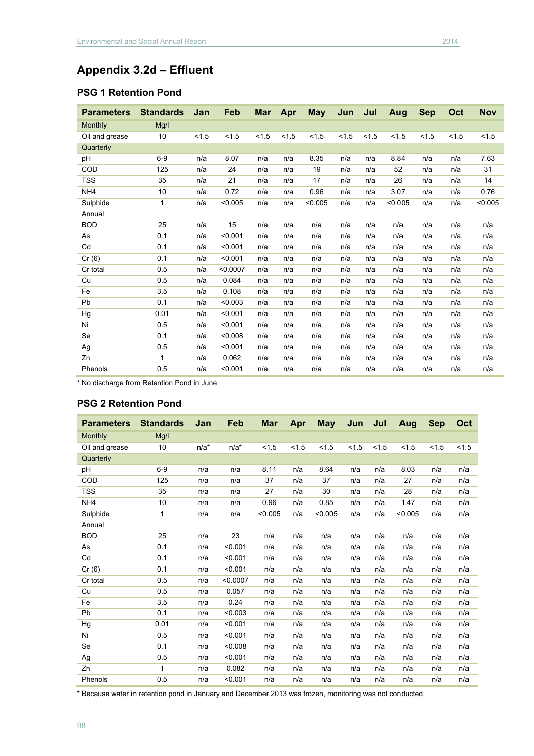# Appendix 3.2d – Effluent

## PSG 1 Retention Pond

| Parameters | Standards | Jan | Feb | Mar | Apr | May | Jun | Jul | Aug | Sep | Oct | Nov |
|---|---|---|---|---|---|---|---|---|---|---|---|---|
| Monthly | Mg/l | | | | | | | | | | | |
| Oil and grease | 10 | <1.5 | <1.5 | <1.5 | <1.5 | <1.5 | <1.5 | <1.5 | <1.5 | <1.5 | <1.5 | <1.5 |
| Quarterly | | | | | | | | | | | | |
| pH | 6-9 | n/a | 8.07 | n/a | n/a | 8.35 | n/a | n/a | 8.84 | n/a | n/a | 7.63 |
| COD | 125 | n/a | 24 | n/a | n/a | 19 | n/a | n/a | 52 | n/a | n/a | 31 |
| TSS | 35 | n/a | 21 | n/a | n/a | 17 | n/a | n/a | 26 | n/a | n/a | 14 |
| NH4 | 10 | n/a | 0.72 | n/a | n/a | 0.96 | n/a | n/a | 3.07 | n/a | n/a | 0.76 |
| Sulphide | 1 | n/a | <0.005 | n/a | n/a | <0.005 | n/a | n/a | <0.005 | n/a | n/a | <0.005 |
| Annual | | | | | | | | | | | | |
| BOD | 25 | n/a | 15 | n/a | n/a | n/a | n/a | n/a | n/a | n/a | n/a | n/a |
| As | 0.1 | n/a | <0.001 | n/a | n/a | n/a | n/a | n/a | n/a | n/a | n/a | n/a |
| Cd | 0.1 | n/a | <0.001 | n/a | n/a | n/a | n/a | n/a | n/a | n/a | n/a | n/a |
| Cr (6) | 0.1 | n/a | <0.001 | n/a | n/a | n/a | n/a | n/a | n/a | n/a | n/a | n/a |
| Cr total | 0.5 | n/a | <0.0007 | n/a | n/a | n/a | n/a | n/a | n/a | n/a | n/a | n/a |
| Cu | 0.5 | n/a | 0.084 | n/a | n/a | n/a | n/a | n/a | n/a | n/a | n/a | n/a |
| Fe | 3.5 | n/a | 0.108 | n/a | n/a | n/a | n/a | n/a | n/a | n/a | n/a | n/a |
| Pb | 0.1 | n/a | <0.003 | n/a | n/a | n/a | n/a | n/a | n/a | n/a | n/a | n/a |
| Hg | 0.01 | n/a | <0.001 | n/a | n/a | n/a | n/a | n/a | n/a | n/a | n/a | n/a |
| Ni | 0.5 | n/a | <0.001 | n/a | n/a | n/a | n/a | n/a | n/a | n/a | n/a | n/a |
| Se | 0.1 | n/a | <0.008 | n/a | n/a | n/a | n/a | n/a | n/a | n/a | n/a | n/a |
| Ag | 0.5 | n/a | <0.001 | n/a | n/a | n/a | n/a | n/a | n/a | n/a | n/a | n/a |
| Zn | 1 | n/a | 0.062 | n/a | n/a | n/a | n/a | n/a | n/a | n/a | n/a | n/a |
| Phenols | 0.5 | n/a | <0.001 | n/a | n/a | n/a | n/a | n/a | n/a | n/a | n/a | n/a |

* No discharge from Retention Pond in June

## PSG 2 Retention Pond

| Parameters | Standards | Jan | Feb | Mar | Apr | May | Jun | Jul | Aug | Sep | Oct |
|---|---|---|---|---|---|---|---|---|---|---|---|
| Monthly | Mg/l | | | | | | | | | | |
| Oil and grease | 10 | n/a* | n/a* | <1.5 | <1.5 | <1.5 | <1.5 | <1.5 | <1.5 | <1.5 | <1.5 |
| Quarterly | | | | | | | | | | | |
| pH | 6-9 | n/a | n/a | 8.11 | n/a | 8.64 | n/a | n/a | 8.03 | n/a | n/a |
| COD | 125 | n/a | n/a | 37 | n/a | 37 | n/a | n/a | 27 | n/a | n/a |
| TSS | 35 | n/a | n/a | 27 | n/a | 30 | n/a | n/a | 28 | n/a | n/a |
| NH4 | 10 | n/a | n/a | 0.96 | n/a | 0.85 | n/a | n/a | 1.47 | n/a | n/a |
| Sulphide | 1 | n/a | n/a | <0.005 | n/a | <0.005 | n/a | n/a | <0.005 | n/a | n/a |
| Annual | | | | | | | | | | | |
| BOD | 25 | n/a | 23 | n/a | n/a | n/a | n/a | n/a | n/a | n/a | n/a |
| As | 0.1 | n/a | <0.001 | n/a | n/a | n/a | n/a | n/a | n/a | n/a | n/a |
| Cd | 0.1 | n/a | <0.001 | n/a | n/a | n/a | n/a | n/a | n/a | n/a | n/a |
| Cr (6) | 0.1 | n/a | <0.001 | n/a | n/a | n/a | n/a | n/a | n/a | n/a | n/a |
| Cr total | 0.5 | n/a | <0.0007 | n/a | n/a | n/a | n/a | n/a | n/a | n/a | n/a |
| Cu | 0.5 | n/a | 0.057 | n/a | n/a | n/a | n/a | n/a | n/a | n/a | n/a |
| Fe | 3.5 | n/a | 0.24 | n/a | n/a | n/a | n/a | n/a | n/a | n/a | n/a |
| Pb | 0.1 | n/a | <0.003 | n/a | n/a | n/a | n/a | n/a | n/a | n/a | n/a |
| Hg | 0.01 | n/a | <0.001 | n/a | n/a | n/a | n/a | n/a | n/a | n/a | n/a |
| Ni | 0.5 | n/a | <0.001 | n/a | n/a | n/a | n/a | n/a | n/a | n/a | n/a |
| Se | 0.1 | n/a | <0.008 | n/a | n/a | n/a | n/a | n/a | n/a | n/a | n/a |
| Ag | 0.5 | n/a | <0.001 | n/a | n/a | n/a | n/a | n/a | n/a | n/a | n/a |
| Zn | 1 | n/a | 0.082 | n/a | n/a | n/a | n/a | n/a | n/a | n/a | n/a |
| Phenols | 0.5 | n/a | <0.001 | n/a | n/a | n/a | n/a | n/a | n/a | n/a | n/a |

* Because water in retention pond in January and December 2013 was frozen, monitoring was not conducted.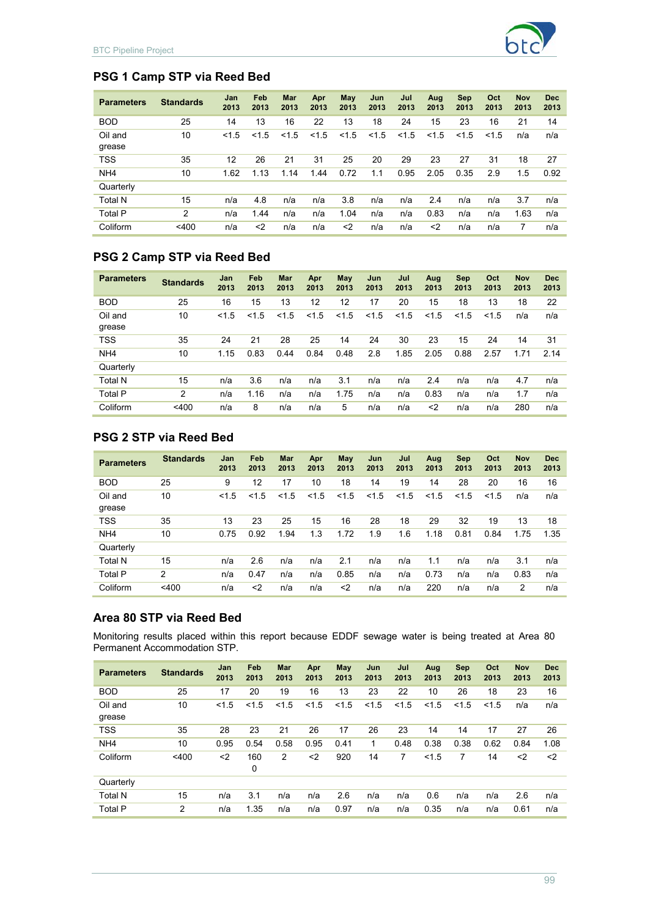### PSG 1 Camp STP via Reed Bed

| Parameters | Standards | Jan 2013 | Feb 2013 | Mar 2013 | Apr 2013 | May 2013 | Jun 2013 | Jul 2013 | Aug 2013 | Sep 2013 | Oct 2013 | Nov 2013 | Dec 2013 |
|---|---|---|---|---|---|---|---|---|---|---|---|---|---|
| BOD | 25 | 14 | 13 | 16 | 22 | 13 | 18 | 24 | 15 | 23 | 16 | 21 | 14 |
| Oil and grease | 10 | <1.5 | <1.5 | <1.5 | <1.5 | <1.5 | <1.5 | <1.5 | <1.5 | <1.5 | <1.5 | n/a | n/a |
| TSS | 35 | 12 | 26 | 21 | 31 | 25 | 20 | 29 | 23 | 27 | 31 | 18 | 27 |
| NH4 | 10 | 1.62 | 1.13 | 1.14 | 1.44 | 0.72 | 1.1 | 0.95 | 2.05 | 0.35 | 2.9 | 1.5 | 0.92 |
| Quarterly | | | | | | | | | | | | | |
| Total N | 15 | n/a | 4.8 | n/a | n/a | 3.8 | n/a | n/a | 2.4 | n/a | n/a | 3.7 | n/a |
| Total P | 2 | n/a | 1.44 | n/a | n/a | 1.04 | n/a | n/a | 0.83 | n/a | n/a | 1.63 | n/a |
| Coliform | <400 | n/a | <2 | n/a | n/a | <2 | n/a | n/a | <2 | n/a | n/a | 7 | n/a |

### PSG 2 Camp STP via Reed Bed

| Parameters | Standards | Jan 2013 | Feb 2013 | Mar 2013 | Apr 2013 | May 2013 | Jun 2013 | Jul 2013 | Aug 2013 | Sep 2013 | Oct 2013 | Nov 2013 | Dec 2013 |
|---|---|---|---|---|---|---|---|---|---|---|---|---|---|
| BOD | 25 | 16 | 15 | 13 | 12 | 12 | 17 | 20 | 15 | 18 | 13 | 18 | 22 |
| Oil and grease | 10 | <1.5 | <1.5 | <1.5 | <1.5 | <1.5 | <1.5 | <1.5 | <1.5 | <1.5 | <1.5 | n/a | n/a |
| TSS | 35 | 24 | 21 | 28 | 25 | 14 | 24 | 30 | 23 | 15 | 24 | 14 | 31 |
| NH4 | 10 | 1.15 | 0.83 | 0.44 | 0.84 | 0.48 | 2.8 | 1.85 | 2.05 | 0.88 | 2.57 | 1.71 | 2.14 |
| Quarterly | | | | | | | | | | | | | |
| Total N | 15 | n/a | 3.6 | n/a | n/a | 3.1 | n/a | n/a | 2.4 | n/a | n/a | 4.7 | n/a |
| Total P | 2 | n/a | 1.16 | n/a | n/a | 1.75 | n/a | n/a | 0.83 | n/a | n/a | 1.7 | n/a |
| Coliform | <400 | n/a | 8 | n/a | n/a | 5 | n/a | n/a | <2 | n/a | n/a | 280 | n/a |

### PSG 2 STP via Reed Bed

| Parameters | Standards | Jan 2013 | Feb 2013 | Mar 2013 | Apr 2013 | May 2013 | Jun 2013 | Jul 2013 | Aug 2013 | Sep 2013 | Oct 2013 | Nov 2013 | Dec 2013 |
|---|---|---|---|---|---|---|---|---|---|---|---|---|---|
| BOD | 25 | 9 | 12 | 17 | 10 | 18 | 14 | 19 | 14 | 28 | 20 | 16 | 16 |
| Oil and grease | 10 | <1.5 | <1.5 | <1.5 | <1.5 | <1.5 | <1.5 | <1.5 | <1.5 | <1.5 | <1.5 | n/a | n/a |
| TSS | 35 | 13 | 23 | 25 | 15 | 16 | 28 | 18 | 29 | 32 | 19 | 13 | 18 |
| NH4 | 10 | 0.75 | 0.92 | 1.94 | 1.3 | 1.72 | 1.9 | 1.6 | 1.18 | 0.81 | 0.84 | 1.75 | 1.35 |
| Quarterly | | | | | | | | | | | | | |
| Total N | 15 | n/a | 2.6 | n/a | n/a | 2.1 | n/a | n/a | 1.1 | n/a | n/a | 3.1 | n/a |
| Total P | 2 | n/a | 0.47 | n/a | n/a | 0.85 | n/a | n/a | 0.73 | n/a | n/a | 0.83 | n/a |
| Coliform | <400 | n/a | <2 | n/a | n/a | <2 | n/a | n/a | 220 | n/a | n/a | 2 | n/a |

### Area 80 STP via Reed Bed

Monitoring results placed within this report because EDDF sewage water is being treated at Area 80 Permanent Accommodation STP.

| Parameters | Standards | Jan 2013 | Feb 2013 | Mar 2013 | Apr 2013 | May 2013 | Jun 2013 | Jul 2013 | Aug 2013 | Sep 2013 | Oct 2013 | Nov 2013 | Dec 2013 |
|---|---|---|---|---|---|---|---|---|---|---|---|---|---|
| BOD | 25 | 17 | 20 | 19 | 16 | 13 | 23 | 22 | 10 | 26 | 18 | 23 | 16 |
| Oil and grease | 10 | <1.5 | <1.5 | <1.5 | <1.5 | <1.5 | <1.5 | <1.5 | <1.5 | <1.5 | <1.5 | n/a | n/a |
| TSS | 35 | 28 | 23 | 21 | 26 | 17 | 26 | 23 | 14 | 14 | 17 | 27 | 26 |
| NH4 | 10 | 0.95 | 0.54 | 0.58 | 0.95 | 0.41 | 1 | 0.48 | 0.38 | 0.38 | 0.62 | 0.84 | 1.08 |
| Coliform | <400 | <2 | 1600 | 2 | <2 | 920 | 14 | 7 | <1.5 | 7 | 14 | <2 | <2 |
| Quarterly | | | | | | | | | | | | | |
| Total N | 15 | n/a | 3.1 | n/a | n/a | 2.6 | n/a | n/a | 0.6 | n/a | n/a | 2.6 | n/a |
| Total P | 2 | n/a | 1.35 | n/a | n/a | 0.97 | n/a | n/a | 0.35 | n/a | n/a | 0.61 | n/a |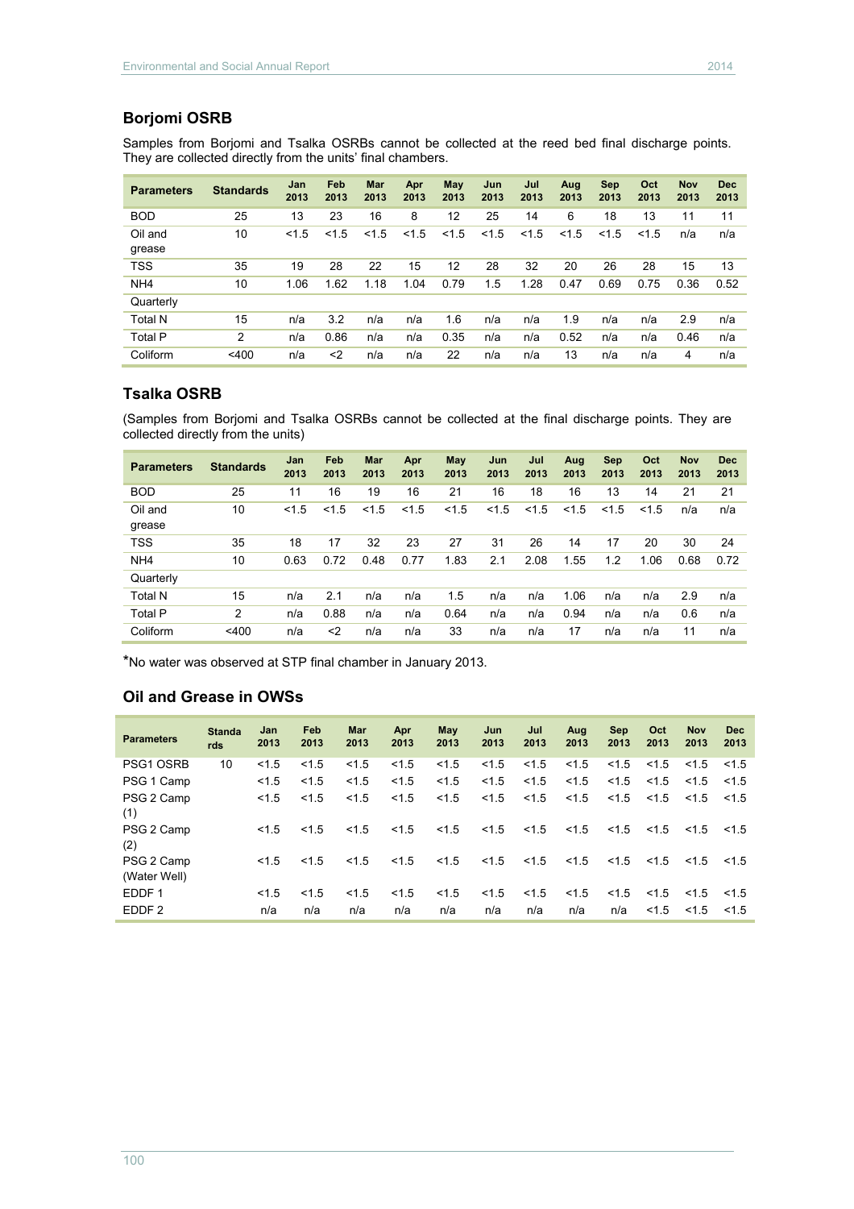## Borjomi OSRB

Samples from Borjomi and Tsalka OSRBs cannot be collected at the reed bed final discharge points. They are collected directly from the units' final chambers.

| Parameters | Standards | Jan 2013 | Feb 2013 | Mar 2013 | Apr 2013 | May 2013 | Jun 2013 | Jul 2013 | Aug 2013 | Sep 2013 | Oct 2013 | Nov 2013 | Dec 2013 |
|---|---|---|---|---|---|---|---|---|---|---|---|---|---|
| BOD | 25 | 13 | 23 | 16 | 8 | 12 | 25 | 14 | 6 | 18 | 13 | 11 | 11 |
| Oil and grease | 10 | <1.5 | <1.5 | <1.5 | <1.5 | <1.5 | <1.5 | <1.5 | <1.5 | <1.5 | <1.5 | n/a | n/a |
| TSS | 35 | 19 | 28 | 22 | 15 | 12 | 28 | 32 | 20 | 26 | 28 | 15 | 13 |
| NH4 | 10 | 1.06 | 1.62 | 1.18 | 1.04 | 0.79 | 1.5 | 1.28 | 0.47 | 0.69 | 0.75 | 0.36 | 0.52 |
| Quarterly | | | | | | | | | | | | | |
| Total N | 15 | n/a | 3.2 | n/a | n/a | 1.6 | n/a | n/a | 1.9 | n/a | n/a | 2.9 | n/a |
| Total P | 2 | n/a | 0.86 | n/a | n/a | 0.35 | n/a | n/a | 0.52 | n/a | n/a | 0.46 | n/a |
| Coliform | <400 | n/a | <2 | n/a | n/a | 22 | n/a | n/a | 13 | n/a | n/a | 4 | n/a |

## Tsalka OSRB

(Samples from Borjomi and Tsalka OSRBs cannot be collected at the final discharge points. They are collected directly from the units)

| Parameters | Standards | Jan 2013 | Feb 2013 | Mar 2013 | Apr 2013 | May 2013 | Jun 2013 | Jul 2013 | Aug 2013 | Sep 2013 | Oct 2013 | Nov 2013 | Dec 2013 |
|---|---|---|---|---|---|---|---|---|---|---|---|---|---|
| BOD | 25 | 11 | 16 | 19 | 16 | 21 | 16 | 18 | 16 | 13 | 14 | 21 | 21 |
| Oil and grease | 10 | <1.5 | <1.5 | <1.5 | <1.5 | <1.5 | <1.5 | <1.5 | <1.5 | <1.5 | <1.5 | n/a | n/a |
| TSS | 35 | 18 | 17 | 32 | 23 | 27 | 31 | 26 | 14 | 17 | 20 | 30 | 24 |
| NH4 | 10 | 0.63 | 0.72 | 0.48 | 0.77 | 1.83 | 2.1 | 2.08 | 1.55 | 1.2 | 1.06 | 0.68 | 0.72 |
| Quarterly | | | | | | | | | | | | | |
| Total N | 15 | n/a | 2.1 | n/a | n/a | 1.5 | n/a | n/a | 1.06 | n/a | n/a | 2.9 | n/a |
| Total P | 2 | n/a | 0.88 | n/a | n/a | 0.64 | n/a | n/a | 0.94 | n/a | n/a | 0.6 | n/a |
| Coliform | <400 | n/a | <2 | n/a | n/a | 33 | n/a | n/a | 17 | n/a | n/a | 11 | n/a |

*No water was observed at STP final chamber in January 2013.

## Oil and Grease in OWSs

| Parameters | Standards | Jan 2013 | Feb 2013 | Mar 2013 | Apr 2013 | May 2013 | Jun 2013 | Jul 2013 | Aug 2013 | Sep 2013 | Oct 2013 | Nov 2013 | Dec 2013 |
|---|---|---|---|---|---|---|---|---|---|---|---|---|---|
| PSG1 OSRB | 10 | <1.5 | <1.5 | <1.5 | <1.5 | <1.5 | <1.5 | <1.5 | <1.5 | <1.5 | <1.5 | <1.5 | <1.5 |
| PSG 1 Camp | | <1.5 | <1.5 | <1.5 | <1.5 | <1.5 | <1.5 | <1.5 | <1.5 | <1.5 | <1.5 | <1.5 | <1.5 |
| PSG 2 Camp (1) | | <1.5 | <1.5 | <1.5 | <1.5 | <1.5 | <1.5 | <1.5 | <1.5 | <1.5 | <1.5 | <1.5 | <1.5 |
| PSG 2 Camp (2) | | <1.5 | <1.5 | <1.5 | <1.5 | <1.5 | <1.5 | <1.5 | <1.5 | <1.5 | <1.5 | <1.5 | <1.5 |
| PSG 2 Camp (Water Well) | | <1.5 | <1.5 | <1.5 | <1.5 | <1.5 | <1.5 | <1.5 | <1.5 | <1.5 | <1.5 | <1.5 | <1.5 |
| EDDF 1 | | <1.5 | <1.5 | <1.5 | <1.5 | <1.5 | <1.5 | <1.5 | <1.5 | <1.5 | <1.5 | <1.5 | <1.5 |
| EDDF 2 | | n/a | n/a | n/a | n/a | n/a | n/a | n/a | n/a | n/a | <1.5 | <1.5 | <1.5 |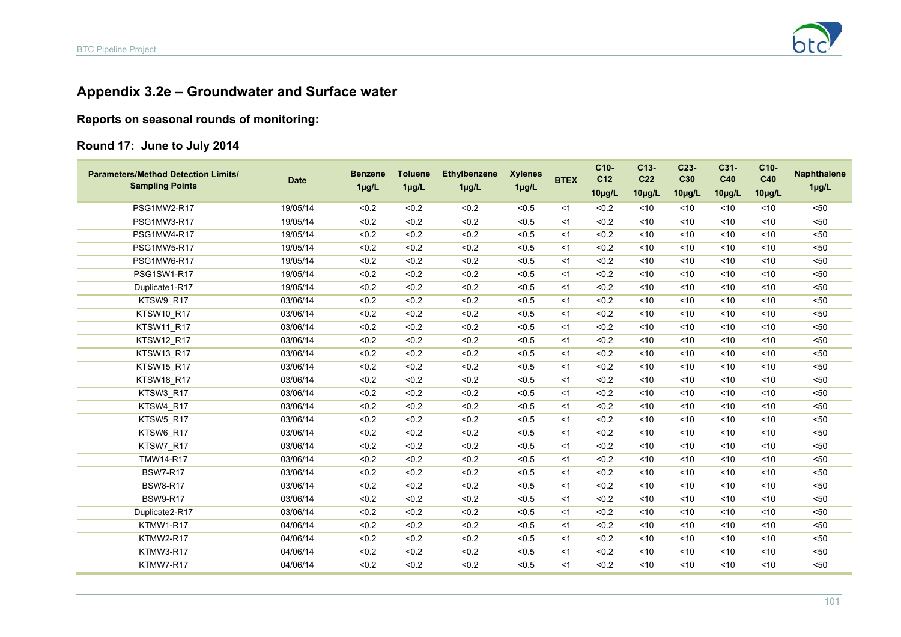## Appendix 3.2e – Groundwater and Surface water

### Reports on seasonal rounds of monitoring:

### Round 17: June to July 2014

| Parameters/Method Detection Limits/ Sampling Points | Date | Benzene 1µg/L | Toluene 1µg/L | Ethylbenzene 1µg/L | Xylenes 1µg/L | BTEX | C10-C12 10µg/L | C13-C22 10µg/L | C23-C30 10µg/L | C31-C40 10µg/L | C10-C40 10µg/L | Naphthalene 1µg/L |
|---|---|---|---|---|---|---|---|---|---|---|---|---|
| PSG1MW2-R17 | 19/05/14 | <0.2 | <0.2 | <0.2 | <0.5 | <1 | <0.2 | <10 | <10 | <10 | <10 | <50 |
| PSG1MW3-R17 | 19/05/14 | <0.2 | <0.2 | <0.2 | <0.5 | <1 | <0.2 | <10 | <10 | <10 | <10 | <50 |
| PSG1MW4-R17 | 19/05/14 | <0.2 | <0.2 | <0.2 | <0.5 | <1 | <0.2 | <10 | <10 | <10 | <10 | <50 |
| PSG1MW5-R17 | 19/05/14 | <0.2 | <0.2 | <0.2 | <0.5 | <1 | <0.2 | <10 | <10 | <10 | <10 | <50 |
| PSG1MW6-R17 | 19/05/14 | <0.2 | <0.2 | <0.2 | <0.5 | <1 | <0.2 | <10 | <10 | <10 | <10 | <50 |
| PSG1SW1-R17 | 19/05/14 | <0.2 | <0.2 | <0.2 | <0.5 | <1 | <0.2 | <10 | <10 | <10 | <10 | <50 |
| Duplicate1-R17 | 19/05/14 | <0.2 | <0.2 | <0.2 | <0.5 | <1 | <0.2 | <10 | <10 | <10 | <10 | <50 |
| KTSW9_R17 | 03/06/14 | <0.2 | <0.2 | <0.2 | <0.5 | <1 | <0.2 | <10 | <10 | <10 | <10 | <50 |
| KTSW10_R17 | 03/06/14 | <0.2 | <0.2 | <0.2 | <0.5 | <1 | <0.2 | <10 | <10 | <10 | <10 | <50 |
| KTSW11_R17 | 03/06/14 | <0.2 | <0.2 | <0.2 | <0.5 | <1 | <0.2 | <10 | <10 | <10 | <10 | <50 |
| KTSW12_R17 | 03/06/14 | <0.2 | <0.2 | <0.2 | <0.5 | <1 | <0.2 | <10 | <10 | <10 | <10 | <50 |
| KTSW13_R17 | 03/06/14 | <0.2 | <0.2 | <0.2 | <0.5 | <1 | <0.2 | <10 | <10 | <10 | <10 | <50 |
| KTSW15_R17 | 03/06/14 | <0.2 | <0.2 | <0.2 | <0.5 | <1 | <0.2 | <10 | <10 | <10 | <10 | <50 |
| KTSW18_R17 | 03/06/14 | <0.2 | <0.2 | <0.2 | <0.5 | <1 | <0.2 | <10 | <10 | <10 | <10 | <50 |
| KTSW3_R17 | 03/06/14 | <0.2 | <0.2 | <0.2 | <0.5 | <1 | <0.2 | <10 | <10 | <10 | <10 | <50 |
| KTSW4_R17 | 03/06/14 | <0.2 | <0.2 | <0.2 | <0.5 | <1 | <0.2 | <10 | <10 | <10 | <10 | <50 |
| KTSW5_R17 | 03/06/14 | <0.2 | <0.2 | <0.2 | <0.5 | <1 | <0.2 | <10 | <10 | <10 | <10 | <50 |
| KTSW6_R17 | 03/06/14 | <0.2 | <0.2 | <0.2 | <0.5 | <1 | <0.2 | <10 | <10 | <10 | <10 | <50 |
| KTSW7_R17 | 03/06/14 | <0.2 | <0.2 | <0.2 | <0.5 | <1 | <0.2 | <10 | <10 | <10 | <10 | <50 |
| TMW14-R17 | 03/06/14 | <0.2 | <0.2 | <0.2 | <0.5 | <1 | <0.2 | <10 | <10 | <10 | <10 | <50 |
| BSW7-R17 | 03/06/14 | <0.2 | <0.2 | <0.2 | <0.5 | <1 | <0.2 | <10 | <10 | <10 | <10 | <50 |
| BSW8-R17 | 03/06/14 | <0.2 | <0.2 | <0.2 | <0.5 | <1 | <0.2 | <10 | <10 | <10 | <10 | <50 |
| BSW9-R17 | 03/06/14 | <0.2 | <0.2 | <0.2 | <0.5 | <1 | <0.2 | <10 | <10 | <10 | <10 | <50 |
| Duplicate2-R17 | 03/06/14 | <0.2 | <0.2 | <0.2 | <0.5 | <1 | <0.2 | <10 | <10 | <10 | <10 | <50 |
| KTMW1-R17 | 04/06/14 | <0.2 | <0.2 | <0.2 | <0.5 | <1 | <0.2 | <10 | <10 | <10 | <10 | <50 |
| KTMW2-R17 | 04/06/14 | <0.2 | <0.2 | <0.2 | <0.5 | <1 | <0.2 | <10 | <10 | <10 | <10 | <50 |
| KTMW3-R17 | 04/06/14 | <0.2 | <0.2 | <0.2 | <0.5 | <1 | <0.2 | <10 | <10 | <10 | <10 | <50 |
| KTMW7-R17 | 04/06/14 | <0.2 | <0.2 | <0.2 | <0.5 | <1 | <0.2 | <10 | <10 | <10 | <10 | <50 |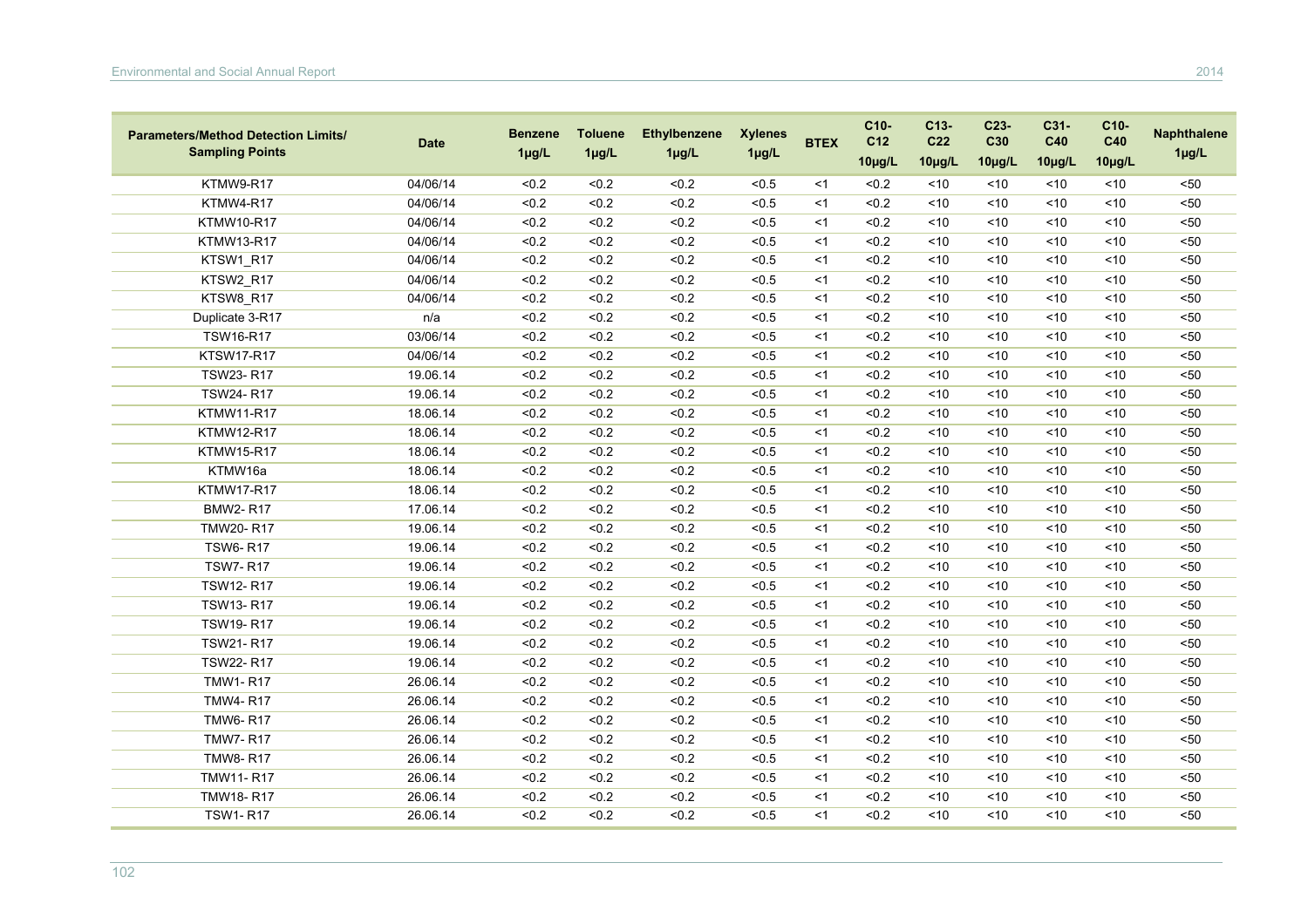| Parameters/Method Detection Limits/ Sampling Points | Date | Benzene 1µg/L | Toluene 1µg/L | Ethylbenzene 1µg/L | Xylenes 1µg/L | BTEX | C10-C12 10µg/L | C13-C22 10µg/L | C23-C30 10µg/L | C31-C40 10µg/L | C10-C40 10µg/L | Naphthalene 1µg/L |
|---|---|---|---|---|---|---|---|---|---|---|---|---|
| KTMW9-R17 | 04/06/14 | <0.2 | <0.2 | <0.2 | <0.5 | <1 | <0.2 | <10 | <10 | <10 | <10 | <50 |
| KTMW4-R17 | 04/06/14 | <0.2 | <0.2 | <0.2 | <0.5 | <1 | <0.2 | <10 | <10 | <10 | <10 | <50 |
| KTMW10-R17 | 04/06/14 | <0.2 | <0.2 | <0.2 | <0.5 | <1 | <0.2 | <10 | <10 | <10 | <10 | <50 |
| KTMW13-R17 | 04/06/14 | <0.2 | <0.2 | <0.2 | <0.5 | <1 | <0.2 | <10 | <10 | <10 | <10 | <50 |
| KTSW1_R17 | 04/06/14 | <0.2 | <0.2 | <0.2 | <0.5 | <1 | <0.2 | <10 | <10 | <10 | <10 | <50 |
| KTSW2_R17 | 04/06/14 | <0.2 | <0.2 | <0.2 | <0.5 | <1 | <0.2 | <10 | <10 | <10 | <10 | <50 |
| KTSW8_R17 | 04/06/14 | <0.2 | <0.2 | <0.2 | <0.5 | <1 | <0.2 | <10 | <10 | <10 | <10 | <50 |
| Duplicate 3-R17 | n/a | <0.2 | <0.2 | <0.2 | <0.5 | <1 | <0.2 | <10 | <10 | <10 | <10 | <50 |
| TSW16-R17 | 03/06/14 | <0.2 | <0.2 | <0.2 | <0.5 | <1 | <0.2 | <10 | <10 | <10 | <10 | <50 |
| KTSW17-R17 | 04/06/14 | <0.2 | <0.2 | <0.2 | <0.5 | <1 | <0.2 | <10 | <10 | <10 | <10 | <50 |
| TSW23- R17 | 19.06.14 | <0.2 | <0.2 | <0.2 | <0.5 | <1 | <0.2 | <10 | <10 | <10 | <10 | <50 |
| TSW24- R17 | 19.06.14 | <0.2 | <0.2 | <0.2 | <0.5 | <1 | <0.2 | <10 | <10 | <10 | <10 | <50 |
| KTMW11-R17 | 18.06.14 | <0.2 | <0.2 | <0.2 | <0.5 | <1 | <0.2 | <10 | <10 | <10 | <10 | <50 |
| KTMW12-R17 | 18.06.14 | <0.2 | <0.2 | <0.2 | <0.5 | <1 | <0.2 | <10 | <10 | <10 | <10 | <50 |
| KTMW15-R17 | 18.06.14 | <0.2 | <0.2 | <0.2 | <0.5 | <1 | <0.2 | <10 | <10 | <10 | <10 | <50 |
| KTMW16a | 18.06.14 | <0.2 | <0.2 | <0.2 | <0.5 | <1 | <0.2 | <10 | <10 | <10 | <10 | <50 |
| KTMW17-R17 | 18.06.14 | <0.2 | <0.2 | <0.2 | <0.5 | <1 | <0.2 | <10 | <10 | <10 | <10 | <50 |
| BMW2- R17 | 17.06.14 | <0.2 | <0.2 | <0.2 | <0.5 | <1 | <0.2 | <10 | <10 | <10 | <10 | <50 |
| TMW20- R17 | 19.06.14 | <0.2 | <0.2 | <0.2 | <0.5 | <1 | <0.2 | <10 | <10 | <10 | <10 | <50 |
| TSW6- R17 | 19.06.14 | <0.2 | <0.2 | <0.2 | <0.5 | <1 | <0.2 | <10 | <10 | <10 | <10 | <50 |
| TSW7- R17 | 19.06.14 | <0.2 | <0.2 | <0.2 | <0.5 | <1 | <0.2 | <10 | <10 | <10 | <10 | <50 |
| TSW12- R17 | 19.06.14 | <0.2 | <0.2 | <0.2 | <0.5 | <1 | <0.2 | <10 | <10 | <10 | <10 | <50 |
| TSW13- R17 | 19.06.14 | <0.2 | <0.2 | <0.2 | <0.5 | <1 | <0.2 | <10 | <10 | <10 | <10 | <50 |
| TSW19- R17 | 19.06.14 | <0.2 | <0.2 | <0.2 | <0.5 | <1 | <0.2 | <10 | <10 | <10 | <10 | <50 |
| TSW21- R17 | 19.06.14 | <0.2 | <0.2 | <0.2 | <0.5 | <1 | <0.2 | <10 | <10 | <10 | <10 | <50 |
| TSW22- R17 | 19.06.14 | <0.2 | <0.2 | <0.2 | <0.5 | <1 | <0.2 | <10 | <10 | <10 | <10 | <50 |
| TMW1- R17 | 26.06.14 | <0.2 | <0.2 | <0.2 | <0.5 | <1 | <0.2 | <10 | <10 | <10 | <10 | <50 |
| TMW4- R17 | 26.06.14 | <0.2 | <0.2 | <0.2 | <0.5 | <1 | <0.2 | <10 | <10 | <10 | <10 | <50 |
| TMW6- R17 | 26.06.14 | <0.2 | <0.2 | <0.2 | <0.5 | <1 | <0.2 | <10 | <10 | <10 | <10 | <50 |
| TMW7- R17 | 26.06.14 | <0.2 | <0.2 | <0.2 | <0.5 | <1 | <0.2 | <10 | <10 | <10 | <10 | <50 |
| TMW8- R17 | 26.06.14 | <0.2 | <0.2 | <0.2 | <0.5 | <1 | <0.2 | <10 | <10 | <10 | <10 | <50 |
| TMW11- R17 | 26.06.14 | <0.2 | <0.2 | <0.2 | <0.5 | <1 | <0.2 | <10 | <10 | <10 | <10 | <50 |
| TMW18- R17 | 26.06.14 | <0.2 | <0.2 | <0.2 | <0.5 | <1 | <0.2 | <10 | <10 | <10 | <10 | <50 |
| TSW1- R17 | 26.06.14 | <0.2 | <0.2 | <0.2 | <0.5 | <1 | <0.2 | <10 | <10 | <10 | <10 | <50 |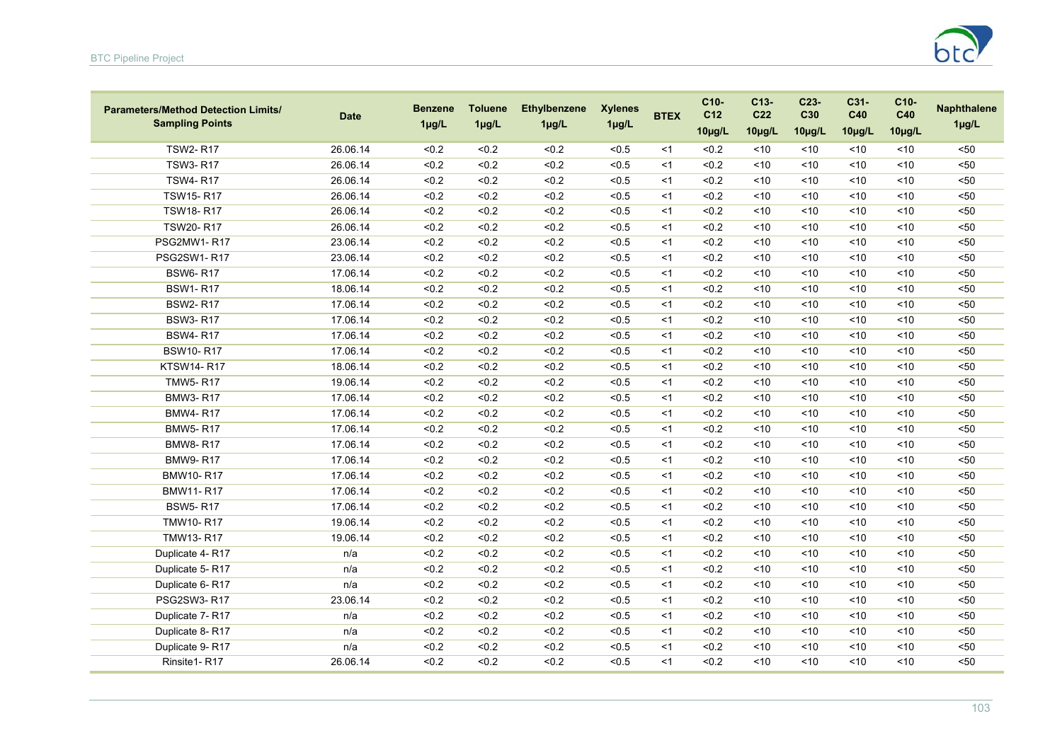| Parameters/Method Detection Limits/ Sampling Points | Date | Benzene 1µg/L | Toluene 1µg/L | Ethylbenzene 1µg/L | Xylenes 1µg/L | BTEX | C10- C12 10µg/L | C13- C22 10µg/L | C23- C30 10µg/L | C31- C40 10µg/L | C10- C40 10µg/L | Naphthalene 1µg/L |
|---|---|---|---|---|---|---|---|---|---|---|---|---|
| TSW2- R17 | 26.06.14 | <0.2 | <0.2 | <0.2 | <0.5 | <1 | <0.2 | <10 | <10 | <10 | <10 | <50 |
| TSW3- R17 | 26.06.14 | <0.2 | <0.2 | <0.2 | <0.5 | <1 | <0.2 | <10 | <10 | <10 | <10 | <50 |
| TSW4- R17 | 26.06.14 | <0.2 | <0.2 | <0.2 | <0.5 | <1 | <0.2 | <10 | <10 | <10 | <10 | <50 |
| TSW15- R17 | 26.06.14 | <0.2 | <0.2 | <0.2 | <0.5 | <1 | <0.2 | <10 | <10 | <10 | <10 | <50 |
| TSW18- R17 | 26.06.14 | <0.2 | <0.2 | <0.2 | <0.5 | <1 | <0.2 | <10 | <10 | <10 | <10 | <50 |
| TSW20- R17 | 26.06.14 | <0.2 | <0.2 | <0.2 | <0.5 | <1 | <0.2 | <10 | <10 | <10 | <10 | <50 |
| PSG2MW1- R17 | 23.06.14 | <0.2 | <0.2 | <0.2 | <0.5 | <1 | <0.2 | <10 | <10 | <10 | <10 | <50 |
| PSG2SW1- R17 | 23.06.14 | <0.2 | <0.2 | <0.2 | <0.5 | <1 | <0.2 | <10 | <10 | <10 | <10 | <50 |
| BSW6- R17 | 17.06.14 | <0.2 | <0.2 | <0.2 | <0.5 | <1 | <0.2 | <10 | <10 | <10 | <10 | <50 |
| BSW1- R17 | 18.06.14 | <0.2 | <0.2 | <0.2 | <0.5 | <1 | <0.2 | <10 | <10 | <10 | <10 | <50 |
| BSW2- R17 | 17.06.14 | <0.2 | <0.2 | <0.2 | <0.5 | <1 | <0.2 | <10 | <10 | <10 | <10 | <50 |
| BSW3- R17 | 17.06.14 | <0.2 | <0.2 | <0.2 | <0.5 | <1 | <0.2 | <10 | <10 | <10 | <10 | <50 |
| BSW4- R17 | 17.06.14 | <0.2 | <0.2 | <0.2 | <0.5 | <1 | <0.2 | <10 | <10 | <10 | <10 | <50 |
| BSW10- R17 | 17.06.14 | <0.2 | <0.2 | <0.2 | <0.5 | <1 | <0.2 | <10 | <10 | <10 | <10 | <50 |
| KTSW14- R17 | 18.06.14 | <0.2 | <0.2 | <0.2 | <0.5 | <1 | <0.2 | <10 | <10 | <10 | <10 | <50 |
| TMW5- R17 | 19.06.14 | <0.2 | <0.2 | <0.2 | <0.5 | <1 | <0.2 | <10 | <10 | <10 | <10 | <50 |
| BMW3- R17 | 17.06.14 | <0.2 | <0.2 | <0.2 | <0.5 | <1 | <0.2 | <10 | <10 | <10 | <10 | <50 |
| BMW4- R17 | 17.06.14 | <0.2 | <0.2 | <0.2 | <0.5 | <1 | <0.2 | <10 | <10 | <10 | <10 | <50 |
| BMW5- R17 | 17.06.14 | <0.2 | <0.2 | <0.2 | <0.5 | <1 | <0.2 | <10 | <10 | <10 | <10 | <50 |
| BMW8- R17 | 17.06.14 | <0.2 | <0.2 | <0.2 | <0.5 | <1 | <0.2 | <10 | <10 | <10 | <10 | <50 |
| BMW9- R17 | 17.06.14 | <0.2 | <0.2 | <0.2 | <0.5 | <1 | <0.2 | <10 | <10 | <10 | <10 | <50 |
| BMW10- R17 | 17.06.14 | <0.2 | <0.2 | <0.2 | <0.5 | <1 | <0.2 | <10 | <10 | <10 | <10 | <50 |
| BMW11- R17 | 17.06.14 | <0.2 | <0.2 | <0.2 | <0.5 | <1 | <0.2 | <10 | <10 | <10 | <10 | <50 |
| BSW5- R17 | 17.06.14 | <0.2 | <0.2 | <0.2 | <0.5 | <1 | <0.2 | <10 | <10 | <10 | <10 | <50 |
| TMW10- R17 | 19.06.14 | <0.2 | <0.2 | <0.2 | <0.5 | <1 | <0.2 | <10 | <10 | <10 | <10 | <50 |
| TMW13- R17 | 19.06.14 | <0.2 | <0.2 | <0.2 | <0.5 | <1 | <0.2 | <10 | <10 | <10 | <10 | <50 |
| Duplicate 4- R17 | n/a | <0.2 | <0.2 | <0.2 | <0.5 | <1 | <0.2 | <10 | <10 | <10 | <10 | <50 |
| Duplicate 5- R17 | n/a | <0.2 | <0.2 | <0.2 | <0.5 | <1 | <0.2 | <10 | <10 | <10 | <10 | <50 |
| Duplicate 6- R17 | n/a | <0.2 | <0.2 | <0.2 | <0.5 | <1 | <0.2 | <10 | <10 | <10 | <10 | <50 |
| PSG2SW3- R17 | 23.06.14 | <0.2 | <0.2 | <0.2 | <0.5 | <1 | <0.2 | <10 | <10 | <10 | <10 | <50 |
| Duplicate 7- R17 | n/a | <0.2 | <0.2 | <0.2 | <0.5 | <1 | <0.2 | <10 | <10 | <10 | <10 | <50 |
| Duplicate 8- R17 | n/a | <0.2 | <0.2 | <0.2 | <0.5 | <1 | <0.2 | <10 | <10 | <10 | <10 | <50 |
| Duplicate 9- R17 | n/a | <0.2 | <0.2 | <0.2 | <0.5 | <1 | <0.2 | <10 | <10 | <10 | <10 | <50 |
| Rinsite1- R17 | 26.06.14 | <0.2 | <0.2 | <0.2 | <0.5 | <1 | <0.2 | <10 | <10 | <10 | <10 | <50 |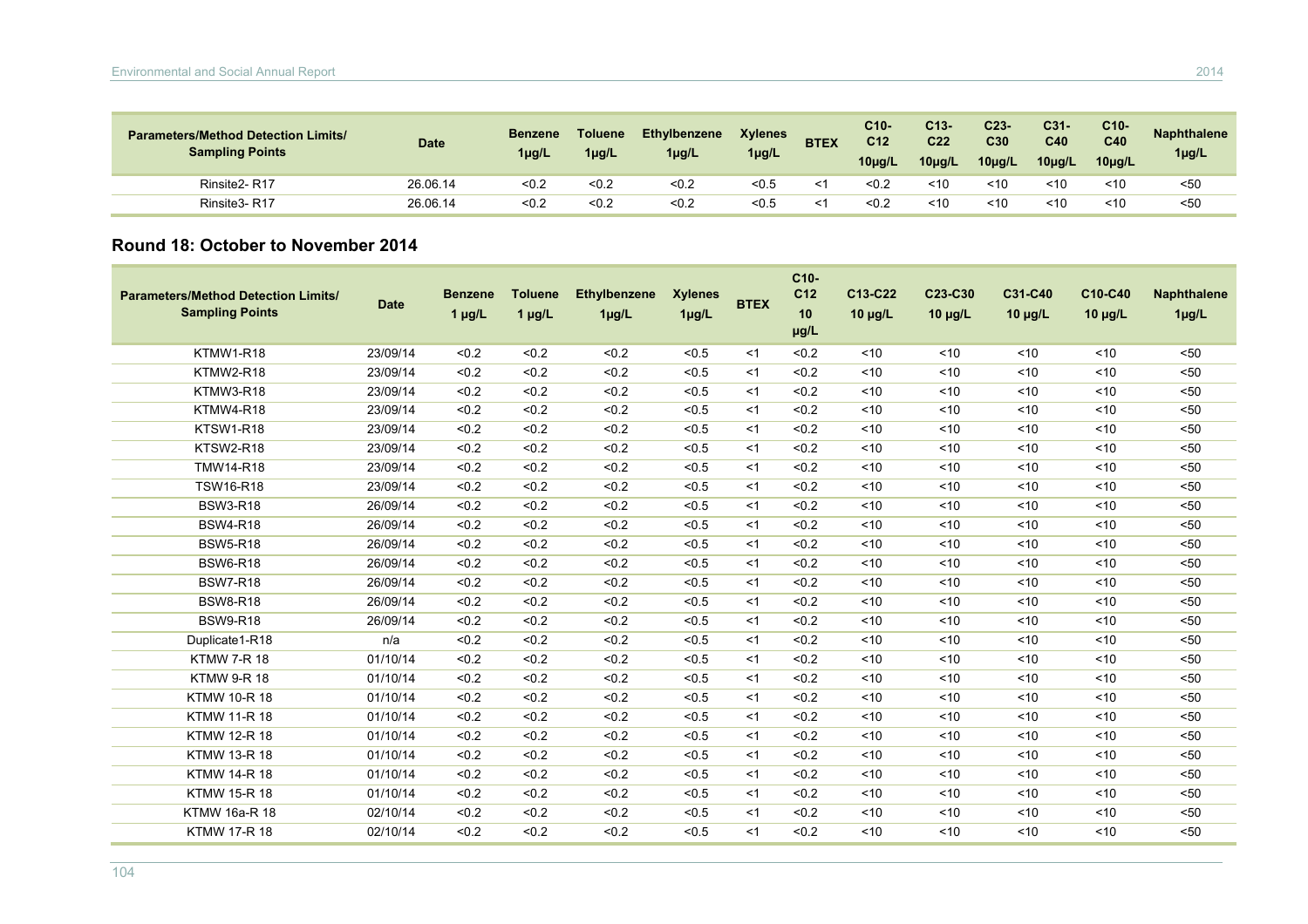| Parameters/Method Detection Limits/ Sampling Points | Date | Benzene 1µg/L | Toluene 1µg/L | Ethylbenzene 1µg/L | Xylenes 1µg/L | BTEX | C10-C12 10µg/L | C13-C22 10µg/L | C23-C30 10µg/L | C31-C40 10µg/L | C10-C40 10µg/L | Naphthalene 1µg/L |
|---|---|---|---|---|---|---|---|---|---|---|---|---|
| Rinsite2- R17 | 26.06.14 | <0.2 | <0.2 | <0.2 | <0.5 | <1 | <0.2 | <10 | <10 | <10 | <10 | <50 |
| Rinsite3- R17 | 26.06.14 | <0.2 | <0.2 | <0.2 | <0.5 | <1 | <0.2 | <10 | <10 | <10 | <10 | <50 |

## Round 18: October to November 2014

| Parameters/Method Detection Limits/ Sampling Points | Date | Benzene 1 µg/L | Toluene 1 µg/L | Ethylbenzene 1µg/L | Xylenes 1µg/L | BTEX | C10-C12 10 µg/L | C13-C22 10 µg/L | C23-C30 10 µg/L | C31-C40 10 µg/L | C10-C40 10 µg/L | Naphthalene 1µg/L |
|---|---|---|---|---|---|---|---|---|---|---|---|---|
| KTMW1-R18 | 23/09/14 | <0.2 | <0.2 | <0.2 | <0.5 | <1 | <0.2 | <10 | <10 | <10 | <10 | <50 |
| KTMW2-R18 | 23/09/14 | <0.2 | <0.2 | <0.2 | <0.5 | <1 | <0.2 | <10 | <10 | <10 | <10 | <50 |
| KTMW3-R18 | 23/09/14 | <0.2 | <0.2 | <0.2 | <0.5 | <1 | <0.2 | <10 | <10 | <10 | <10 | <50 |
| KTMW4-R18 | 23/09/14 | <0.2 | <0.2 | <0.2 | <0.5 | <1 | <0.2 | <10 | <10 | <10 | <10 | <50 |
| KTSW1-R18 | 23/09/14 | <0.2 | <0.2 | <0.2 | <0.5 | <1 | <0.2 | <10 | <10 | <10 | <10 | <50 |
| KTSW2-R18 | 23/09/14 | <0.2 | <0.2 | <0.2 | <0.5 | <1 | <0.2 | <10 | <10 | <10 | <10 | <50 |
| TMW14-R18 | 23/09/14 | <0.2 | <0.2 | <0.2 | <0.5 | <1 | <0.2 | <10 | <10 | <10 | <10 | <50 |
| TSW16-R18 | 23/09/14 | <0.2 | <0.2 | <0.2 | <0.5 | <1 | <0.2 | <10 | <10 | <10 | <10 | <50 |
| BSW3-R18 | 26/09/14 | <0.2 | <0.2 | <0.2 | <0.5 | <1 | <0.2 | <10 | <10 | <10 | <10 | <50 |
| BSW4-R18 | 26/09/14 | <0.2 | <0.2 | <0.2 | <0.5 | <1 | <0.2 | <10 | <10 | <10 | <10 | <50 |
| BSW5-R18 | 26/09/14 | <0.2 | <0.2 | <0.2 | <0.5 | <1 | <0.2 | <10 | <10 | <10 | <10 | <50 |
| BSW6-R18 | 26/09/14 | <0.2 | <0.2 | <0.2 | <0.5 | <1 | <0.2 | <10 | <10 | <10 | <10 | <50 |
| BSW7-R18 | 26/09/14 | <0.2 | <0.2 | <0.2 | <0.5 | <1 | <0.2 | <10 | <10 | <10 | <10 | <50 |
| BSW8-R18 | 26/09/14 | <0.2 | <0.2 | <0.2 | <0.5 | <1 | <0.2 | <10 | <10 | <10 | <10 | <50 |
| BSW9-R18 | 26/09/14 | <0.2 | <0.2 | <0.2 | <0.5 | <1 | <0.2 | <10 | <10 | <10 | <10 | <50 |
| Duplicate1-R18 | n/a | <0.2 | <0.2 | <0.2 | <0.5 | <1 | <0.2 | <10 | <10 | <10 | <10 | <50 |
| KTMW 7-R 18 | 01/10/14 | <0.2 | <0.2 | <0.2 | <0.5 | <1 | <0.2 | <10 | <10 | <10 | <10 | <50 |
| KTMW 9-R 18 | 01/10/14 | <0.2 | <0.2 | <0.2 | <0.5 | <1 | <0.2 | <10 | <10 | <10 | <10 | <50 |
| KTMW 10-R 18 | 01/10/14 | <0.2 | <0.2 | <0.2 | <0.5 | <1 | <0.2 | <10 | <10 | <10 | <10 | <50 |
| KTMW 11-R 18 | 01/10/14 | <0.2 | <0.2 | <0.2 | <0.5 | <1 | <0.2 | <10 | <10 | <10 | <10 | <50 |
| KTMW 12-R 18 | 01/10/14 | <0.2 | <0.2 | <0.2 | <0.5 | <1 | <0.2 | <10 | <10 | <10 | <10 | <50 |
| KTMW 13-R 18 | 01/10/14 | <0.2 | <0.2 | <0.2 | <0.5 | <1 | <0.2 | <10 | <10 | <10 | <10 | <50 |
| KTMW 14-R 18 | 01/10/14 | <0.2 | <0.2 | <0.2 | <0.5 | <1 | <0.2 | <10 | <10 | <10 | <10 | <50 |
| KTMW 15-R 18 | 01/10/14 | <0.2 | <0.2 | <0.2 | <0.5 | <1 | <0.2 | <10 | <10 | <10 | <10 | <50 |
| KTMW 16a-R 18 | 02/10/14 | <0.2 | <0.2 | <0.2 | <0.5 | <1 | <0.2 | <10 | <10 | <10 | <10 | <50 |
| KTMW 17-R 18 | 02/10/14 | <0.2 | <0.2 | <0.2 | <0.5 | <1 | <0.2 | <10 | <10 | <10 | <10 | <50 |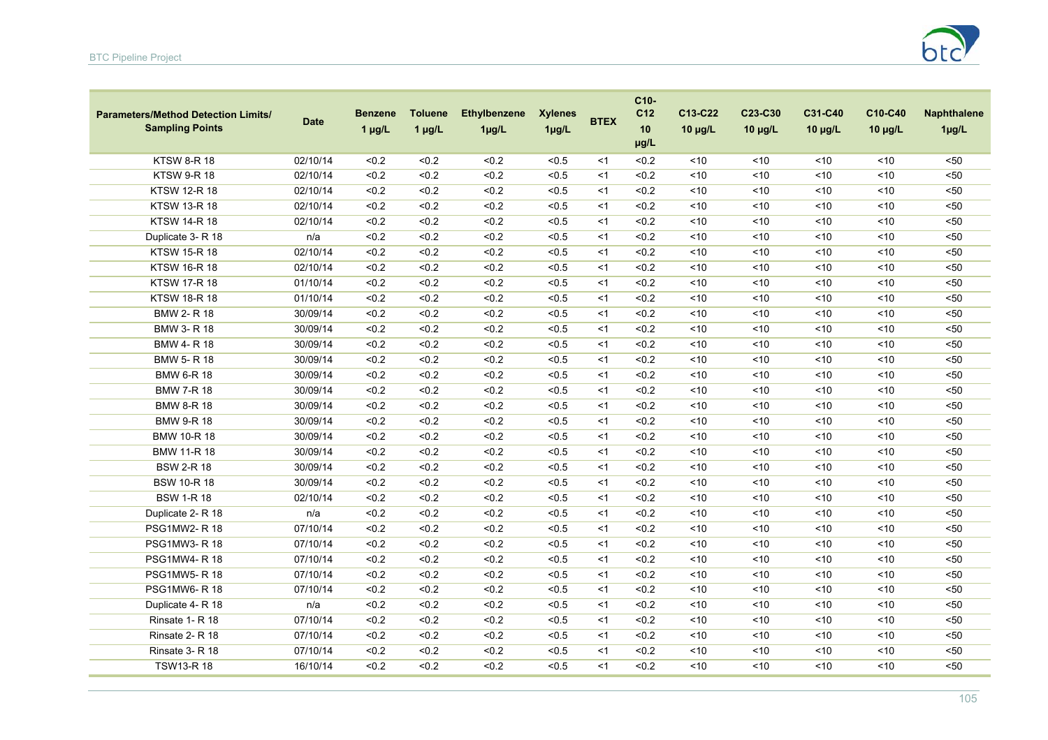| Parameters/Method Detection Limits/ Sampling Points | Date | Benzene 1 μg/L | Toluene 1 μg/L | Ethylbenzene 1μg/L | Xylenes 1μg/L | BTEX | C10-C12 10 μg/L | C13-C22 10 μg/L | C23-C30 10 μg/L | C31-C40 10 μg/L | C10-C40 10 μg/L | Naphthalene 1μg/L |
|---|---|---|---|---|---|---|---|---|---|---|---|---|
| KTSW 8-R 18 | 02/10/14 | <0.2 | <0.2 | <0.2 | <0.5 | <1 | <0.2 | <10 | <10 | <10 | <10 | <50 |
| KTSW 9-R 18 | 02/10/14 | <0.2 | <0.2 | <0.2 | <0.5 | <1 | <0.2 | <10 | <10 | <10 | <10 | <50 |
| KTSW 12-R 18 | 02/10/14 | <0.2 | <0.2 | <0.2 | <0.5 | <1 | <0.2 | <10 | <10 | <10 | <10 | <50 |
| KTSW 13-R 18 | 02/10/14 | <0.2 | <0.2 | <0.2 | <0.5 | <1 | <0.2 | <10 | <10 | <10 | <10 | <50 |
| KTSW 14-R 18 | 02/10/14 | <0.2 | <0.2 | <0.2 | <0.5 | <1 | <0.2 | <10 | <10 | <10 | <10 | <50 |
| Duplicate 3- R 18 | n/a | <0.2 | <0.2 | <0.2 | <0.5 | <1 | <0.2 | <10 | <10 | <10 | <10 | <50 |
| KTSW 15-R 18 | 02/10/14 | <0.2 | <0.2 | <0.2 | <0.5 | <1 | <0.2 | <10 | <10 | <10 | <10 | <50 |
| KTSW 16-R 18 | 02/10/14 | <0.2 | <0.2 | <0.2 | <0.5 | <1 | <0.2 | <10 | <10 | <10 | <10 | <50 |
| KTSW 17-R 18 | 01/10/14 | <0.2 | <0.2 | <0.2 | <0.5 | <1 | <0.2 | <10 | <10 | <10 | <10 | <50 |
| KTSW 18-R 18 | 01/10/14 | <0.2 | <0.2 | <0.2 | <0.5 | <1 | <0.2 | <10 | <10 | <10 | <10 | <50 |
| BMW 2- R 18 | 30/09/14 | <0.2 | <0.2 | <0.2 | <0.5 | <1 | <0.2 | <10 | <10 | <10 | <10 | <50 |
| BMW 3- R 18 | 30/09/14 | <0.2 | <0.2 | <0.2 | <0.5 | <1 | <0.2 | <10 | <10 | <10 | <10 | <50 |
| BMW 4- R 18 | 30/09/14 | <0.2 | <0.2 | <0.2 | <0.5 | <1 | <0.2 | <10 | <10 | <10 | <10 | <50 |
| BMW 5- R 18 | 30/09/14 | <0.2 | <0.2 | <0.2 | <0.5 | <1 | <0.2 | <10 | <10 | <10 | <10 | <50 |
| BMW 6-R 18 | 30/09/14 | <0.2 | <0.2 | <0.2 | <0.5 | <1 | <0.2 | <10 | <10 | <10 | <10 | <50 |
| BMW 7-R 18 | 30/09/14 | <0.2 | <0.2 | <0.2 | <0.5 | <1 | <0.2 | <10 | <10 | <10 | <10 | <50 |
| BMW 8-R 18 | 30/09/14 | <0.2 | <0.2 | <0.2 | <0.5 | <1 | <0.2 | <10 | <10 | <10 | <10 | <50 |
| BMW 9-R 18 | 30/09/14 | <0.2 | <0.2 | <0.2 | <0.5 | <1 | <0.2 | <10 | <10 | <10 | <10 | <50 |
| BMW 10-R 18 | 30/09/14 | <0.2 | <0.2 | <0.2 | <0.5 | <1 | <0.2 | <10 | <10 | <10 | <10 | <50 |
| BMW 11-R 18 | 30/09/14 | <0.2 | <0.2 | <0.2 | <0.5 | <1 | <0.2 | <10 | <10 | <10 | <10 | <50 |
| BSW 2-R 18 | 30/09/14 | <0.2 | <0.2 | <0.2 | <0.5 | <1 | <0.2 | <10 | <10 | <10 | <10 | <50 |
| BSW 10-R 18 | 30/09/14 | <0.2 | <0.2 | <0.2 | <0.5 | <1 | <0.2 | <10 | <10 | <10 | <10 | <50 |
| BSW 1-R 18 | 02/10/14 | <0.2 | <0.2 | <0.2 | <0.5 | <1 | <0.2 | <10 | <10 | <10 | <10 | <50 |
| Duplicate 2- R 18 | n/a | <0.2 | <0.2 | <0.2 | <0.5 | <1 | <0.2 | <10 | <10 | <10 | <10 | <50 |
| PSG1MW2- R 18 | 07/10/14 | <0.2 | <0.2 | <0.2 | <0.5 | <1 | <0.2 | <10 | <10 | <10 | <10 | <50 |
| PSG1MW3- R 18 | 07/10/14 | <0.2 | <0.2 | <0.2 | <0.5 | <1 | <0.2 | <10 | <10 | <10 | <10 | <50 |
| PSG1MW4- R 18 | 07/10/14 | <0.2 | <0.2 | <0.2 | <0.5 | <1 | <0.2 | <10 | <10 | <10 | <10 | <50 |
| PSG1MW5- R 18 | 07/10/14 | <0.2 | <0.2 | <0.2 | <0.5 | <1 | <0.2 | <10 | <10 | <10 | <10 | <50 |
| PSG1MW6- R 18 | 07/10/14 | <0.2 | <0.2 | <0.2 | <0.5 | <1 | <0.2 | <10 | <10 | <10 | <10 | <50 |
| Duplicate 4- R 18 | n/a | <0.2 | <0.2 | <0.2 | <0.5 | <1 | <0.2 | <10 | <10 | <10 | <10 | <50 |
| Rinsate 1- R 18 | 07/10/14 | <0.2 | <0.2 | <0.2 | <0.5 | <1 | <0.2 | <10 | <10 | <10 | <10 | <50 |
| Rinsate 2- R 18 | 07/10/14 | <0.2 | <0.2 | <0.2 | <0.5 | <1 | <0.2 | <10 | <10 | <10 | <10 | <50 |
| Rinsate 3- R 18 | 07/10/14 | <0.2 | <0.2 | <0.2 | <0.5 | <1 | <0.2 | <10 | <10 | <10 | <10 | <50 |
| TSW13-R 18 | 16/10/14 | <0.2 | <0.2 | <0.2 | <0.5 | <1 | <0.2 | <10 | <10 | <10 | <10 | <50 |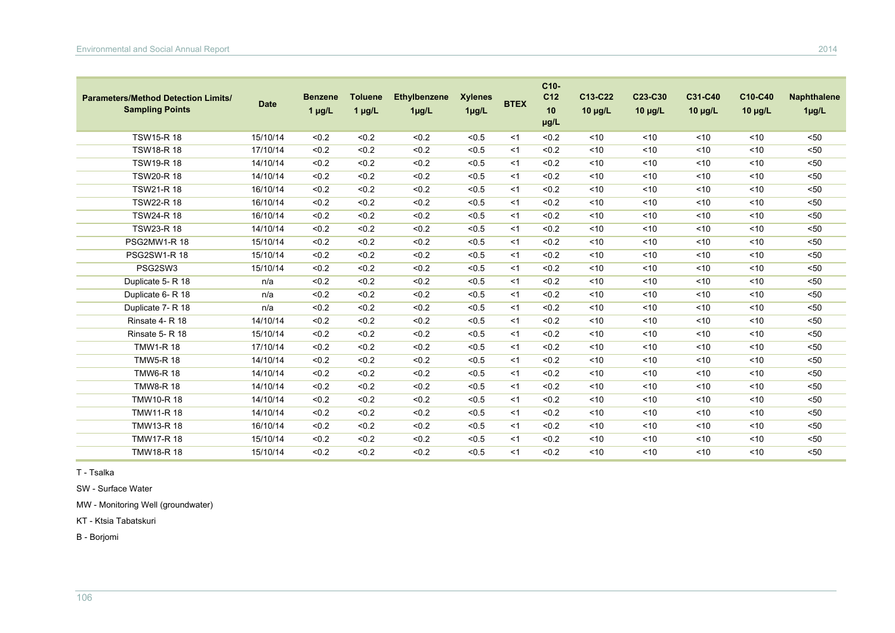| Parameters/Method Detection Limits/ Sampling Points | Date | Benzene 1 µg/L | Toluene 1 µg/L | Ethylbenzene 1µg/L | Xylenes 1µg/L | BTEX | C10-C12 10 µg/L | C13-C22 10 µg/L | C23-C30 10 µg/L | C31-C40 10 µg/L | C10-C40 10 µg/L | Naphthalene 1µg/L |
|---|---|---|---|---|---|---|---|---|---|---|---|---|
| TSW15-R 18 | 15/10/14 | <0.2 | <0.2 | <0.2 | <0.5 | <1 | <0.2 | <10 | <10 | <10 | <10 | <50 |
| TSW18-R 18 | 17/10/14 | <0.2 | <0.2 | <0.2 | <0.5 | <1 | <0.2 | <10 | <10 | <10 | <10 | <50 |
| TSW19-R 18 | 14/10/14 | <0.2 | <0.2 | <0.2 | <0.5 | <1 | <0.2 | <10 | <10 | <10 | <10 | <50 |
| TSW20-R 18 | 14/10/14 | <0.2 | <0.2 | <0.2 | <0.5 | <1 | <0.2 | <10 | <10 | <10 | <10 | <50 |
| TSW21-R 18 | 16/10/14 | <0.2 | <0.2 | <0.2 | <0.5 | <1 | <0.2 | <10 | <10 | <10 | <10 | <50 |
| TSW22-R 18 | 16/10/14 | <0.2 | <0.2 | <0.2 | <0.5 | <1 | <0.2 | <10 | <10 | <10 | <10 | <50 |
| TSW24-R 18 | 16/10/14 | <0.2 | <0.2 | <0.2 | <0.5 | <1 | <0.2 | <10 | <10 | <10 | <10 | <50 |
| TSW23-R 18 | 14/10/14 | <0.2 | <0.2 | <0.2 | <0.5 | <1 | <0.2 | <10 | <10 | <10 | <10 | <50 |
| PSG2MW1-R 18 | 15/10/14 | <0.2 | <0.2 | <0.2 | <0.5 | <1 | <0.2 | <10 | <10 | <10 | <10 | <50 |
| PSG2SW1-R 18 | 15/10/14 | <0.2 | <0.2 | <0.2 | <0.5 | <1 | <0.2 | <10 | <10 | <10 | <10 | <50 |
| PSG2SW3 | 15/10/14 | <0.2 | <0.2 | <0.2 | <0.5 | <1 | <0.2 | <10 | <10 | <10 | <10 | <50 |
| Duplicate 5- R 18 | n/a | <0.2 | <0.2 | <0.2 | <0.5 | <1 | <0.2 | <10 | <10 | <10 | <10 | <50 |
| Duplicate 6- R 18 | n/a | <0.2 | <0.2 | <0.2 | <0.5 | <1 | <0.2 | <10 | <10 | <10 | <10 | <50 |
| Duplicate 7- R 18 | n/a | <0.2 | <0.2 | <0.2 | <0.5 | <1 | <0.2 | <10 | <10 | <10 | <10 | <50 |
| Rinsate 4- R 18 | 14/10/14 | <0.2 | <0.2 | <0.2 | <0.5 | <1 | <0.2 | <10 | <10 | <10 | <10 | <50 |
| Rinsate 5- R 18 | 15/10/14 | <0.2 | <0.2 | <0.2 | <0.5 | <1 | <0.2 | <10 | <10 | <10 | <10 | <50 |
| TMW1-R 18 | 17/10/14 | <0.2 | <0.2 | <0.2 | <0.5 | <1 | <0.2 | <10 | <10 | <10 | <10 | <50 |
| TMW5-R 18 | 14/10/14 | <0.2 | <0.2 | <0.2 | <0.5 | <1 | <0.2 | <10 | <10 | <10 | <10 | <50 |
| TMW6-R 18 | 14/10/14 | <0.2 | <0.2 | <0.2 | <0.5 | <1 | <0.2 | <10 | <10 | <10 | <10 | <50 |
| TMW8-R 18 | 14/10/14 | <0.2 | <0.2 | <0.2 | <0.5 | <1 | <0.2 | <10 | <10 | <10 | <10 | <50 |
| TMW10-R 18 | 14/10/14 | <0.2 | <0.2 | <0.2 | <0.5 | <1 | <0.2 | <10 | <10 | <10 | <10 | <50 |
| TMW11-R 18 | 14/10/14 | <0.2 | <0.2 | <0.2 | <0.5 | <1 | <0.2 | <10 | <10 | <10 | <10 | <50 |
| TMW13-R 18 | 16/10/14 | <0.2 | <0.2 | <0.2 | <0.5 | <1 | <0.2 | <10 | <10 | <10 | <10 | <50 |
| TMW17-R 18 | 15/10/14 | <0.2 | <0.2 | <0.2 | <0.5 | <1 | <0.2 | <10 | <10 | <10 | <10 | <50 |
| TMW18-R 18 | 15/10/14 | <0.2 | <0.2 | <0.2 | <0.5 | <1 | <0.2 | <10 | <10 | <10 | <10 | <50 |

T - Tsalka

SW - Surface Water

MW - Monitoring Well (groundwater)

KT - Ktsia Tabatskuri

B - Borjomi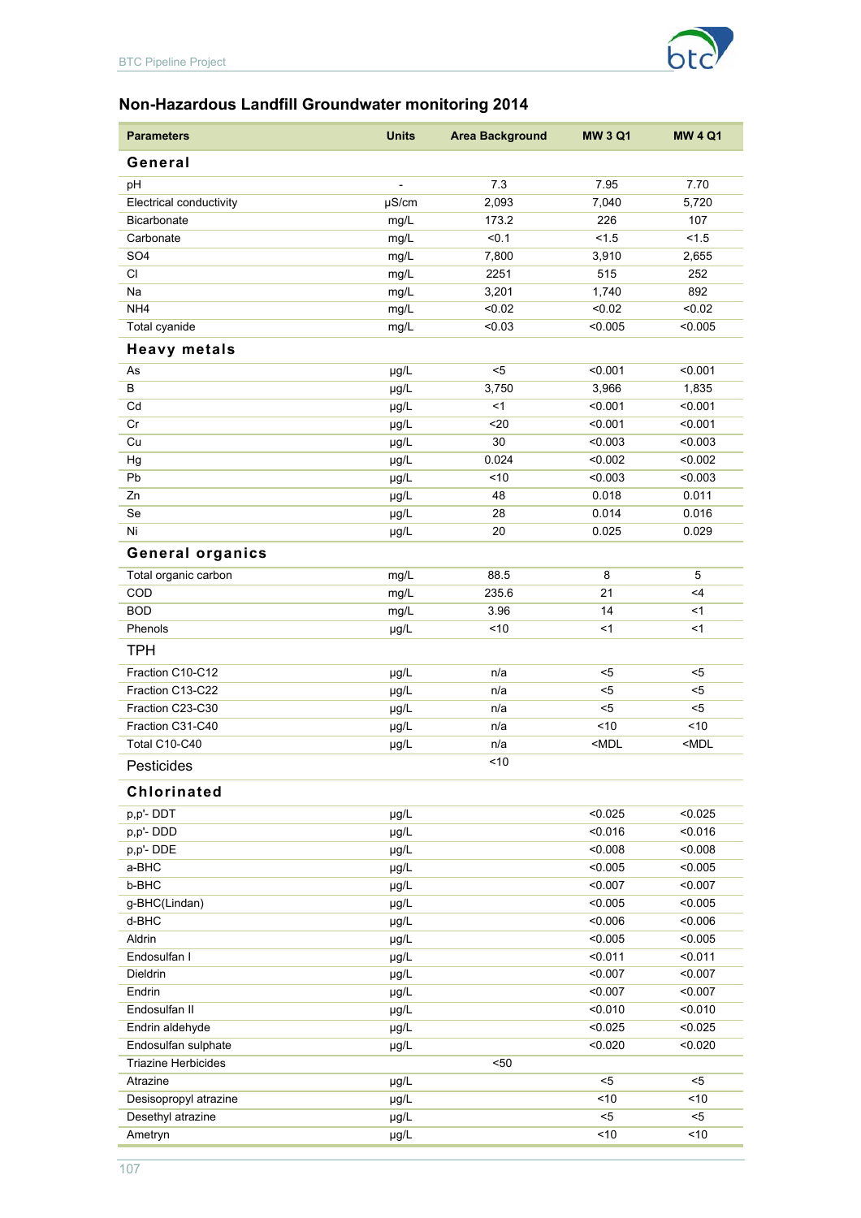## Non-Hazardous Landfill Groundwater monitoring 2014

| Parameters | Units | Area Background | MW 3 Q1 | MW 4 Q1 |
|---|---|---|---|---|
| **General** | | | | |
| pH | - | 7.3 | 7.95 | 7.70 |
| Electrical conductivity | µS/cm | 2,093 | 7,040 | 5,720 |
| Bicarbonate | mg/L | 173.2 | 226 | 107 |
| Carbonate | mg/L | <0.1 | <1.5 | <1.5 |
| SO4 | mg/L | 7,800 | 3,910 | 2,655 |
| Cl | mg/L | 2251 | 515 | 252 |
| Na | mg/L | 3,201 | 1,740 | 892 |
| NH4 | mg/L | <0.02 | <0.02 | <0.02 |
| Total cyanide | mg/L | <0.03 | <0.005 | <0.005 |
| **Heavy metals** | | | | |
| As | µg/L | <5 | <0.001 | <0.001 |
| B | µg/L | 3,750 | 3,966 | 1,835 |
| Cd | µg/L | <1 | <0.001 | <0.001 |
| Cr | µg/L | <20 | <0.001 | <0.001 |
| Cu | µg/L | 30 | <0.003 | <0.003 |
| Hg | µg/L | 0.024 | <0.002 | <0.002 |
| Pb | µg/L | <10 | <0.003 | <0.003 |
| Zn | µg/L | 48 | 0.018 | 0.011 |
| Se | µg/L | 28 | 0.014 | 0.016 |
| Ni | µg/L | 20 | 0.025 | 0.029 |
| **General organics** | | | | |
| Total organic carbon | mg/L | 88.5 | 8 | 5 |
| COD | mg/L | 235.6 | 21 | <4 |
| BOD | mg/L | 3.96 | 14 | <1 |
| Phenols | µg/L | <10 | <1 | <1 |
| **TPH** | | | | |
| Fraction C10-C12 | µg/L | n/a | <5 | <5 |
| Fraction C13-C22 | µg/L | n/a | <5 | <5 |
| Fraction C23-C30 | µg/L | n/a | <5 | <5 |
| Fraction C31-C40 | µg/L | n/a | <10 | <10 |
| Total C10-C40 | µg/L | n/a | <MDL | <MDL |
| **Pesticides** | | <10 | | |
| **Chlorinated** | | | | |
| p,p'- DDT | µg/L | | <0.025 | <0.025 |
| p,p'- DDD | µg/L | | <0.016 | <0.016 |
| p,p'- DDE | µg/L | | <0.008 | <0.008 |
| a-BHC | µg/L | | <0.005 | <0.005 |
| b-BHC | µg/L | | <0.007 | <0.007 |
| g-BHC(Lindan) | µg/L | | <0.005 | <0.005 |
| d-BHC | µg/L | | <0.006 | <0.006 |
| Aldrin | µg/L | | <0.005 | <0.005 |
| Endosulfan I | µg/L | | <0.011 | <0.011 |
| Dieldrin | µg/L | | <0.007 | <0.007 |
| Endrin | µg/L | | <0.007 | <0.007 |
| Endosulfan II | µg/L | | <0.010 | <0.010 |
| Endrin aldehyde | µg/L | | <0.025 | <0.025 |
| Endosulfan sulphate | µg/L | | <0.020 | <0.020 |
| Triazine Herbicides | | <50 | | |
| Atrazine | µg/L | | <5 | <5 |
| Desisopropyl atrazine | µg/L | | <10 | <10 |
| Desethyl atrazine | µg/L | | <5 | <5 |
| Ametryn | µg/L | | <10 | <10 |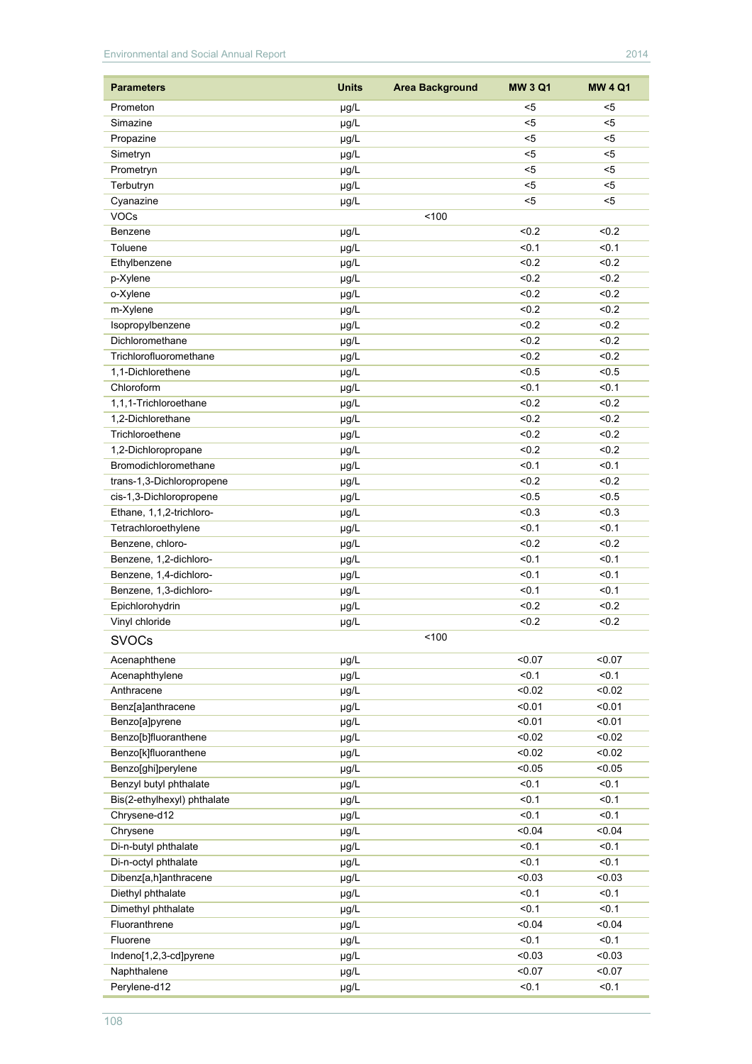| Parameters | Units | Area Background | MW 3 Q1 | MW 4 Q1 |
|---|---|---|---|---|
| Prometon | μg/L | | <5 | <5 |
| Simazine | μg/L | | <5 | <5 |
| Propazine | μg/L | | <5 | <5 |
| Simetryn | μg/L | | <5 | <5 |
| Prometryn | μg/L | | <5 | <5 |
| Terbutryn | μg/L | | <5 | <5 |
| Cyanazine | μg/L | | <5 | <5 |
| VOCs | | <100 | | |
| Benzene | μg/L | | <0.2 | <0.2 |
| Toluene | μg/L | | <0.1 | <0.1 |
| Ethylbenzene | μg/L | | <0.2 | <0.2 |
| p-Xylene | μg/L | | <0.2 | <0.2 |
| o-Xylene | μg/L | | <0.2 | <0.2 |
| m-Xylene | μg/L | | <0.2 | <0.2 |
| Isopropylbenzene | μg/L | | <0.2 | <0.2 |
| Dichloromethane | μg/L | | <0.2 | <0.2 |
| Trichlorofluoromethane | μg/L | | <0.2 | <0.2 |
| 1,1-Dichlorethene | μg/L | | <0.5 | <0.5 |
| Chloroform | μg/L | | <0.1 | <0.1 |
| 1,1,1-Trichloroethane | μg/L | | <0.2 | <0.2 |
| 1,2-Dichlorethane | μg/L | | <0.2 | <0.2 |
| Trichloroethene | μg/L | | <0.2 | <0.2 |
| 1,2-Dichloropropane | μg/L | | <0.2 | <0.2 |
| Bromodichloromethane | μg/L | | <0.1 | <0.1 |
| trans-1,3-Dichloropropene | μg/L | | <0.2 | <0.2 |
| cis-1,3-Dichloropropene | μg/L | | <0.5 | <0.5 |
| Ethane, 1,1,2-trichloro- | μg/L | | <0.3 | <0.3 |
| Tetrachloroethylene | μg/L | | <0.1 | <0.1 |
| Benzene, chloro- | μg/L | | <0.2 | <0.2 |
| Benzene, 1,2-dichloro- | μg/L | | <0.1 | <0.1 |
| Benzene, 1,4-dichloro- | μg/L | | <0.1 | <0.1 |
| Benzene, 1,3-dichloro- | μg/L | | <0.1 | <0.1 |
| Epichlorohydrin | μg/L | | <0.2 | <0.2 |
| Vinyl chloride | μg/L | | <0.2 | <0.2 |
| SVOCs | | <100 | | |
| Acenaphthene | μg/L | | <0.07 | <0.07 |
| Acenaphthylene | μg/L | | <0.1 | <0.1 |
| Anthracene | μg/L | | <0.02 | <0.02 |
| Benz[a]anthracene | μg/L | | <0.01 | <0.01 |
| Benzo[a]pyrene | μg/L | | <0.01 | <0.01 |
| Benzo[b]fluoranthene | μg/L | | <0.02 | <0.02 |
| Benzo[k]fluoranthene | μg/L | | <0.02 | <0.02 |
| Benzo[ghi]perylene | μg/L | | <0.05 | <0.05 |
| Benzyl butyl phthalate | μg/L | | <0.1 | <0.1 |
| Bis(2-ethylhexyl) phthalate | μg/L | | <0.1 | <0.1 |
| Chrysene-d12 | μg/L | | <0.1 | <0.1 |
| Chrysene | μg/L | | <0.04 | <0.04 |
| Di-n-butyl phthalate | μg/L | | <0.1 | <0.1 |
| Di-n-octyl phthalate | μg/L | | <0.1 | <0.1 |
| Dibenz[a,h]anthracene | μg/L | | <0.03 | <0.03 |
| Diethyl phthalate | μg/L | | <0.1 | <0.1 |
| Dimethyl phthalate | μg/L | | <0.1 | <0.1 |
| Fluoranthrene | μg/L | | <0.04 | <0.04 |
| Fluorene | μg/L | | <0.1 | <0.1 |
| Indeno[1,2,3-cd]pyrene | μg/L | | <0.03 | <0.03 |
| Naphthalene | μg/L | | <0.07 | <0.07 |
| Perylene-d12 | μg/L | | <0.1 | <0.1 |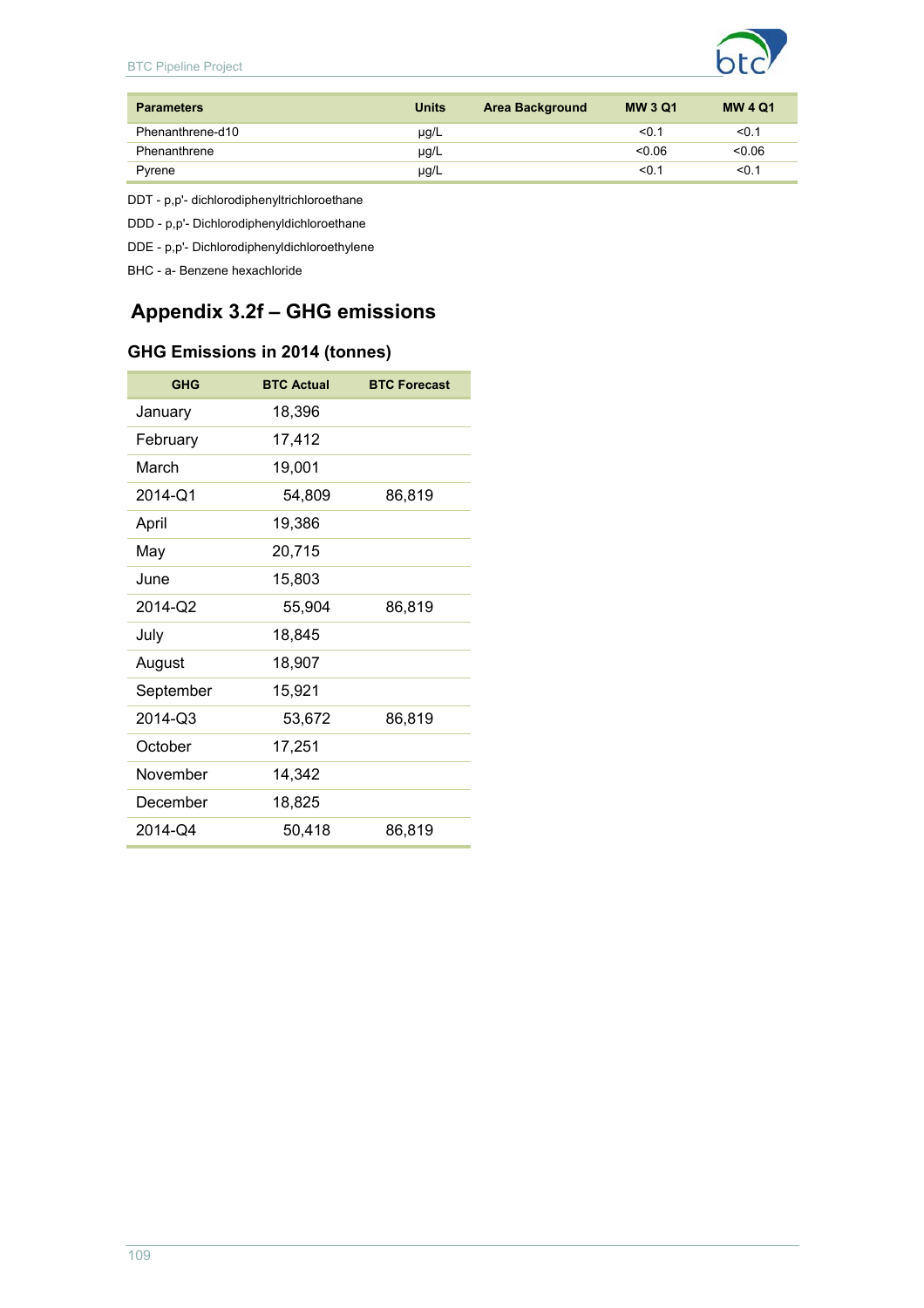| Parameters | Units | Area Background | MW 3 Q1 | MW 4 Q1 |
|---|---|---|---|---|
| Phenanthrene-d10 | µg/L | | <0.1 | <0.1 |
| Phenanthrene | µg/L | | <0.06 | <0.06 |
| Pyrene | µg/L | | <0.1 | <0.1 |

DDT - p,p'- dichlorodiphenyltrichloroethane

DDD - p,p'- Dichlorodiphenyldichloroethane

DDE - p,p'- Dichlorodiphenyldichloroethylene

BHC - a- Benzene hexachloride

## Appendix 3.2f – GHG emissions

### GHG Emissions in 2014 (tonnes)

| GHG | BTC Actual | BTC Forecast |
|---|---|---|
| January | 18,396 | |
| February | 17,412 | |
| March | 19,001 | |
| 2014-Q1 | 54,809 | 86,819 |
| April | 19,386 | |
| May | 20,715 | |
| June | 15,803 | |
| 2014-Q2 | 55,904 | 86,819 |
| July | 18,845 | |
| August | 18,907 | |
| September | 15,921 | |
| 2014-Q3 | 53,672 | 86,819 |
| October | 17,251 | |
| November | 14,342 | |
| December | 18,825 | |
| 2014-Q4 | 50,418 | 86,819 |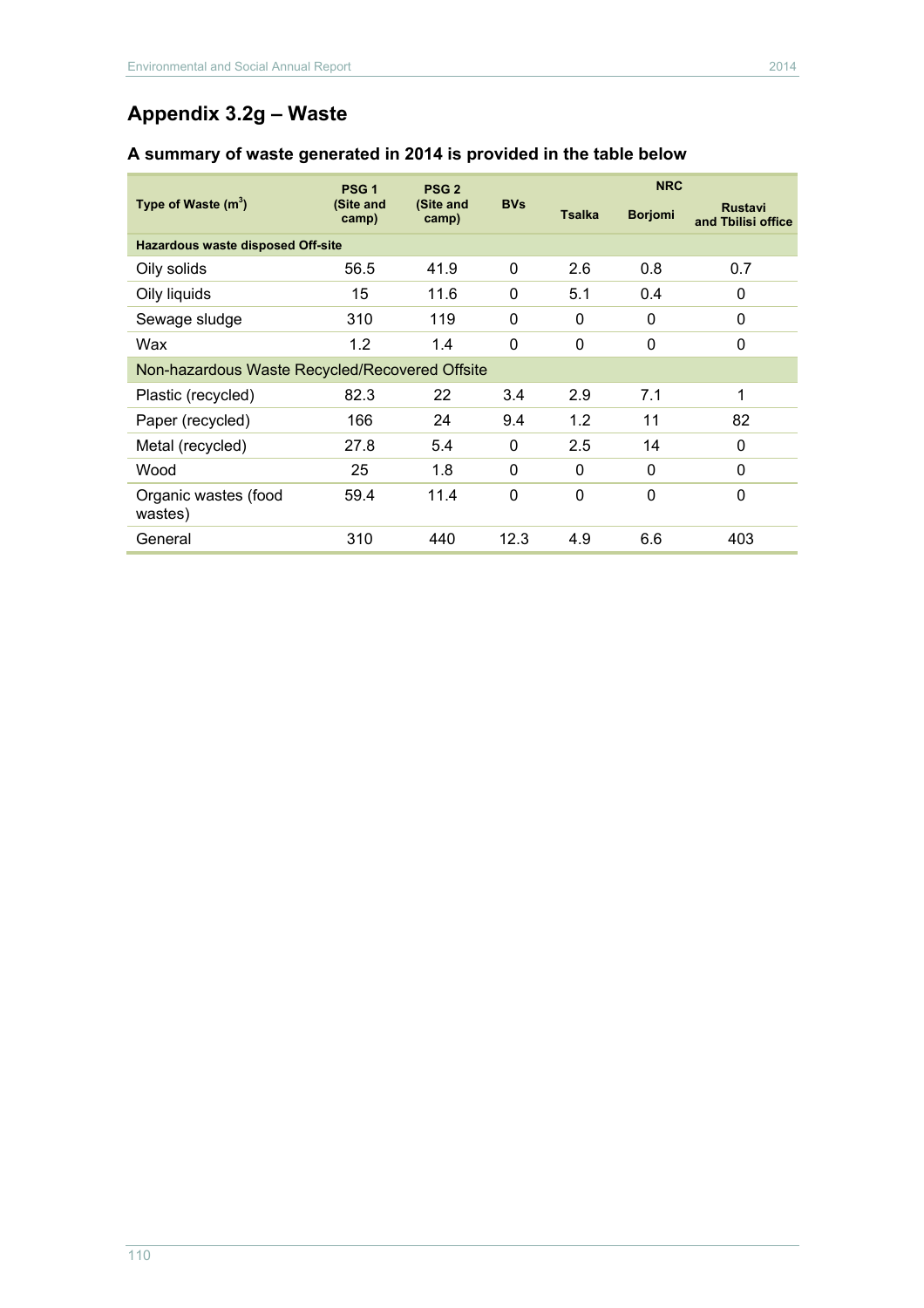## Appendix 3.2g – Waste

### A summary of waste generated in 2014 is provided in the table below

| Type of Waste ($m^3$) | PSG 1 (Site and camp) | PSG 2 (Site and camp) | BVs | NRC | | |
|---|---|---|---|---|---|---|
| | | | | Tsalka | Borjomi | Rustavi and Tbilisi office |
| **Hazardous waste disposed Off-site** | | | | | | |
| Oily solids | 56.5 | 41.9 | 0 | 2.6 | 0.8 | 0.7 |
| Oily liquids | 15 | 11.6 | 0 | 5.1 | 0.4 | 0 |
| Sewage sludge | 310 | 119 | 0 | 0 | 0 | 0 |
| Wax | 1.2 | 1.4 | 0 | 0 | 0 | 0 |
| Non-hazardous Waste Recycled/Recovered Offsite | | | | | | |
| Plastic (recycled) | 82.3 | 22 | 3.4 | 2.9 | 7.1 | 1 |
| Paper (recycled) | 166 | 24 | 9.4 | 1.2 | 11 | 82 |
| Metal (recycled) | 27.8 | 5.4 | 0 | 2.5 | 14 | 0 |
| Wood | 25 | 1.8 | 0 | 0 | 0 | 0 |
| Organic wastes (food wastes) | 59.4 | 11.4 | 0 | 0 | 0 | 0 |
| General | 310 | 440 | 12.3 | 4.9 | 6.6 | 403 |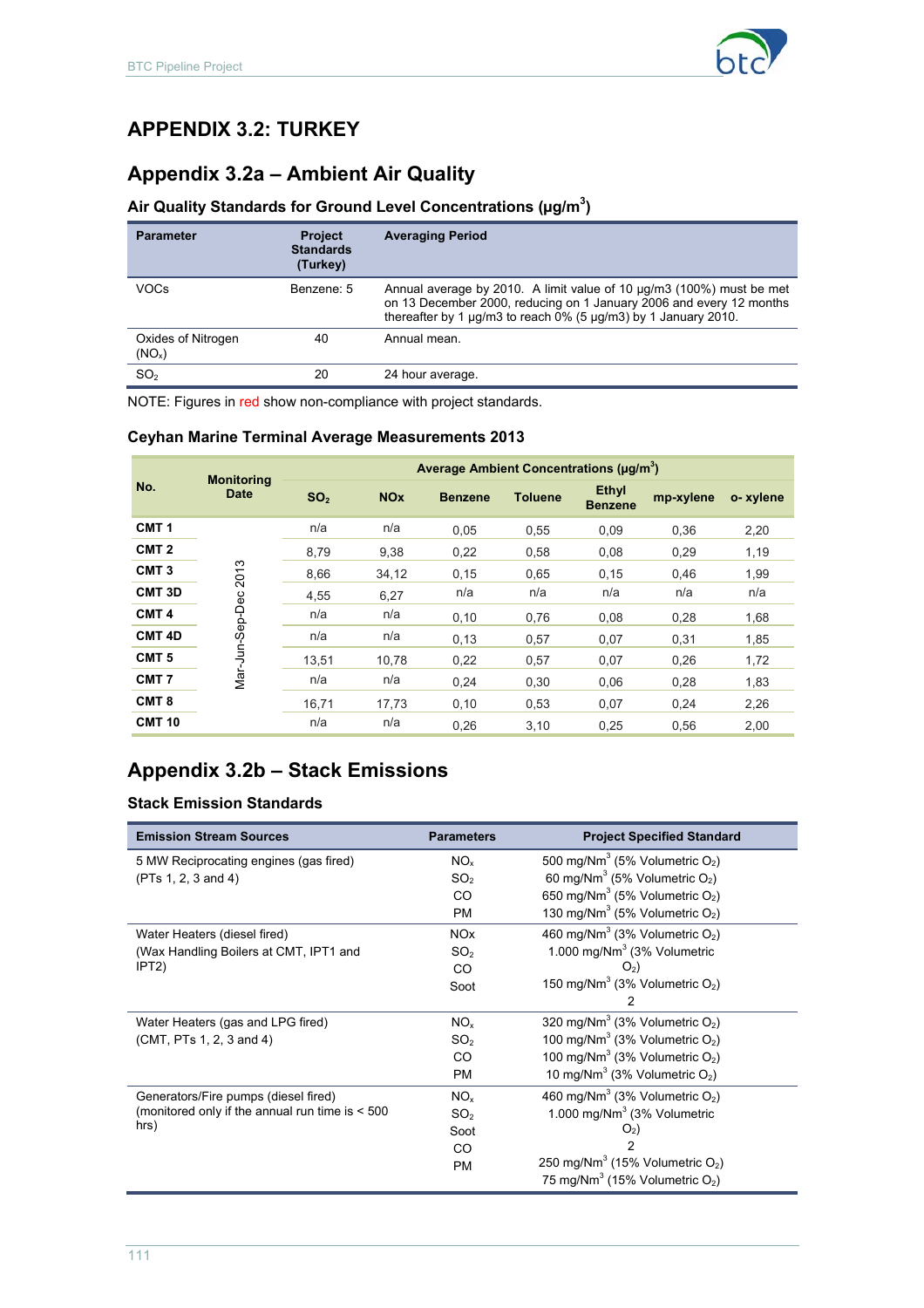# APPENDIX 3.2: TURKEY

## Appendix 3.2a – Ambient Air Quality

### Air Quality Standards for Ground Level Concentrations (µg/m$^3$)

| Parameter | Project Standards (Turkey) | Averaging Period |
|---|---|---|
| VOCs | Benzene: 5 | Annual average by 2010. A limit value of 10 µg/m3 (100%) must be met on 13 December 2000, reducing on 1 January 2006 and every 12 months thereafter by 1 µg/m3 to reach 0% (5 µg/m3) by 1 January 2010. |
| Oxides of Nitrogen ($NO_x$) | 40 | Annual mean. |
| $SO_2$ | 20 | 24 hour average. |

NOTE: Figures in red show non-compliance with project standards.

### Ceyhan Marine Terminal Average Measurements 2013

| No. | Monitoring Date | Average Ambient Concentrations (µg/m$^3$) | | | | | | |
|---|---|---|---|---|---|---|---|---|
| | | $SO_2$ | NOx | Benzene | Toluene | Ethyl Benzene | mp-xylene | o- xylene |
| CMT 1 | Mar-Jun-Sep-Dec 2013 | n/a | n/a | 0,05 | 0,55 | 0,09 | 0,36 | 2,20 |
| CMT 2 | | 8,79 | 9,38 | 0,22 | 0,58 | 0,08 | 0,29 | 1,19 |
| CMT 3 | | 8,66 | 34,12 | 0,15 | 0,65 | 0,15 | 0,46 | 1,99 |
| CMT 3D | | 4,55 | 6,27 | n/a | n/a | n/a | n/a | n/a |
| CMT 4 | | n/a | n/a | 0,10 | 0,76 | 0,08 | 0,28 | 1,68 |
| CMT 4D | | n/a | n/a | 0,13 | 0,57 | 0,07 | 0,31 | 1,85 |
| CMT 5 | | 13,51 | 10,78 | 0,22 | 0,57 | 0,07 | 0,26 | 1,72 |
| CMT 7 | | n/a | n/a | 0,24 | 0,30 | 0,06 | 0,28 | 1,83 |
| CMT 8 | | 16,71 | 17,73 | 0,10 | 0,53 | 0,07 | 0,24 | 2,26 |
| CMT 10 | | n/a | n/a | 0,26 | 3,10 | 0,25 | 0,56 | 2,00 |

## Appendix 3.2b – Stack Emissions

### Stack Emission Standards

| Emission Stream Sources | Parameters | Project Specified Standard |
|---|---|---|
| 5 MW Reciprocating engines (gas fired)<br>(PTs 1, 2, 3 and 4) | $NO_x$<br>$SO_2$<br>CO<br>PM | 500 mg/Nm$^3$ (5% Volumetric $O_2$)<br>60 mg/Nm$^3$ (5% Volumetric $O_2$)<br>650 mg/Nm$^3$ (5% Volumetric $O_2$)<br>130 mg/Nm$^3$ (5% Volumetric $O_2$) |
| Water Heaters (diesel fired)<br>(Wax Handling Boilers at CMT, IPT1 and IPT2) | NOx<br>$SO_2$<br>CO<br>Soot | 460 mg/Nm$^3$ (3% Volumetric $O_2$)<br>1.000 mg/Nm$^3$ (3% Volumetric $O_2$)<br>150 mg/Nm$^3$ (3% Volumetric $O_2$)<br>2 |
| Water Heaters (gas and LPG fired)<br>(CMT, PTs 1, 2, 3 and 4) | $NO_x$<br>$SO_2$<br>CO<br>PM | 320 mg/Nm$^3$ (3% Volumetric $O_2$)<br>100 mg/Nm$^3$ (3% Volumetric $O_2$)<br>100 mg/Nm$^3$ (3% Volumetric $O_2$)<br>10 mg/Nm$^3$ (3% Volumetric $O_2$) |
| Generators/Fire pumps (diesel fired)<br>(monitored only if the annual run time is < 500 hrs) | $NO_x$<br>$SO_2$<br>Soot<br>CO<br>PM | 460 mg/Nm$^3$ (3% Volumetric $O_2$)<br>1.000 mg/Nm$^3$ (3% Volumetric $O_2$)<br>2<br>250 mg/Nm$^3$ (15% Volumetric $O_2$)<br>75 mg/Nm$^3$ (15% Volumetric $O_2$) |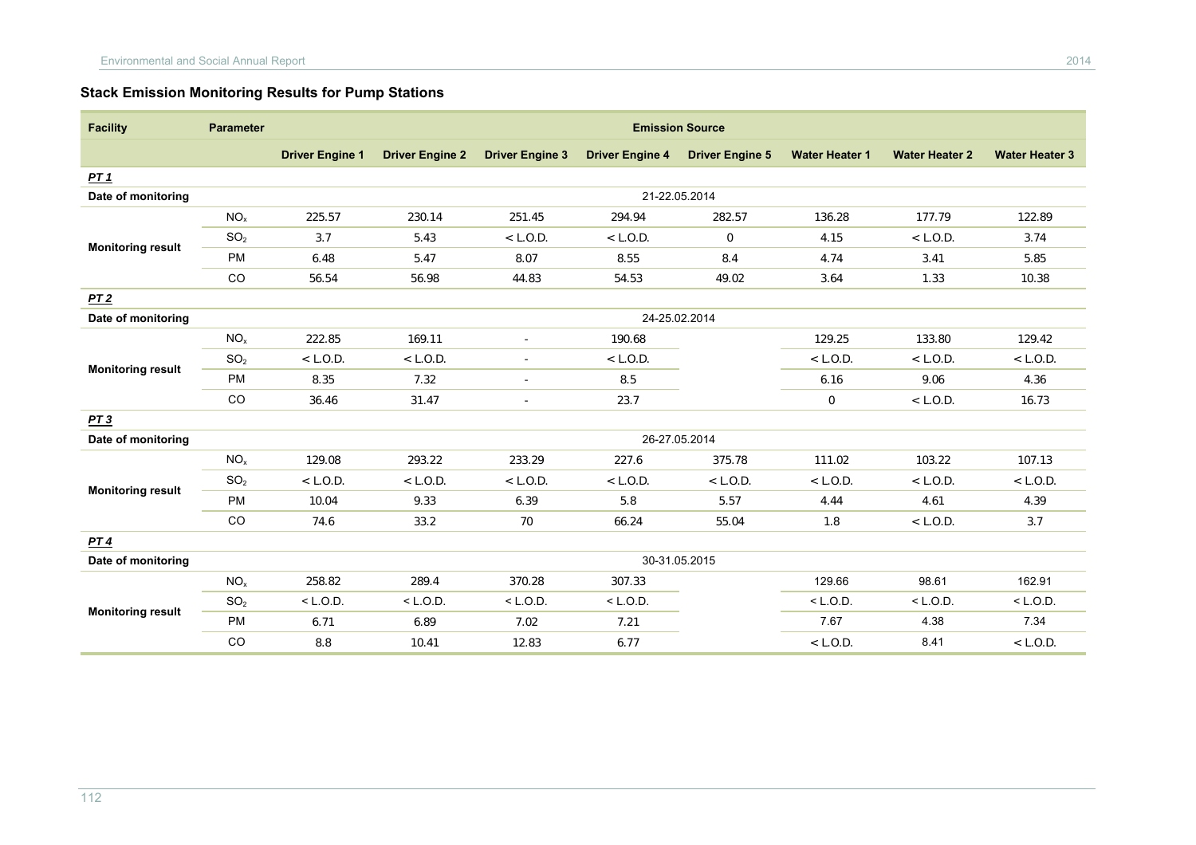### Stack Emission Monitoring Results for Pump Stations

| Facility | Parameter | Emission Source | | | | | | | |
|---|---|---|---|---|---|---|---|---|---|
| | | Driver Engine 1 | Driver Engine 2 | Driver Engine 3 | Driver Engine 4 | Driver Engine 5 | Water Heater 1 | Water Heater 2 | Water Heater 3 |
| ***PT 1*** | | | | | | | | | |
| **Date of monitoring** | | 21-22.05.2014 | | | | | | | |
| **Monitoring result** | $NO_x$ | 225.57 | 230.14 | 251.45 | 294.94 | 282.57 | 136.28 | 177.79 | 122.89 |
| | $SO_2$ | 3.7 | 5.43 | < L.O.D. | < L.O.D. | 0 | 4.15 | < L.O.D. | 3.74 |
| | PM | 6.48 | 5.47 | 8.07 | 8.55 | 8.4 | 4.74 | 3.41 | 5.85 |
| | CO | 56.54 | 56.98 | 44.83 | 54.53 | 49.02 | 3.64 | 1.33 | 10.38 |
| ***PT 2*** | | | | | | | | | |
| **Date of monitoring** | | 24-25.02.2014 | | | | | | | |
| **Monitoring result** | $NO_x$ | 222.85 | 169.11 | - | 190.68 | | 129.25 | 133.80 | 129.42 |
| | $SO_2$ | < L.O.D. | < L.O.D. | - | < L.O.D. | | < L.O.D. | < L.O.D. | < L.O.D. |
| | PM | 8.35 | 7.32 | - | 8.5 | | 6.16 | 9.06 | 4.36 |
| | CO | 36.46 | 31.47 | - | 23.7 | | 0 | < L.O.D. | 16.73 |
| ***PT 3*** | | | | | | | | | |
| **Date of monitoring** | | 26-27.05.2014 | | | | | | | |
| **Monitoring result** | $NO_x$ | 129.08 | 293.22 | 233.29 | 227.6 | 375.78 | 111.02 | 103.22 | 107.13 |
| | $SO_2$ | < L.O.D. | < L.O.D. | < L.O.D. | < L.O.D. | < L.O.D. | < L.O.D. | < L.O.D. | < L.O.D. |
| | PM | 10.04 | 9.33 | 6.39 | 5.8 | 5.57 | 4.44 | 4.61 | 4.39 |
| | CO | 74.6 | 33.2 | 70 | 66.24 | 55.04 | 1.8 | < L.O.D. | 3.7 |
| ***PT 4*** | | | | | | | | | |
| **Date of monitoring** | | 30-31.05.2015 | | | | | | | |
| **Monitoring result** | $NO_x$ | 258.82 | 289.4 | 370.28 | 307.33 | | 129.66 | 98.61 | 162.91 |
| | $SO_2$ | < L.O.D. | < L.O.D. | < L.O.D. | < L.O.D. | | < L.O.D. | < L.O.D. | < L.O.D. |
| | PM | 6.71 | 6.89 | 7.02 | 7.21 | | 7.67 | 4.38 | 7.34 |
| | CO | 8.8 | 10.41 | 12.83 | 6.77 | | < L.O.D. | 8.41 | < L.O.D. |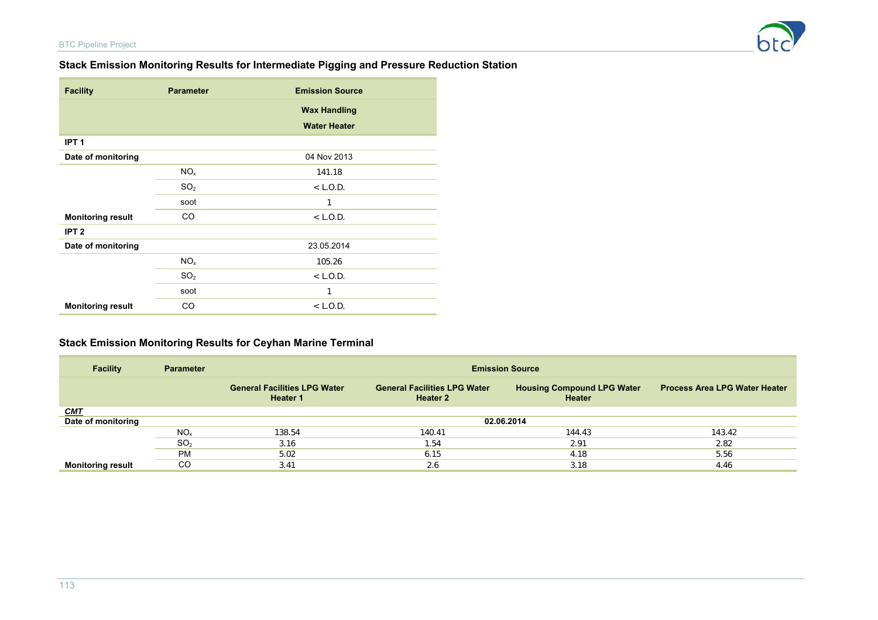### Stack Emission Monitoring Results for Intermediate Pigging and Pressure Reduction Station

| Facility | Parameter | Emission Source |
|---|---|---|
| | | Wax Handling Water Heater |
| **IPT 1** | | |
| **Date of monitoring** | | 04 Nov 2013 |
| | $NO_x$ | 141.18 |
| | $SO_2$ | < L.O.D. |
| | soot | 1 |
| **Monitoring result** | CO | < L.O.D. |
| **IPT 2** | | |
| **Date of monitoring** | | 23.05.2014 |
| | $NO_x$ | 105.26 |
| | $SO_2$ | < L.O.D. |
| | soot | 1 |
| **Monitoring result** | CO | < L.O.D. |

### Stack Emission Monitoring Results for Ceyhan Marine Terminal

| Facility | Parameter | Emission Source | | | |
|---|---|---|---|---|---|
| | | General Facilities LPG Water Heater 1 | General Facilities LPG Water Heater 2 | Housing Compound LPG Water Heater | Process Area LPG Water Heater |
| ***CMT*** | | | | | |
| **Date of monitoring** | | 02.06.2014 | | | |
| | $NO_x$ | 138.54 | 140.41 | 144.43 | 143.42 |
| | $SO_2$ | 3.16 | 1.54 | 2.91 | 2.82 |
| | PM | 5.02 | 6.15 | 4.18 | 5.56 |
| **Monitoring result** | CO | 3.41 | 2.6 | 3.18 | 4.46 |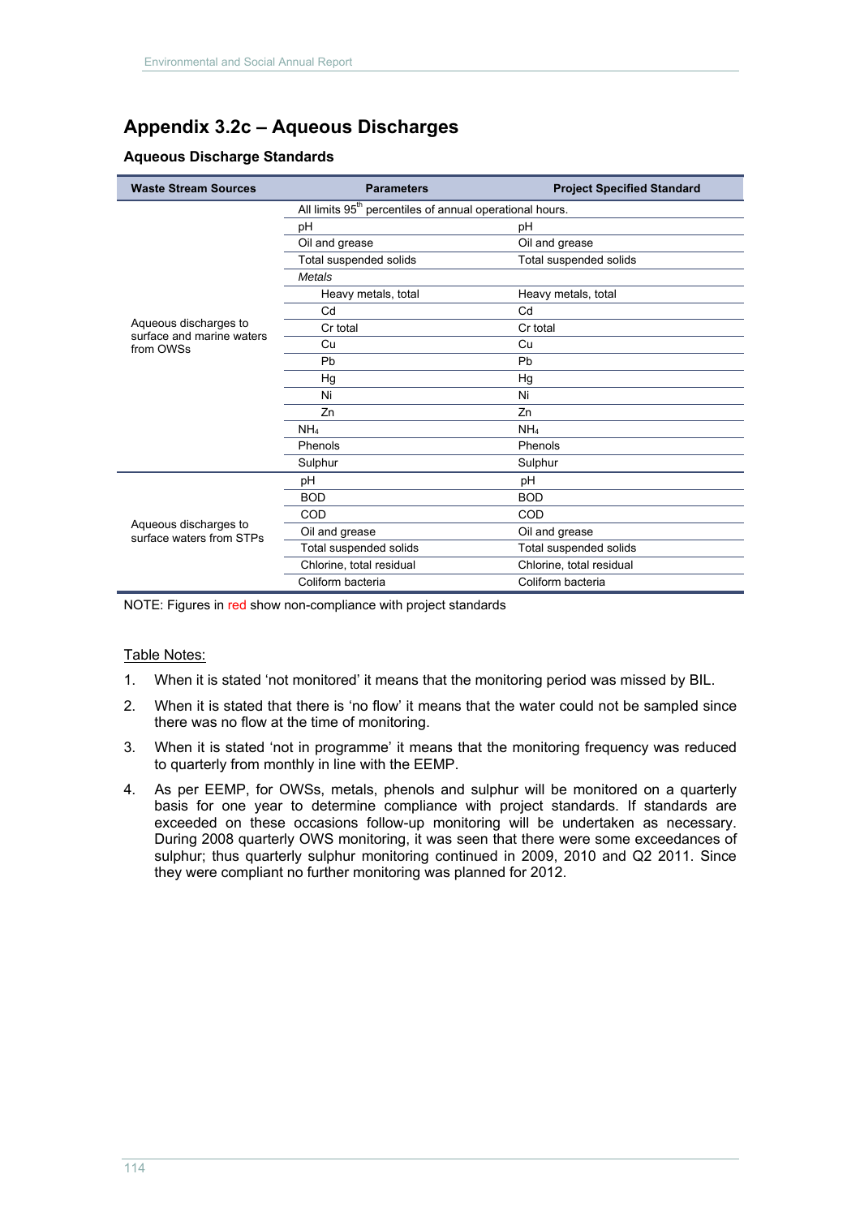# Appendix 3.2c – Aqueous Discharges

### Aqueous Discharge Standards

| Waste Stream Sources | Parameters | Project Specified Standard |
|---|---|---|
| Aqueous discharges to surface and marine waters from OWSs | All limits 95[th] percentiles of annual operational hours. | |
| | pH | pH |
| | Oil and grease | Oil and grease |
| | Total suspended solids | Total suspended solids |
| | *Metals* | |
| | Heavy metals, total | Heavy metals, total |
| | Cd | Cd |
| | Cr total | Cr total |
| | Cu | Cu |
| | Pb | Pb |
| | Hg | Hg |
| | Ni | Ni |
| | Zn | Zn |
| | $NH_4$ | $NH_4$ |
| | Phenols | Phenols |
| | Sulphur | Sulphur |
| Aqueous discharges to surface waters from STPs | pH | pH |
| | BOD | BOD |
| | COD | COD |
| | Oil and grease | Oil and grease |
| | Total suspended solids | Total suspended solids |
| | Chlorine, total residual | Chlorine, total residual |
| | Coliform bacteria | Coliform bacteria |

NOTE: Figures in red show non-compliance with project standards

Table Notes:

1. When it is stated 'not monitored' it means that the monitoring period was missed by BIL.
2. When it is stated that there is 'no flow' it means that the water could not be sampled since there was no flow at the time of monitoring.
3. When it is stated 'not in programme' it means that the monitoring frequency was reduced to quarterly from monthly in line with the EEMP.
4. As per EEMP, for OWSs, metals, phenols and sulphur will be monitored on a quarterly basis for one year to determine compliance with project standards. If standards are exceeded on these occasions follow-up monitoring will be undertaken as necessary. During 2008 quarterly OWS monitoring, it was seen that there were some exceedances of sulphur; thus quarterly sulphur monitoring continued in 2009, 2010 and Q2 2011. Since they were compliant no further monitoring was planned for 2012.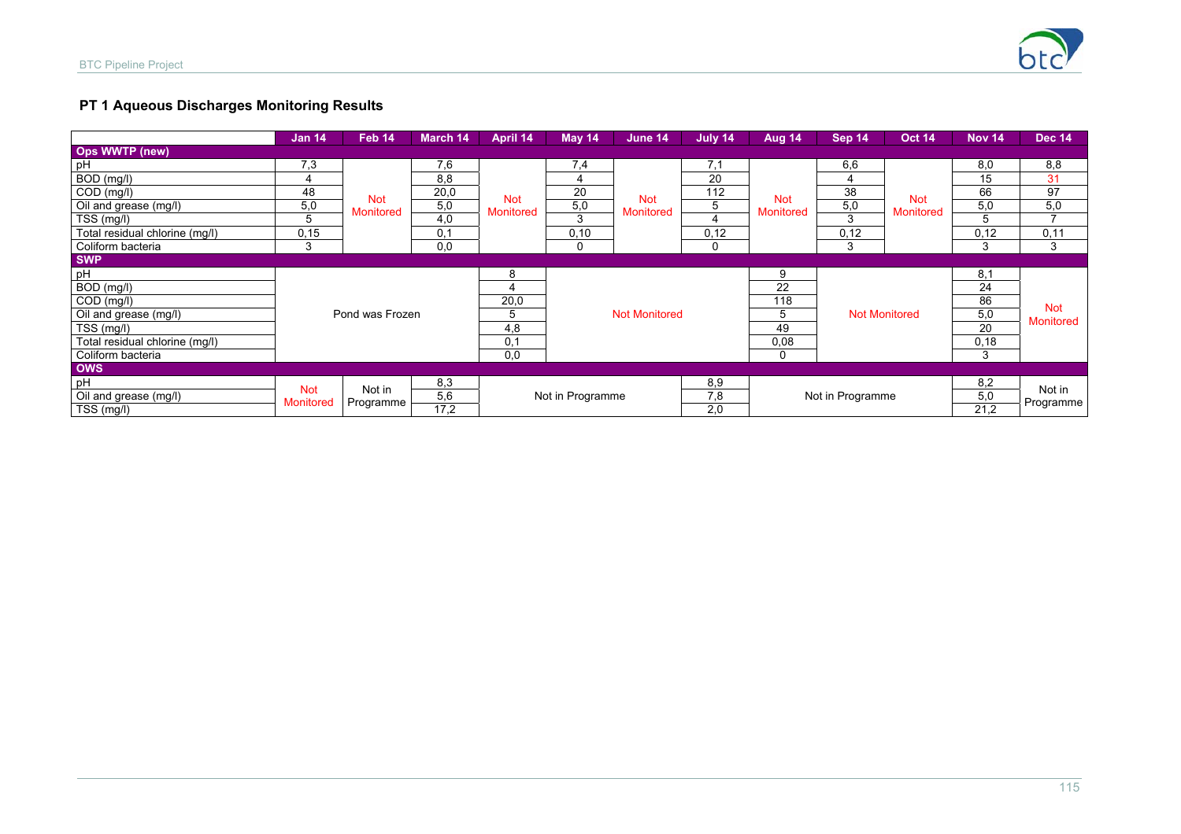## PT 1 Aqueous Discharges Monitoring Results

| | Jan 14 | Feb 14 | March 14 | April 14 | May 14 | June 14 | July 14 | Aug 14 | Sep 14 | Oct 14 | Nov 14 | Dec 14 |
|---|---|---|---|---|---|---|---|---|---|---|---|---|
| **Ops WWTP (new)** | | | | | | | | | | | | |
| pH | 7,3 | Not Monitored | 7,6 | Not Monitored | 7,4 | Not Monitored | 7,1 | Not Monitored | 6,6 | Not Monitored | 8,0 | 8,8 |
| BOD (mg/l) | 4 | | 8,8 | | 4 | | 20 | | 4 | | 15 | 31 |
| COD (mg/l) | 48 | | 20,0 | | 20 | | 112 | | 38 | | 66 | 97 |
| Oil and grease (mg/l) | 5,0 | | 5,0 | | 5,0 | | 5 | | 5,0 | | 5,0 | 5,0 |
| TSS (mg/l) | 5 | | 4,0 | | 3 | | 4 | | 3 | | 5 | 7 |
| Total residual chlorine (mg/l) | 0,15 | | 0,1 | | 0,10 | | 0,12 | | 0,12 | | 0,12 | 0,11 |
| Coliform bacteria | 3 | | 0,0 | | 0 | | 0 | | 3 | | 3 | 3 |
| **SWP** | | | | | | | | | | | | |
| pH | Pond was Frozen | | | 8 | Not Monitored | | | 9 | Not Monitored | | 8,1 | Not Monitored |
| BOD (mg/l) | | | | 4 | | | | 22 | | | 24 | |
| COD (mg/l) | | | | 20,0 | | | | 118 | | | 86 | |
| Oil and grease (mg/l) | | | | 5 | | | | 5 | | | 5,0 | |
| TSS (mg/l) | | | | 4,8 | | | | 49 | | | 20 | |
| Total residual chlorine (mg/l) | | | | 0,1 | | | | 0,08 | | | 0,18 | |
| Coliform bacteria | | | | 0,0 | | | | 0 | | | 3 | |
| **OWS** | | | | | | | | | | | | |
| pH | Not Monitored | Not in Programme | 8,3 | Not in Programme | | | 8,9 | Not in Programme | | | 8,2 | Not in Programme |
| Oil and grease (mg/l) | | | 5,6 | | | | 7,8 | | | | 5,0 | |
| TSS (mg/l) | | | 17,2 | | | | 2,0 | | | | 21,2 | |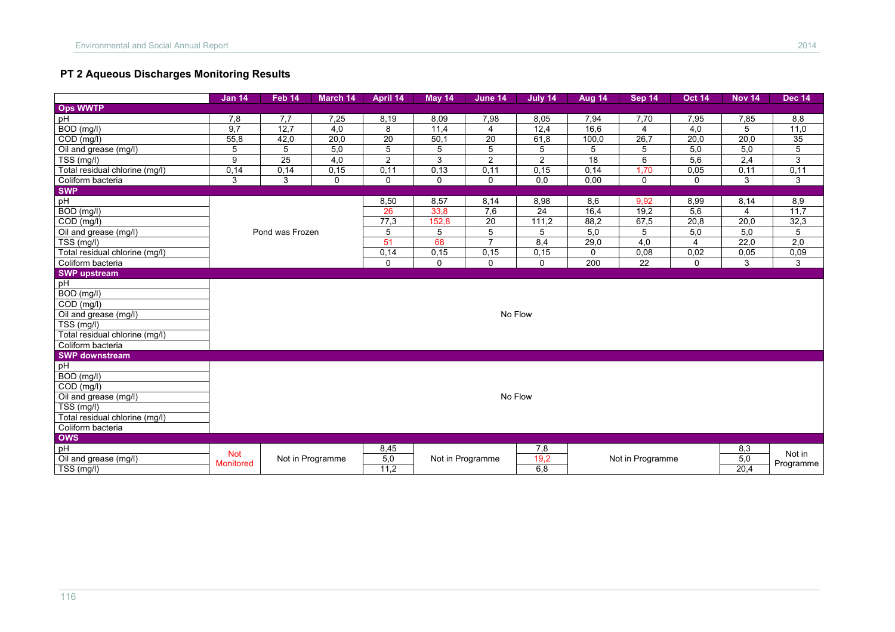## PT 2 Aqueous Discharges Monitoring Results

| | Jan 14 | Feb 14 | March 14 | April 14 | May 14 | June 14 | July 14 | Aug 14 | Sep 14 | Oct 14 | Nov 14 | Dec 14 |
|---|---|---|---|---|---|---|---|---|---|---|---|---|
| **Ops WWTP** | | | | | | | | | | | | |
| pH | 7,8 | 7,7 | 7,25 | 8,19 | 8,09 | 7,98 | 8,05 | 7,94 | 7,70 | 7,95 | 7,85 | 8,8 |
| BOD (mg/l) | 9,7 | 12,7 | 4,0 | 8 | 11,4 | 4 | 12,4 | 16,6 | 4 | 4,0 | 5 | 11,0 |
| COD (mg/l) | 55,8 | 42,0 | 20,0 | 20 | 50,1 | 20 | 61,8 | 100,0 | 26,7 | 20,0 | 20,0 | 35 |
| Oil and grease (mg/l) | 5 | 5 | 5,0 | 5 | 5 | 5 | 5 | 5 | 5 | 5,0 | 5,0 | 5 |
| TSS (mg/l) | 9 | 25 | 4,0 | 2 | 3 | 2 | 2 | 18 | 6 | 5,6 | 2,4 | 3 |
| Total residual chlorine (mg/l) | 0,14 | 0,14 | 0,15 | 0,11 | 0,13 | 0,11 | 0,15 | 0,14 | 1,70 | 0,05 | 0,11 | 0,11 |
| Coliform bacteria | 3 | 3 | 0 | 0 | 0 | 0 | 0,0 | 0,00 | 0 | 0 | 3 | 3 |
| **SWP** | | | | | | | | | | | | |
| pH | Pond was Frozen | | | 8,50 | 8,57 | 8,14 | 8,98 | 8,6 | 9,92 | 8,99 | 8,14 | 8,9 |
| BOD (mg/l) | | | | 26 | 33,8 | 7,6 | 24 | 16,4 | 19,2 | 5,6 | 4 | 11,7 |
| COD (mg/l) | | | | 77,3 | 152,8 | 20 | 111,2 | 88,2 | 67,5 | 20,8 | 20,0 | 32,3 |
| Oil and grease (mg/l) | | | | 5 | 5 | 5 | 5 | 5,0 | 5 | 5,0 | 5,0 | 5 |
| TSS (mg/l) | | | | 51 | 68 | 7 | 8,4 | 29,0 | 4,0 | 4 | 22,0 | 2,0 |
| Total residual chlorine (mg/l) | | | | 0,14 | 0,15 | 0,15 | 0,15 | 0 | 0,08 | 0,02 | 0,05 | 0,09 |
| Coliform bacteria | | | | 0 | 0 | 0 | 0 | 200 | 22 | 0 | 3 | 3 |
| **SWP upstream** | | | | | | | | | | | | |
| pH | No Flow | | | | | | | | | | | |
| BOD (mg/l) | | | | | | | | | | | | |
| COD (mg/l) | | | | | | | | | | | | |
| Oil and grease (mg/l) | | | | | | | | | | | | |
| TSS (mg/l) | | | | | | | | | | | | |
| Total residual chlorine (mg/l) | | | | | | | | | | | | |
| Coliform bacteria | | | | | | | | | | | | |
| **SWP downstream** | | | | | | | | | | | | |
| pH | No Flow | | | | | | | | | | | |
| BOD (mg/l) | | | | | | | | | | | | |
| COD (mg/l) | | | | | | | | | | | | |
| Oil and grease (mg/l) | | | | | | | | | | | | |
| TSS (mg/l) | | | | | | | | | | | | |
| Total residual chlorine (mg/l) | | | | | | | | | | | | |
| Coliform bacteria | | | | | | | | | | | | |
| **OWS** | | | | | | | | | | | | |
| pH | Not Monitored | Not in Programme | | 8,45 | Not in Programme | | 7,8 | Not in Programme | | | 8,3 | Not in Programme |
| Oil and grease (mg/l) | | | | 5,0 | | | 19,2 | | | | 5,0 | |
| TSS (mg/l) | | | | 11,2 | | | 6,8 | | | | 20,4 | |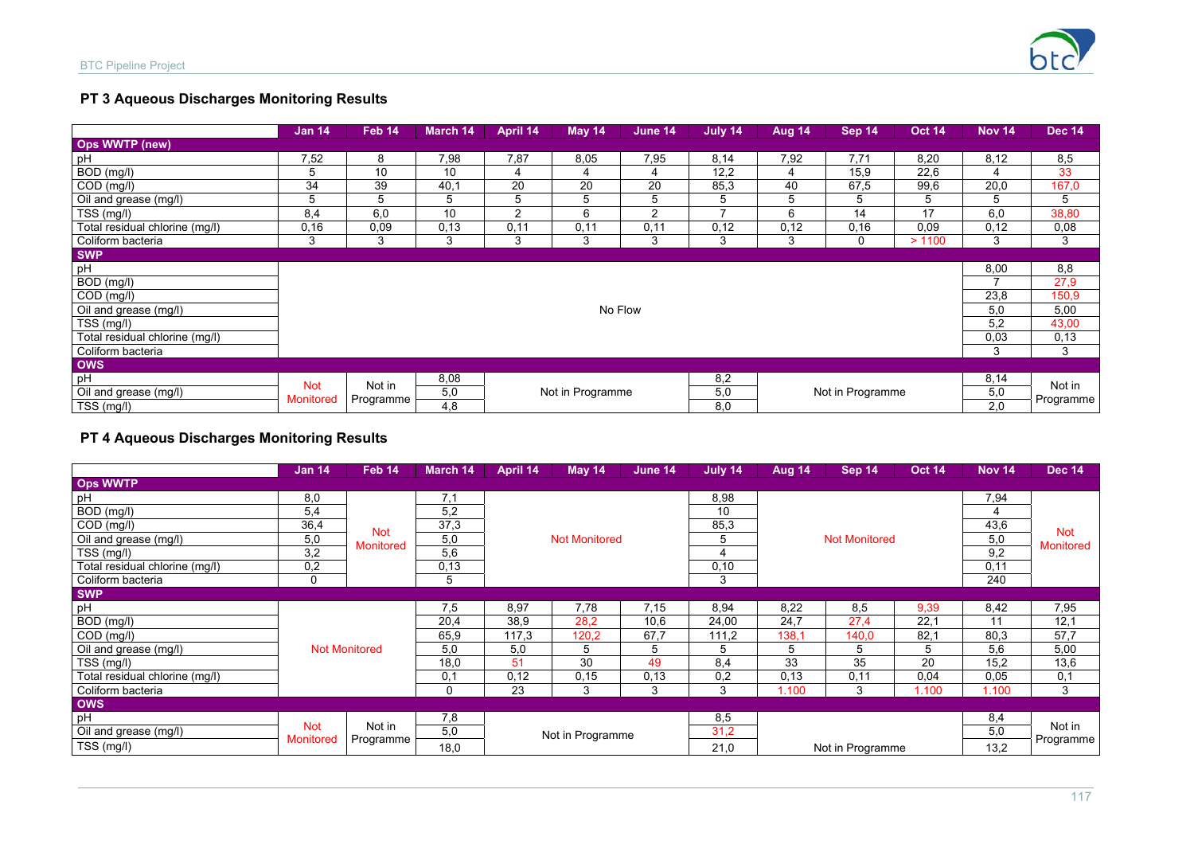## PT 3 Aqueous Discharges Monitoring Results

| | Jan 14 | Feb 14 | March 14 | April 14 | May 14 | June 14 | July 14 | Aug 14 | Sep 14 | Oct 14 | Nov 14 | Dec 14 |
|---|---|---|---|---|---|---|---|---|---|---|---|---|
| **Ops WWTP (new)** | | | | | | | | | | | | |
| pH | 7,52 | 8 | 7,98 | 7,87 | 8,05 | 7,95 | 8,14 | 7,92 | 7,71 | 8,20 | 8,12 | 8,5 |
| BOD (mg/l) | 5 | 10 | 10 | 4 | 4 | 4 | 12,2 | 4 | 15,9 | 22,6 | 4 | 33 |
| COD (mg/l) | 34 | 39 | 40,1 | 20 | 20 | 20 | 85,3 | 40 | 67,5 | 99,6 | 20,0 | 167,0 |
| Oil and grease (mg/l) | 5 | 5 | 5 | 5 | 5 | 5 | 5 | 5 | 5 | 5 | 5 | 5 |
| TSS (mg/l) | 8,4 | 6,0 | 10 | 2 | 6 | 2 | 7 | 6 | 14 | 17 | 6,0 | 38,80 |
| Total residual chlorine (mg/l) | 0,16 | 0,09 | 0,13 | 0,11 | 0,11 | 0,11 | 0,12 | 0,12 | 0,16 | 0,09 | 0,12 | 0,08 |
| Coliform bacteria | 3 | 3 | 3 | 3 | 3 | 3 | 3 | 3 | 0 | > 1100 | 3 | 3 |
| **SWP** | | | | | | | | | | | | |
| pH | No Flow | | | | | | | | | | 8,00 | 8,8 |
| BOD (mg/l) | | | | | | | | | | | 7 | 27,9 |
| COD (mg/l) | | | | | | | | | | | 23,8 | 150,9 |
| Oil and grease (mg/l) | | | | | | | | | | | 5,0 | 5,00 |
| TSS (mg/l) | | | | | | | | | | | 5,2 | 43,00 |
| Total residual chlorine (mg/l) | | | | | | | | | | | 0,03 | 0,13 |
| Coliform bacteria | | | | | | | | | | | 3 | 3 |
| **OWS** | | | | | | | | | | | | |
| pH | Not Monitored | Not in Programme | 8,08 | Not in Programme | | | 8,2 | Not in Programme | | | 8,14 | Not in Programme |
| Oil and grease (mg/l) | | | 5,0 | | | | 5,0 | | | | 5,0 | |
| TSS (mg/l) | | | 4,8 | | | | 8,0 | | | | 2,0 | |

## PT 4 Aqueous Discharges Monitoring Results

| | Jan 14 | Feb 14 | March 14 | April 14 | May 14 | June 14 | July 14 | Aug 14 | Sep 14 | Oct 14 | Nov 14 | Dec 14 |
|---|---|---|---|---|---|---|---|---|---|---|---|---|
| **Ops WWTP** | | | | | | | | | | | | |
| pH | 8,0 | Not Monitored | 7,1 | Not Monitored | | | 8,98 | Not Monitored | | | 7,94 | Not Monitored |
| BOD (mg/l) | 5,4 | | 5,2 | | | | 10 | | | | 4 | |
| COD (mg/l) | 36,4 | | 37,3 | | | | 85,3 | | | | 43,6 | |
| Oil and grease (mg/l) | 5,0 | | 5,0 | | | | 5 | | | | 5,0 | |
| TSS (mg/l) | 3,2 | | 5,6 | | | | 4 | | | | 9,2 | |
| Total residual chlorine (mg/l) | 0,2 | | 0,13 | | | | 0,10 | | | | 0,11 | |
| Coliform bacteria | 0 | | 5 | | | | 3 | | | | 240 | |
| **SWP** | | | | | | | | | | | | |
| pH | Not Monitored | | 7,5 | 8,97 | 7,78 | 7,15 | 8,94 | 8,22 | 8,5 | 9,39 | 8,42 | 7,95 |
| BOD (mg/l) | | | 20,4 | 38,9 | 28,2 | 10,6 | 24,00 | 24,7 | 27,4 | 22,1 | 11 | 12,1 |
| COD (mg/l) | | | 65,9 | 117,3 | 120,2 | 67,7 | 111,2 | 138,1 | 140,0 | 82,1 | 80,3 | 57,7 |
| Oil and grease (mg/l) | | | 5,0 | 5,0 | 5 | 5 | 5 | 5 | 5 | 5 | 5,6 | 5,00 |
| TSS (mg/l) | | | 18,0 | 51 | 30 | 49 | 8,4 | 33 | 35 | 20 | 15,2 | 13,6 |
| Total residual chlorine (mg/l) | | | 0,1 | 0,12 | 0,15 | 0,13 | 0,2 | 0,13 | 0,11 | 0,04 | 0,05 | 0,1 |
| Coliform bacteria | | | 0 | 23 | 3 | 3 | 3 | 1.100 | 3 | 1.100 | 1.100 | 3 |
| **OWS** | | | | | | | | | | | | |
| pH | Not Monitored | Not in Programme | 7,8 | Not in Programme | | | 8,5 | Not in Programme | | | 8,4 | Not in Programme |
| Oil and grease (mg/l) | | | 5,0 | | | | 31,2 | | | | 5,0 | |
| TSS (mg/l) | | | 18,0 | | | | 21,0 | | | | 13,2 | |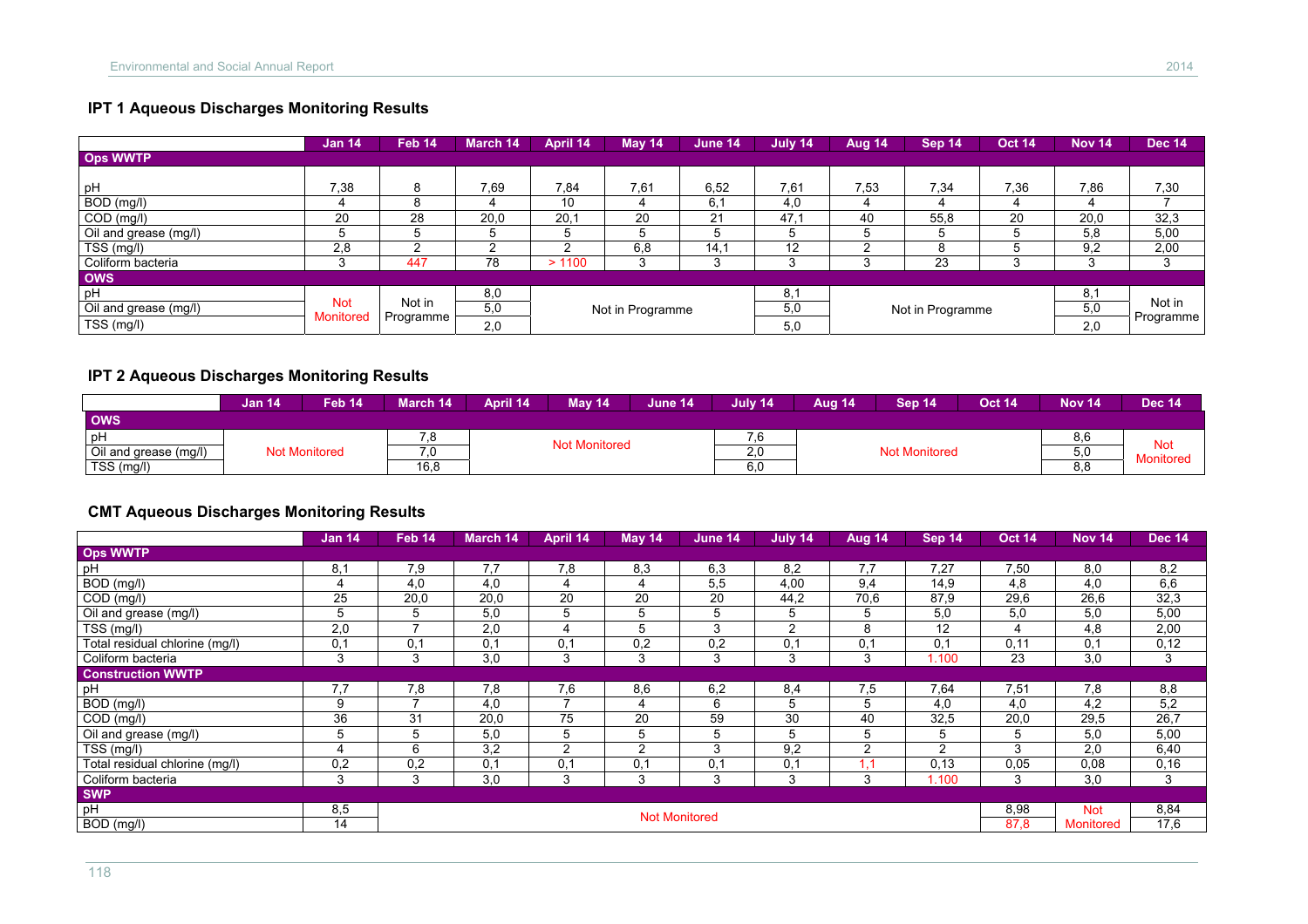### IPT 1 Aqueous Discharges Monitoring Results

| | Jan 14 | Feb 14 | March 14 | April 14 | May 14 | June 14 | July 14 | Aug 14 | Sep 14 | Oct 14 | Nov 14 | Dec 14 |
|---|---|---|---|---|---|---|---|---|---|---|---|---|
| **Ops WWTP** | | | | | | | | | | | | |
| pH | 7,38 | 8 | 7,69 | 7,84 | 7,61 | 6,52 | 7,61 | 7,53 | 7,34 | 7,36 | 7,86 | 7,30 |
| BOD (mg/l) | 4 | 8 | 4 | 10 | 4 | 6,1 | 4,0 | 4 | 4 | 4 | 4 | 7 |
| COD (mg/l) | 20 | 28 | 20,0 | 20,1 | 20 | 21 | 47,1 | 40 | 55,8 | 20 | 20,0 | 32,3 |
| Oil and grease (mg/l) | 5 | 5 | 5 | 5 | 5 | 5 | 5 | 5 | 5 | 5 | 5,8 | 5,00 |
| TSS (mg/l) | 2,8 | 2 | 2 | 2 | 6,8 | 14,1 | 12 | 2 | 8 | 5 | 9,2 | 2,00 |
| Coliform bacteria | 3 | 447 | 78 | > 1100 | 3 | 3 | 3 | 3 | 23 | 3 | 3 | 3 |
| **OWS** | | | | | | | | | | | | |
| pH | Not Monitored | Not in Programme | 8,0 | Not in Programme | | | 8,1 | Not in Programme | | | 8,1 | Not in Programme |
| Oil and grease (mg/l) | | | 5,0 | | | | 5,0 | | | | 5,0 | |
| TSS (mg/l) | | | 2,0 | | | | 5,0 | | | | 2,0 | |

### IPT 2 Aqueous Discharges Monitoring Results

| | Jan 14 | Feb 14 | March 14 | April 14 | May 14 | June 14 | July 14 | Aug 14 | Sep 14 | Oct 14 | Nov 14 | Dec 14 |
|---|---|---|---|---|---|---|---|---|---|---|---|---|
| **OWS** | | | | | | | | | | | | |
| pH | Not Monitored | | 7,8 | Not Monitored | | | 7,6 | Not Monitored | | | 8,6 | Not Monitored |
| Oil and grease (mg/l) | | | 7,0 | | | | 2,0 | | | | 5,0 | |
| TSS (mg/l) | | | 16,8 | | | | 6,0 | | | | 8,8 | |

### CMT Aqueous Discharges Monitoring Results

| | Jan 14 | Feb 14 | March 14 | April 14 | May 14 | June 14 | July 14 | Aug 14 | Sep 14 | Oct 14 | Nov 14 | Dec 14 |
|---|---|---|---|---|---|---|---|---|---|---|---|---|
| **Ops WWTP** | | | | | | | | | | | | |
| pH | 8,1 | 7,9 | 7,7 | 7,8 | 8,3 | 6,3 | 8,2 | 7,7 | 7,27 | 7,50 | 8,0 | 8,2 |
| BOD (mg/l) | 4 | 4,0 | 4,0 | 4 | 4 | 5,5 | 4,00 | 9,4 | 14,9 | 4,8 | 4,0 | 6,6 |
| COD (mg/l) | 25 | 20,0 | 20,0 | 20 | 20 | 20 | 44,2 | 70,6 | 87,9 | 29,6 | 26,6 | 32,3 |
| Oil and grease (mg/l) | 5 | 5 | 5,0 | 5 | 5 | 5 | 5 | 5 | 5,0 | 5,0 | 5,0 | 5,00 |
| TSS (mg/l) | 2,0 | 7 | 2,0 | 4 | 5 | 3 | 2 | 8 | 12 | 4 | 4,8 | 2,00 |
| Total residual chlorine (mg/l) | 0,1 | 0,1 | 0,1 | 0,1 | 0,2 | 0,2 | 0,1 | 0,1 | 0,1 | 0,11 | 0,1 | 0,12 |
| Coliform bacteria | 3 | 3 | 3,0 | 3 | 3 | 3 | 3 | 3 | 1.100 | 23 | 3,0 | 3 |
| **Construction WWTP** | | | | | | | | | | | | |
| pH | 7,7 | 7,8 | 7,8 | 7,6 | 8,6 | 6,2 | 8,4 | 7,5 | 7,64 | 7,51 | 7,8 | 8,8 |
| BOD (mg/l) | 9 | 7 | 4,0 | 7 | 4 | 6 | 5 | 5 | 4,0 | 4,0 | 4,2 | 5,2 |
| COD (mg/l) | 36 | 31 | 20,0 | 75 | 20 | 59 | 30 | 40 | 32,5 | 20,0 | 29,5 | 26,7 |
| Oil and grease (mg/l) | 5 | 5 | 5,0 | 5 | 5 | 5 | 5 | 5 | 5 | 5 | 5,0 | 5,00 |
| TSS (mg/l) | 4 | 6 | 3,2 | 2 | 2 | 3 | 9,2 | 2 | 2 | 3 | 2,0 | 6,40 |
| Total residual chlorine (mg/l) | 0,2 | 0,2 | 0,1 | 0,1 | 0,1 | 0,1 | 0,1 | 1,1 | 0,13 | 0,05 | 0,08 | 0,16 |
| Coliform bacteria | 3 | 3 | 3,0 | 3 | 3 | 3 | 3 | 3 | 1.100 | 3 | 3,0 | 3 |
| **SWP** | | | | | | | | | | | | |
| pH | 8,5 | Not Monitored | | | | | | | | 8,98 | Not Monitored | 8,84 |
| BOD (mg/l) | 14 | | | | | | | | | 87,8 | | 17,6 |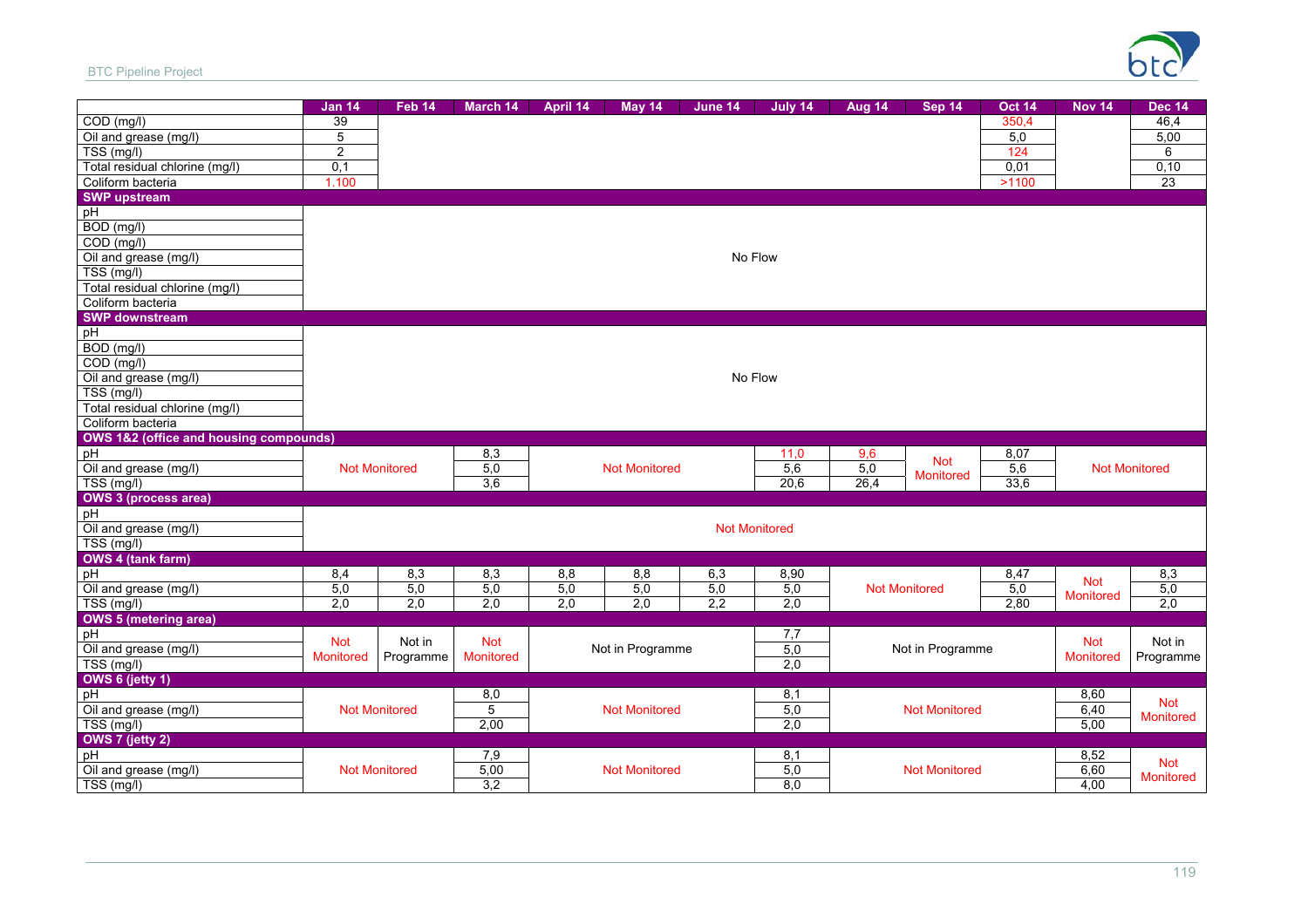| | Jan 14 | Feb 14 | March 14 | April 14 | May 14 | June 14 | July 14 | Aug 14 | Sep 14 | Oct 14 | Nov 14 | Dec 14 |
|---|---|---|---|---|---|---|---|---|---|---|---|---|
| COD (mg/l) | 39 | | | | | | | | | 350,4 | | 46,4 |
| Oil and grease (mg/l) | 5 | | | | | | | | | 5,0 | | 5,00 |
| TSS (mg/l) | 2 | | | | | | | | | 124 | | 6 |
| Total residual chlorine (mg/l) | 0,1 | | | | | | | | | 0,01 | | 0,10 |
| Coliform bacteria | 1.100 | | | | | | | | | >1100 | | 23 |
| **SWP upstream** | | | | | | | | | | | | |
| pH | No Flow | | | | | | | | | | | |
| BOD (mg/l) | No Flow | | | | | | | | | | | |
| COD (mg/l) | No Flow | | | | | | | | | | | |
| Oil and grease (mg/l) | No Flow | | | | | | | | | | | |
| TSS (mg/l) | No Flow | | | | | | | | | | | |
| Total residual chlorine (mg/l) | No Flow | | | | | | | | | | | |
| Coliform bacteria | No Flow | | | | | | | | | | | |
| **SWP downstream** | | | | | | | | | | | | |
| pH | No Flow | | | | | | | | | | | |
| BOD (mg/l) | No Flow | | | | | | | | | | | |
| COD (mg/l) | No Flow | | | | | | | | | | | |
| Oil and grease (mg/l) | No Flow | | | | | | | | | | | |
| TSS (mg/l) | No Flow | | | | | | | | | | | |
| Total residual chlorine (mg/l) | No Flow | | | | | | | | | | | |
| Coliform bacteria | No Flow | | | | | | | | | | | |
| **OWS 1&2 (office and housing compounds)** | | | | | | | | | | | | |
| pH | Not Monitored | | 8,3 | Not Monitored | | | 11,0 | 9,6 | Not Monitored | 8,07 | Not Monitored | |
| Oil and grease (mg/l) | Not Monitored | | 5,0 | Not Monitored | | | 5,6 | 5,0 | Not Monitored | 5,6 | Not Monitored | |
| TSS (mg/l) | Not Monitored | | 3,6 | Not Monitored | | | 20,6 | 26,4 | Not Monitored | 33,6 | Not Monitored | |
| **OWS 3 (process area)** | | | | | | | | | | | | |
| pH | Not Monitored | | | | | | | | | | | |
| Oil and grease (mg/l) | Not Monitored | | | | | | | | | | | |
| TSS (mg/l) | Not Monitored | | | | | | | | | | | |
| **OWS 4 (tank farm)** | | | | | | | | | | | | |
| pH | 8,4 | 8,3 | 8,3 | 8,8 | 8,8 | 6,3 | 8,90 | Not Monitored | | 8,47 | Not Monitored | 8,3 |
| Oil and grease (mg/l) | 5,0 | 5,0 | 5,0 | 5,0 | 5,0 | 5,0 | 5,0 | Not Monitored | | 5,0 | Not Monitored | 5,0 |
| TSS (mg/l) | 2,0 | 2,0 | 2,0 | 2,0 | 2,0 | 2,2 | 2,0 | Not Monitored | | 2,80 | Not Monitored | 2,0 |
| **OWS 5 (metering area)** | | | | | | | | | | | | |
| pH | Not Monitored | Not in Programme | Not Monitored | Not in Programme | | | 7,7 | Not in Programme | | | Not Monitored | Not in Programme |
| Oil and grease (mg/l) | Not Monitored | Not in Programme | Not Monitored | Not in Programme | | | 5,0 | Not in Programme | | | Not Monitored | Not in Programme |
| TSS (mg/l) | Not Monitored | Not in Programme | Not Monitored | Not in Programme | | | 2,0 | Not in Programme | | | Not Monitored | Not in Programme |
| **OWS 6 (jetty 1)** | | | | | | | | | | | | |
| pH | Not Monitored | | 8,0 | Not Monitored | | | 8,1 | Not Monitored | | | 8,60 | Not Monitored |
| Oil and grease (mg/l) | Not Monitored | | 5 | Not Monitored | | | 5,0 | Not Monitored | | | 6,40 | Not Monitored |
| TSS (mg/l) | Not Monitored | | 2,00 | Not Monitored | | | 2,0 | Not Monitored | | | 5,00 | Not Monitored |
| **OWS 7 (jetty 2)** | | | | | | | | | | | | |
| pH | Not Monitored | | 7,9 | Not Monitored | | | 8,1 | Not Monitored | | | 8,52 | Not Monitored |
| Oil and grease (mg/l) | Not Monitored | | 5,00 | Not Monitored | | | 5,0 | Not Monitored | | | 6,60 | Not Monitored |
| TSS (mg/l) | Not Monitored | | 3,2 | Not Monitored | | | 8,0 | Not Monitored | | | 4,00 | Not Monitored |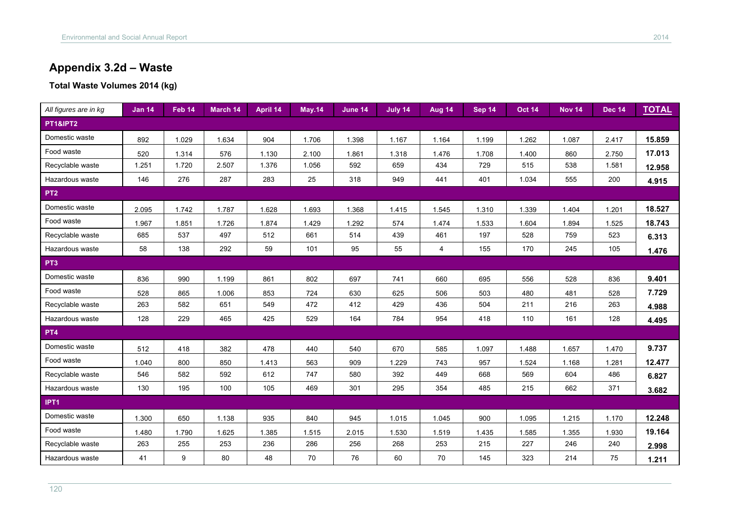# Appendix 3.2d – Waste

**Total Waste Volumes 2014 (kg)**

| *All figures are in kg* | Jan 14 | Feb 14 | March 14 | April 14 | May.14 | June 14 | July 14 | Aug 14 | Sep 14 | Oct 14 | Nov 14 | Dec 14 | TOTAL |
|---|---|---|---|---|---|---|---|---|---|---|---|---|---|
| **PT1&IPT2** | | | | | | | | | | | | | |
| Domestic waste | 892 | 1.029 | 1.634 | 904 | 1.706 | 1.398 | 1.167 | 1.164 | 1.199 | 1.262 | 1.087 | 2.417 | **15.859** |
| Food waste | 520 | 1.314 | 576 | 1.130 | 2.100 | 1.861 | 1.318 | 1.476 | 1.708 | 1.400 | 860 | 2.750 | **17.013** |
| Recyclable waste | 1.251 | 1.720 | 2.507 | 1.376 | 1.056 | 592 | 659 | 434 | 729 | 515 | 538 | 1.581 | **12.958** |
| Hazardous waste | 146 | 276 | 287 | 283 | 25 | 318 | 949 | 441 | 401 | 1.034 | 555 | 200 | **4.915** |
| **PT2** | | | | | | | | | | | | | |
| Domestic waste | 2.095 | 1.742 | 1.787 | 1.628 | 1.693 | 1.368 | 1.415 | 1.545 | 1.310 | 1.339 | 1.404 | 1.201 | **18.527** |
| Food waste | 1.967 | 1.851 | 1.726 | 1.874 | 1.429 | 1.292 | 574 | 1.474 | 1.533 | 1.604 | 1.894 | 1.525 | **18.743** |
| Recyclable waste | 685 | 537 | 497 | 512 | 661 | 514 | 439 | 461 | 197 | 528 | 759 | 523 | **6.313** |
| Hazardous waste | 58 | 138 | 292 | 59 | 101 | 95 | 55 | 4 | 155 | 170 | 245 | 105 | **1.476** |
| **PT3** | | | | | | | | | | | | | |
| Domestic waste | 836 | 990 | 1.199 | 861 | 802 | 697 | 741 | 660 | 695 | 556 | 528 | 836 | **9.401** |
| Food waste | 528 | 865 | 1.006 | 853 | 724 | 630 | 625 | 506 | 503 | 480 | 481 | 528 | **7.729** |
| Recyclable waste | 263 | 582 | 651 | 549 | 472 | 412 | 429 | 436 | 504 | 211 | 216 | 263 | **4.988** |
| Hazardous waste | 128 | 229 | 465 | 425 | 529 | 164 | 784 | 954 | 418 | 110 | 161 | 128 | **4.495** |
| **PT4** | | | | | | | | | | | | | |
| Domestic waste | 512 | 418 | 382 | 478 | 440 | 540 | 670 | 585 | 1.097 | 1.488 | 1.657 | 1.470 | **9.737** |
| Food waste | 1.040 | 800 | 850 | 1.413 | 563 | 909 | 1.229 | 743 | 957 | 1.524 | 1.168 | 1.281 | **12.477** |
| Recyclable waste | 546 | 582 | 592 | 612 | 747 | 580 | 392 | 449 | 668 | 569 | 604 | 486 | **6.827** |
| Hazardous waste | 130 | 195 | 100 | 105 | 469 | 301 | 295 | 354 | 485 | 215 | 662 | 371 | **3.682** |
| **IPT1** | | | | | | | | | | | | | |
| Domestic waste | 1.300 | 650 | 1.138 | 935 | 840 | 945 | 1.015 | 1.045 | 900 | 1.095 | 1.215 | 1.170 | **12.248** |
| Food waste | 1.480 | 1.790 | 1.625 | 1.385 | 1.515 | 2.015 | 1.530 | 1.519 | 1.435 | 1.585 | 1.355 | 1.930 | **19.164** |
| Recyclable waste | 263 | 255 | 253 | 236 | 286 | 256 | 268 | 253 | 215 | 227 | 246 | 240 | **2.998** |
| Hazardous waste | 41 | 9 | 80 | 48 | 70 | 76 | 60 | 70 | 145 | 323 | 214 | 75 | **1.211** |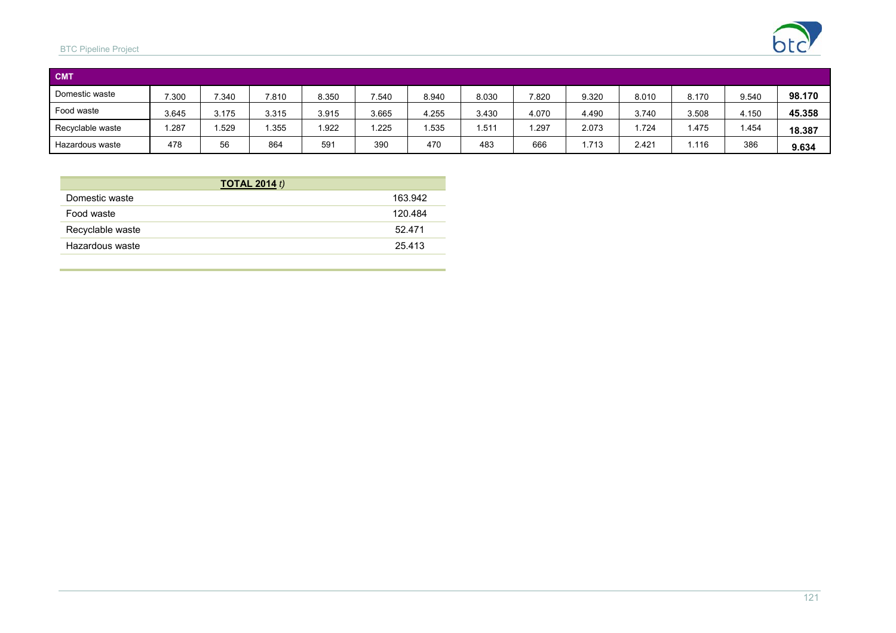| CMT | | | | | | | | | | | | | |
|---|---|---|---|---|---|---|---|---|---|---|---|---|---|
| Domestic waste | 7.300 | 7.340 | 7.810 | 8.350 | 7.540 | 8.940 | 8.030 | 7.820 | 9.320 | 8.010 | 8.170 | 9.540 | **98.170** |
| Food waste | 3.645 | 3.175 | 3.315 | 3.915 | 3.665 | 4.255 | 3.430 | 4.070 | 4.490 | 3.740 | 3.508 | 4.150 | **45.358** |
| Recyclable waste | 1.287 | 1.529 | 1.355 | 1.922 | 1.225 | 1.535 | 1.511 | 1.297 | 2.073 | 1.724 | 1.475 | 1.454 | **18.387** |
| Hazardous waste | 478 | 56 | 864 | 591 | 390 | 470 | 483 | 666 | 1.713 | 2.421 | 1.116 | 386 | **9.634** |

| **TOTAL 2014** *t)* | |
|---|---|
| Domestic waste | 163.942 |
| Food waste | 120.484 |
| Recyclable waste | 52.471 |
| Hazardous waste | 25.413 |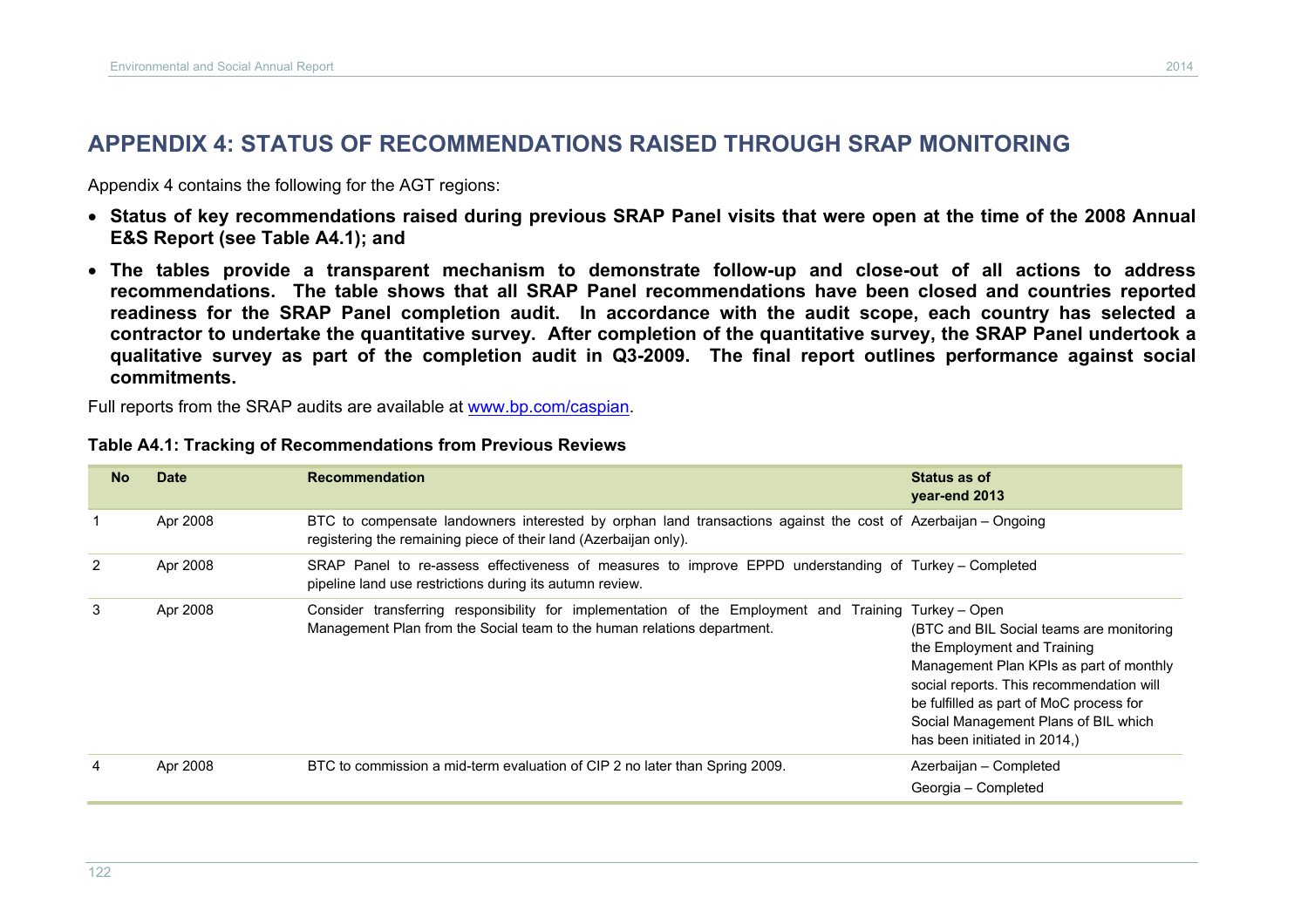# APPENDIX 4: STATUS OF RECOMMENDATIONS RAISED THROUGH SRAP MONITORING

Appendix 4 contains the following for the AGT regions:

- **Status of key recommendations raised during previous SRAP Panel visits that were open at the time of the 2008 Annual E&S Report (see Table A4.1); and**
- **The tables provide a transparent mechanism to demonstrate follow-up and close-out of all actions to address recommendations. The table shows that all SRAP Panel recommendations have been closed and countries reported readiness for the SRAP Panel completion audit. In accordance with the audit scope, each country has selected a contractor to undertake the quantitative survey. After completion of the quantitative survey, the SRAP Panel undertook a qualitative survey as part of the completion audit in Q3-2009. The final report outlines performance against social commitments.**

Full reports from the SRAP audits are available at www.bp.com/caspian.

**Table A4.1: Tracking of Recommendations from Previous Reviews**

| No | Date | Recommendation | Status as of year-end 2013 |
|---|---|---|---|
| 1 | Apr 2008 | BTC to compensate landowners interested by orphan land transactions against the cost of registering the remaining piece of their land (Azerbaijan only). | Azerbaijan – Ongoing |
| 2 | Apr 2008 | SRAP Panel to re-assess effectiveness of measures to improve EPPD understanding of pipeline land use restrictions during its autumn review. | Turkey – Completed |
| 3 | Apr 2008 | Consider transferring responsibility for implementation of the Employment and Training Management Plan from the Social team to the human relations department. | Turkey – Open<br>(BTC and BIL Social teams are monitoring the Employment and Training Management Plan KPIs as part of monthly social reports. This recommendation will be fulfilled as part of MoC process for Social Management Plans of BIL which has been initiated in 2014,) |
| 4 | Apr 2008 | BTC to commission a mid-term evaluation of CIP 2 no later than Spring 2009. | Azerbaijan – Completed<br>Georgia – Completed |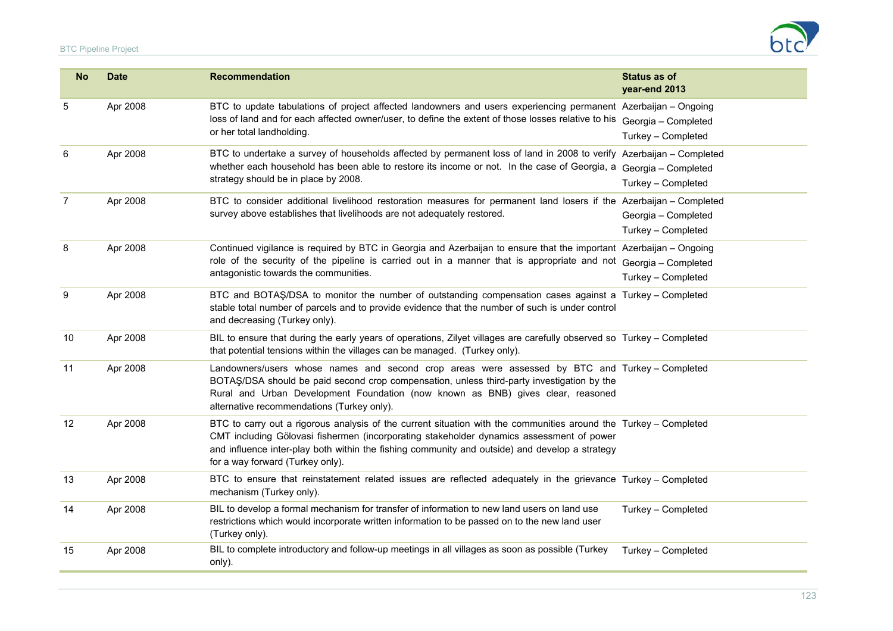| No | Date | Recommendation | Status as of year-end 2013 |
|---|---|---|---|
| 5 | Apr 2008 | BTC to update tabulations of project affected landowners and users experiencing permanent loss of land and for each affected owner/user, to define the extent of those losses relative to his or her total landholding. | Azerbaijan – Ongoing<br>Georgia – Completed<br>Turkey – Completed |
| 6 | Apr 2008 | BTC to undertake a survey of households affected by permanent loss of land in 2008 to verify whether each household has been able to restore its income or not. In the case of Georgia, a strategy should be in place by 2008. | Azerbaijan – Completed<br>Georgia – Completed<br>Turkey – Completed |
| 7 | Apr 2008 | BTC to consider additional livelihood restoration measures for permanent land losers if the survey above establishes that livelihoods are not adequately restored. | Azerbaijan – Completed<br>Georgia – Completed<br>Turkey – Completed |
| 8 | Apr 2008 | Continued vigilance is required by BTC in Georgia and Azerbaijan to ensure that the important role of the security of the pipeline is carried out in a manner that is appropriate and not antagonistic towards the communities. | Azerbaijan – Ongoing<br>Georgia – Completed<br>Turkey – Completed |
| 9 | Apr 2008 | BTC and BOTAŞ/DSA to monitor the number of outstanding compensation cases against a stable total number of parcels and to provide evidence that the number of such is under control and decreasing (Turkey only). | Turkey – Completed |
| 10 | Apr 2008 | BIL to ensure that during the early years of operations, Zilyet villages are carefully observed so that potential tensions within the villages can be managed. (Turkey only). | Turkey – Completed |
| 11 | Apr 2008 | Landowners/users whose names and second crop areas were assessed by BTC and BOTAŞ/DSA should be paid second crop compensation, unless third-party investigation by the Rural and Urban Development Foundation (now known as BNB) gives clear, reasoned alternative recommendations (Turkey only). | Turkey – Completed |
| 12 | Apr 2008 | BTC to carry out a rigorous analysis of the current situation with the communities around the CMT including Gölovasi fishermen (incorporating stakeholder dynamics assessment of power and influence inter-play both within the fishing community and outside) and develop a strategy for a way forward (Turkey only). | Turkey – Completed |
| 13 | Apr 2008 | BTC to ensure that reinstatement related issues are reflected adequately in the grievance mechanism (Turkey only). | Turkey – Completed |
| 14 | Apr 2008 | BIL to develop a formal mechanism for transfer of information to new land users on land use restrictions which would incorporate written information to be passed on to the new land user (Turkey only). | Turkey – Completed |
| 15 | Apr 2008 | BIL to complete introductory and follow-up meetings in all villages as soon as possible (Turkey only). | Turkey – Completed |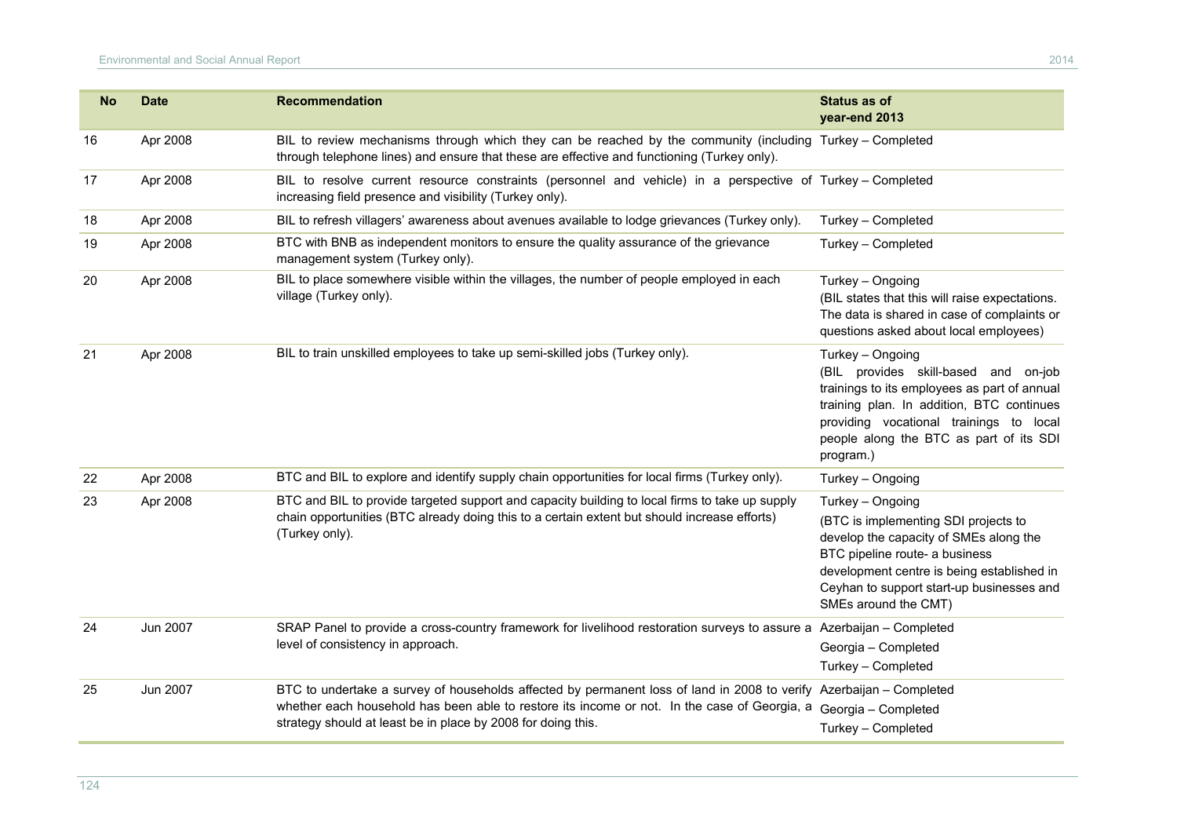| No | Date | Recommendation | Status as of year-end 2013 |
| --- | --- | --- | --- |
| 16 | Apr 2008 | BIL to review mechanisms through which they can be reached by the community (including through telephone lines) and ensure that these are effective and functioning (Turkey only). | Turkey – Completed |
| 17 | Apr 2008 | BIL to resolve current resource constraints (personnel and vehicle) in a perspective of increasing field presence and visibility (Turkey only). | Turkey – Completed |
| 18 | Apr 2008 | BIL to refresh villagers' awareness about avenues available to lodge grievances (Turkey only). | Turkey – Completed |
| 19 | Apr 2008 | BTC with BNB as independent monitors to ensure the quality assurance of the grievance management system (Turkey only). | Turkey – Completed |
| 20 | Apr 2008 | BIL to place somewhere visible within the villages, the number of people employed in each village (Turkey only). | Turkey – Ongoing (BIL states that this will raise expectations. The data is shared in case of complaints or questions asked about local employees) |
| 21 | Apr 2008 | BIL to train unskilled employees to take up semi-skilled jobs (Turkey only). | Turkey – Ongoing (BIL provides skill-based and on-job trainings to its employees as part of annual training plan. In addition, BTC continues providing vocational trainings to local people along the BTC as part of its SDI program.) |
| 22 | Apr 2008 | BTC and BIL to explore and identify supply chain opportunities for local firms (Turkey only). | Turkey – Ongoing |
| 23 | Apr 2008 | BTC and BIL to provide targeted support and capacity building to local firms to take up supply chain opportunities (BTC already doing this to a certain extent but should increase efforts) (Turkey only). | Turkey – Ongoing (BTC is implementing SDI projects to develop the capacity of SMEs along the BTC pipeline route- a business development centre is being established in Ceyhan to support start-up businesses and SMEs around the CMT) |
| 24 | Jun 2007 | SRAP Panel to provide a cross-country framework for livelihood restoration surveys to assure a level of consistency in approach. | Azerbaijan – Completed<br>Georgia – Completed<br>Turkey – Completed |
| 25 | Jun 2007 | BTC to undertake a survey of households affected by permanent loss of land in 2008 to verify whether each household has been able to restore its income or not. In the case of Georgia, a strategy should at least be in place by 2008 for doing this. | Azerbaijan – Completed<br>Georgia – Completed<br>Turkey – Completed |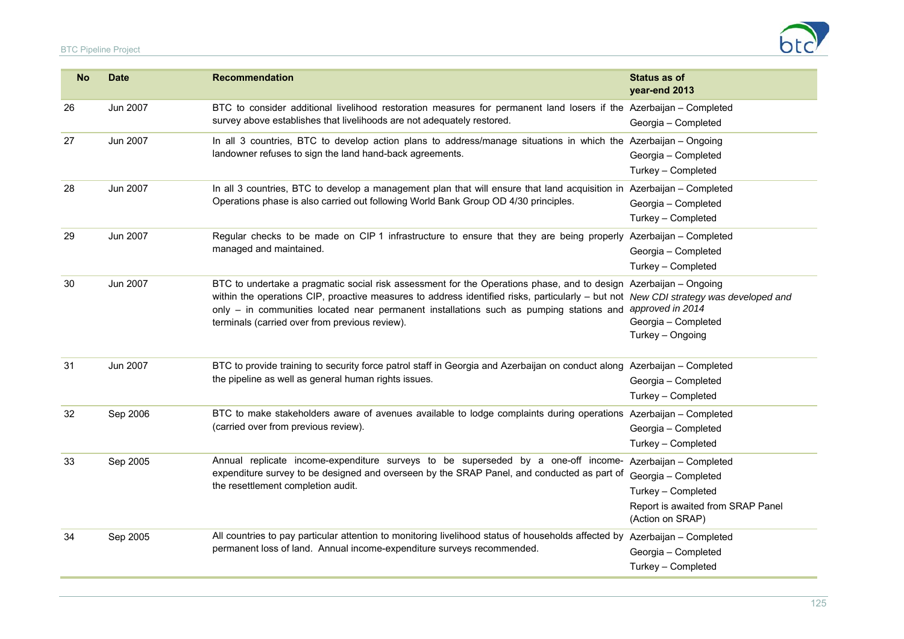| No | Date | Recommendation | Status as of year-end 2013 |
|---|---|---|---|
| 26 | Jun 2007 | BTC to consider additional livelihood restoration measures for permanent land losers if the survey above establishes that livelihoods are not adequately restored. | Azerbaijan – Completed<br>Georgia – Completed |
| 27 | Jun 2007 | In all 3 countries, BTC to develop action plans to address/manage situations in which the landowner refuses to sign the land hand-back agreements. | Azerbaijan – Ongoing<br>Georgia – Completed<br>Turkey – Completed |
| 28 | Jun 2007 | In all 3 countries, BTC to develop a management plan that will ensure that land acquisition in Operations phase is also carried out following World Bank Group OD 4/30 principles. | Azerbaijan – Completed<br>Georgia – Completed<br>Turkey – Completed |
| 29 | Jun 2007 | Regular checks to be made on CIP 1 infrastructure to ensure that they are being properly managed and maintained. | Azerbaijan – Completed<br>Georgia – Completed<br>Turkey – Completed |
| 30 | Jun 2007 | BTC to undertake a pragmatic social risk assessment for the Operations phase, and to design within the operations CIP, proactive measures to address identified risks, particularly – but not only – in communities located near permanent installations such as pumping stations and terminals (carried over from previous review). | Azerbaijan – Ongoing<br>*New CDI strategy was developed and approved in 2014*<br>Georgia – Completed<br>Turkey – Ongoing |
| 31 | Jun 2007 | BTC to provide training to security force patrol staff in Georgia and Azerbaijan on conduct along the pipeline as well as general human rights issues. | Azerbaijan – Completed<br>Georgia – Completed<br>Turkey – Completed |
| 32 | Sep 2006 | BTC to make stakeholders aware of avenues available to lodge complaints during operations (carried over from previous review). | Azerbaijan – Completed<br>Georgia – Completed<br>Turkey – Completed |
| 33 | Sep 2005 | Annual replicate income-expenditure surveys to be superseded by a one-off income-expenditure survey to be designed and overseen by the SRAP Panel, and conducted as part of the resettlement completion audit. | Azerbaijan – Completed<br>Georgia – Completed<br>Turkey – Completed<br>Report is awaited from SRAP Panel (Action on SRAP) |
| 34 | Sep 2005 | All countries to pay particular attention to monitoring livelihood status of households affected by permanent loss of land. Annual income-expenditure surveys recommended. | Azerbaijan – Completed<br>Georgia – Completed<br>Turkey – Completed |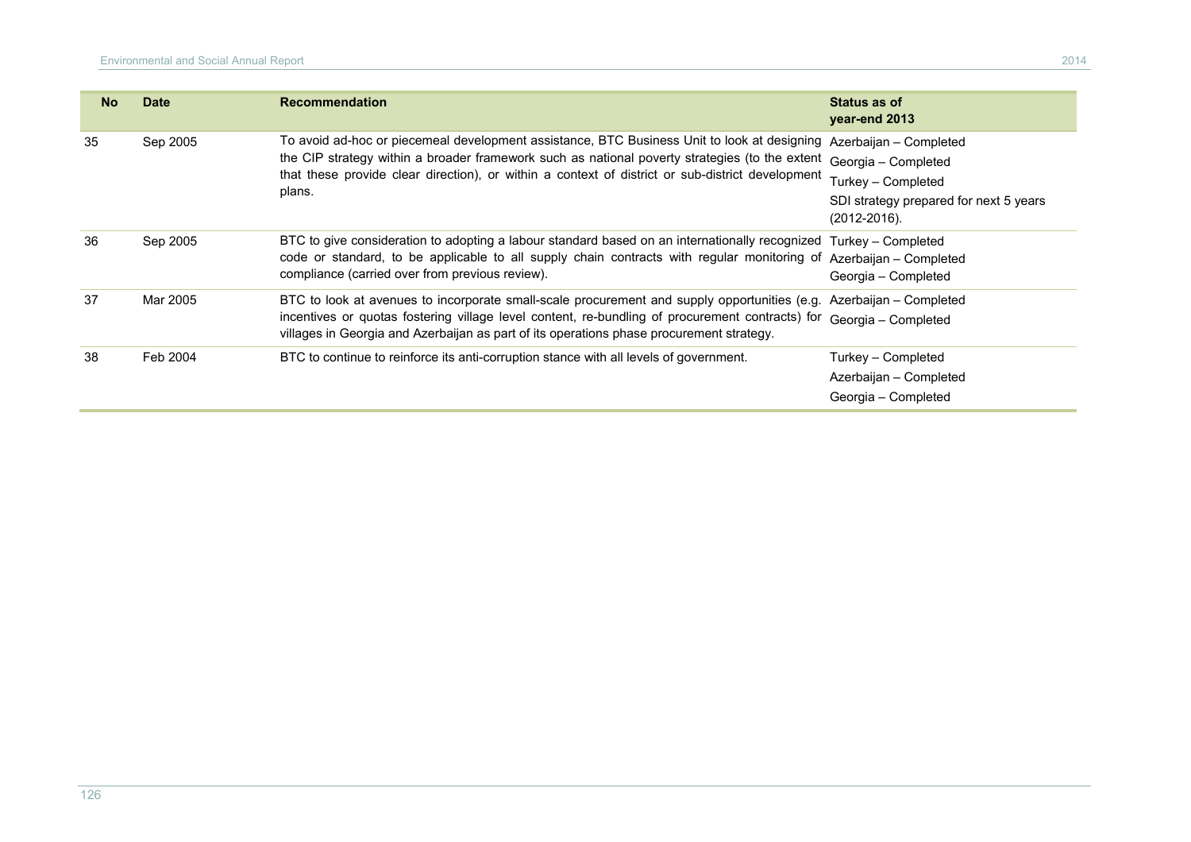| No | Date | Recommendation | Status as of year-end 2013 |
|---|---|---|---|
| 35 | Sep 2005 | To avoid ad-hoc or piecemeal development assistance, BTC Business Unit to look at designing the CIP strategy within a broader framework such as national poverty strategies (to the extent that these provide clear direction), or within a context of district or sub-district development plans. | Azerbaijan – Completed<br>Georgia – Completed<br>Turkey – Completed<br>SDI strategy prepared for next 5 years (2012-2016). |
| 36 | Sep 2005 | BTC to give consideration to adopting a labour standard based on an internationally recognized code or standard, to be applicable to all supply chain contracts with regular monitoring of compliance (carried over from previous review). | Turkey – Completed<br>Azerbaijan – Completed<br>Georgia – Completed |
| 37 | Mar 2005 | BTC to look at avenues to incorporate small-scale procurement and supply opportunities (e.g. incentives or quotas fostering village level content, re-bundling of procurement contracts) for villages in Georgia and Azerbaijan as part of its operations phase procurement strategy. | Azerbaijan – Completed<br>Georgia – Completed |
| 38 | Feb 2004 | BTC to continue to reinforce its anti-corruption stance with all levels of government. | Turkey – Completed<br>Azerbaijan – Completed<br>Georgia – Completed |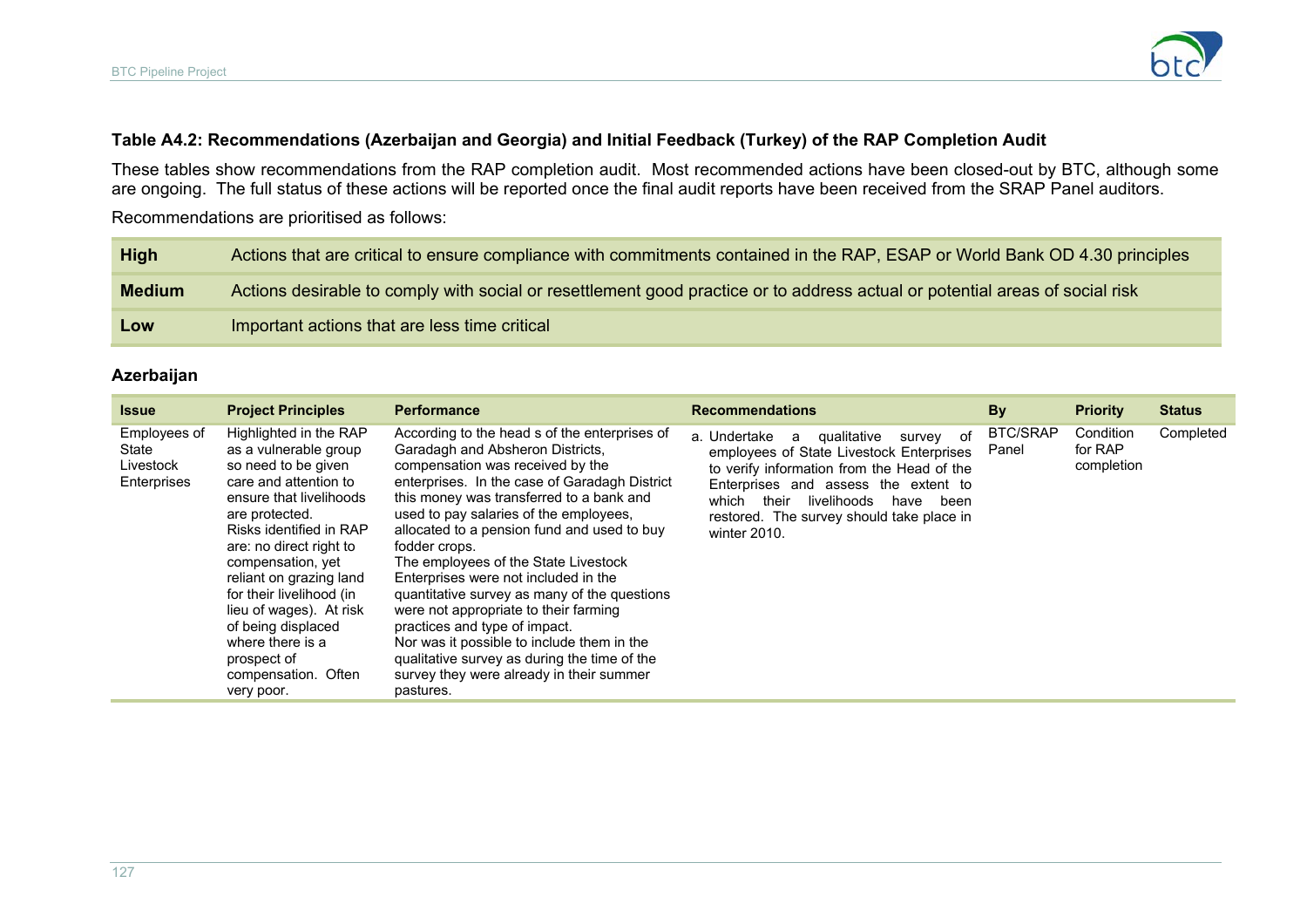### Table A4.2: Recommendations (Azerbaijan and Georgia) and Initial Feedback (Turkey) of the RAP Completion Audit

These tables show recommendations from the RAP completion audit. Most recommended actions have been closed-out by BTC, although some are ongoing. The full status of these actions will be reported once the final audit reports have been received from the SRAP Panel auditors.

Recommendations are prioritised as follows:

| | |
|---|---|
| **High** | Actions that are critical to ensure compliance with commitments contained in the RAP, ESAP or World Bank OD 4.30 principles |
| **Medium** | Actions desirable to comply with social or resettlement good practice or to address actual or potential areas of social risk |
| **Low** | Important actions that are less time critical |

### Azerbaijan

| Issue | Project Principles | Performance | Recommendations | By | Priority | Status |
|---|---|---|---|---|---|---|
| Employees of State Livestock Enterprises | Highlighted in the RAP as a vulnerable group so need to be given care and attention to ensure that livelihoods are protected.<br>Risks identified in RAP are: no direct right to compensation, yet reliant on grazing land for their livelihood (in lieu of wages). At risk of being displaced where there is a prospect of compensation. Often very poor. | According to the head s of the enterprises of Garadagh and Absheron Districts, compensation was received by the enterprises. In the case of Garadagh District this money was transferred to a bank and used to pay salaries of the employees, allocated to a pension fund and used to buy fodder crops.<br>The employees of the State Livestock Enterprises were not included in the quantitative survey as many of the questions were not appropriate to their farming practices and type of impact.<br>Nor was it possible to include them in the qualitative survey as during the time of the survey they were already in their summer pastures. | a. Undertake a qualitative survey of employees of State Livestock Enterprises to verify information from the Head of the Enterprises and assess the extent to which their livelihoods have been restored. The survey should take place in winter 2010. | BTC/SRAP Panel | Condition for RAP completion | Completed |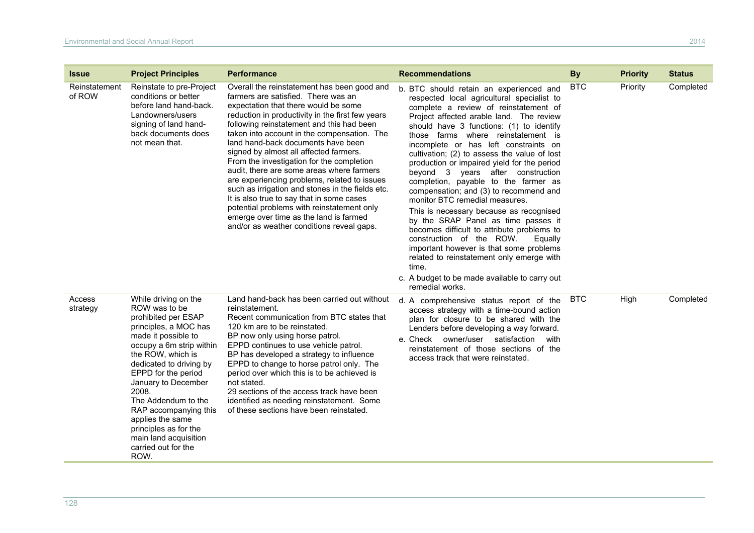| Issue | Project Principles | Performance | Recommendations | By | Priority | Status |
|---|---|---|---|---|---|---|
| Reinstatement of ROW | Reinstate to pre-Project conditions or better before land hand-back. Landowners/users signing of land hand-back documents does not mean that. | Overall the reinstatement has been good and farmers are satisfied. There was an expectation that there would be some reduction in productivity in the first few years following reinstatement and this had been taken into account in the compensation. The land hand-back documents have been signed by almost all affected farmers. From the investigation for the completion audit, there are some areas where farmers are experiencing problems, related to issues such as irrigation and stones in the fields etc. It is also true to say that in some cases potential problems with reinstatement only emerge over time as the land is farmed and/or as weather conditions reveal gaps. | b. BTC should retain an experienced and respected local agricultural specialist to complete a review of reinstatement of Project affected arable land. The review should have 3 functions: (1) to identify those farms where reinstatement is incomplete or has left constraints on cultivation; (2) to assess the value of lost production or impaired yield for the period beyond 3 years after construction completion, payable to the farmer as compensation; and (3) to recommend and monitor BTC remedial measures.<br>This is necessary because as recognised by the SRAP Panel as time passes it becomes difficult to attribute problems to construction of the ROW. Equally important however is that some problems related to reinstatement only emerge with time.<br>c. A budget to be made available to carry out remedial works. | BTC | Priority | Completed |
| Access strategy | While driving on the ROW was to be prohibited per ESAP principles, a MOC has made it possible to occupy a 6m strip within the ROW, which is dedicated to driving by EPPD for the period January to December 2008.<br>The Addendum to the RAP accompanying this applies the same principles as for the main land acquisition carried out for the ROW. | Land hand-back has been carried out without reinstatement.<br>Recent communication from BTC states that 120 km are to be reinstated.<br>BP now only using horse patrol.<br>EPPD continues to use vehicle patrol.<br>BP has developed a strategy to influence EPPD to change to horse patrol only. The period over which this is to be achieved is not stated.<br>29 sections of the access track have been identified as needing reinstatement. Some of these sections have been reinstated. | d. A comprehensive status report of the access strategy with a time-bound action plan for closure to be shared with the Lenders before developing a way forward.<br>e. Check owner/user satisfaction with reinstatement of those sections of the access track that were reinstated. | BTC | High | Completed |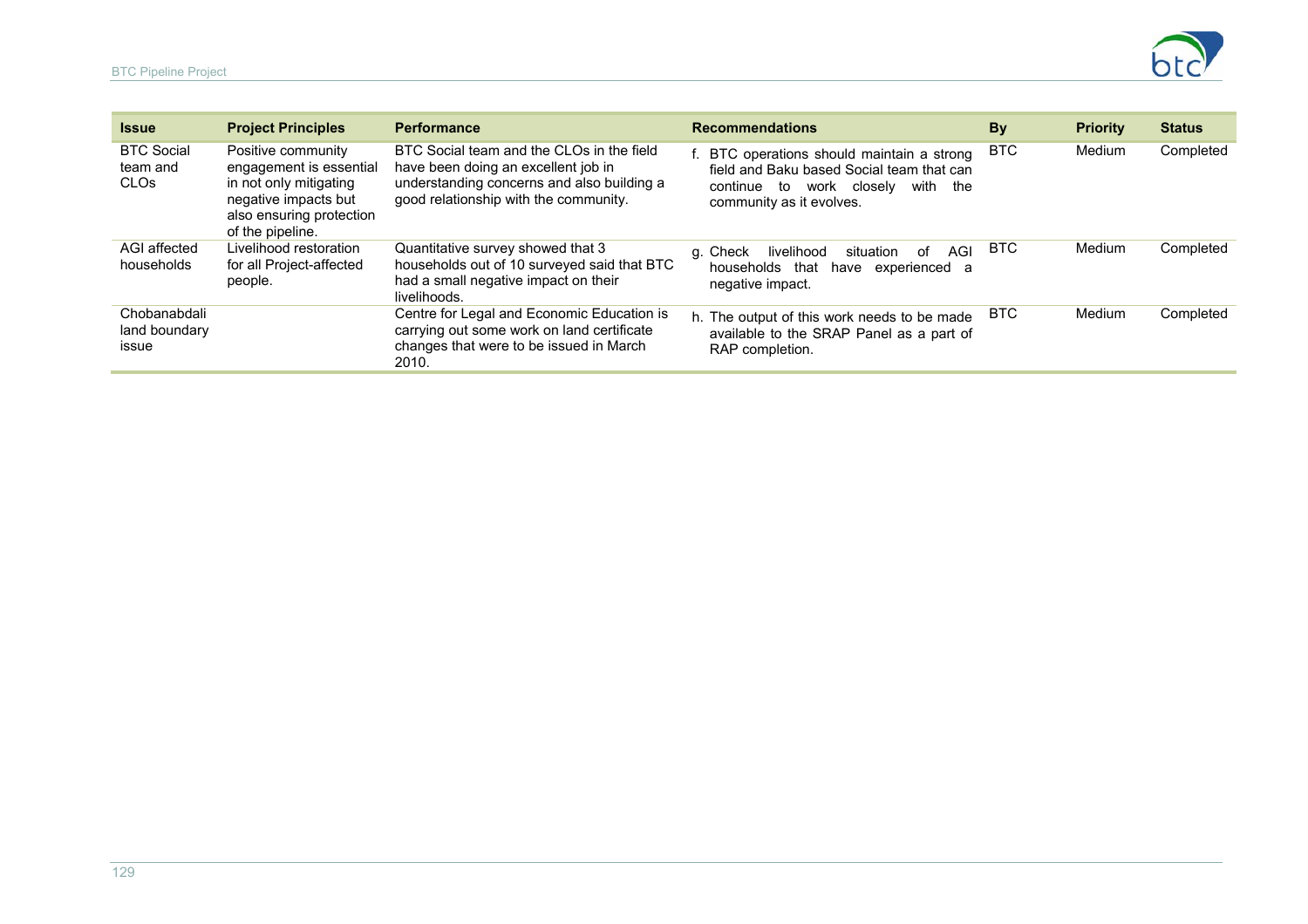| Issue | Project Principles | Performance | Recommendations | By | Priority | Status |
|---|---|---|---|---|---|---|
| BTC Social team and CLOs | Positive community engagement is essential in not only mitigating negative impacts but also ensuring protection of the pipeline. | BTC Social team and the CLOs in the field have been doing an excellent job in understanding concerns and also building a good relationship with the community. | f. BTC operations should maintain a strong field and Baku based Social team that can continue to work closely with the community as it evolves. | BTC | Medium | Completed |
| AGI affected households | Livelihood restoration for all Project-affected people. | Quantitative survey showed that 3 households out of 10 surveyed said that BTC had a small negative impact on their livelihoods. | g. Check livelihood situation of AGI households that have experienced a negative impact. | BTC | Medium | Completed |
| Chobanabdali land boundary issue | | Centre for Legal and Economic Education is carrying out some work on land certificate changes that were to be issued in March 2010. | h. The output of this work needs to be made available to the SRAP Panel as a part of RAP completion. | BTC | Medium | Completed |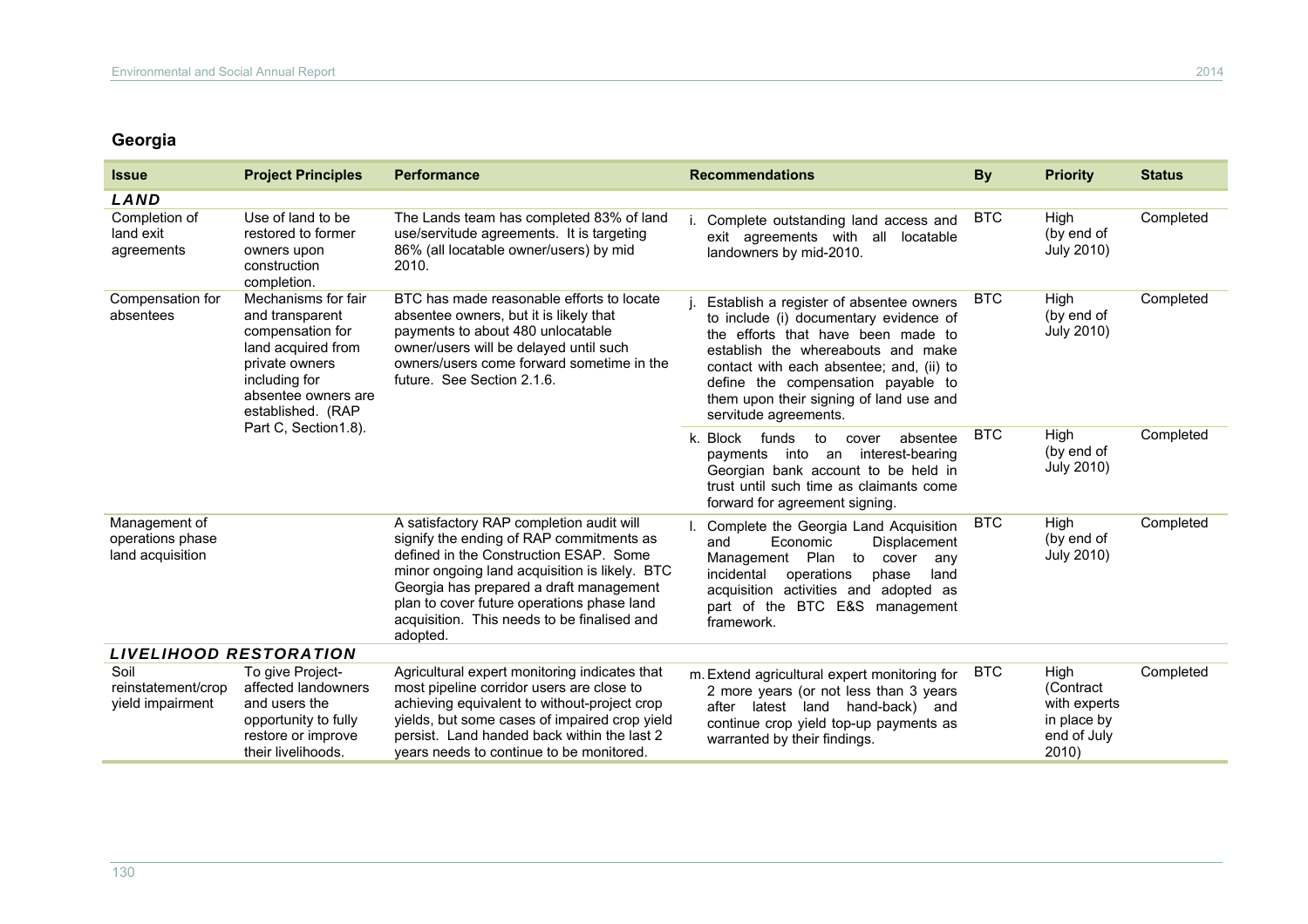## Georgia

| Issue | Project Principles | Performance | Recommendations | By | Priority | Status |
|---|---|---|---|---|---|---|
| ***LAND*** | | | | | | |
| Completion of land exit agreements | Use of land to be restored to former owners upon construction completion. | The Lands team has completed 83% of land use/servitude agreements. It is targeting 86% (all locatable owner/users) by mid 2010. | i. Complete outstanding land access and exit agreements with all locatable landowners by mid-2010. | BTC | High (by end of July 2010) | Completed |
| Compensation for absentees | Mechanisms for fair and transparent compensation for land acquired from private owners including for absentee owners are established. (RAP Part C, Section1.8). | BTC has made reasonable efforts to locate absentee owners, but it is likely that payments to about 480 unlocatable owner/users will be delayed until such owners/users come forward sometime in the future. See Section 2.1.6. | j. Establish a register of absentee owners to include (i) documentary evidence of the efforts that have been made to establish the whereabouts and make contact with each absentee; and, (ii) to define the compensation payable to them upon their signing of land use and servitude agreements. | BTC | High (by end of July 2010) | Completed |
| | | | k. Block funds to cover absentee payments into an interest-bearing Georgian bank account to be held in trust until such time as claimants come forward for agreement signing. | BTC | High (by end of July 2010) | Completed |
| Management of operations phase land acquisition | | A satisfactory RAP completion audit will signify the ending of RAP commitments as defined in the Construction ESAP. Some minor ongoing land acquisition is likely. BTC Georgia has prepared a draft management plan to cover future operations phase land acquisition. This needs to be finalised and adopted. | l. Complete the Georgia Land Acquisition and Economic Displacement Management Plan to cover any incidental operations phase land acquisition activities and adopted as part of the BTC E&S management framework. | BTC | High (by end of July 2010) | Completed |
| ***LIVELIHOOD RESTORATION*** | | | | | | |
| Soil reinstatement/crop yield impairment | To give Project-affected landowners and users the opportunity to fully restore or improve their livelihoods. | Agricultural expert monitoring indicates that most pipeline corridor users are close to achieving equivalent to without-project crop yields, but some cases of impaired crop yield persist. Land handed back within the last 2 years needs to continue to be monitored. | m. Extend agricultural expert monitoring for 2 more years (or not less than 3 years after latest land hand-back) and continue crop yield top-up payments as warranted by their findings. | BTC | High (Contract with experts in place by end of July 2010) | Completed |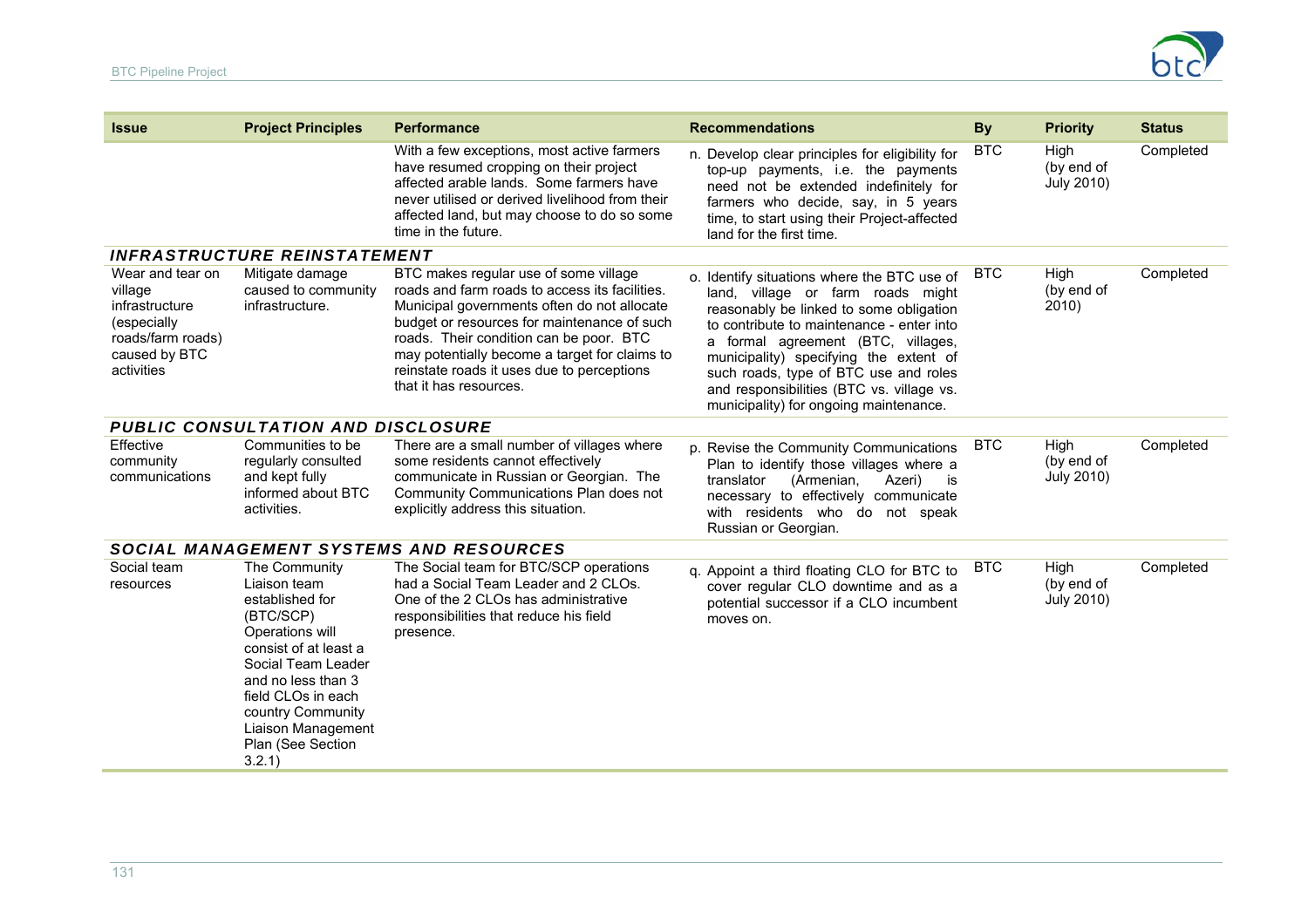| Issue | Project Principles | Performance | Recommendations | By | Priority | Status |
|---|---|---|---|---|---|---|
| | | With a few exceptions, most active farmers have resumed cropping on their project affected arable lands. Some farmers have never utilised or derived livelihood from their affected land, but may choose to do so some time in the future. | n. Develop clear principles for eligibility for top-up payments, i.e. the payments need not be extended indefinitely for farmers who decide, say, in 5 years time, to start using their Project-affected land for the first time. | BTC | High (by end of July 2010) | Completed |
| ***INFRASTRUCTURE REINSTATEMENT*** | | | | | | |
| Wear and tear on village infrastructure (especially roads/farm roads) caused by BTC activities | Mitigate damage caused to community infrastructure. | BTC makes regular use of some village roads and farm roads to access its facilities. Municipal governments often do not allocate budget or resources for maintenance of such roads. Their condition can be poor. BTC may potentially become a target for claims to reinstate roads it uses due to perceptions that it has resources. | o. Identify situations where the BTC use of land, village or farm roads might reasonably be linked to some obligation to contribute to maintenance - enter into a formal agreement (BTC, villages, municipality) specifying the extent of such roads, type of BTC use and roles and responsibilities (BTC vs. village vs. municipality) for ongoing maintenance. | BTC | High (by end of 2010) | Completed |
| ***PUBLIC CONSULTATION AND DISCLOSURE*** | | | | | | |
| Effective community communications | Communities to be regularly consulted and kept fully informed about BTC activities. | There are a small number of villages where some residents cannot effectively communicate in Russian or Georgian. The Community Communications Plan does not explicitly address this situation. | p. Revise the Community Communications Plan to identify those villages where a translator (Armenian, Azeri) is necessary to effectively communicate with residents who do not speak Russian or Georgian. | BTC | High (by end of July 2010) | Completed |
| ***SOCIAL MANAGEMENT SYSTEMS AND RESOURCES*** | | | | | | |
| Social team resources | The Community Liaison team established for (BTC/SCP) Operations will consist of at least a Social Team Leader and no less than 3 field CLOs in each country Community Liaison Management Plan (See Section 3.2.1) | The Social team for BTC/SCP operations had a Social Team Leader and 2 CLOs. One of the 2 CLOs has administrative responsibilities that reduce his field presence. | q. Appoint a third floating CLO for BTC to cover regular CLO downtime and as a potential successor if a CLO incumbent moves on. | BTC | High (by end of July 2010) | Completed |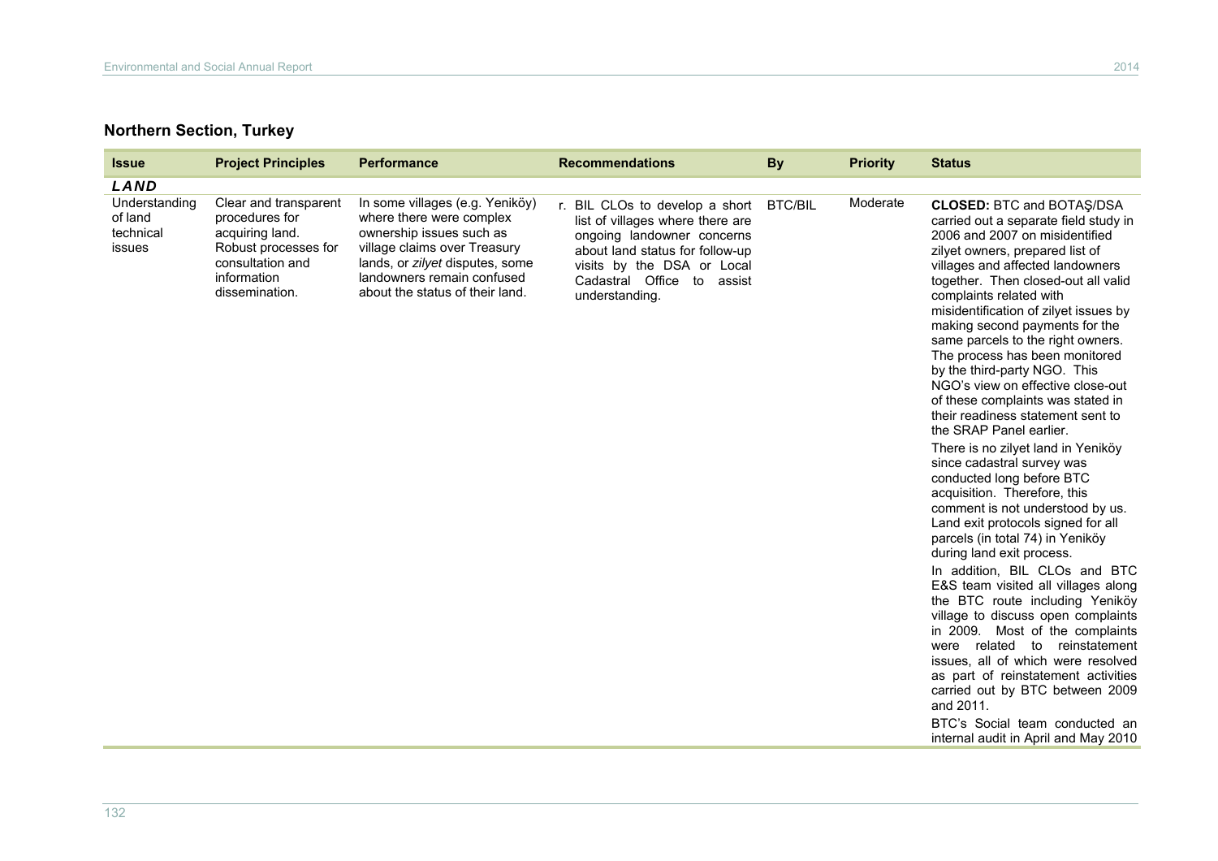## Northern Section, Turkey

| Issue | Project Principles | Performance | Recommendations | By | Priority | Status |
|---|---|---|---|---|---|---|
| ***LAND*** | | | | | | |
| Understanding of land technical issues | Clear and transparent procedures for acquiring land. Robust processes for consultation and information dissemination. | In some villages (e.g. Yeniköy) where there were complex ownership issues such as village claims over Treasury lands, or *zilyet* disputes, some landowners remain confused about the status of their land. | r. BIL CLOs to develop a short list of villages where there are ongoing landowner concerns about land status for follow-up visits by the DSA or Local Cadastral Office to assist understanding. | BTC/BIL | Moderate | **CLOSED:** BTC and BOTAŞ/DSA carried out a separate field study in 2006 and 2007 on misidentified zilyet owners, prepared list of villages and affected landowners together. Then closed-out all valid complaints related with misidentification of zilyet issues by making second payments for the same parcels to the right owners. The process has been monitored by the third-party NGO. This NGO's view on effective close-out of these complaints was stated in their readiness statement sent to the SRAP Panel earlier.<br><br>There is no zilyet land in Yeniköy since cadastral survey was conducted long before BTC acquisition. Therefore, this comment is not understood by us. Land exit protocols signed for all parcels (in total 74) in Yeniköy during land exit process.<br><br>In addition, BIL CLOs and BTC E&S team visited all villages along the BTC route including Yeniköy village to discuss open complaints in 2009. Most of the complaints were related to reinstatement issues, all of which were resolved as part of reinstatement activities carried out by BTC between 2009 and 2011.<br><br>BTC's Social team conducted an internal audit in April and May 2010 |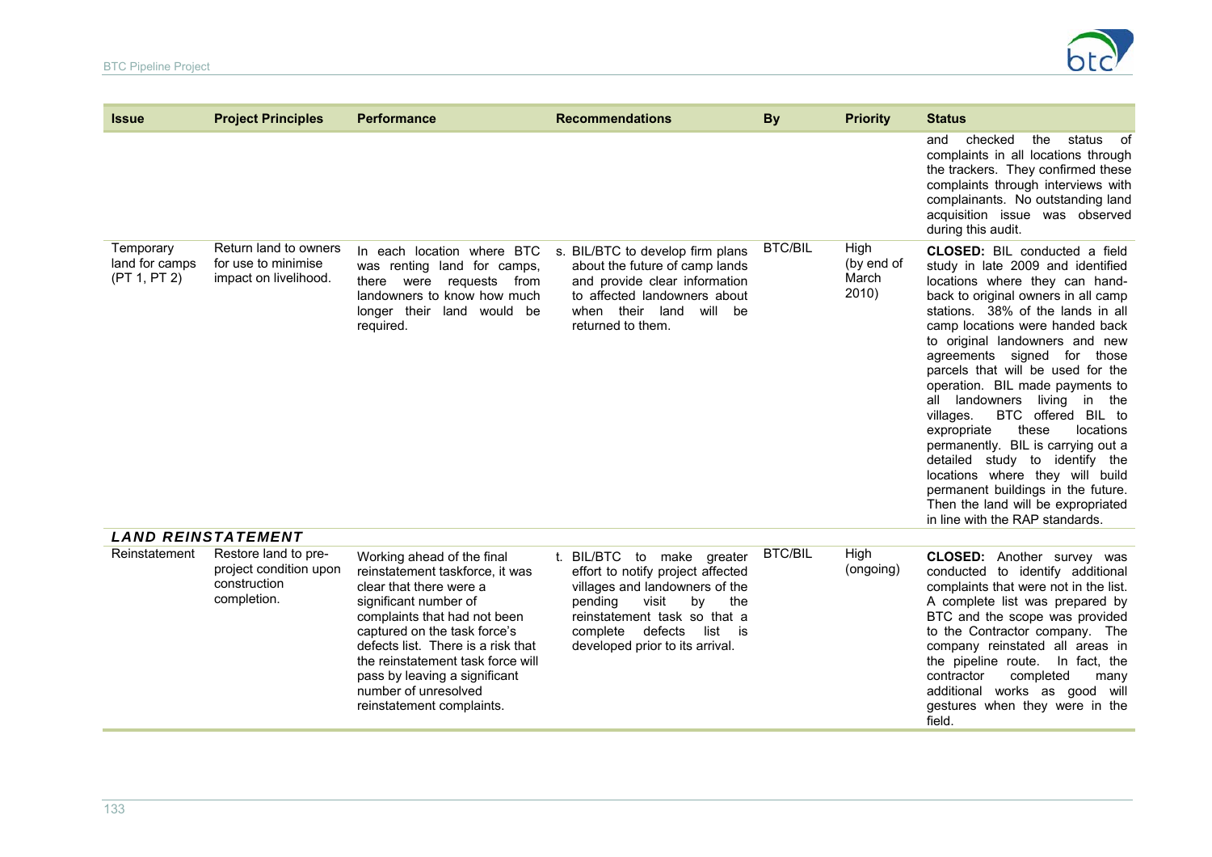| Issue | Project Principles | Performance | Recommendations | By | Priority | Status |
|---|---|---|---|---|---|---|
| | | | | | | and checked the status of complaints in all locations through the trackers. They confirmed these complaints through interviews with complainants. No outstanding land acquisition issue was observed during this audit. |
| Temporary land for camps (PT 1, PT 2) | Return land to owners for use to minimise impact on livelihood. | In each location where BTC was renting land for camps, there were requests from landowners to know how much longer their land would be required. | s. BIL/BTC to develop firm plans about the future of camp lands and provide clear information to affected landowners about when their land will be returned to them. | BTC/BIL | High (by end of March 2010) | **CLOSED:** BIL conducted a field study in late 2009 and identified locations where they can hand-back to original owners in all camp stations. 38% of the lands in all camp locations were handed back to original landowners and new agreements signed for those parcels that will be used for the operation. BIL made payments to all landowners living in the villages. BTC offered BIL to expropriate these locations permanently. BIL is carrying out a detailed study to identify the locations where they will build permanent buildings in the future. Then the land will be expropriated in line with the RAP standards. |
| ***LAND REINSTATEMENT*** | | | | | | |
| Reinstatement | Restore land to pre-project condition upon construction completion. | Working ahead of the final reinstatement taskforce, it was clear that there were a significant number of complaints that had not been captured on the task force's defects list. There is a risk that the reinstatement task force will pass by leaving a significant number of unresolved reinstatement complaints. | t. BIL/BTC to make greater effort to notify project affected villages and landowners of the pending visit by the reinstatement task so that a complete defects list is developed prior to its arrival. | BTC/BIL | High (ongoing) | **CLOSED:** Another survey was conducted to identify additional complaints that were not in the list. A complete list was prepared by BTC and the scope was provided to the Contractor company. The company reinstated all areas in the pipeline route. In fact, the contractor completed many additional works as good will gestures when they were in the field. |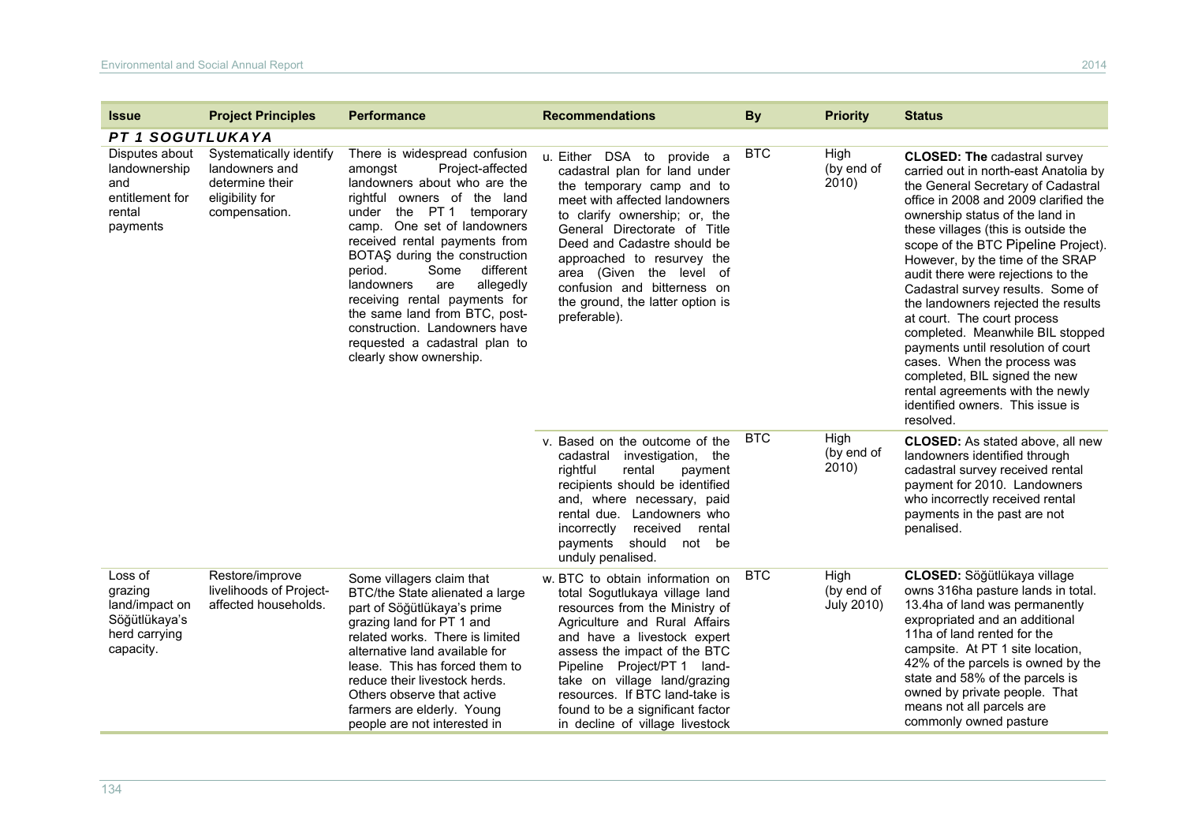| Issue | Project Principles | Performance | Recommendations | By | Priority | Status |
|---|---|---|---|---|---|---|
| ***PT 1 SOGUTLUKAYA*** | | | | | | |
| Disputes about landownership and entitlement for rental payments | Systematically identify landowners and determine their eligibility for compensation. | There is widespread confusion amongst Project-affected landowners about who are the rightful owners of the land under the PT 1 temporary camp. One set of landowners received rental payments from BOTAŞ during the construction period. Some different landowners are allegedly receiving rental payments for the same land from BTC, post-construction. Landowners have requested a cadastral plan to clearly show ownership. | u. Either DSA to provide a cadastral plan for land under the temporary camp and to meet with affected landowners to clarify ownership; or, the General Directorate of Title Deed and Cadastre should be approached to resurvey the area (Given the level of confusion and bitterness on the ground, the latter option is preferable). | BTC | High (by end of 2010) | **CLOSED: The** cadastral survey carried out in north-east Anatolia by the General Secretary of Cadastral office in 2008 and 2009 clarified the ownership status of the land in these villages (this is outside the scope of the BTC Pipeline Project). However, by the time of the SRAP audit there were rejections to the Cadastral survey results. Some of the landowners rejected the results at court. The court process completed. Meanwhile BIL stopped payments until resolution of court cases. When the process was completed, BIL signed the new rental agreements with the newly identified owners. This issue is resolved. |
| | | | v. Based on the outcome of the cadastral investigation, the rightful rental payment recipients should be identified and, where necessary, paid rental due. Landowners who incorrectly received rental payments should not be unduly penalised. | BTC | High (by end of 2010) | **CLOSED:** As stated above, all new landowners identified through cadastral survey received rental payment for 2010. Landowners who incorrectly received rental payments in the past are not penalised. |
| Loss of grazing land/impact on Söğütlükaya's herd carrying capacity. | Restore/improve livelihoods of Project-affected households. | Some villagers claim that BTC/the State alienated a large part of Söğütlükaya's prime grazing land for PT 1 and related works. There is limited alternative land available for lease. This has forced them to reduce their livestock herds. Others observe that active farmers are elderly. Young people are not interested in | w. BTC to obtain information on total Sogutlukaya village land resources from the Ministry of Agriculture and Rural Affairs and have a livestock expert assess the impact of the BTC Pipeline Project/PT 1 land-take on village land/grazing resources. If BTC land-take is found to be a significant factor in decline of village livestock | BTC | High (by end of July 2010) | **CLOSED:** Söğütlükaya village owns 316ha pasture lands in total. 13.4ha of land was permanently expropriated and an additional 11ha of land rented for the campsite. At PT 1 site location, 42% of the parcels is owned by the state and 58% of the parcels is owned by private people. That means not all parcels are commonly owned pasture |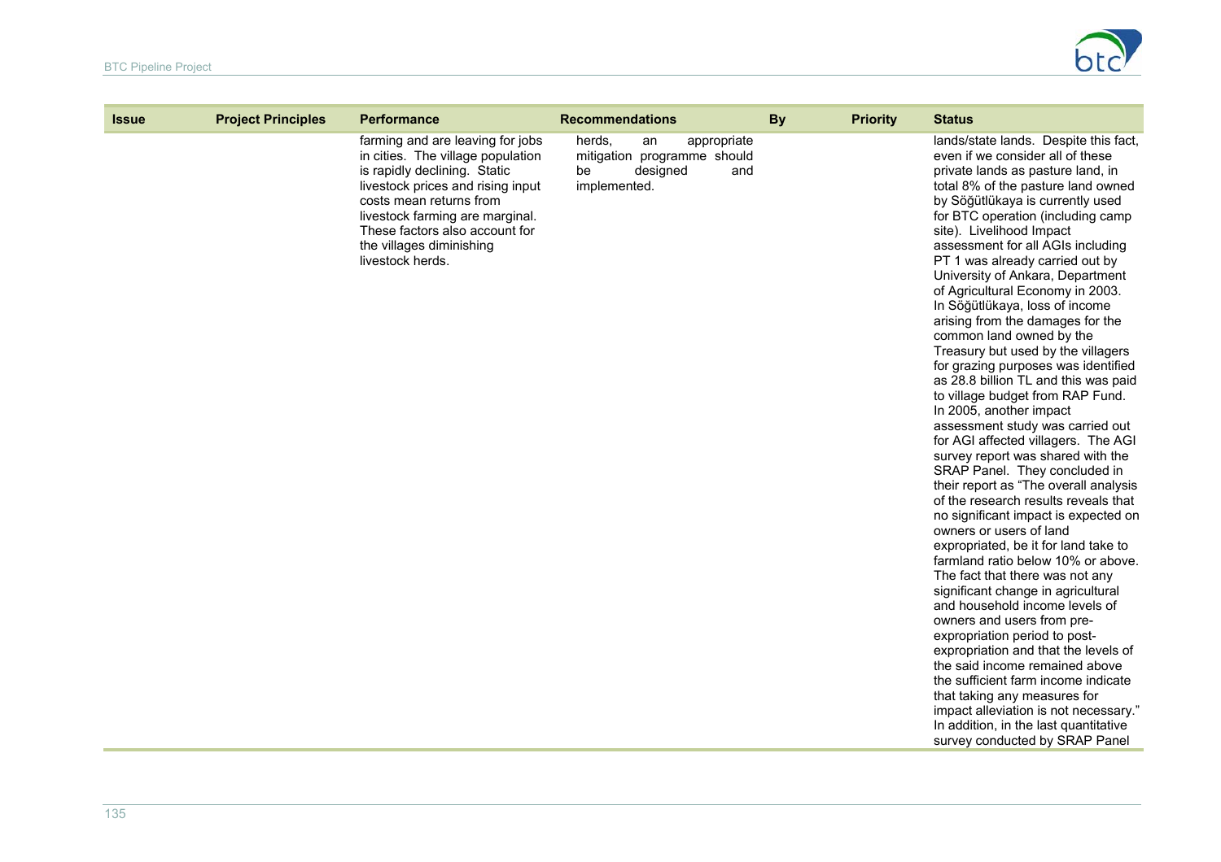| Issue | Project Principles | Performance | Recommendations | By | Priority | Status |
|---|---|---|---|---|---|---|
| | | farming and are leaving for jobs in cities. The village population is rapidly declining. Static livestock prices and rising input costs mean returns from livestock farming are marginal. These factors also account for the villages diminishing livestock herds. | herds, an appropriate mitigation programme should be designed and implemented. | | | lands/state lands. Despite this fact, even if we consider all of these private lands as pasture land, in total 8% of the pasture land owned by Söğütlükaya is currently used for BTC operation (including camp site). Livelihood Impact assessment for all AGIs including PT 1 was already carried out by University of Ankara, Department of Agricultural Economy in 2003. In Söğütlükaya, loss of income arising from the damages for the common land owned by the Treasury but used by the villagers for grazing purposes was identified as 28.8 billion TL and this was paid to village budget from RAP Fund. In 2005, another impact assessment study was carried out for AGI affected villagers. The AGI survey report was shared with the SRAP Panel. They concluded in their report as “The overall analysis of the research results reveals that no significant impact is expected on owners or users of land expropriated, be it for land take to farmland ratio below 10% or above. The fact that there was not any significant change in agricultural and household income levels of owners and users from pre-expropriation period to post-expropriation and that the levels of the said income remained above the sufficient farm income indicate that taking any measures for impact alleviation is not necessary.” In addition, in the last quantitative survey conducted by SRAP Panel |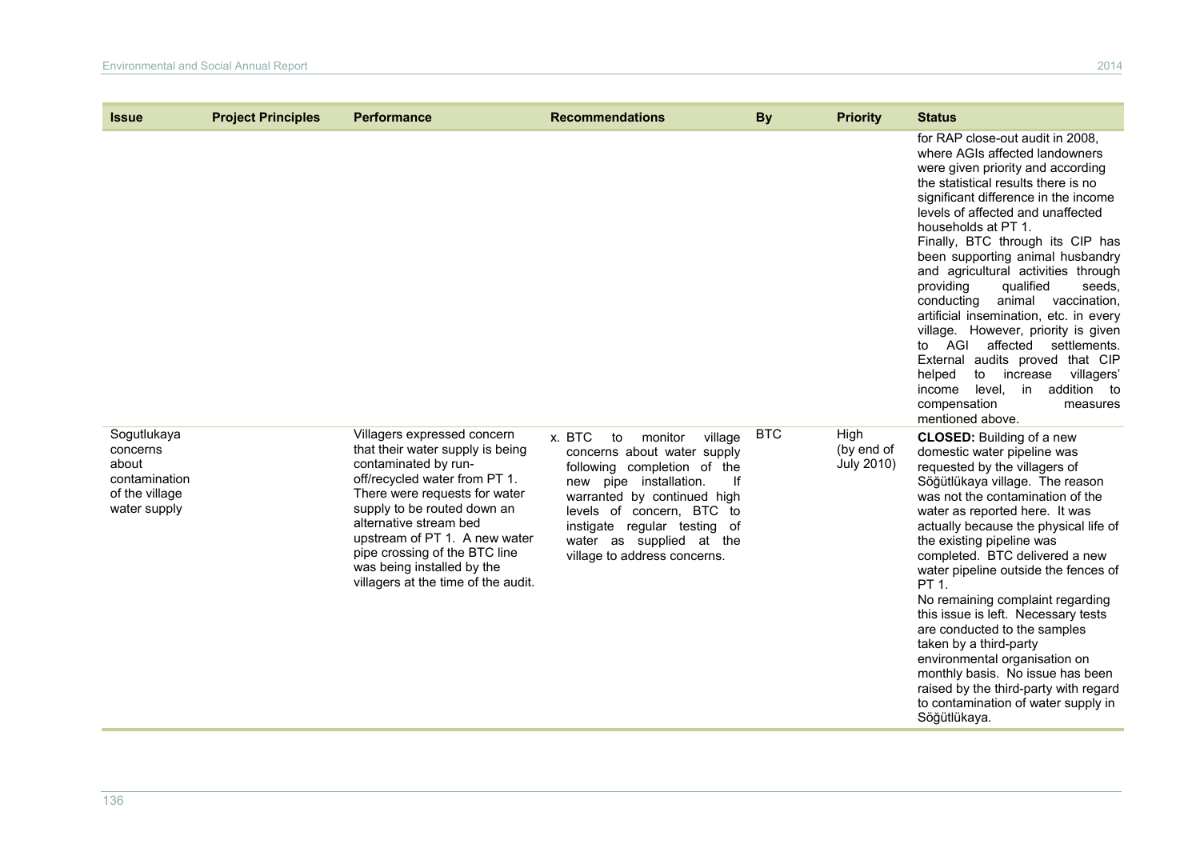| Issue | Project Principles | Performance | Recommendations | By | Priority | Status |
|---|---|---|---|---|---|---|
| | | | | | | for RAP close-out audit in 2008, where AGIs affected landowners were given priority and according the statistical results there is no significant difference in the income levels of affected and unaffected households at PT 1.<br>Finally, BTC through its CIP has been supporting animal husbandry and agricultural activities through providing qualified seeds, conducting animal vaccination, artificial insemination, etc. in every village. However, priority is given to AGI affected settlements. External audits proved that CIP helped to increase villagers' income level, in addition to compensation measures mentioned above. |
| Sogutlukaya concerns about contamination of the village water supply | | Villagers expressed concern that their water supply is being contaminated by run-off/recycled water from PT 1. There were requests for water supply to be routed down an alternative stream bed upstream of PT 1. A new water pipe crossing of the BTC line was being installed by the villagers at the time of the audit. | x. BTC to monitor village concerns about water supply following completion of the new pipe installation. If warranted by continued high levels of concern, BTC to instigate regular testing of water as supplied at the village to address concerns. | BTC | High (by end of July 2010) | **CLOSED:** Building of a new domestic water pipeline was requested by the villagers of Söğütlükaya village. The reason was not the contamination of the water as reported here. It was actually because the physical life of the existing pipeline was completed. BTC delivered a new water pipeline outside the fences of PT 1.<br>No remaining complaint regarding this issue is left. Necessary tests are conducted to the samples taken by a third-party environmental organisation on monthly basis. No issue has been raised by the third-party with regard to contamination of water supply in Söğütlükaya. |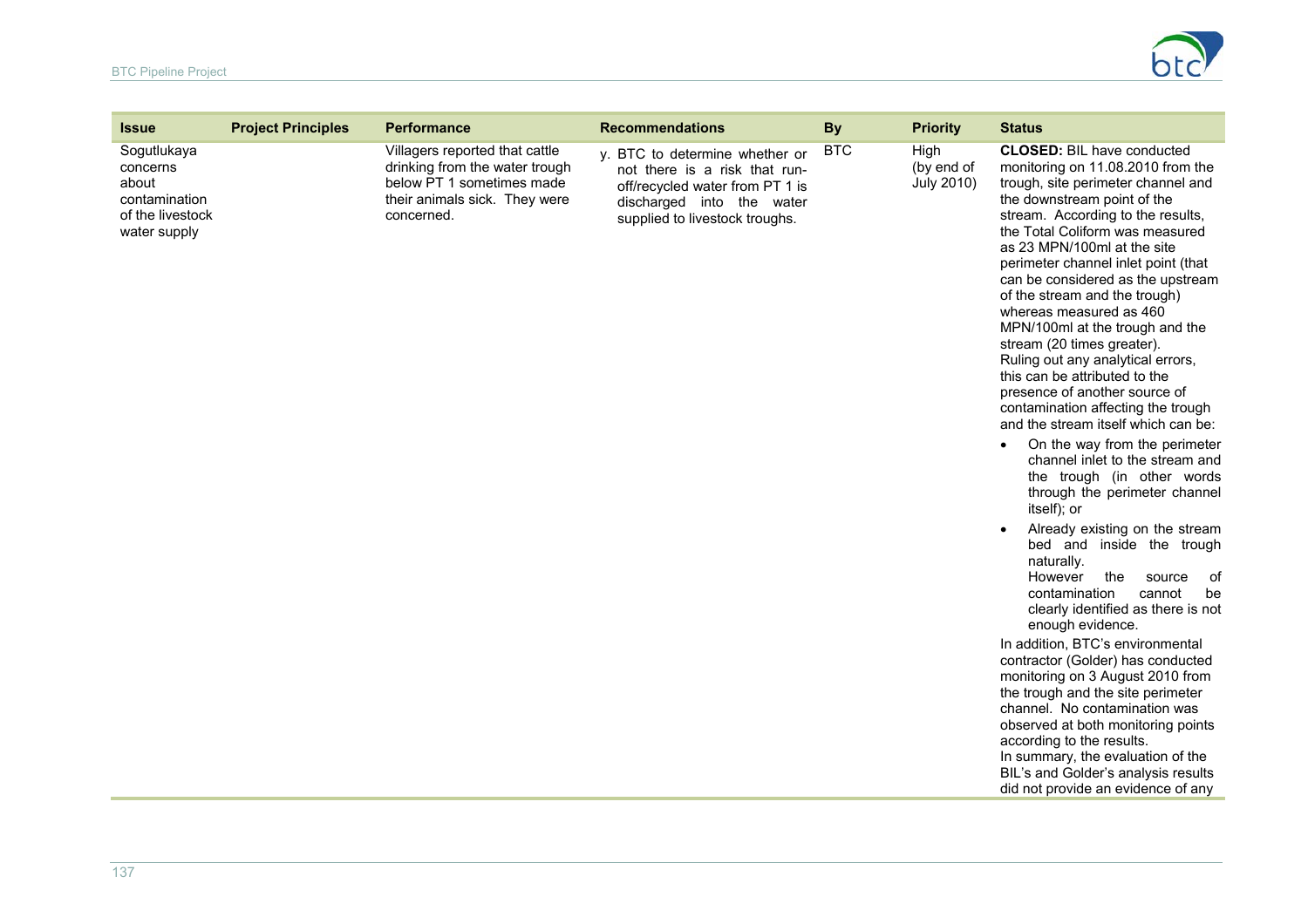| Issue | Project Principles | Performance | Recommendations | By | Priority | Status |
|---|---|---|---|---|---|---|
| Sogutlukaya concerns about contamination of the livestock water supply | | Villagers reported that cattle drinking from the water trough below PT 1 sometimes made their animals sick. They were concerned. | y. BTC to determine whether or not there is a risk that run-off/recycled water from PT 1 is discharged into the water supplied to livestock troughs. | BTC | High (by end of July 2010) | **CLOSED:** BIL have conducted monitoring on 11.08.2010 from the trough, site perimeter channel and the downstream point of the stream. According to the results, the Total Coliform was measured as 23 MPN/100ml at the site perimeter channel inlet point (that can be considered as the upstream of the stream and the trough) whereas measured as 460 MPN/100ml at the trough and the stream (20 times greater). Ruling out any analytical errors, this can be attributed to the presence of another source of contamination affecting the trough and the stream itself which can be: <br>• On the way from the perimeter channel inlet to the stream and the trough (in other words through the perimeter channel itself); or <br>• Already existing on the stream bed and inside the trough naturally. However the source of contamination cannot be clearly identified as there is not enough evidence. <br>In addition, BTC's environmental contractor (Golder) has conducted monitoring on 3 August 2010 from the trough and the site perimeter channel. No contamination was observed at both monitoring points according to the results. In summary, the evaluation of the BIL's and Golder's analysis results did not provide an evidence of any |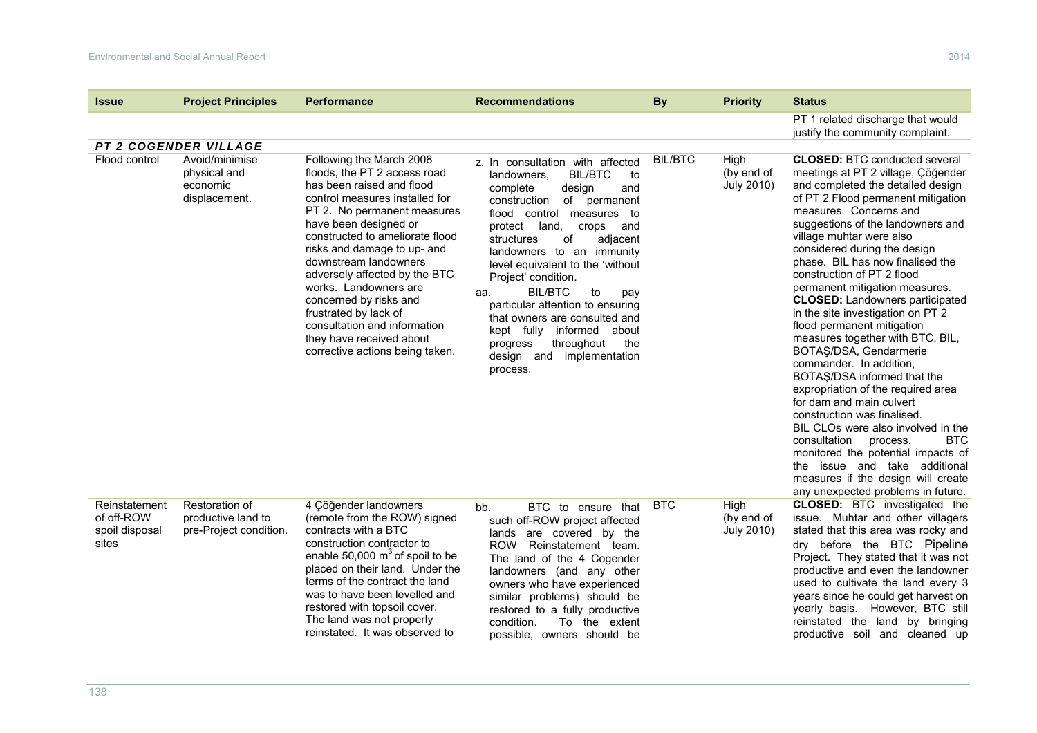| Issue | Project Principles | Performance | Recommendations | By | Priority | Status |
|---|---|---|---|---|---|---|
| | | | | | | PT 1 related discharge that would justify the community complaint. |
| ***PT 2 COGENDER VILLAGE*** | | | | | | |
| Flood control | Avoid/minimise physical and economic displacement. | Following the March 2008 floods, the PT 2 access road has been raised and flood control measures installed for PT 2. No permanent measures have been designed or constructed to ameliorate flood risks and damage to up- and downstream landowners adversely affected by the BTC works. Landowners are concerned by risks and frustrated by lack of consultation and information they have received about corrective actions being taken. | z. In consultation with affected landowners, BIL/BTC to complete design and construction of permanent flood control measures to protect land, crops and structures of adjacent landowners to an immunity level equivalent to the 'without Project' condition.<br>aa. BIL/BTC to pay particular attention to ensuring that owners are consulted and kept fully informed about progress throughout the design and implementation process. | BIL/BTC | High (by end of July 2010) | **CLOSED:** BTC conducted several meetings at PT 2 village, Çöğender and completed the detailed design of PT 2 Flood permanent mitigation measures. Concerns and suggestions of the landowners and village muhtar were also considered during the design phase. BIL has now finalised the construction of PT 2 flood permanent mitigation measures.<br>**CLOSED:** Landowners participated in the site investigation on PT 2 flood permanent mitigation measures together with BTC, BIL, BOTAŞ/DSA, Gendarmerie commander. In addition, BOTAŞ/DSA informed that the expropriation of the required area for dam and main culvert construction was finalised.<br>BIL CLOs were also involved in the consultation process. BTC monitored the potential impacts of the issue and take additional measures if the design will create any unexpected problems in future. |
| Reinstatement of off-ROW spoil disposal sites | Restoration of productive land to pre-Project condition. | 4 Çöğender landowners (remote from the ROW) signed contracts with a BTC construction contractor to enable 50,000 m$^3$ of spoil to be placed on their land. Under the terms of the contract the land was to have been levelled and restored with topsoil cover. The land was not properly reinstated. It was observed to | bb. BTC to ensure that such off-ROW project affected lands are covered by the ROW Reinstatement team. The land of the 4 Cogender landowners (and any other owners who have experienced similar problems) should be restored to a fully productive condition. To the extent possible, owners should be | BTC | High (by end of July 2010) | **CLOSED:** BTC investigated the issue. Muhtar and other villagers stated that this area was rocky and dry before the BTC Pipeline Project. They stated that it was not productive and even the landowner used to cultivate the land every 3 years since he could get harvest on yearly basis. However, BTC still reinstated the land by bringing productive soil and cleaned up |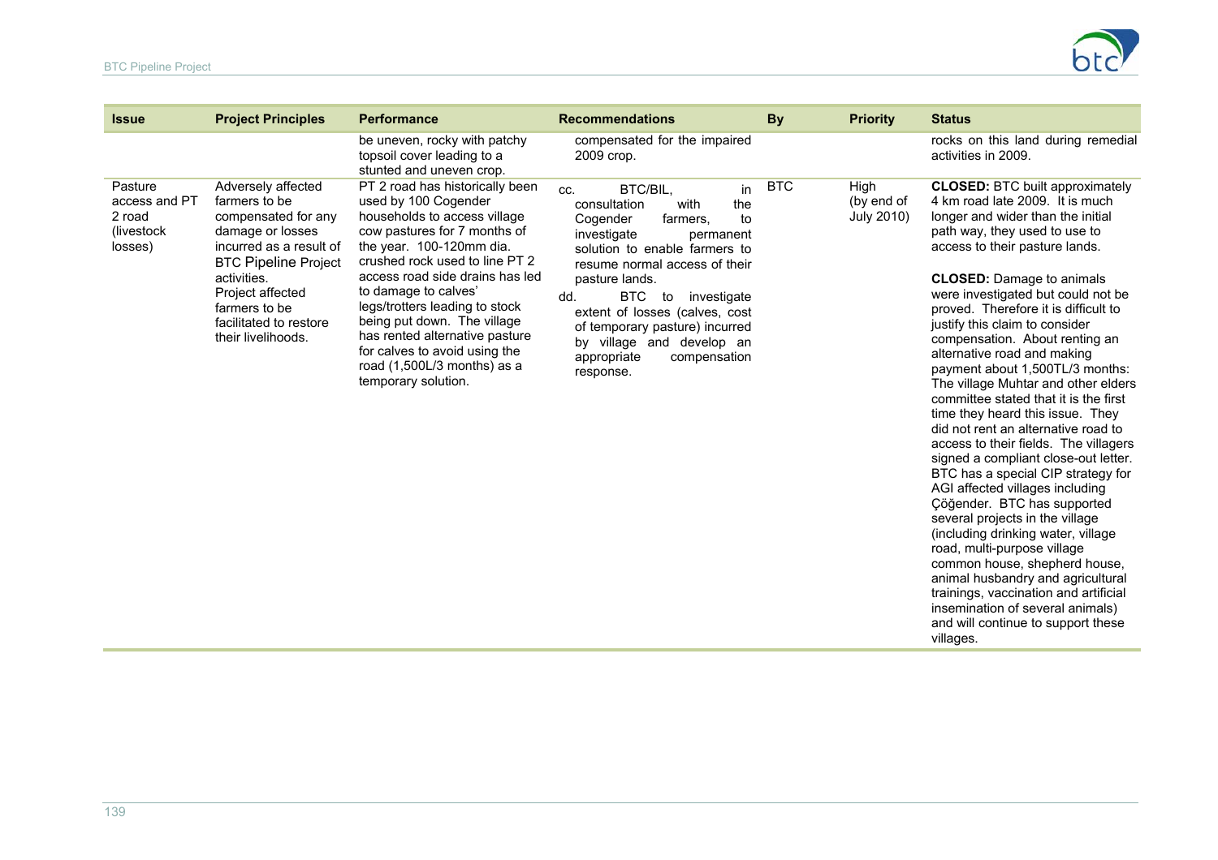| Issue | Project Principles | Performance | Recommendations | By | Priority | Status |
|---|---|---|---|---|---|---|
| | | be uneven, rocky with patchy topsoil cover leading to a stunted and uneven crop. | compensated for the impaired 2009 crop. | | | rocks on this land during remedial activities in 2009. |
| Pasture access and PT 2 road (livestock losses) | Adversely affected farmers to be compensated for any damage or losses incurred as a result of BTC Pipeline Project activities. Project affected farmers to be facilitated to restore their livelihoods. | PT 2 road has historically been used by 100 Cogender households to access village cow pastures for 7 months of the year. 100-120mm dia. crushed rock used to line PT 2 access road side drains has led to damage to calves' legs/trotters leading to stock being put down. The village has rented alternative pasture for calves to avoid using the road (1,500L/3 months) as a temporary solution. | cc. BTC/BIL, in consultation with the Cogender farmers, to investigate permanent solution to enable farmers to resume normal access of their pasture lands.<br>dd. BTC to investigate extent of losses (calves, cost of temporary pasture) incurred by village and develop an appropriate compensation response. | BTC | High (by end of July 2010) | **CLOSED:** BTC built approximately 4 km road late 2009. It is much longer and wider than the initial path way, they used to use to access to their pasture lands.<br><br>**CLOSED:** Damage to animals were investigated but could not be proved. Therefore it is difficult to justify this claim to consider compensation. About renting an alternative road and making payment about 1,500TL/3 months: The village Muhtar and other elders committee stated that it is the first time they heard this issue. They did not rent an alternative road to access to their fields. The villagers signed a compliant close-out letter. BTC has a special CIP strategy for AGI affected villages including Çöğender. BTC has supported several projects in the village (including drinking water, village road, multi-purpose village common house, shepherd house, animal husbandry and agricultural trainings, vaccination and artificial insemination of several animals) and will continue to support these villages. |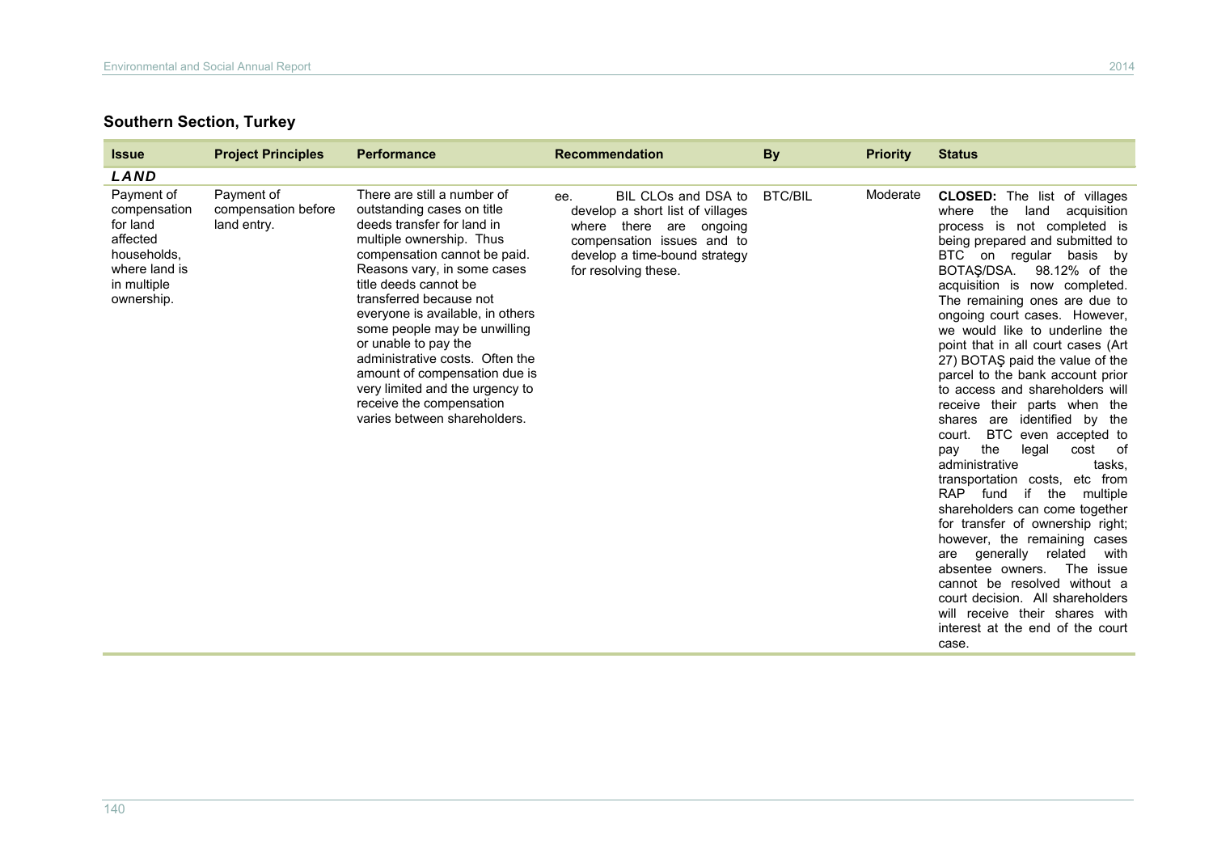## Southern Section, Turkey

| Issue | Project Principles | Performance | Recommendation | By | Priority | Status |
|---|---|---|---|---|---|---|
| ***LAND*** | | | | | | |
| Payment of compensation for land affected households, where land is in multiple ownership. | Payment of compensation before land entry. | There are still a number of outstanding cases on title deeds transfer for land in multiple ownership. Thus compensation cannot be paid. Reasons vary, in some cases title deeds cannot be transferred because not everyone is available, in others some people may be unwilling or unable to pay the administrative costs. Often the amount of compensation due is very limited and the urgency to receive the compensation varies between shareholders. | ee. BIL CLOs and DSA to develop a short list of villages where there are ongoing compensation issues and to develop a time-bound strategy for resolving these. | BTC/BIL | Moderate | **CLOSED:** The list of villages where the land acquisition process is not completed is being prepared and submitted to BTC on regular basis by BOTAŞ/DSA. 98.12% of the acquisition is now completed. The remaining ones are due to ongoing court cases. However, we would like to underline the point that in all court cases (Art 27) BOTAŞ paid the value of the parcel to the bank account prior to access and shareholders will receive their parts when the shares are identified by the court. BTC even accepted to pay the legal cost of administrative tasks, transportation costs, etc from RAP fund if the multiple shareholders can come together for transfer of ownership right; however, the remaining cases are generally related with absentee owners. The issue cannot be resolved without a court decision. All shareholders will receive their shares with interest at the end of the court case. |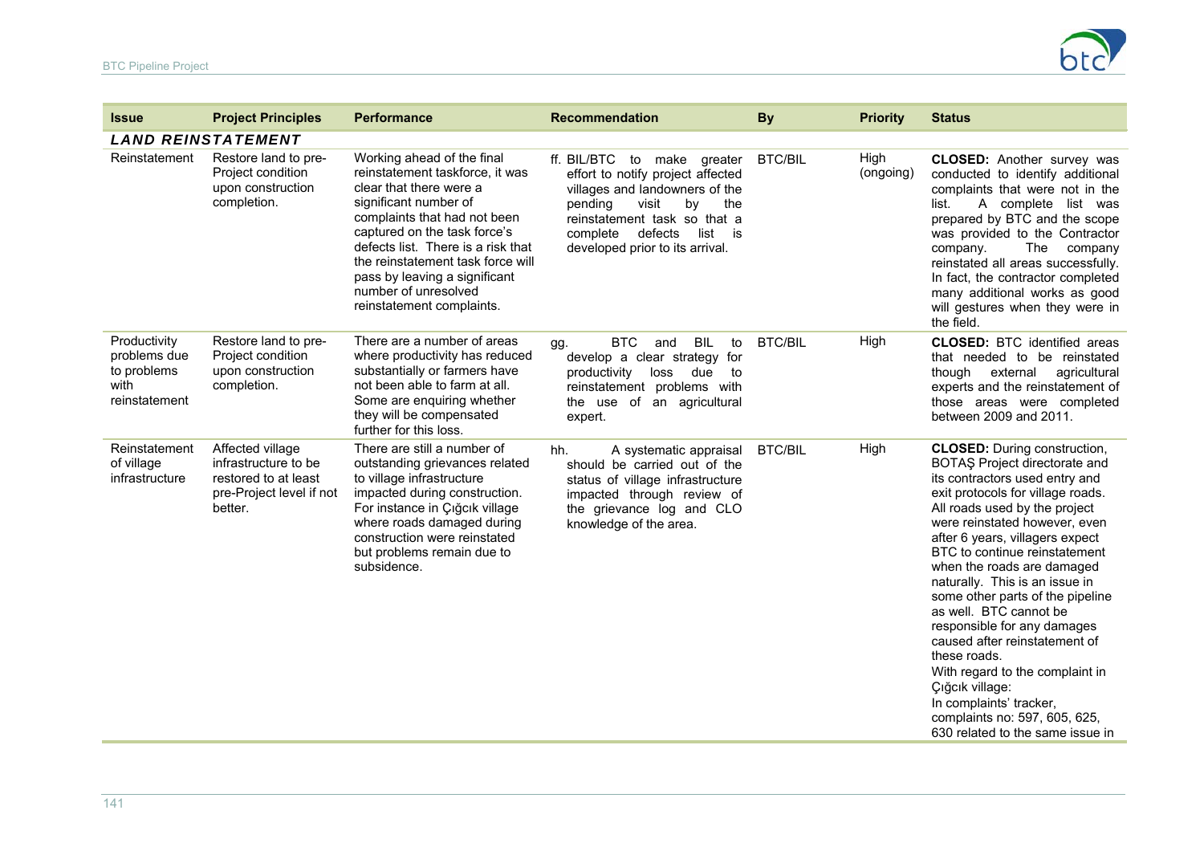| Issue | Project Principles | Performance | Recommendation | By | Priority | Status |
|---|---|---|---|---|---|---|
| ***LAND REINSTATEMENT*** | | | | | | |
| Reinstatement | Restore land to pre-Project condition upon construction completion. | Working ahead of the final reinstatement taskforce, it was clear that there were a significant number of complaints that had not been captured on the task force's defects list. There is a risk that the reinstatement task force will pass by leaving a significant number of unresolved reinstatement complaints. | ff. BIL/BTC to make greater effort to notify project affected villages and landowners of the pending visit by the reinstatement task so that a complete defects list is developed prior to its arrival. | BTC/BIL | High (ongoing) | **CLOSED:** Another survey was conducted to identify additional complaints that were not in the list. A complete list was prepared by BTC and the scope was provided to the Contractor company. The company reinstated all areas successfully. In fact, the contractor completed many additional works as good will gestures when they were in the field. |
| Productivity problems due to problems with reinstatement | Restore land to pre-Project condition upon construction completion. | There are a number of areas where productivity has reduced substantially or farmers have not been able to farm at all. Some are enquiring whether they will be compensated further for this loss. | gg. BTC and BIL to develop a clear strategy for productivity loss due to reinstatement problems with the use of an agricultural expert. | BTC/BIL | High | **CLOSED:** BTC identified areas that needed to be reinstated though external agricultural experts and the reinstatement of those areas were completed between 2009 and 2011. |
| Reinstatement of village infrastructure | Affected village infrastructure to be restored to at least pre-Project level if not better. | There are still a number of outstanding grievances related to village infrastructure impacted during construction. For instance in Çığcık village where roads damaged during construction were reinstated but problems remain due to subsidence. | hh. A systematic appraisal should be carried out of the status of village infrastructure impacted through review of the grievance log and CLO knowledge of the area. | BTC/BIL | High | **CLOSED:** During construction, BOTAŞ Project directorate and its contractors used entry and exit protocols for village roads. All roads used by the project were reinstated however, even after 6 years, villagers expect BTC to continue reinstatement when the roads are damaged naturally. This is an issue in some other parts of the pipeline as well. BTC cannot be responsible for any damages caused after reinstatement of these roads.<br>With regard to the complaint in Çığcık village:<br>In complaints' tracker, complaints no: 597, 605, 625, 630 related to the same issue in |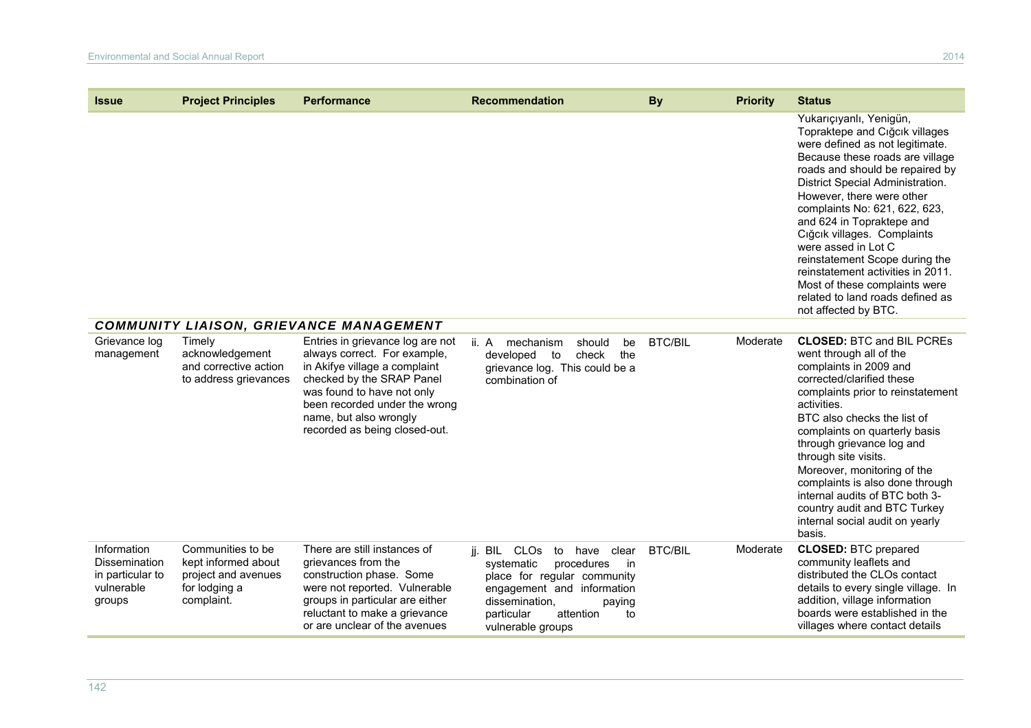| Issue | Project Principles | Performance | Recommendation | By | Priority | Status |
|---|---|---|---|---|---|---|
| | | | | | | Yukarıçıyanlı, Yenigün, Topraktepe and Cığcık villages were defined as not legitimate. Because these roads are village roads and should be repaired by District Special Administration. However, there were other complaints No: 621, 622, 623, and 624 in Topraktepe and Cığcık villages. Complaints were assed in Lot C reinstatement Scope during the reinstatement activities in 2011. Most of these complaints were related to land roads defined as not affected by BTC. |
| ***COMMUNITY LIAISON, GRIEVANCE MANAGEMENT*** | | | | | | |
| Grievance log management | Timely acknowledgement and corrective action to address grievances | Entries in grievance log are not always correct. For example, in Akifye village a complaint checked by the SRAP Panel was found to have not only been recorded under the wrong name, but also wrongly recorded as being closed-out. | ii. A mechanism should be developed to check the grievance log. This could be a combination of | BTC/BIL | Moderate | **CLOSED:** BTC and BIL PCREs went through all of the complaints in 2009 and corrected/clarified these complaints prior to reinstatement activities.<br>BTC also checks the list of complaints on quarterly basis through grievance log and through site visits.<br>Moreover, monitoring of the complaints is also done through internal audits of BTC both 3-country audit and BTC Turkey internal social audit on yearly basis. |
| Information Dissemination in particular to vulnerable groups | Communities to be kept informed about project and avenues for lodging a complaint. | There are still instances of grievances from the construction phase. Some were not reported. Vulnerable groups in particular are either reluctant to make a grievance or are unclear of the avenues | jj. BIL CLOs to have clear systematic procedures in place for regular community engagement and information dissemination, paying particular attention to vulnerable groups | BTC/BIL | Moderate | **CLOSED:** BTC prepared community leaflets and distributed the CLOs contact details to every single village. In addition, village information boards were established in the villages where contact details |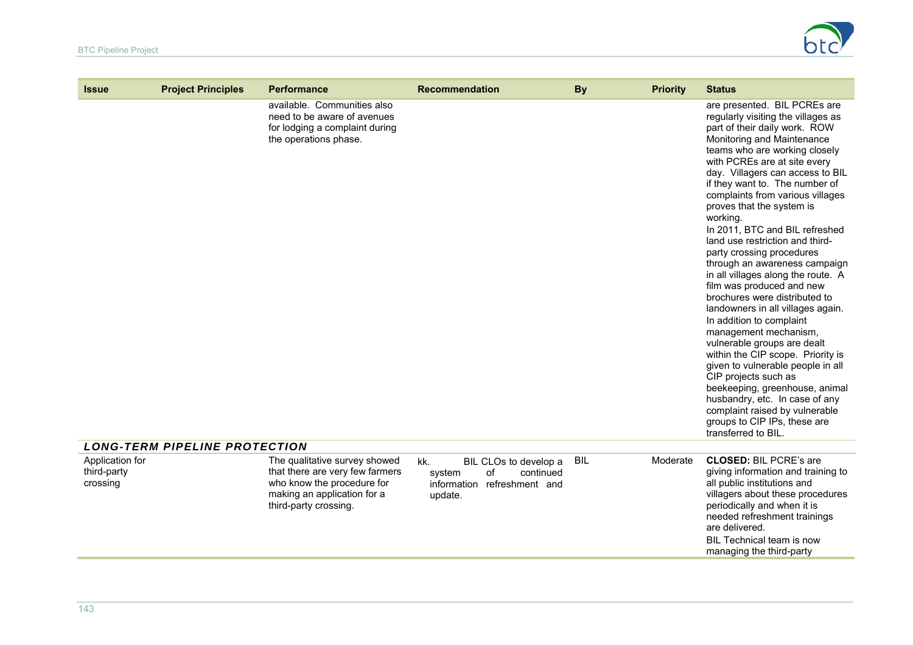| Issue | Project Principles | Performance | Recommendation | By | Priority | Status |
|---|---|---|---|---|---|---|
| | | available. Communities also need to be aware of avenues for lodging a complaint during the operations phase. | | | | are presented. BIL PCREs are regularly visiting the villages as part of their daily work. ROW Monitoring and Maintenance teams who are working closely with PCREs are at site every day. Villagers can access to BIL if they want to. The number of complaints from various villages proves that the system is working. In 2011, BTC and BIL refreshed land use restriction and third-party crossing procedures through an awareness campaign in all villages along the route. A film was produced and new brochures were distributed to landowners in all villages again. In addition to complaint management mechanism, vulnerable groups are dealt within the CIP scope. Priority is given to vulnerable people in all CIP projects such as beekeeping, greenhouse, animal husbandry, etc. In case of any complaint raised by vulnerable groups to CIP IPs, these are transferred to BIL. |
| ***LONG-TERM PIPELINE PROTECTION*** | | | | | | |
| Application for third-party crossing | | The qualitative survey showed that there are very few farmers who know the procedure for making an application for a third-party crossing. | kk. BIL CLOs to develop a system of continued information refreshment and update. | BIL | Moderate | **CLOSED:** BIL PCRE's are giving information and training to all public institutions and villagers about these procedures periodically and when it is needed refreshment trainings are delivered. BIL Technical team is now managing the third-party |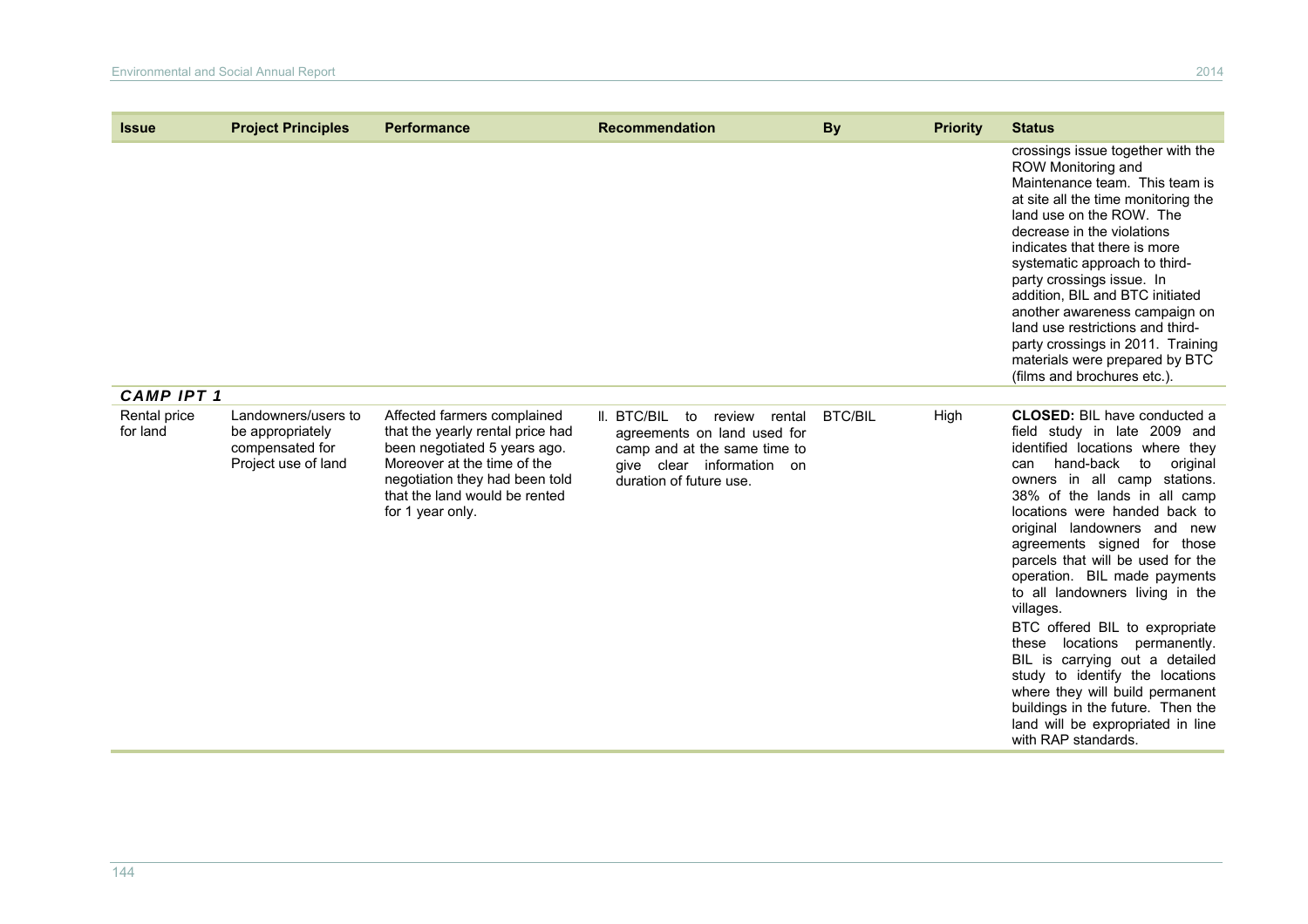| Issue | Project Principles | Performance | Recommendation | By | Priority | Status |
|---|---|---|---|---|---|---|
| | | | | | | crossings issue together with the ROW Monitoring and Maintenance team. This team is at site all the time monitoring the land use on the ROW. The decrease in the violations indicates that there is more systematic approach to third-party crossings issue. In addition, BIL and BTC initiated another awareness campaign on land use restrictions and third-party crossings in 2011. Training materials were prepared by BTC (films and brochures etc.). |
| ***CAMP IPT 1*** | | | | | | |
| Rental price for land | Landowners/users to be appropriately compensated for Project use of land | Affected farmers complained that the yearly rental price had been negotiated 5 years ago. Moreover at the time of the negotiation they had been told that the land would be rented for 1 year only. | II. BTC/BIL to review rental agreements on land used for camp and at the same time to give clear information on duration of future use. | BTC/BIL | High | **CLOSED:** BIL have conducted a field study in late 2009 and identified locations where they can hand-back to original owners in all camp stations. 38% of the lands in all camp locations were handed back to original landowners and new agreements signed for those parcels that will be used for the operation. BIL made payments to all landowners living in the villages.<br><br>BTC offered BIL to expropriate these locations permanently. BIL is carrying out a detailed study to identify the locations where they will build permanent buildings in the future. Then the land will be expropriated in line with RAP standards. |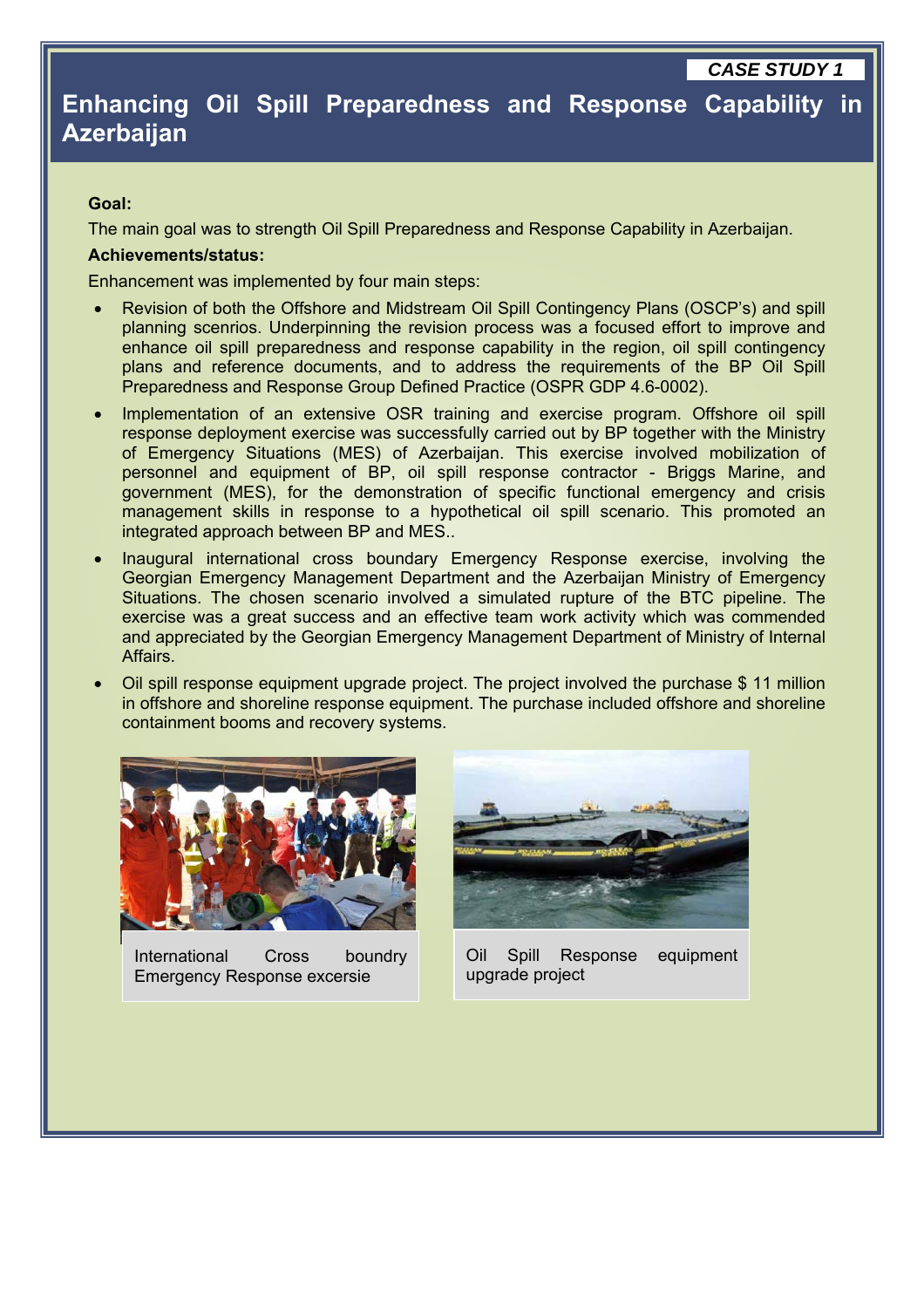***CASE STUDY 1***

# Enhancing Oil Spill Preparedness and Response Capability in Azerbaijan

**Goal:**

The main goal was to strength Oil Spill Preparedness and Response Capability in Azerbaijan.

**Achievements/status:**

Enhancement was implemented by four main steps:

- Revision of both the Offshore and Midstream Oil Spill Contingency Plans (OSCP's) and spill planning scenrios. Underpinning the revision process was a focused effort to improve and enhance oil spill preparedness and response capability in the region, oil spill contingency plans and reference documents, and to address the requirements of the BP Oil Spill Preparedness and Response Group Defined Practice (OSPR GDP 4.6-0002).
- Implementation of an extensive OSR training and exercise program. Offshore oil spill response deployment exercise was successfully carried out by BP together with the Ministry of Emergency Situations (MES) of Azerbaijan. This exercise involved mobilization of personnel and equipment of BP, oil spill response contractor - Briggs Marine, and government (MES), for the demonstration of specific functional emergency and crisis management skills in response to a hypothetical oil spill scenario. This promoted an integrated approach between BP and MES..
- Inaugural international cross boundary Emergency Response exercise, involving the Georgian Emergency Management Department and the Azerbaijan Ministry of Emergency Situations. The chosen scenario involved a simulated rupture of the BTC pipeline. The exercise was a great success and an effective team work activity which was commended and appreciated by the Georgian Emergency Management Department of Ministry of Internal Affairs.
- Oil spill response equipment upgrade project. The project involved the purchase $ 11 million in offshore and shoreline response equipment. The purchase included offshore and shoreline containment booms and recovery systems.

International Cross boundry Emergency Response excersie

Oil Spill Response equipment upgrade project